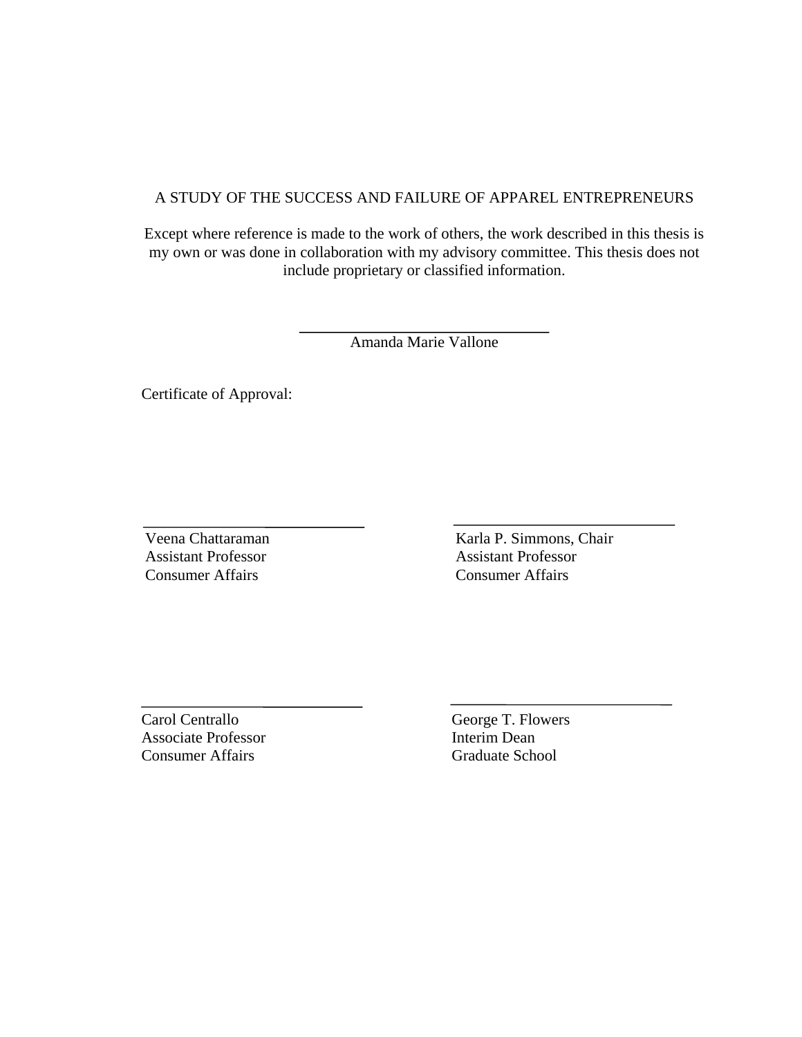A STUDY OF THE SUCCESS AND FAILURE OF APPAREL ENTREPRENEURS

Except where reference is made to the work of others, the work described in this thesis is my own or was done in collaboration with my advisory committee. This thesis does not include proprietary or classified information.

\_\_\_\_\_\_\_\_\_\_\_\_\_\_\_\_\_\_\_\_\_\_\_\_\_\_\_\_\_\_
Amanda Marie Vallone

Certificate of Approval:

\_\_\_\_\_\_\_\_\_\_\_\_\_\_\_\_\_\_\_\_\_\_\_\_\_\_\_\_\_\_
Veena Chattaraman
Assistant Professor
Consumer Affairs

\_\_\_\_\_\_\_\_\_\_\_\_\_\_\_\_\_\_\_\_\_\_\_\_\_\_\_\_\_\_
Karla P. Simmons, Chair
Assistant Professor
Consumer Affairs

\_\_\_\_\_\_\_\_\_\_\_\_\_\_\_\_\_\_\_\_\_\_\_\_\_\_\_\_\_\_
Carol Centrallo
Associate Professor
Consumer Affairs

\_\_\_\_\_\_\_\_\_\_\_\_\_\_\_\_\_\_\_\_\_\_\_\_\_\_\_\_\_\_
George T. Flowers
Interim Dean
Graduate School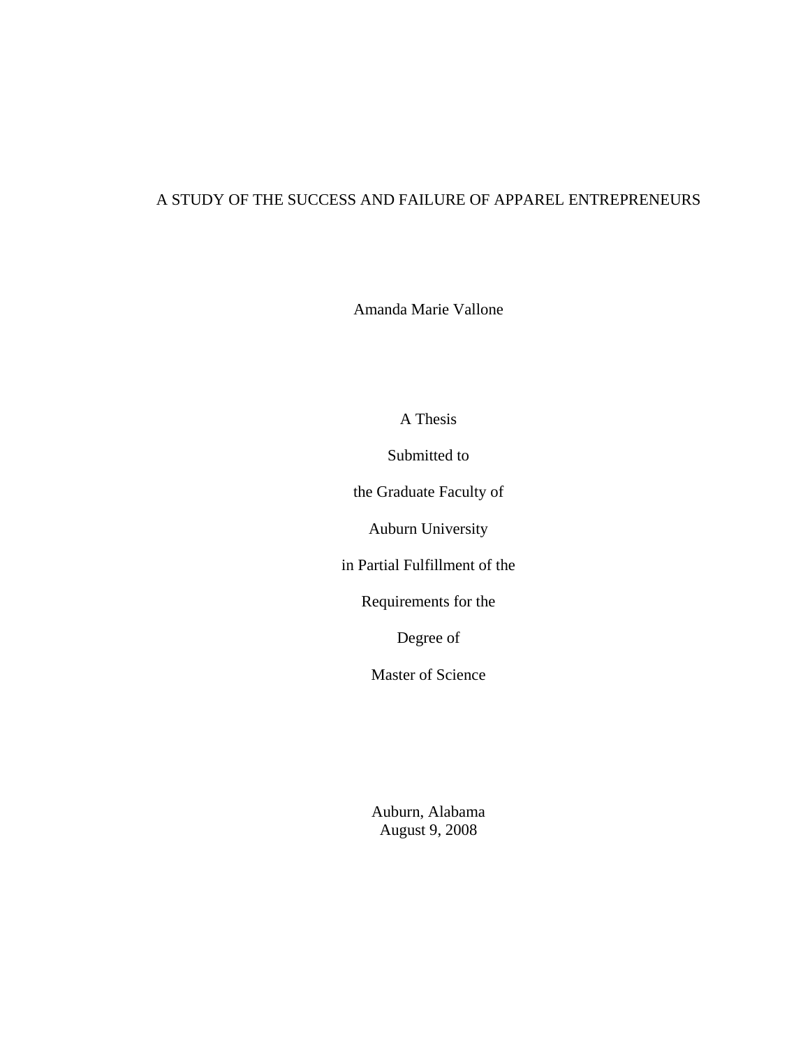A STUDY OF THE SUCCESS AND FAILURE OF APPAREL ENTREPRENEURS

Amanda Marie Vallone

A Thesis

Submitted to

the Graduate Faculty of

Auburn University

in Partial Fulfillment of the

Requirements for the

Degree of

Master of Science

Auburn, Alabama
August 9, 2008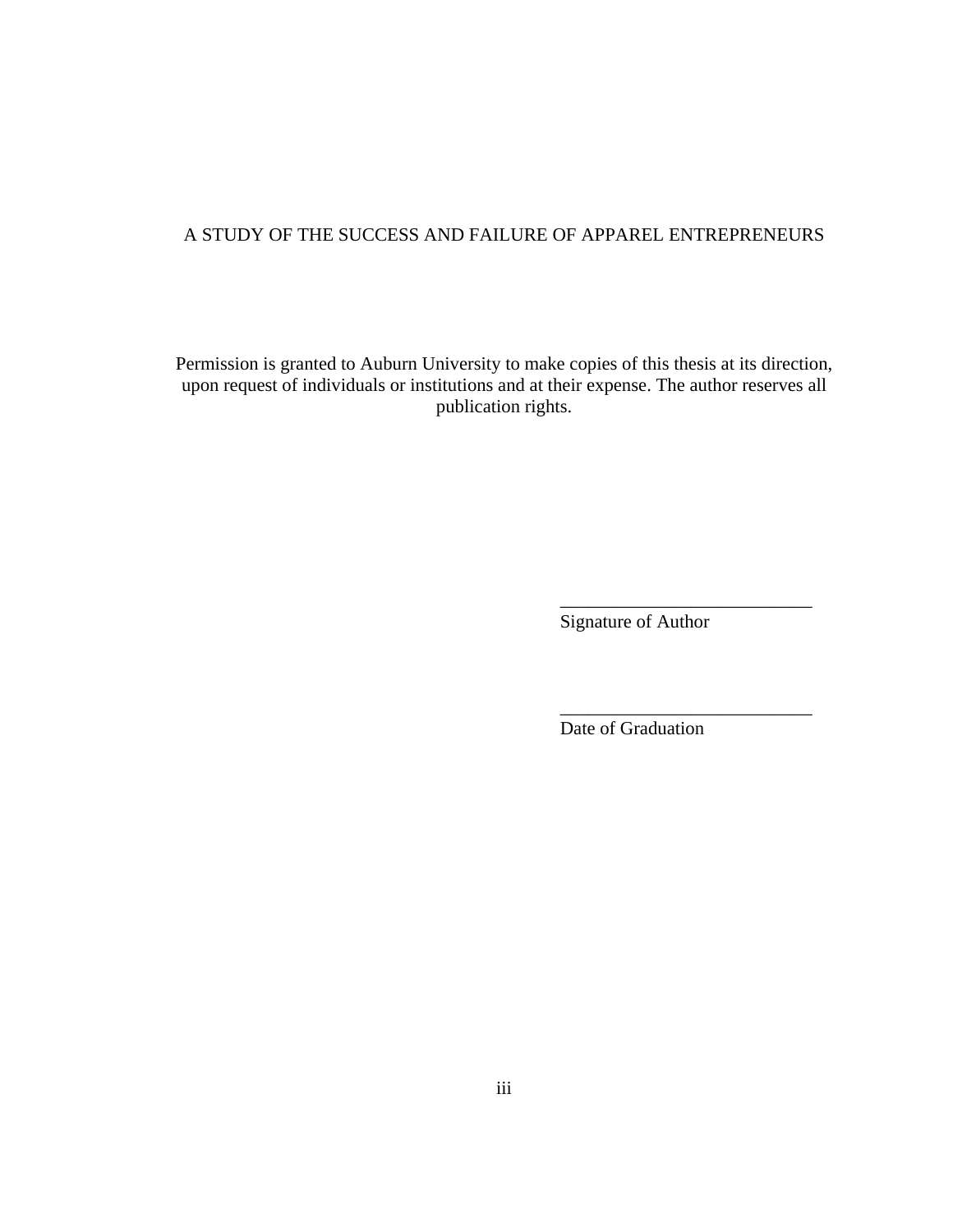A STUDY OF THE SUCCESS AND FAILURE OF APPAREL ENTREPRENEURS

Permission is granted to Auburn University to make copies of this thesis at its direction, upon request of individuals or institutions and at their expense. The author reserves all publication rights.

\_\_\_\_\_\_\_\_\_\_\_\_\_\_\_\_\_\_\_\_\_\_\_\_\_\_\_

Signature of Author

\_\_\_\_\_\_\_\_\_\_\_\_\_\_\_\_\_\_\_\_\_\_\_\_\_\_\_

Date of Graduation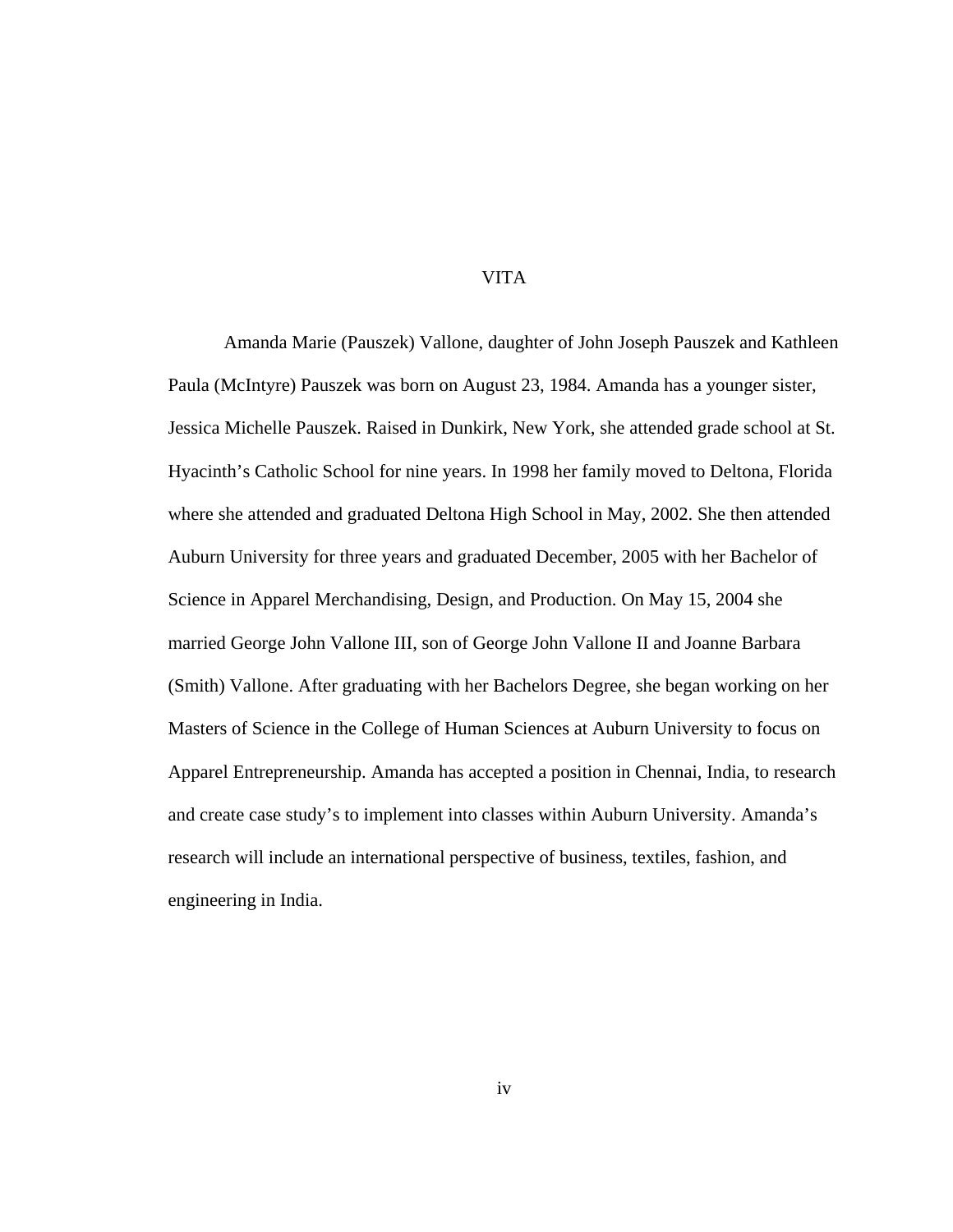# VITA

Amanda Marie (Pauszek) Vallone, daughter of John Joseph Pauszek and Kathleen Paula (McIntyre) Pauszek was born on August 23, 1984. Amanda has a younger sister, Jessica Michelle Pauszek. Raised in Dunkirk, New York, she attended grade school at St. Hyacinth's Catholic School for nine years. In 1998 her family moved to Deltona, Florida where she attended and graduated Deltona High School in May, 2002. She then attended Auburn University for three years and graduated December, 2005 with her Bachelor of Science in Apparel Merchandising, Design, and Production. On May 15, 2004 she married George John Vallone III, son of George John Vallone II and Joanne Barbara (Smith) Vallone. After graduating with her Bachelors Degree, she began working on her Masters of Science in the College of Human Sciences at Auburn University to focus on Apparel Entrepreneurship. Amanda has accepted a position in Chennai, India, to research and create case study's to implement into classes within Auburn University. Amanda's research will include an international perspective of business, textiles, fashion, and engineering in India.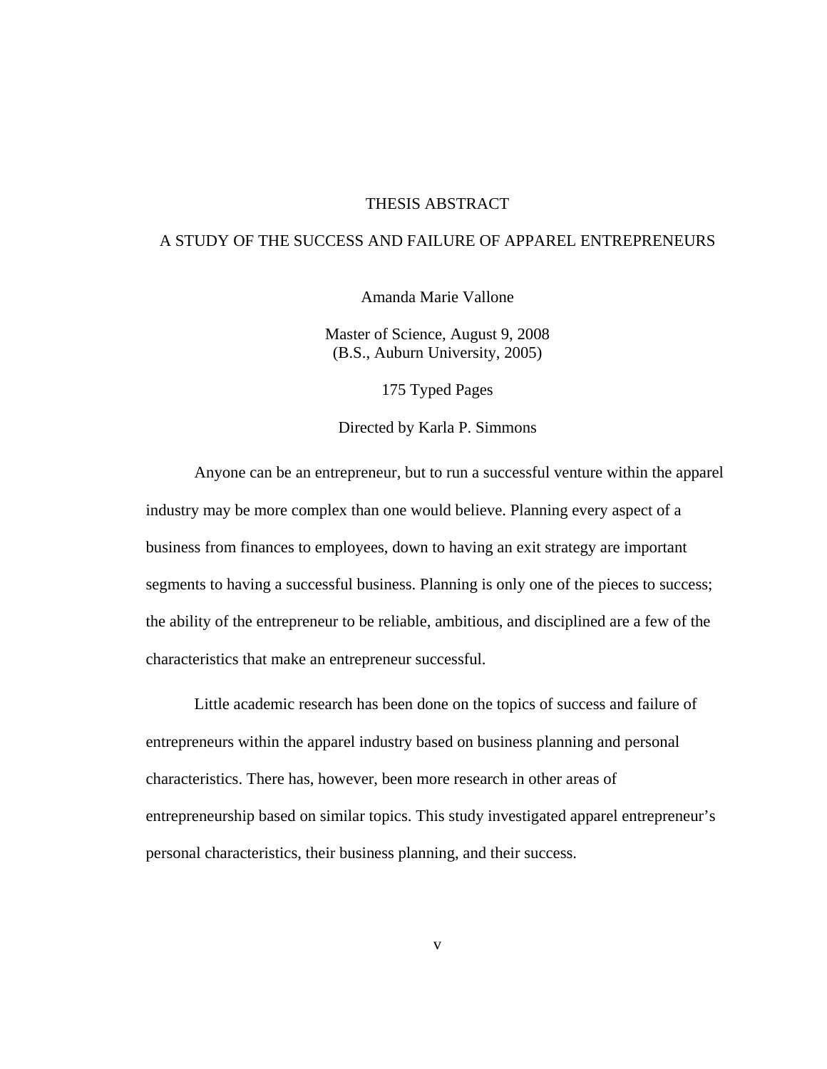# THESIS ABSTRACT

## A STUDY OF THE SUCCESS AND FAILURE OF APPAREL ENTREPRENEURS

Amanda Marie Vallone

Master of Science, August 9, 2008
(B.S., Auburn University, 2005)

175 Typed Pages

Directed by Karla P. Simmons

Anyone can be an entrepreneur, but to run a successful venture within the apparel industry may be more complex than one would believe. Planning every aspect of a business from finances to employees, down to having an exit strategy are important segments to having a successful business. Planning is only one of the pieces to success; the ability of the entrepreneur to be reliable, ambitious, and disciplined are a few of the characteristics that make an entrepreneur successful.

Little academic research has been done on the topics of success and failure of entrepreneurs within the apparel industry based on business planning and personal characteristics. There has, however, been more research in other areas of entrepreneurship based on similar topics. This study investigated apparel entrepreneur's personal characteristics, their business planning, and their success.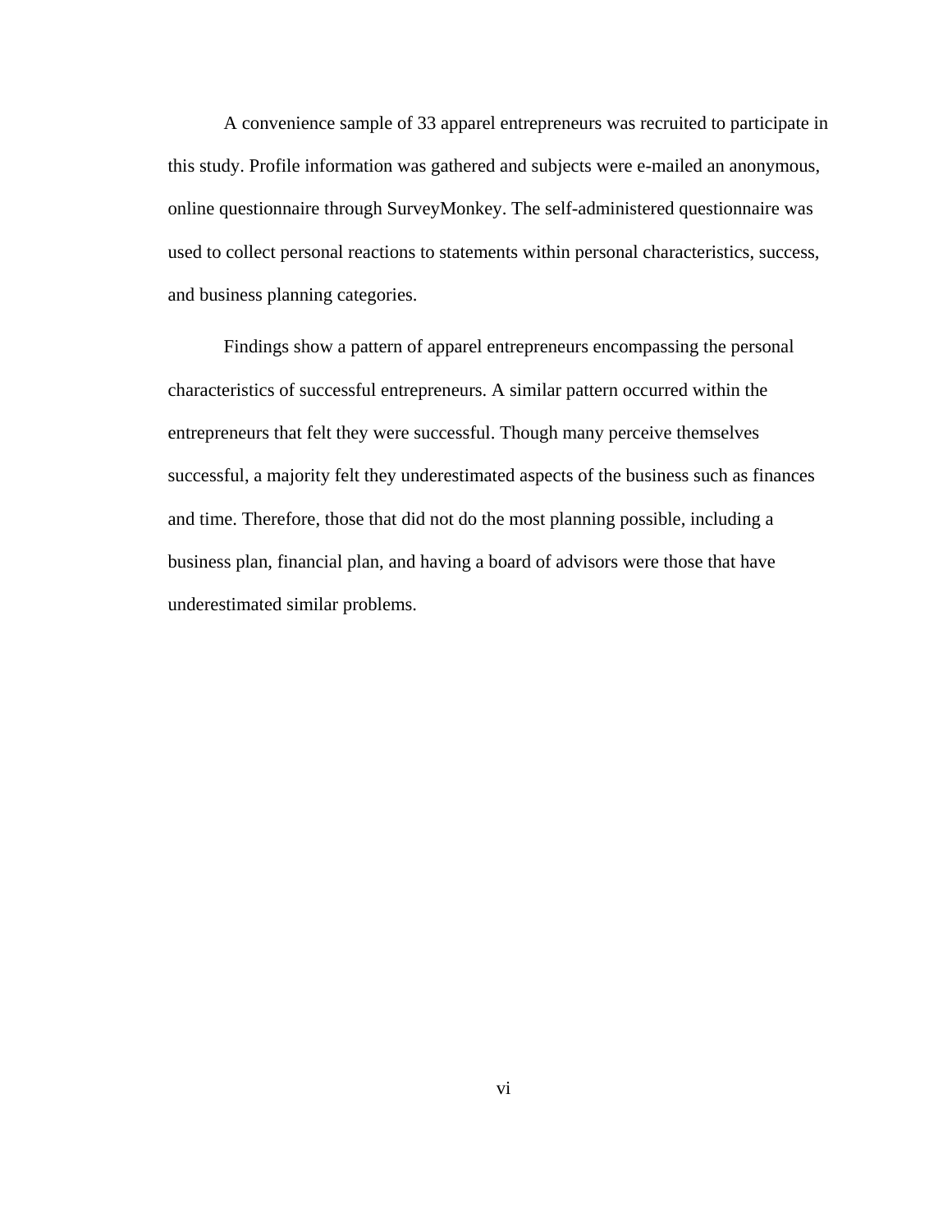A convenience sample of 33 apparel entrepreneurs was recruited to participate in this study. Profile information was gathered and subjects were e-mailed an anonymous, online questionnaire through SurveyMonkey. The self-administered questionnaire was used to collect personal reactions to statements within personal characteristics, success, and business planning categories.

Findings show a pattern of apparel entrepreneurs encompassing the personal characteristics of successful entrepreneurs. A similar pattern occurred within the entrepreneurs that felt they were successful. Though many perceive themselves successful, a majority felt they underestimated aspects of the business such as finances and time. Therefore, those that did not do the most planning possible, including a business plan, financial plan, and having a board of advisors were those that have underestimated similar problems.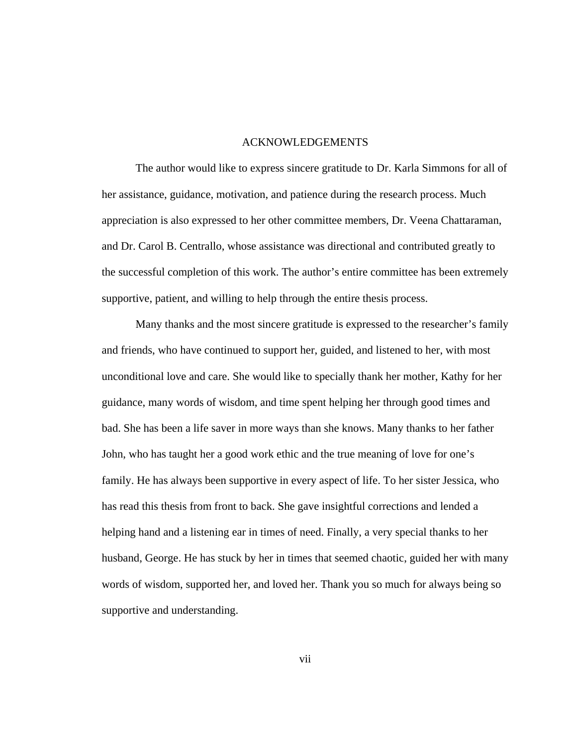# ACKNOWLEDGEMENTS

The author would like to express sincere gratitude to Dr. Karla Simmons for all of her assistance, guidance, motivation, and patience during the research process. Much appreciation is also expressed to her other committee members, Dr. Veena Chattaraman, and Dr. Carol B. Centrallo, whose assistance was directional and contributed greatly to the successful completion of this work. The author's entire committee has been extremely supportive, patient, and willing to help through the entire thesis process.

Many thanks and the most sincere gratitude is expressed to the researcher's family and friends, who have continued to support her, guided, and listened to her, with most unconditional love and care. She would like to specially thank her mother, Kathy for her guidance, many words of wisdom, and time spent helping her through good times and bad. She has been a life saver in more ways than she knows. Many thanks to her father John, who has taught her a good work ethic and the true meaning of love for one's family. He has always been supportive in every aspect of life. To her sister Jessica, who has read this thesis from front to back. She gave insightful corrections and lended a helping hand and a listening ear in times of need. Finally, a very special thanks to her husband, George. He has stuck by her in times that seemed chaotic, guided her with many words of wisdom, supported her, and loved her. Thank you so much for always being so supportive and understanding.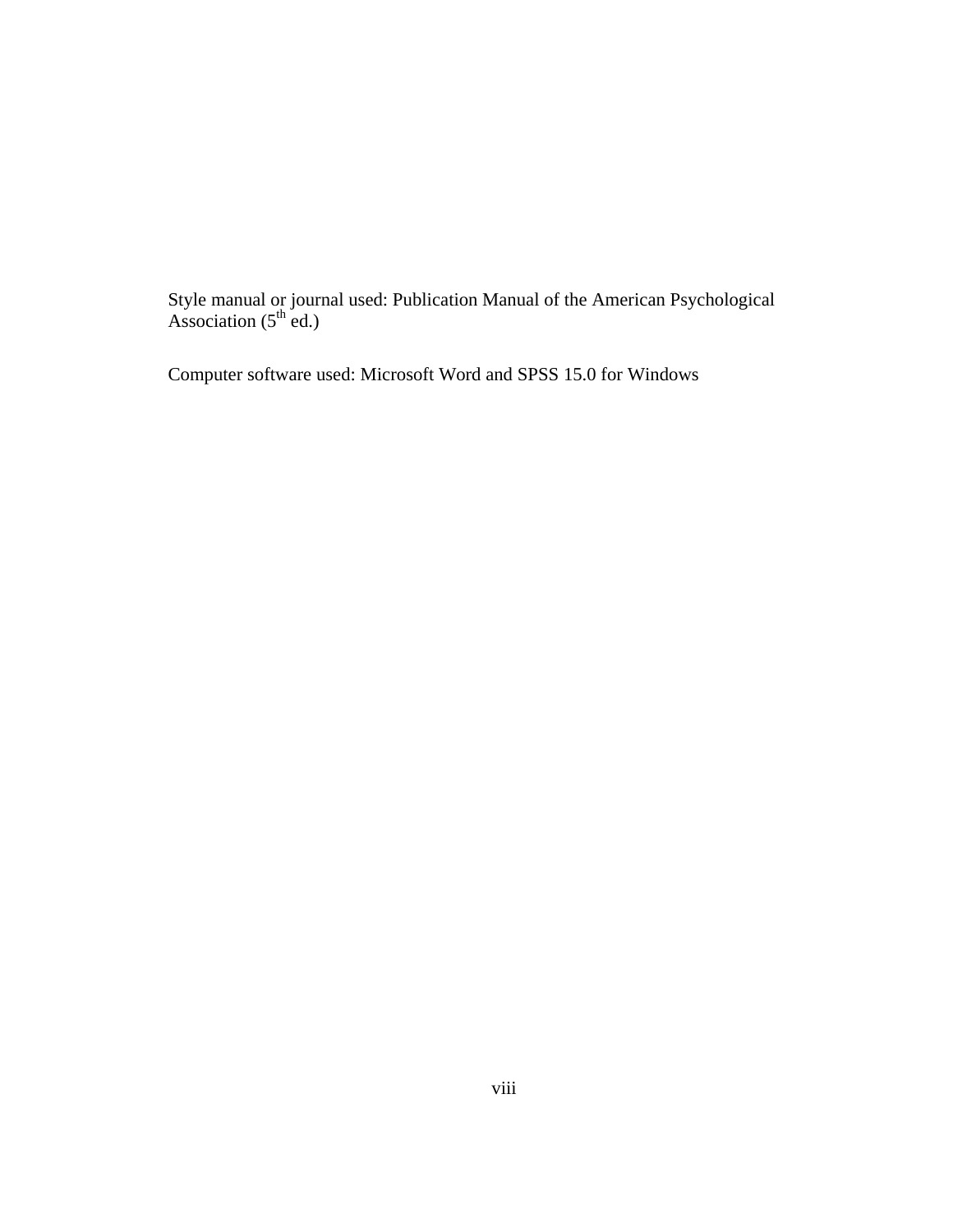Style manual or journal used: Publication Manual of the American Psychological Association (5th ed.)

Computer software used: Microsoft Word and SPSS 15.0 for Windows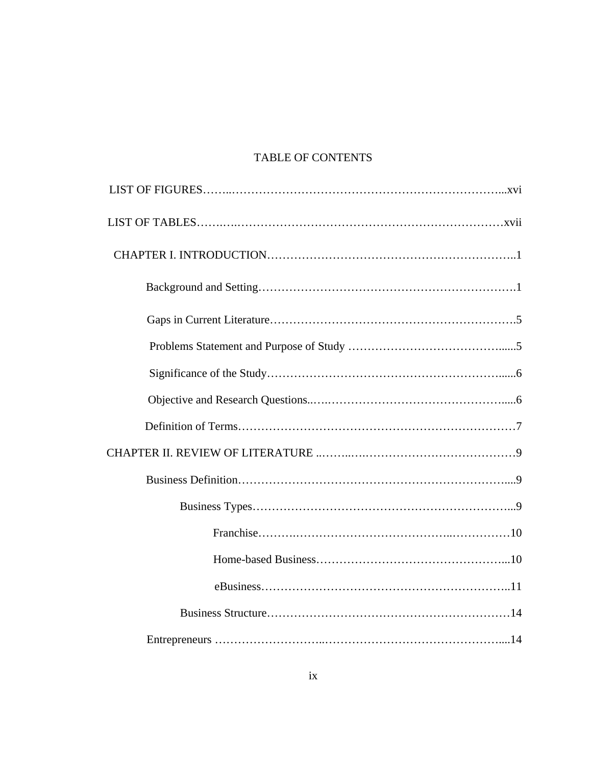# TABLE OF CONTENTS

LIST OF FIGURES……..………………………………………………………………...xvi

LIST OF TABLES…….….……………………………………………………………xvii

CHAPTER I. INTRODUCTION…………………………………….………………..1

Background and Setting………………………….…………….………………….1

Gaps in Current Literature……………………………………………………….5

Problems Statement and Purpose of Study …………………………………......5

Significance of the Study……………………………………………………......6

Objective and Research Questions..….…………………………………….....6

Definition of Terms………………………………………………….……………7

CHAPTER II. REVIEW OF LITERATURE ..……..….……………………………………9

Business Definition…………………………….……………………………....9

Business Types…………………………………………………………...9

Franchise……….……………………………………..……………10

Home-based Business…………………………………………...10

eBusiness……………………………………………………..11

Business Structure……………………………………………………14

Entrepreneurs ………………………..…………………………………….....14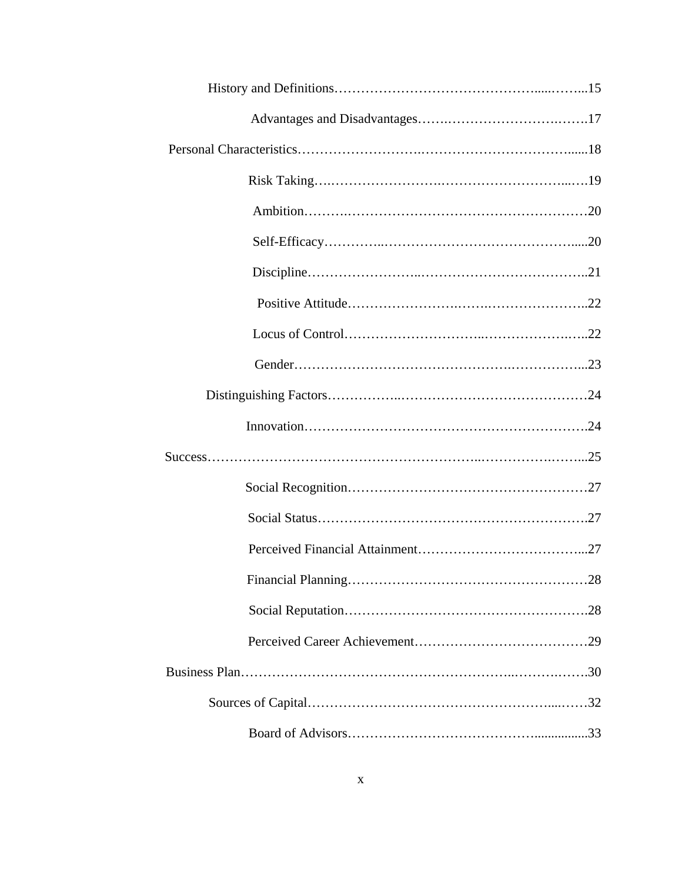History and Definitions……………………………………….....……...15

Advantages and Disadvantages…….…………………….…….17

Personal Characteristics……………………..……………………………......18

Risk Taking….……………………….……………………….....…19

Ambition……….……………………………………………………20

Self-Efficacy…………..……………………………………….....20

Discipline……………………..………………………………..21

Positive Attitude……………………….…….…………………..22

Locus of Control………………………..……………….…..22

Gender………………………………………….……………...23

Distinguishing Factors……………..……………………………………24

Innovation……………………………………………………….24

Success…………………………………………………..……………….……...25

Social Recognition…………………….………………………27

Social Status…………………………………………………….27

Perceived Financial Attainment……………………………...27

Financial Planning………………………………………………28

Social Reputation……………………………………………….28

Perceived Career Achievement…………………………………29

Business Plan…………………………………………………...……….…….30

Sources of Capital……………………………………………....……32

Board of Advisors………………………………….................33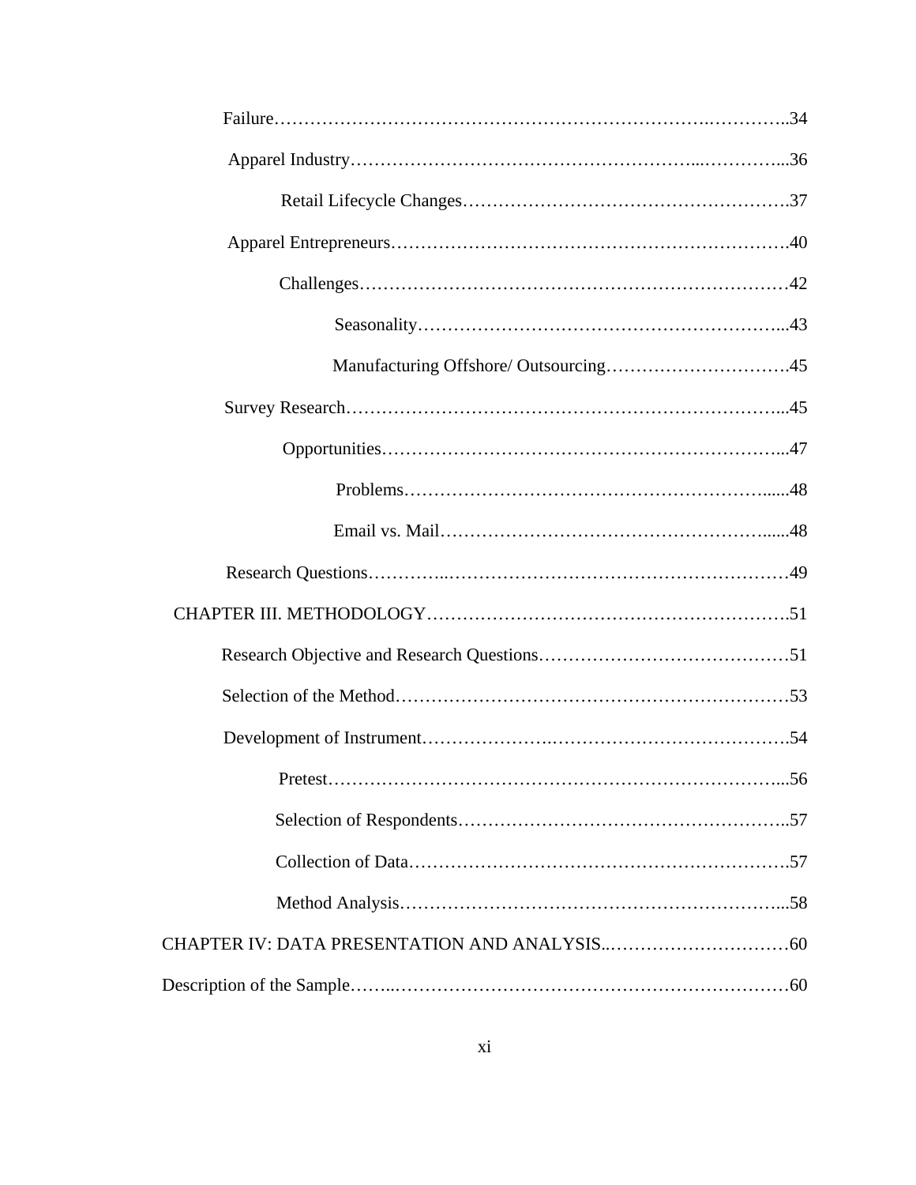Failure……………………………………………………………….…………..34

Apparel Industry………………………………………………...…………...36

Retail Lifecycle Changes…………………………………………….37

Apparel Entrepreneurs……………………………………………………….40

Challenges……………………………………………………………42

Seasonality…………………………………………………...43

Manufacturing Offshore/ Outsourcing………………………….45

Survey Research……………………………………………………………...45

Opportunities…………………………………………………………...47

Problems……………………………………………………......48

Email vs. Mail………………………………………………......48

Research Questions…………..………………………………………………49

CHAPTER III. METHODOLOGY…………………………………………………….51

Research Objective and Research Questions……………………………………51

Selection of the Method………………………………………………………53

Development of Instrument…………………….……………………………….54

Pretest………………………………………………………………...56

Selection of Respondents……………………………………………..57

Collection of Data…………………………………………………….57

Method Analysis……………….……………………….……………...58

CHAPTER IV: DATA PRESENTATION AND ANALYSIS..…………………………60

Description of the Sample……..………………………………………………………60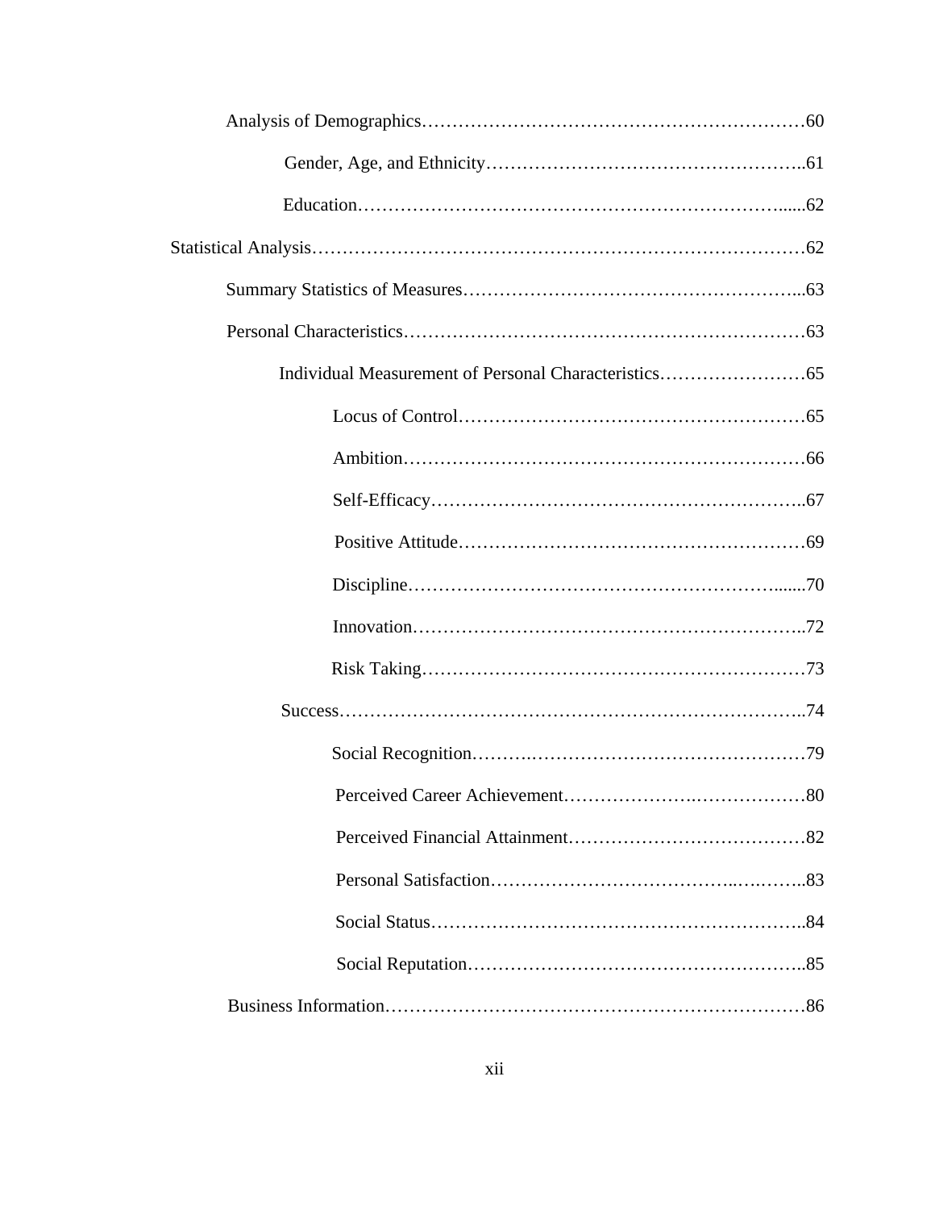Analysis of Demographics……………………………………………………60

Gender, Age, and Ethnicity…………………………………………..61

Education……………………………………………………….....62

Statistical Analysis…………………………………………………………62

Summary Statistics of Measures……………………………………...63

Personal Characteristics……………………………………………………63

Individual Measurement of Personal Characteristics……………………65

Locus of Control…………………………………………………65

Ambition…………………………………………………………66

Self-Efficacy……………………………………………………..67

Positive Attitude…………………………………………………69

Discipline…………………………………………………......70

Innovation………………………………………………………..72

Risk Taking………………………………………………………73

Success……………………………………………………………..74

Social Recognition………………………………………………79

Perceived Career Achievement…………………………………80

Perceived Financial Attainment…………………………………82

Personal Satisfaction……………………………………………..83

Social Status……………………………………………………..84

Social Reputation………………………………………………..85

Business Information…………………………………………………86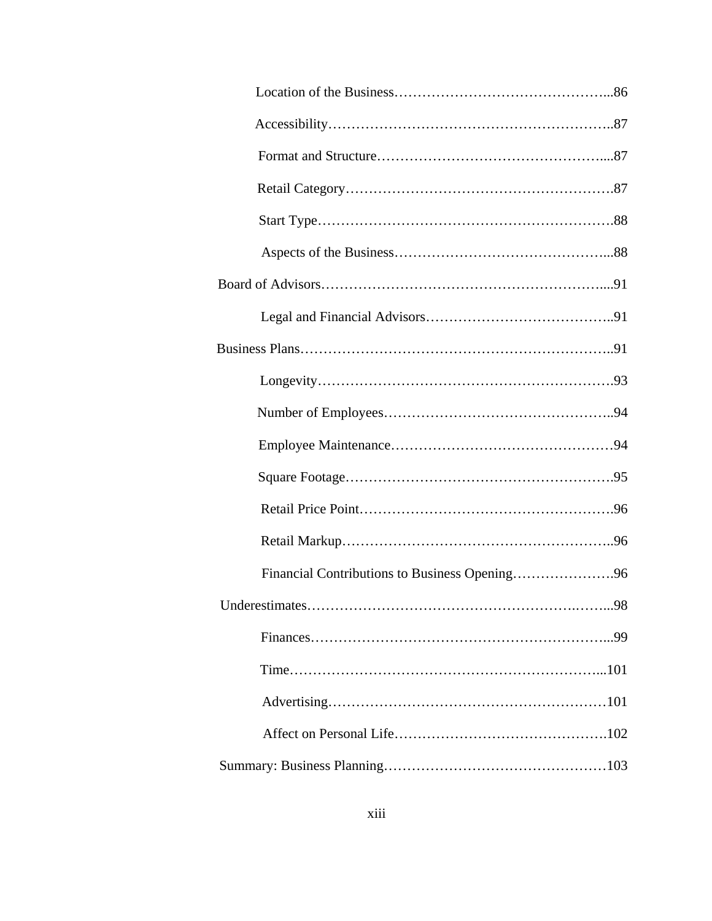Location of the Business……………………………………………...86

Accessibility…………………………………………………………..87

Format and Structure…………………………………………….....87

Retail Category……………………………………………………….87

Start Type…………………………………………………………….88

Aspects of the Business……………………………………………...88

Board of Advisors…………………………………………………………....91

Legal and Financial Advisors………………………………………..91

Business Plans………………………………………………………………..91

Longevity…………………………………………………………….93

Number of Employees………………………………………………..94

Employee Maintenance………………………………………………94

Square Footage……………………………………………………….95

Retail Price Point…………………………………………………….96

Retail Markup………………………………………………………..96

Financial Contributions to Business Opening………………….96

Underestimates………………………………………………………….…...98

Finances……………………………………………………………...99

Time…………………………………………………………………...101

Advertising……………………………………………………….101

Affect on Personal Life……………………………………………….102

Summary: Business Planning…………………………………………103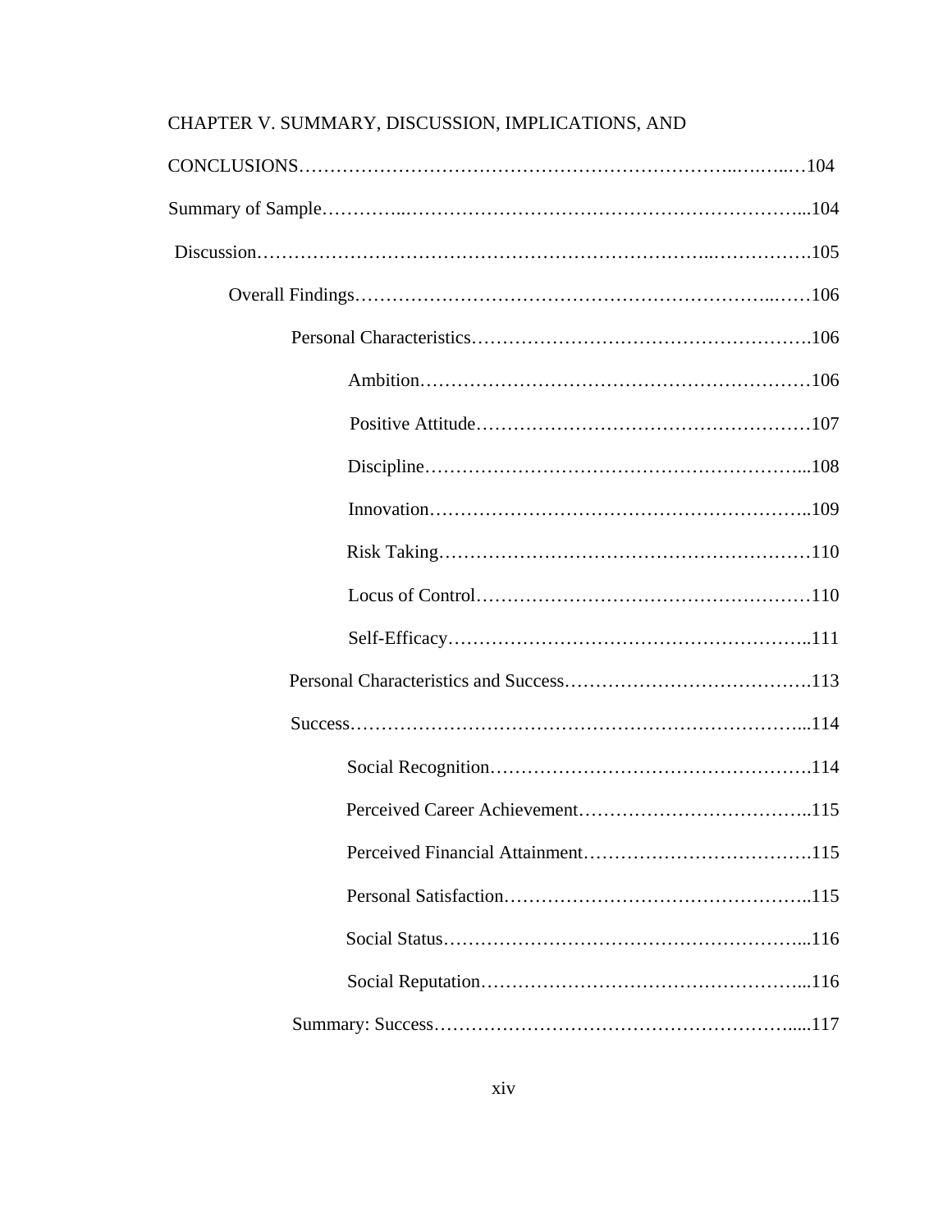CHAPTER V. SUMMARY, DISCUSSION, IMPLICATIONS, AND CONCLUSIONS……………………………………………………………..…..…..…104

Summary of Sample…………..………………………………………………………...104

Discussion……………………………………………………………..…………….105

Overall Findings…………………………………………………………..……106

Personal Characteristics…………………………………………….106

Ambition……………………………………………………106

Positive Attitude……………………………………………107

Discipline…………………………………………………...108

Innovation…………………………………………………..109

Risk Taking…………………………………………………110

Locus of Control……………………………………………110

Self-Efficacy………………………………………………..111

Personal Characteristics and Success………………………………….113

Success……………………………………………………………...114

Social Recognition…………………………………………..114

Perceived Career Achievement………………………………..115

Perceived Financial Attainment……………………………….115

Personal Satisfaction…………………………………………..115

Social Status………………………………………………...116

Social Reputation……………………………………………...116

Summary: Success…………………………………………….....117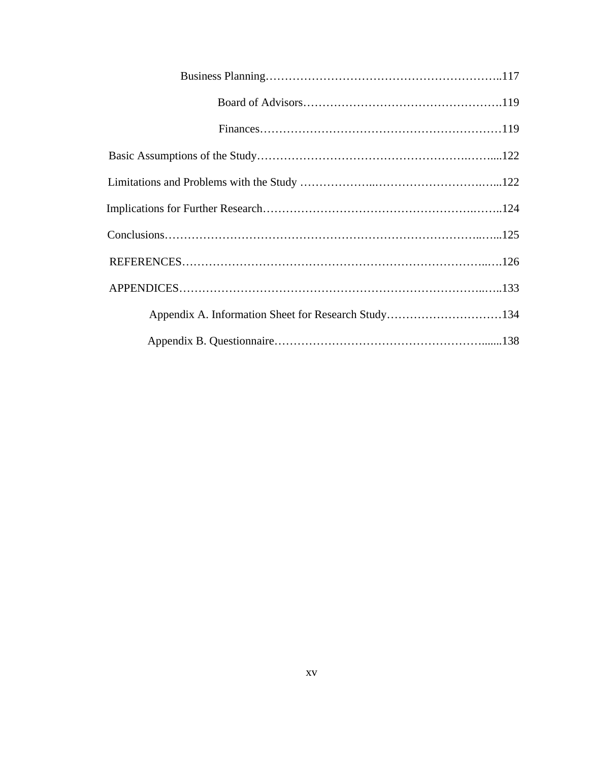Business Planning……………………………………………………..117

Board of Advisors…………………………………………….119

Finances……………………………………………………119

Basic Assumptions of the Study……………………………………………….…....122

Limitations and Problems with the Study ………………...…………………….…...122

Implications for Further Research……………………………………….……..124

Conclusions…………………………………………………………………..…...125

REFERENCES…………………………………………………………………..….126

APPENDICES…………………………………………………………………..…..133

Appendix A. Information Sheet for Research Study…………………………134

Appendix B. Questionnaire……………………………………………….......138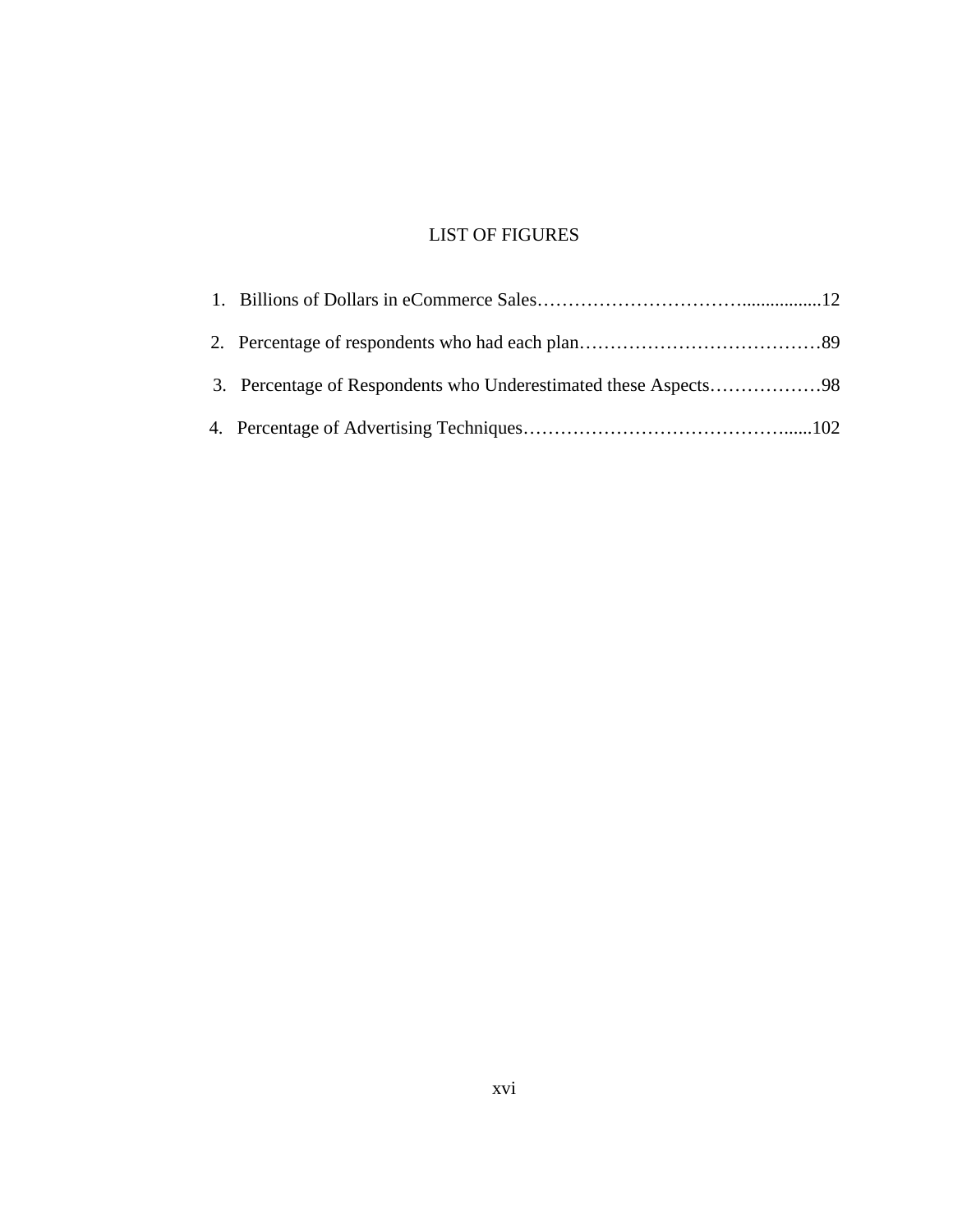# LIST OF FIGURES

1. Billions of Dollars in eCommerce Sales……………………………................12
2. Percentage of respondents who had each plan…………………………………89
3. Percentage of Respondents who Underestimated these Aspects………………98
4. Percentage of Advertising Techniques……………………………………......102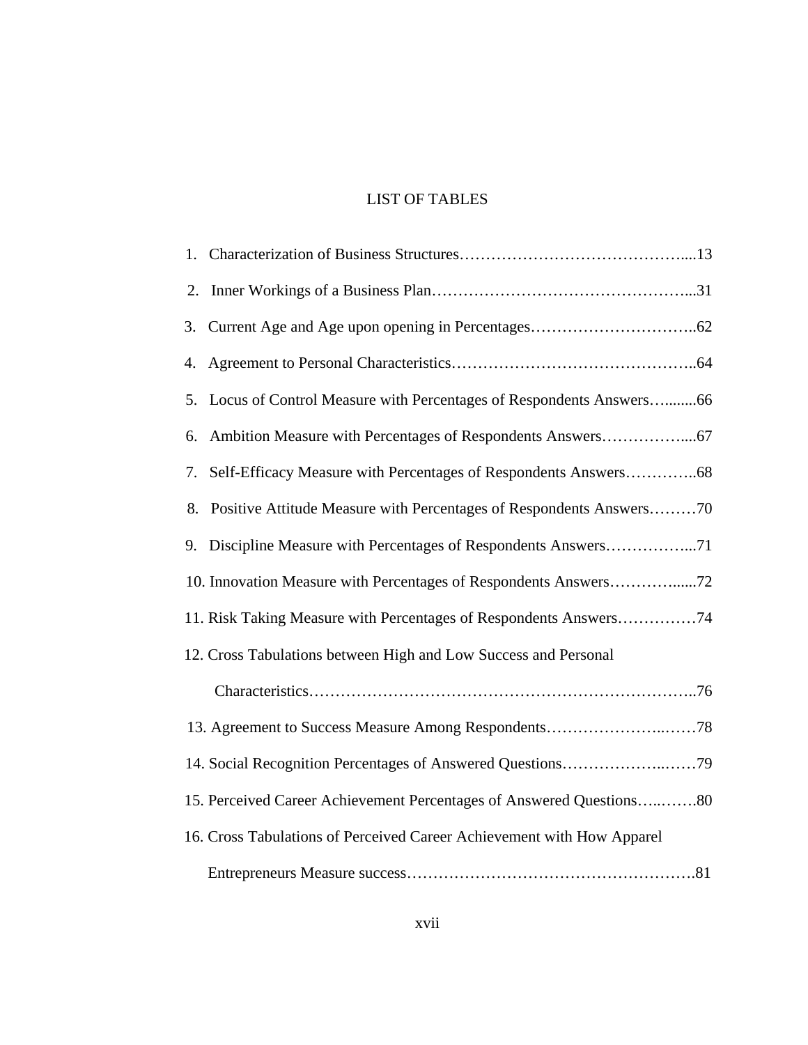# LIST OF TABLES

1. Characterization of Business Structures……………………………………....13
2. Inner Workings of a Business Plan…………………………………………...31
3. Current Age and Age upon opening in Percentages…………………………..62
4. Agreement to Personal Characteristics………………………………………..64
5. Locus of Control Measure with Percentages of Respondents Answers…........66
6. Ambition Measure with Percentages of Respondents Answers……………....67
7. Self-Efficacy Measure with Percentages of Respondents Answers…………..68
8. Positive Attitude Measure with Percentages of Respondents Answers………70
9. Discipline Measure with Percentages of Respondents Answers……………...71
10. Innovation Measure with Percentages of Respondents Answers………….....72
11. Risk Taking Measure with Percentages of Respondents Answers……………74
12. Cross Tabulations between High and Low Success and Personal Characteristics……………………………………………………………..76
13. Agreement to Success Measure Among Respondents…………………..……78
14. Social Recognition Percentages of Answered Questions………………..……79
15. Perceived Career Achievement Percentages of Answered Questions…..…….80
16. Cross Tabulations of Perceived Career Achievement with How Apparel Entrepreneurs Measure success……………………………………………….81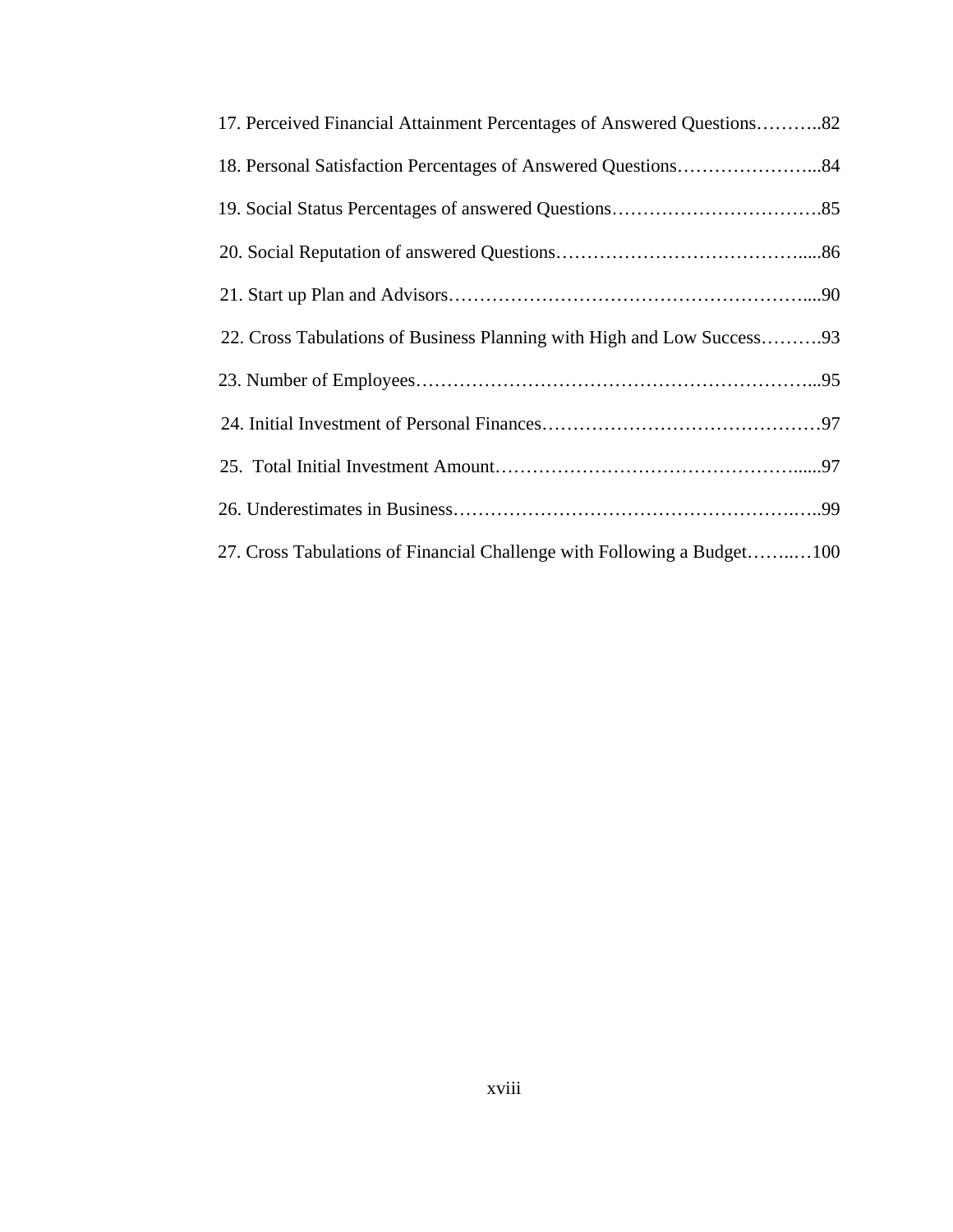17. Perceived Financial Attainment Percentages of Answered Questions………..82

18. Personal Satisfaction Percentages of Answered Questions…………………...84

19. Social Status Percentages of answered Questions…………………………….85

20. Social Reputation of answered Questions…………………………………......86

21. Start up Plan and Advisors…………………….……………………………....90

22. Cross Tabulations of Business Planning with High and Low Success……….93

23. Number of Employees……………………………………………………...95

24. Initial Investment of Personal Finances………………………………………97

25. Total Initial Investment Amount………………………………………......97

26. Underestimates in Business…………………………………………….…..99

27. Cross Tabulations of Financial Challenge with Following a Budget……..…100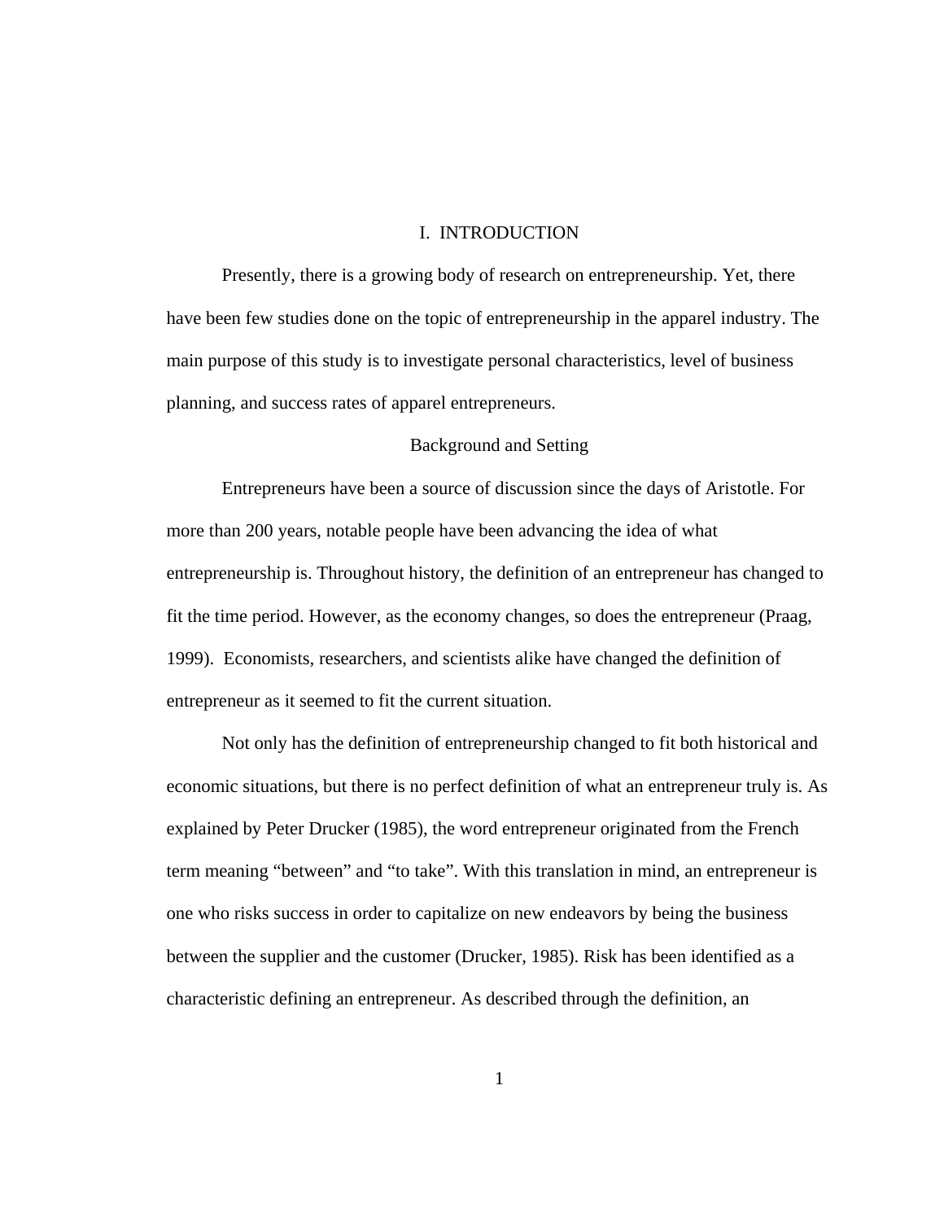# I. INTRODUCTION

Presently, there is a growing body of research on entrepreneurship. Yet, there have been few studies done on the topic of entrepreneurship in the apparel industry. The main purpose of this study is to investigate personal characteristics, level of business planning, and success rates of apparel entrepreneurs.

## Background and Setting

Entrepreneurs have been a source of discussion since the days of Aristotle. For more than 200 years, notable people have been advancing the idea of what entrepreneurship is. Throughout history, the definition of an entrepreneur has changed to fit the time period. However, as the economy changes, so does the entrepreneur (Praag, 1999). Economists, researchers, and scientists alike have changed the definition of entrepreneur as it seemed to fit the current situation.

Not only has the definition of entrepreneurship changed to fit both historical and economic situations, but there is no perfect definition of what an entrepreneur truly is. As explained by Peter Drucker (1985), the word entrepreneur originated from the French term meaning "between" and "to take". With this translation in mind, an entrepreneur is one who risks success in order to capitalize on new endeavors by being the business between the supplier and the customer (Drucker, 1985). Risk has been identified as a characteristic defining an entrepreneur. As described through the definition, an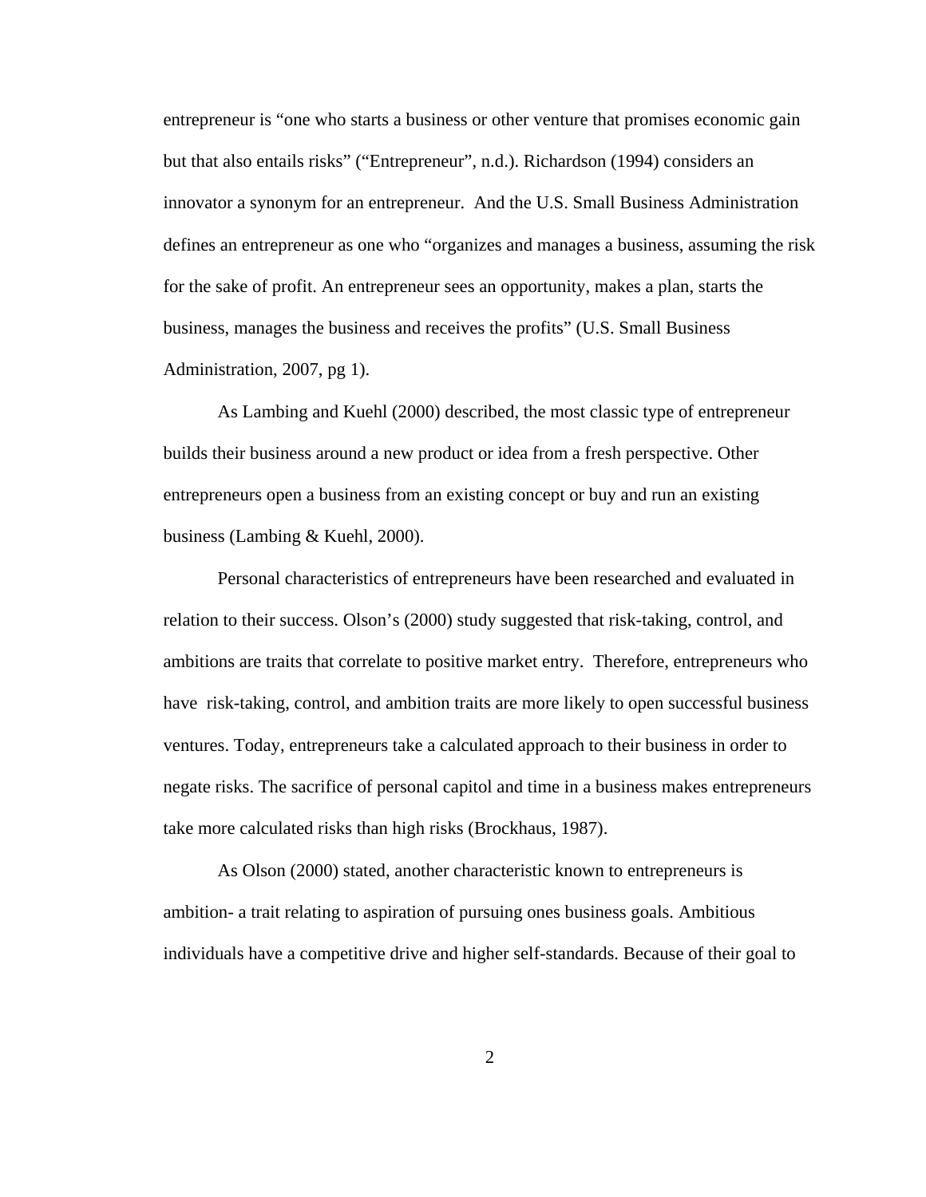entrepreneur is "one who starts a business or other venture that promises economic gain but that also entails risks" ("Entrepreneur", n.d.). Richardson (1994) considers an innovator a synonym for an entrepreneur. And the U.S. Small Business Administration defines an entrepreneur as one who "organizes and manages a business, assuming the risk for the sake of profit. An entrepreneur sees an opportunity, makes a plan, starts the business, manages the business and receives the profits" (U.S. Small Business Administration, 2007, pg 1).

As Lambing and Kuehl (2000) described, the most classic type of entrepreneur builds their business around a new product or idea from a fresh perspective. Other entrepreneurs open a business from an existing concept or buy and run an existing business (Lambing & Kuehl, 2000).

Personal characteristics of entrepreneurs have been researched and evaluated in relation to their success. Olson's (2000) study suggested that risk-taking, control, and ambitions are traits that correlate to positive market entry. Therefore, entrepreneurs who have risk-taking, control, and ambition traits are more likely to open successful business ventures. Today, entrepreneurs take a calculated approach to their business in order to negate risks. The sacrifice of personal capitol and time in a business makes entrepreneurs take more calculated risks than high risks (Brockhaus, 1987).

As Olson (2000) stated, another characteristic known to entrepreneurs is ambition- a trait relating to aspiration of pursuing ones business goals. Ambitious individuals have a competitive drive and higher self-standards. Because of their goal to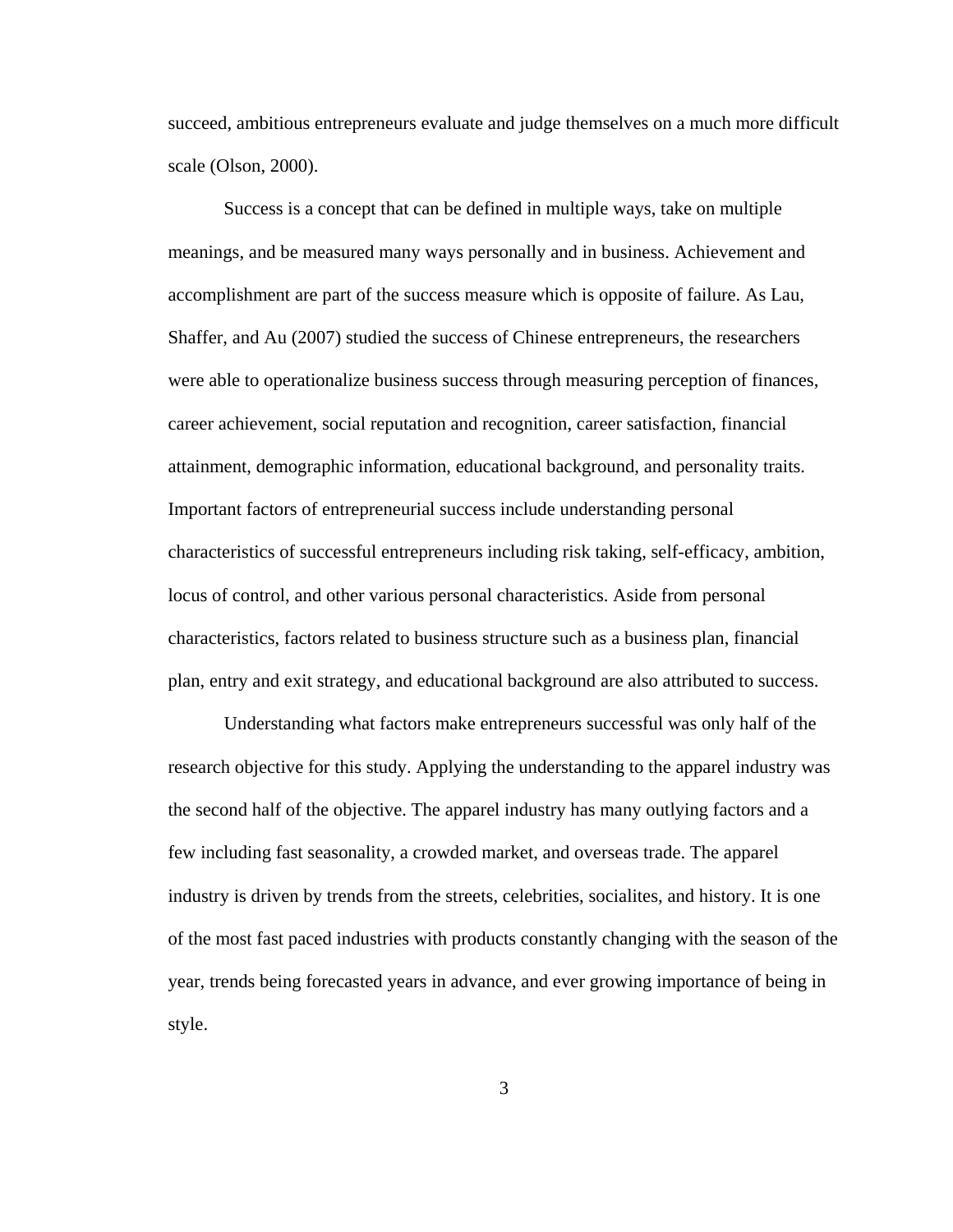succeed, ambitious entrepreneurs evaluate and judge themselves on a much more difficult scale (Olson, 2000).

Success is a concept that can be defined in multiple ways, take on multiple meanings, and be measured many ways personally and in business. Achievement and accomplishment are part of the success measure which is opposite of failure. As Lau, Shaffer, and Au (2007) studied the success of Chinese entrepreneurs, the researchers were able to operationalize business success through measuring perception of finances, career achievement, social reputation and recognition, career satisfaction, financial attainment, demographic information, educational background, and personality traits. Important factors of entrepreneurial success include understanding personal characteristics of successful entrepreneurs including risk taking, self-efficacy, ambition, locus of control, and other various personal characteristics. Aside from personal characteristics, factors related to business structure such as a business plan, financial plan, entry and exit strategy, and educational background are also attributed to success.

Understanding what factors make entrepreneurs successful was only half of the research objective for this study. Applying the understanding to the apparel industry was the second half of the objective. The apparel industry has many outlying factors and a few including fast seasonality, a crowded market, and overseas trade. The apparel industry is driven by trends from the streets, celebrities, socialites, and history. It is one of the most fast paced industries with products constantly changing with the season of the year, trends being forecasted years in advance, and ever growing importance of being in style.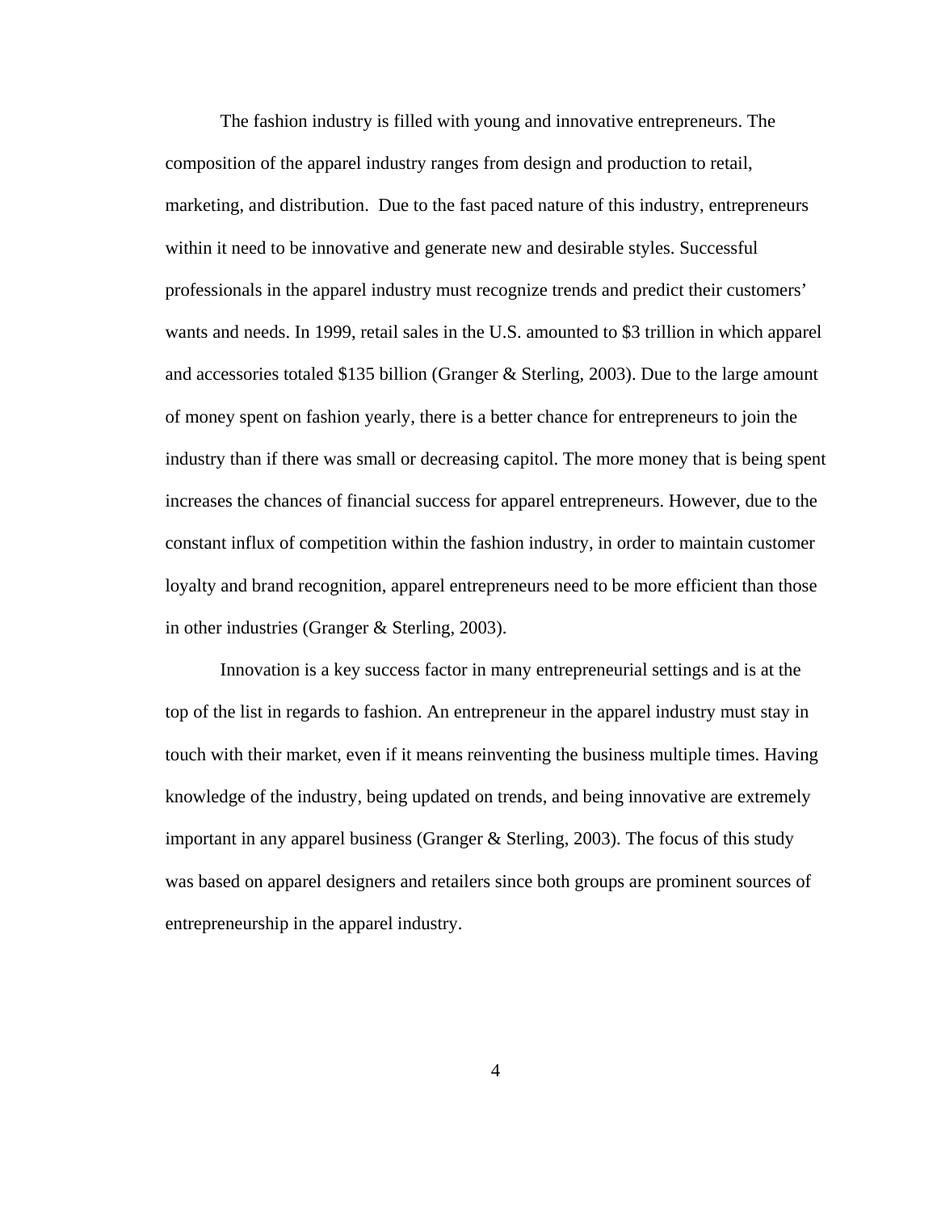The fashion industry is filled with young and innovative entrepreneurs. The composition of the apparel industry ranges from design and production to retail, marketing, and distribution. Due to the fast paced nature of this industry, entrepreneurs within it need to be innovative and generate new and desirable styles. Successful professionals in the apparel industry must recognize trends and predict their customers' wants and needs. In 1999, retail sales in the U.S. amounted to $3 trillion in which apparel and accessories totaled $135 billion (Granger & Sterling, 2003). Due to the large amount of money spent on fashion yearly, there is a better chance for entrepreneurs to join the industry than if there was small or decreasing capitol. The more money that is being spent increases the chances of financial success for apparel entrepreneurs. However, due to the constant influx of competition within the fashion industry, in order to maintain customer loyalty and brand recognition, apparel entrepreneurs need to be more efficient than those in other industries (Granger & Sterling, 2003).

Innovation is a key success factor in many entrepreneurial settings and is at the top of the list in regards to fashion. An entrepreneur in the apparel industry must stay in touch with their market, even if it means reinventing the business multiple times. Having knowledge of the industry, being updated on trends, and being innovative are extremely important in any apparel business (Granger & Sterling, 2003). The focus of this study was based on apparel designers and retailers since both groups are prominent sources of entrepreneurship in the apparel industry.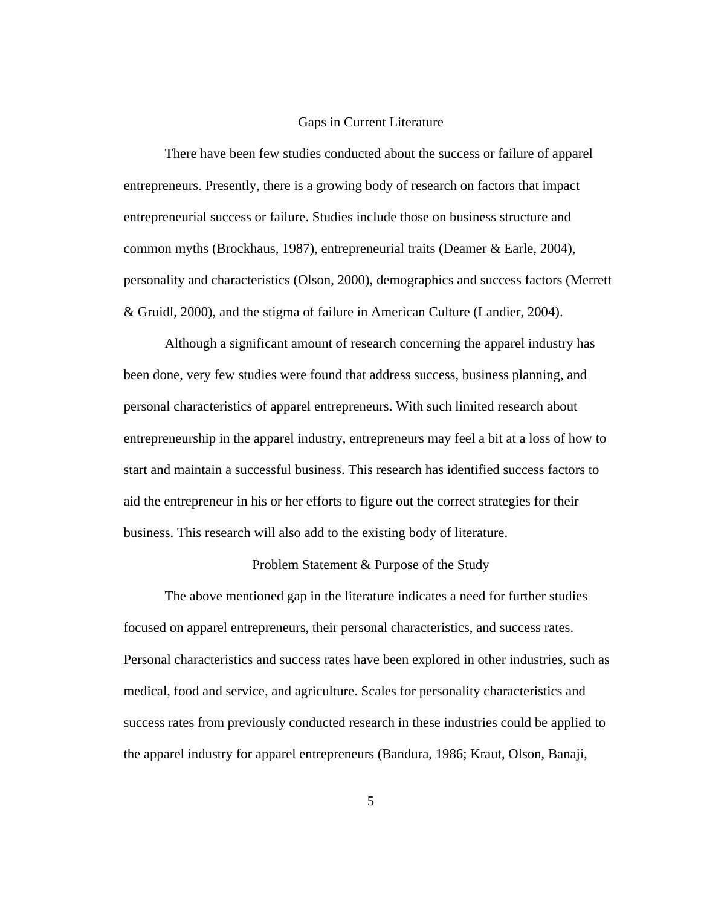## Gaps in Current Literature

There have been few studies conducted about the success or failure of apparel entrepreneurs. Presently, there is a growing body of research on factors that impact entrepreneurial success or failure. Studies include those on business structure and common myths (Brockhaus, 1987), entrepreneurial traits (Deamer & Earle, 2004), personality and characteristics (Olson, 2000), demographics and success factors (Merrett & Gruidl, 2000), and the stigma of failure in American Culture (Landier, 2004).

Although a significant amount of research concerning the apparel industry has been done, very few studies were found that address success, business planning, and personal characteristics of apparel entrepreneurs. With such limited research about entrepreneurship in the apparel industry, entrepreneurs may feel a bit at a loss of how to start and maintain a successful business. This research has identified success factors to aid the entrepreneur in his or her efforts to figure out the correct strategies for their business. This research will also add to the existing body of literature.

## Problem Statement & Purpose of the Study

The above mentioned gap in the literature indicates a need for further studies focused on apparel entrepreneurs, their personal characteristics, and success rates. Personal characteristics and success rates have been explored in other industries, such as medical, food and service, and agriculture. Scales for personality characteristics and success rates from previously conducted research in these industries could be applied to the apparel industry for apparel entrepreneurs (Bandura, 1986; Kraut, Olson, Banaji,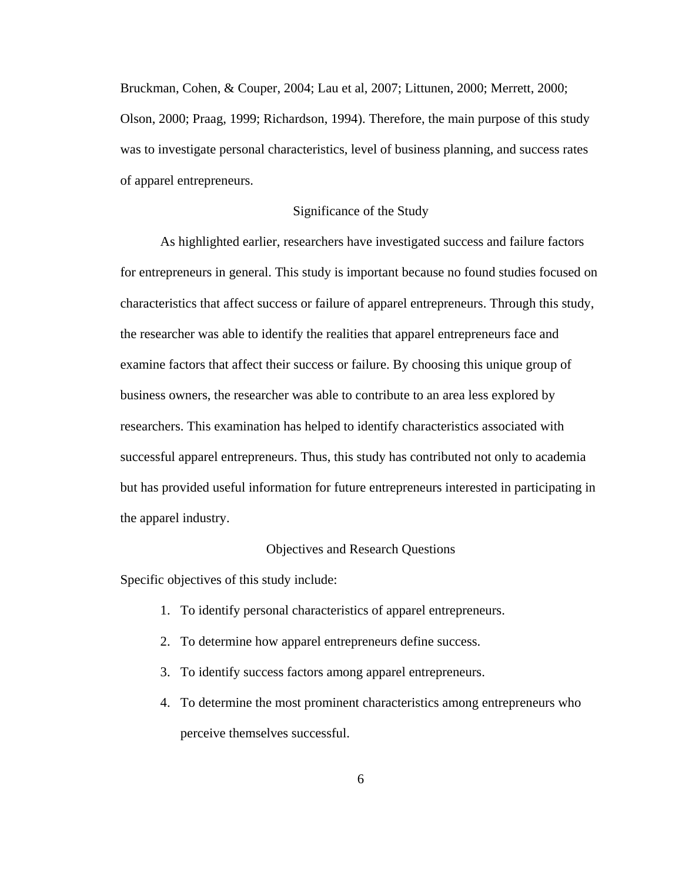Bruckman, Cohen, & Couper, 2004; Lau et al, 2007; Littunen, 2000; Merrett, 2000; Olson, 2000; Praag, 1999; Richardson, 1994). Therefore, the main purpose of this study was to investigate personal characteristics, level of business planning, and success rates of apparel entrepreneurs.

## Significance of the Study

As highlighted earlier, researchers have investigated success and failure factors for entrepreneurs in general. This study is important because no found studies focused on characteristics that affect success or failure of apparel entrepreneurs. Through this study, the researcher was able to identify the realities that apparel entrepreneurs face and examine factors that affect their success or failure. By choosing this unique group of business owners, the researcher was able to contribute to an area less explored by researchers. This examination has helped to identify characteristics associated with successful apparel entrepreneurs. Thus, this study has contributed not only to academia but has provided useful information for future entrepreneurs interested in participating in the apparel industry.

## Objectives and Research Questions

Specific objectives of this study include:

1. To identify personal characteristics of apparel entrepreneurs.
2. To determine how apparel entrepreneurs define success.
3. To identify success factors among apparel entrepreneurs.
4. To determine the most prominent characteristics among entrepreneurs who perceive themselves successful.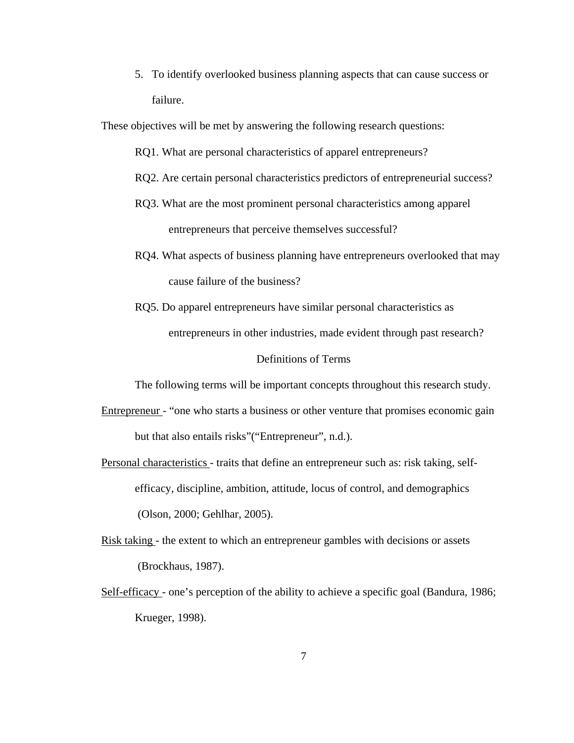5. To identify overlooked business planning aspects that can cause success or failure.

These objectives will be met by answering the following research questions:

RQ1. What are personal characteristics of apparel entrepreneurs?

RQ2. Are certain personal characteristics predictors of entrepreneurial success?

RQ3. What are the most prominent personal characteristics among apparel entrepreneurs that perceive themselves successful?

RQ4. What aspects of business planning have entrepreneurs overlooked that may cause failure of the business?

RQ5. Do apparel entrepreneurs have similar personal characteristics as entrepreneurs in other industries, made evident through past research?

## Definitions of Terms

The following terms will be important concepts throughout this research study.

Entrepreneur - "one who starts a business or other venture that promises economic gain but that also entails risks"("Entrepreneur", n.d.).

Personal characteristics - traits that define an entrepreneur such as: risk taking, self-efficacy, discipline, ambition, attitude, locus of control, and demographics (Olson, 2000; Gehlhar, 2005).

Risk taking - the extent to which an entrepreneur gambles with decisions or assets (Brockhaus, 1987).

Self-efficacy - one's perception of the ability to achieve a specific goal (Bandura, 1986; Krueger, 1998).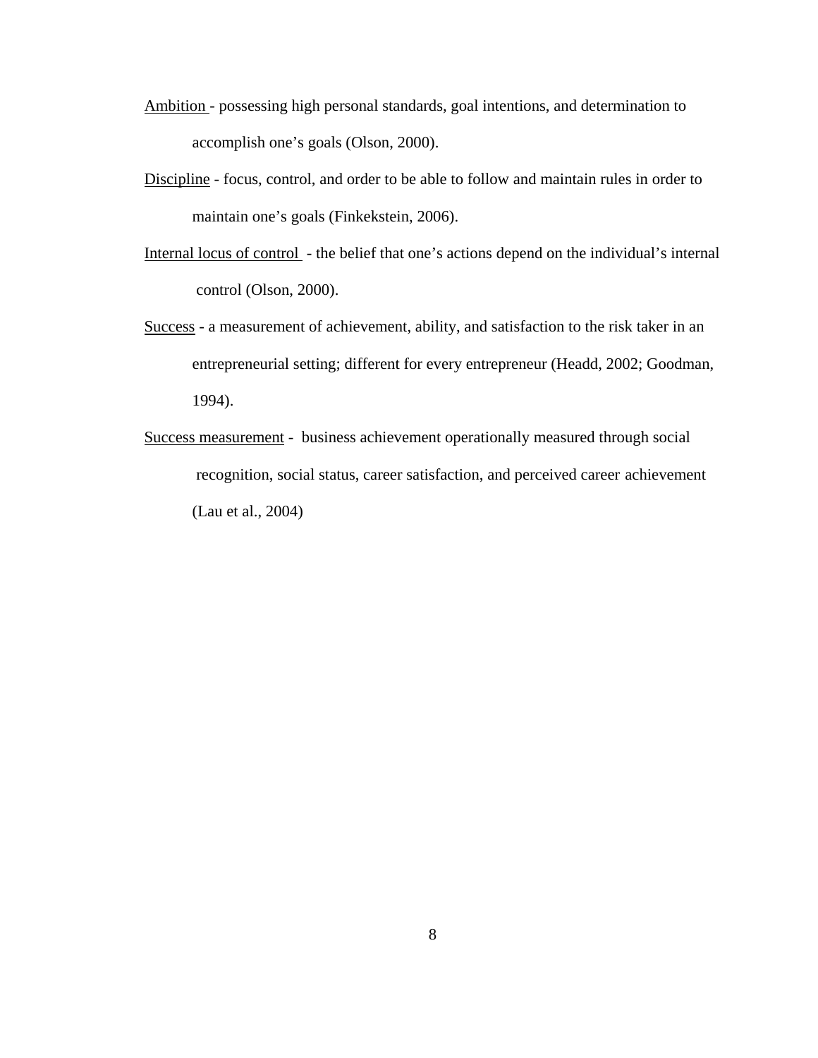<u>Ambition</u> - possessing high personal standards, goal intentions, and determination to accomplish one's goals (Olson, 2000).

<u>Discipline</u> - focus, control, and order to be able to follow and maintain rules in order to maintain one's goals (Finkekstein, 2006).

<u>Internal locus of control</u> - the belief that one's actions depend on the individual's internal control (Olson, 2000).

<u>Success</u> - a measurement of achievement, ability, and satisfaction to the risk taker in an entrepreneurial setting; different for every entrepreneur (Headd, 2002; Goodman, 1994).

<u>Success measurement</u> - business achievement operationally measured through social recognition, social status, career satisfaction, and perceived career achievement (Lau et al., 2004)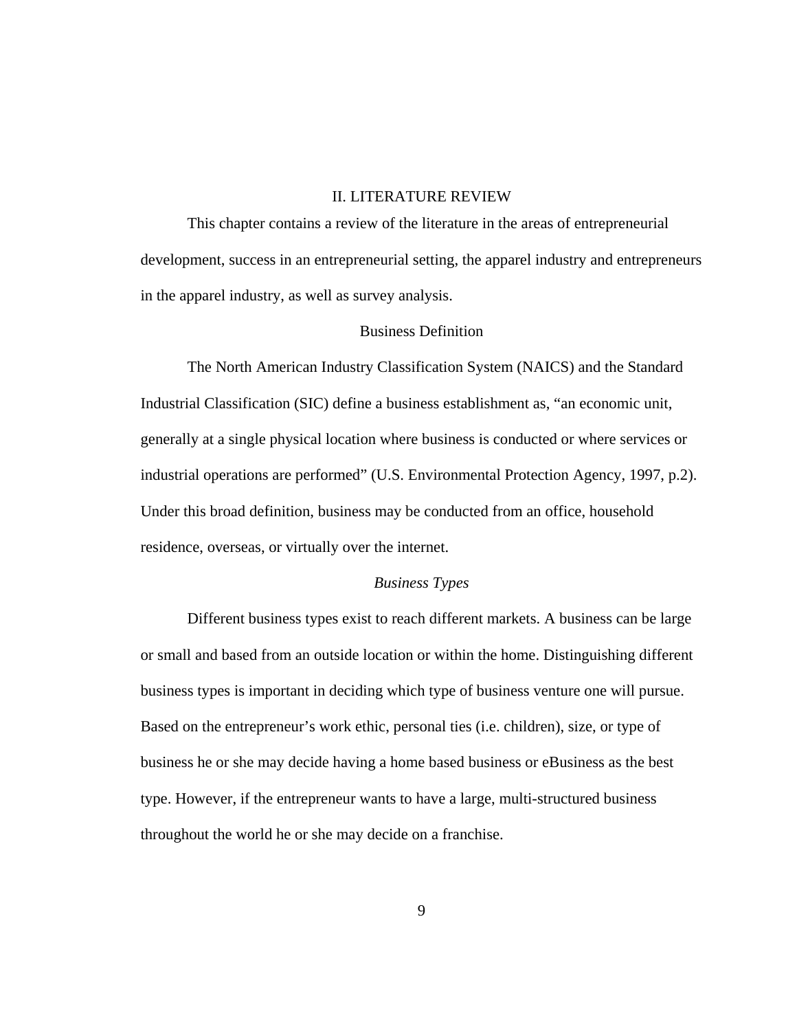# II. LITERATURE REVIEW

This chapter contains a review of the literature in the areas of entrepreneurial development, success in an entrepreneurial setting, the apparel industry and entrepreneurs in the apparel industry, as well as survey analysis.

## Business Definition

The North American Industry Classification System (NAICS) and the Standard Industrial Classification (SIC) define a business establishment as, "an economic unit, generally at a single physical location where business is conducted or where services or industrial operations are performed" (U.S. Environmental Protection Agency, 1997, p.2). Under this broad definition, business may be conducted from an office, household residence, overseas, or virtually over the internet.

### *Business Types*

Different business types exist to reach different markets. A business can be large or small and based from an outside location or within the home. Distinguishing different business types is important in deciding which type of business venture one will pursue. Based on the entrepreneur's work ethic, personal ties (i.e. children), size, or type of business he or she may decide having a home based business or eBusiness as the best type. However, if the entrepreneur wants to have a large, multi-structured business throughout the world he or she may decide on a franchise.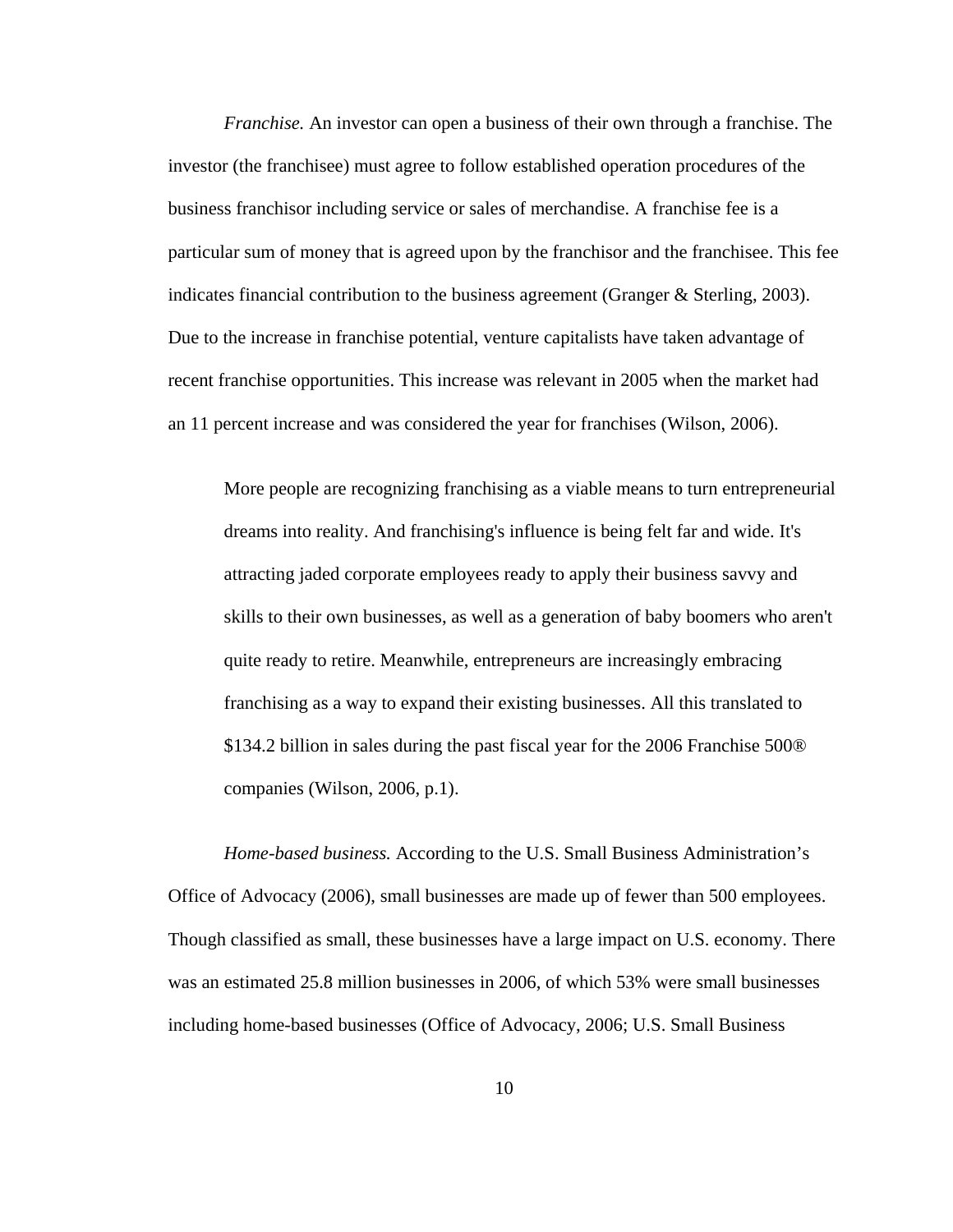*Franchise.* An investor can open a business of their own through a franchise. The investor (the franchisee) must agree to follow established operation procedures of the business franchisor including service or sales of merchandise. A franchise fee is a particular sum of money that is agreed upon by the franchisor and the franchisee. This fee indicates financial contribution to the business agreement (Granger & Sterling, 2003). Due to the increase in franchise potential, venture capitalists have taken advantage of recent franchise opportunities. This increase was relevant in 2005 when the market had an 11 percent increase and was considered the year for franchises (Wilson, 2006).

> More people are recognizing franchising as a viable means to turn entrepreneurial dreams into reality. And franchising's influence is being felt far and wide. It's attracting jaded corporate employees ready to apply their business savvy and skills to their own businesses, as well as a generation of baby boomers who aren't quite ready to retire. Meanwhile, entrepreneurs are increasingly embracing franchising as a way to expand their existing businesses. All this translated to $134.2 billion in sales during the past fiscal year for the 2006 Franchise 500® companies (Wilson, 2006, p.1).

*Home-based business.* According to the U.S. Small Business Administration's Office of Advocacy (2006), small businesses are made up of fewer than 500 employees. Though classified as small, these businesses have a large impact on U.S. economy. There was an estimated 25.8 million businesses in 2006, of which 53% were small businesses including home-based businesses (Office of Advocacy, 2006; U.S. Small Business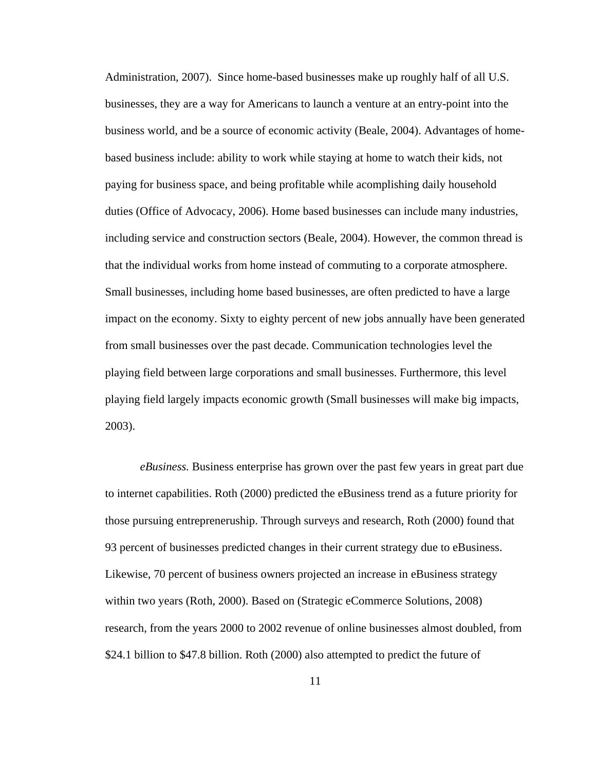Administration, 2007). Since home-based businesses make up roughly half of all U.S. businesses, they are a way for Americans to launch a venture at an entry-point into the business world, and be a source of economic activity (Beale, 2004). Advantages of home-based business include: ability to work while staying at home to watch their kids, not paying for business space, and being profitable while acomplishing daily household duties (Office of Advocacy, 2006). Home based businesses can include many industries, including service and construction sectors (Beale, 2004). However, the common thread is that the individual works from home instead of commuting to a corporate atmosphere. Small businesses, including home based businesses, are often predicted to have a large impact on the economy. Sixty to eighty percent of new jobs annually have been generated from small businesses over the past decade. Communication technologies level the playing field between large corporations and small businesses. Furthermore, this level playing field largely impacts economic growth (Small businesses will make big impacts, 2003).

*eBusiness.* Business enterprise has grown over the past few years in great part due to internet capabilities. Roth (2000) predicted the eBusiness trend as a future priority for those pursuing entrepreneruship. Through surveys and research, Roth (2000) found that 93 percent of businesses predicted changes in their current strategy due to eBusiness. Likewise, 70 percent of business owners projected an increase in eBusiness strategy within two years (Roth, 2000). Based on (Strategic eCommerce Solutions, 2008) research, from the years 2000 to 2002 revenue of online businesses almost doubled, from $24.1 billion to $47.8 billion. Roth (2000) also attempted to predict the future of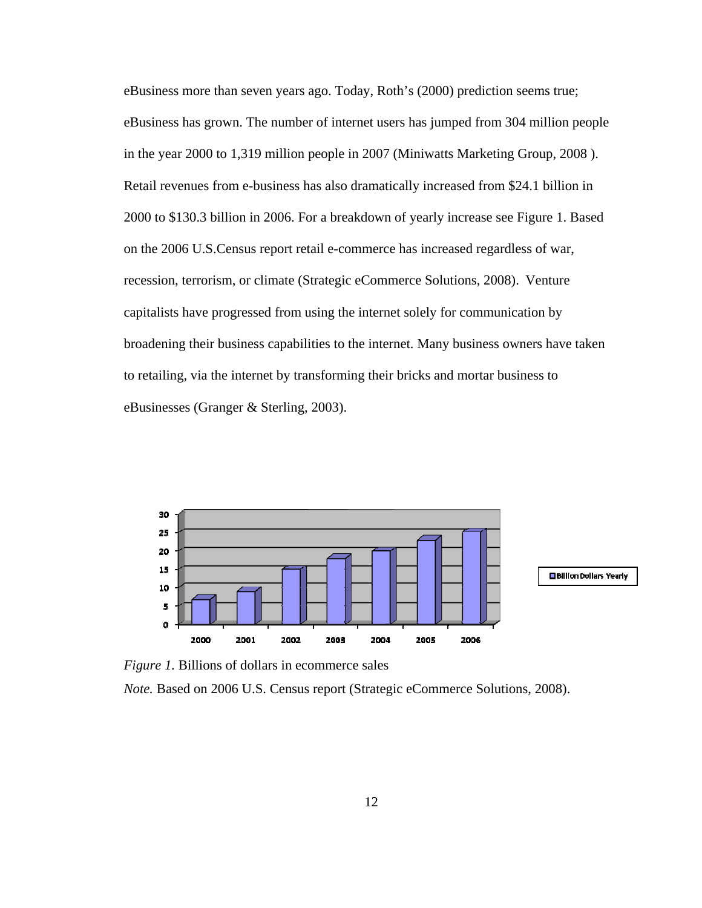eBusiness more than seven years ago. Today, Roth's (2000) prediction seems true; eBusiness has grown. The number of internet users has jumped from 304 million people in the year 2000 to 1,319 million people in 2007 (Miniwatts Marketing Group, 2008 ). Retail revenues from e-business has also dramatically increased from $24.1 billion in 2000 to $130.3 billion in 2006. For a breakdown of yearly increase see Figure 1. Based on the 2006 U.S.Census report retail e-commerce has increased regardless of war, recession, terrorism, or climate (Strategic eCommerce Solutions, 2008). Venture capitalists have progressed from using the internet solely for communication by broadening their business capabilities to the internet. Many business owners have taken to retailing, via the internet by transforming their bricks and mortar business to eBusinesses (Granger & Sterling, 2003).

*Figure 1.* Billions of dollars in ecommerce sales

*Note.* Based on 2006 U.S. Census report (Strategic eCommerce Solutions, 2008).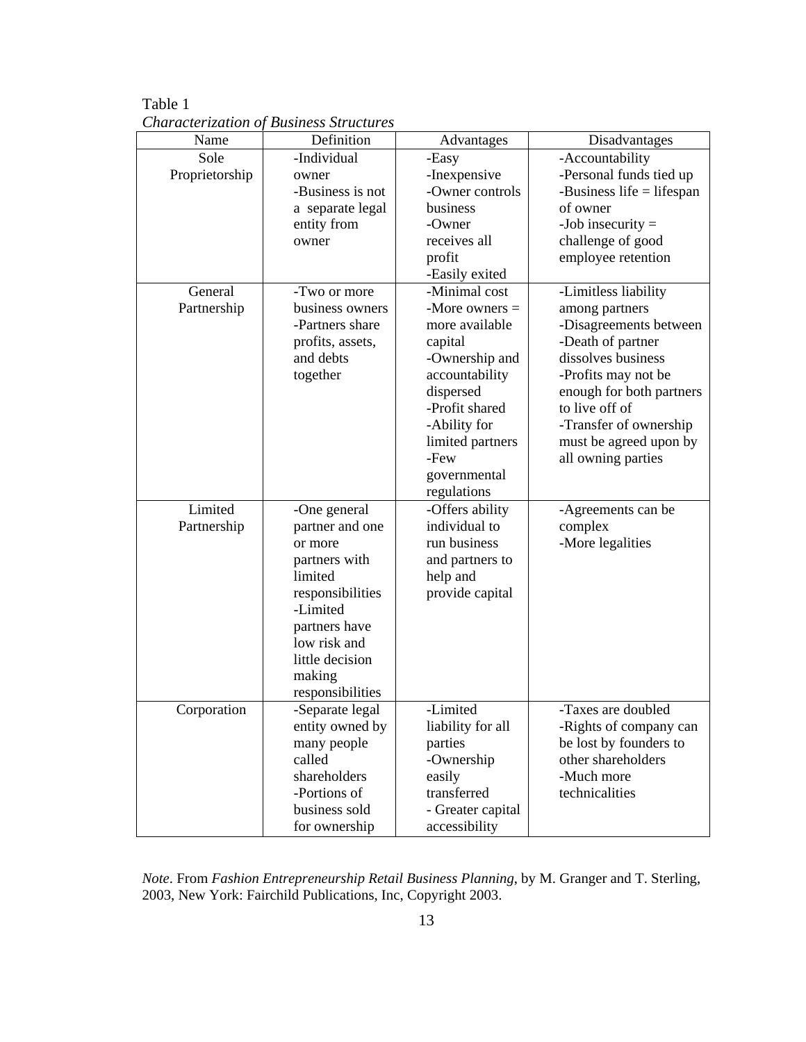Table 1

*Characterization of Business Structures*

| Name | Definition | Advantages | Disadvantages |
|---|---|---|---|
| Sole Proprietorship | -Individual owner<br>-Business is not a separate legal entity from owner | -Easy<br>-Inexpensive<br>-Owner controls business<br>-Owner receives all profit<br>-Easily exited | -Accountability<br>-Personal funds tied up<br>-Business life = lifespan of owner<br>-Job insecurity = challenge of good employee retention |
| General Partnership | -Two or more business owners<br>-Partners share profits, assets, and debts together | -Minimal cost<br>-More owners = more available capital<br>-Ownership and accountability dispersed<br>-Profit shared<br>-Ability for limited partners<br>-Few governmental regulations | -Limitless liability among partners<br>-Disagreements between<br>-Death of partner dissolves business<br>-Profits may not be enough for both partners to live off of<br>-Transfer of ownership must be agreed upon by all owning parties |
| Limited Partnership | -One general partner and one or more partners with limited responsibilities<br>-Limited partners have low risk and little decision making responsibilities | -Offers ability individual to run business and partners to help and provide capital | -Agreements can be complex<br>-More legalities |
| Corporation | -Separate legal entity owned by many people called shareholders<br>-Portions of business sold for ownership | -Limited liability for all parties<br>-Ownership easily transferred<br>- Greater capital accessibility | -Taxes are doubled<br>-Rights of company can be lost by founders to other shareholders<br>-Much more technicalities |

*Note*. From *Fashion Entrepreneurship Retail Business Planning*, by M. Granger and T. Sterling, 2003, New York: Fairchild Publications, Inc, Copyright 2003.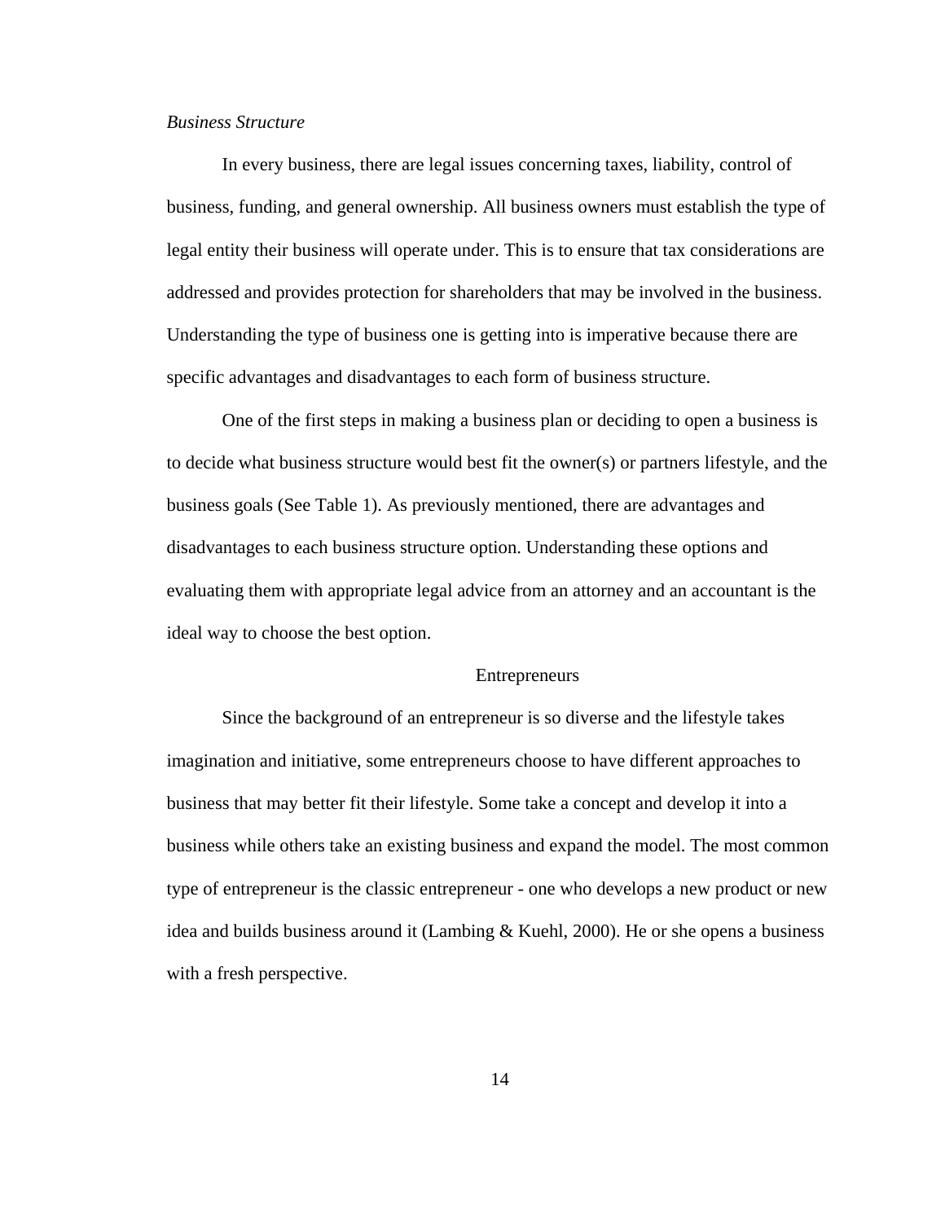*Business Structure*

In every business, there are legal issues concerning taxes, liability, control of business, funding, and general ownership. All business owners must establish the type of legal entity their business will operate under. This is to ensure that tax considerations are addressed and provides protection for shareholders that may be involved in the business. Understanding the type of business one is getting into is imperative because there are specific advantages and disadvantages to each form of business structure.

One of the first steps in making a business plan or deciding to open a business is to decide what business structure would best fit the owner(s) or partners lifestyle, and the business goals (See Table 1). As previously mentioned, there are advantages and disadvantages to each business structure option. Understanding these options and evaluating them with appropriate legal advice from an attorney and an accountant is the ideal way to choose the best option.

## Entrepreneurs

Since the background of an entrepreneur is so diverse and the lifestyle takes imagination and initiative, some entrepreneurs choose to have different approaches to business that may better fit their lifestyle. Some take a concept and develop it into a business while others take an existing business and expand the model. The most common type of entrepreneur is the classic entrepreneur - one who develops a new product or new idea and builds business around it (Lambing & Kuehl, 2000). He or she opens a business with a fresh perspective.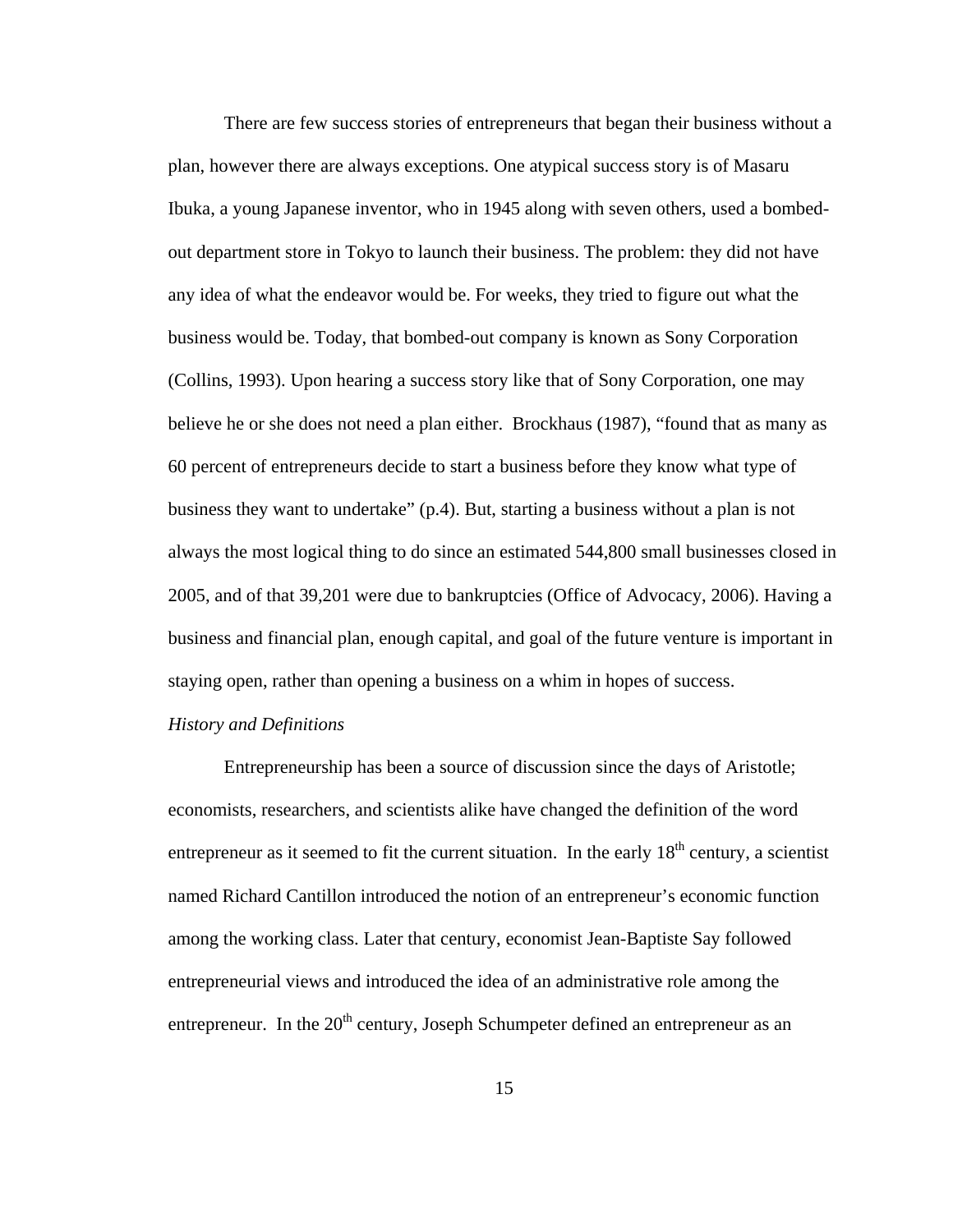There are few success stories of entrepreneurs that began their business without a plan, however there are always exceptions. One atypical success story is of Masaru Ibuka, a young Japanese inventor, who in 1945 along with seven others, used a bombed-out department store in Tokyo to launch their business. The problem: they did not have any idea of what the endeavor would be. For weeks, they tried to figure out what the business would be. Today, that bombed-out company is known as Sony Corporation (Collins, 1993). Upon hearing a success story like that of Sony Corporation, one may believe he or she does not need a plan either. Brockhaus (1987), "found that as many as 60 percent of entrepreneurs decide to start a business before they know what type of business they want to undertake" (p.4). But, starting a business without a plan is not always the most logical thing to do since an estimated 544,800 small businesses closed in 2005, and of that 39,201 were due to bankruptcies (Office of Advocacy, 2006). Having a business and financial plan, enough capital, and goal of the future venture is important in staying open, rather than opening a business on a whim in hopes of success.

*History and Definitions*

Entrepreneurship has been a source of discussion since the days of Aristotle; economists, researchers, and scientists alike have changed the definition of the word entrepreneur as it seemed to fit the current situation. In the early 18th century, a scientist named Richard Cantillon introduced the notion of an entrepreneur's economic function among the working class. Later that century, economist Jean-Baptiste Say followed entrepreneurial views and introduced the idea of an administrative role among the entrepreneur. In the 20th century, Joseph Schumpeter defined an entrepreneur as an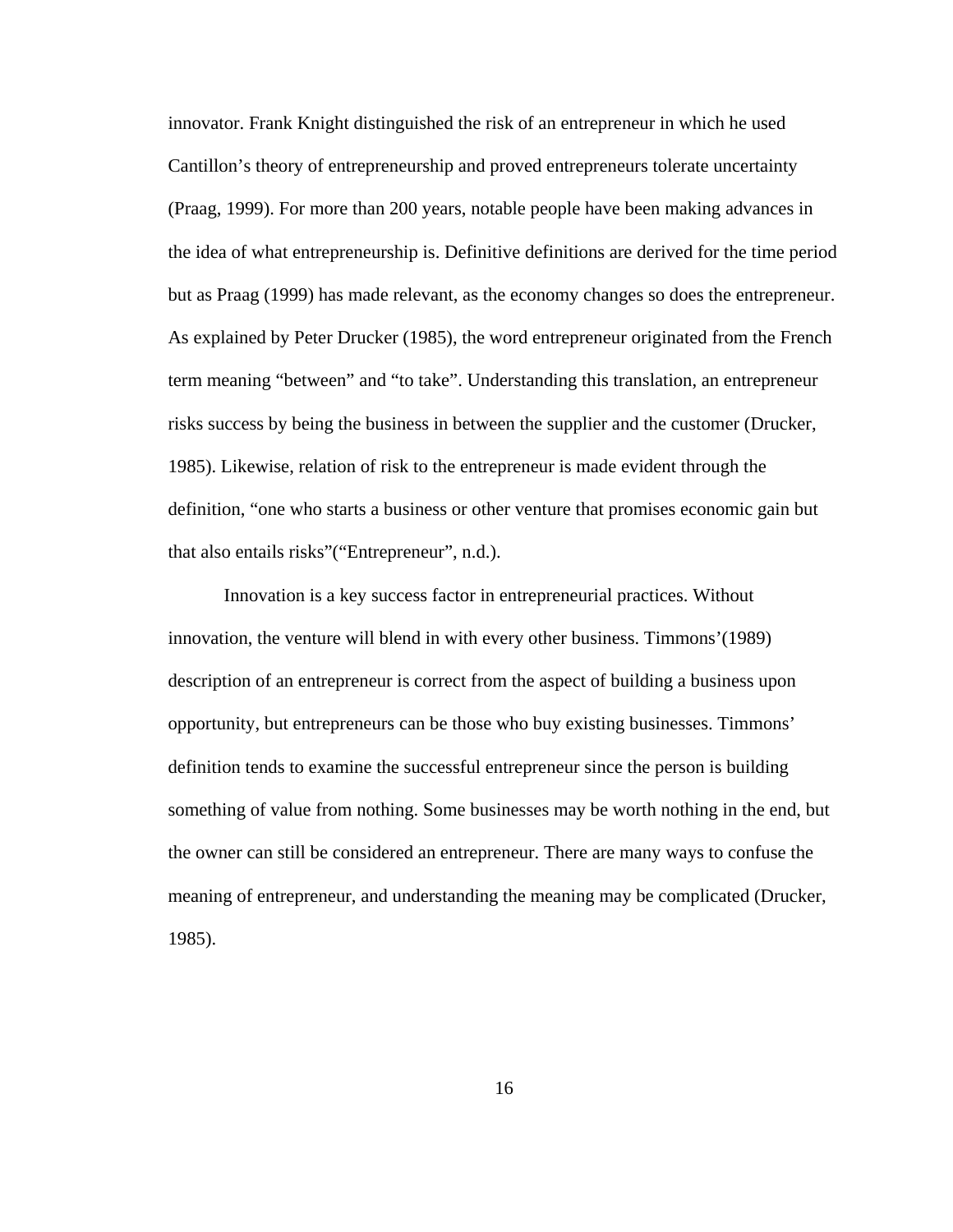innovator. Frank Knight distinguished the risk of an entrepreneur in which he used Cantillon's theory of entrepreneurship and proved entrepreneurs tolerate uncertainty (Praag, 1999). For more than 200 years, notable people have been making advances in the idea of what entrepreneurship is. Definitive definitions are derived for the time period but as Praag (1999) has made relevant, as the economy changes so does the entrepreneur. As explained by Peter Drucker (1985), the word entrepreneur originated from the French term meaning "between" and "to take". Understanding this translation, an entrepreneur risks success by being the business in between the supplier and the customer (Drucker, 1985). Likewise, relation of risk to the entrepreneur is made evident through the definition, "one who starts a business or other venture that promises economic gain but that also entails risks"("Entrepreneur", n.d.).

Innovation is a key success factor in entrepreneurial practices. Without innovation, the venture will blend in with every other business. Timmons'(1989) description of an entrepreneur is correct from the aspect of building a business upon opportunity, but entrepreneurs can be those who buy existing businesses. Timmons' definition tends to examine the successful entrepreneur since the person is building something of value from nothing. Some businesses may be worth nothing in the end, but the owner can still be considered an entrepreneur. There are many ways to confuse the meaning of entrepreneur, and understanding the meaning may be complicated (Drucker, 1985).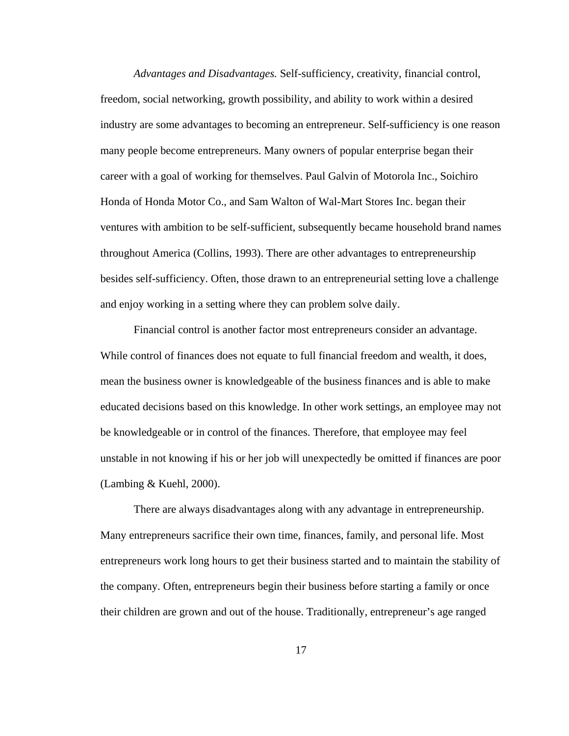*Advantages and Disadvantages.* Self-sufficiency, creativity, financial control, freedom, social networking, growth possibility, and ability to work within a desired industry are some advantages to becoming an entrepreneur. Self-sufficiency is one reason many people become entrepreneurs. Many owners of popular enterprise began their career with a goal of working for themselves. Paul Galvin of Motorola Inc., Soichiro Honda of Honda Motor Co., and Sam Walton of Wal-Mart Stores Inc. began their ventures with ambition to be self-sufficient, subsequently became household brand names throughout America (Collins, 1993). There are other advantages to entrepreneurship besides self-sufficiency. Often, those drawn to an entrepreneurial setting love a challenge and enjoy working in a setting where they can problem solve daily.

Financial control is another factor most entrepreneurs consider an advantage. While control of finances does not equate to full financial freedom and wealth, it does, mean the business owner is knowledgeable of the business finances and is able to make educated decisions based on this knowledge. In other work settings, an employee may not be knowledgeable or in control of the finances. Therefore, that employee may feel unstable in not knowing if his or her job will unexpectedly be omitted if finances are poor (Lambing & Kuehl, 2000).

There are always disadvantages along with any advantage in entrepreneurship. Many entrepreneurs sacrifice their own time, finances, family, and personal life. Most entrepreneurs work long hours to get their business started and to maintain the stability of the company. Often, entrepreneurs begin their business before starting a family or once their children are grown and out of the house. Traditionally, entrepreneur's age ranged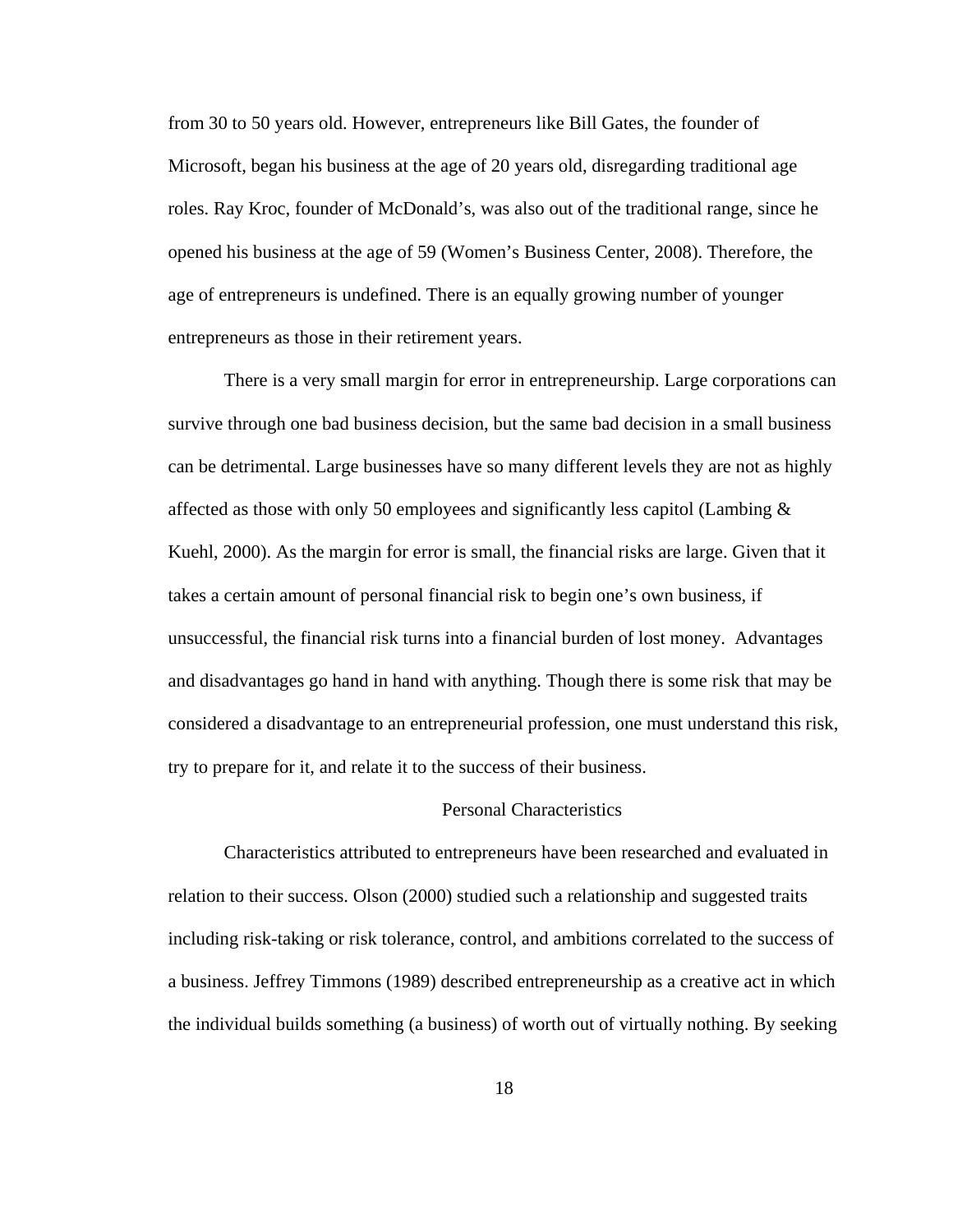from 30 to 50 years old. However, entrepreneurs like Bill Gates, the founder of Microsoft, began his business at the age of 20 years old, disregarding traditional age roles. Ray Kroc, founder of McDonald's, was also out of the traditional range, since he opened his business at the age of 59 (Women's Business Center, 2008). Therefore, the age of entrepreneurs is undefined. There is an equally growing number of younger entrepreneurs as those in their retirement years.

There is a very small margin for error in entrepreneurship. Large corporations can survive through one bad business decision, but the same bad decision in a small business can be detrimental. Large businesses have so many different levels they are not as highly affected as those with only 50 employees and significantly less capitol (Lambing & Kuehl, 2000). As the margin for error is small, the financial risks are large. Given that it takes a certain amount of personal financial risk to begin one's own business, if unsuccessful, the financial risk turns into a financial burden of lost money. Advantages and disadvantages go hand in hand with anything. Though there is some risk that may be considered a disadvantage to an entrepreneurial profession, one must understand this risk, try to prepare for it, and relate it to the success of their business.

## Personal Characteristics

Characteristics attributed to entrepreneurs have been researched and evaluated in relation to their success. Olson (2000) studied such a relationship and suggested traits including risk-taking or risk tolerance, control, and ambitions correlated to the success of a business. Jeffrey Timmons (1989) described entrepreneurship as a creative act in which the individual builds something (a business) of worth out of virtually nothing. By seeking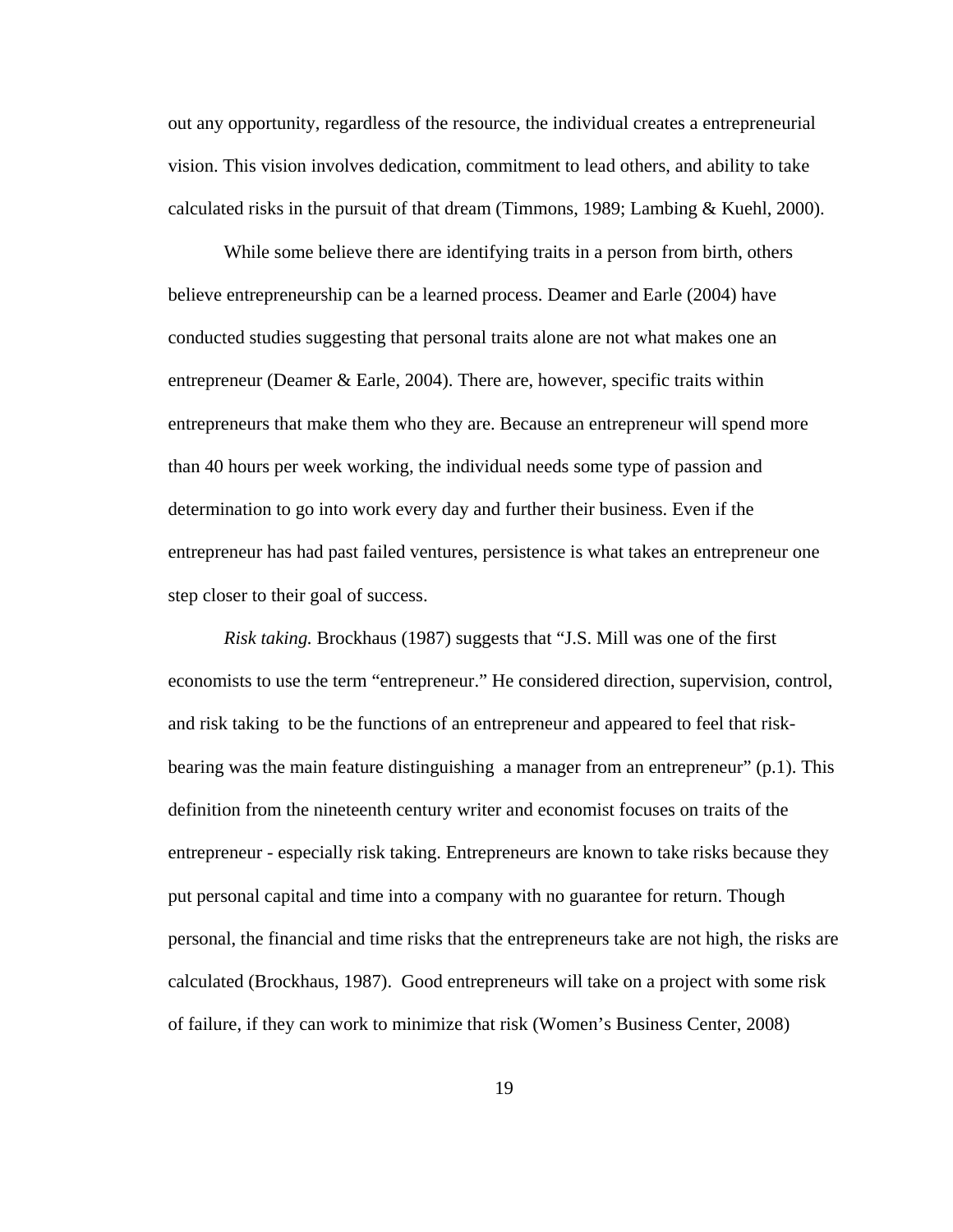out any opportunity, regardless of the resource, the individual creates a entrepreneurial vision. This vision involves dedication, commitment to lead others, and ability to take calculated risks in the pursuit of that dream (Timmons, 1989; Lambing & Kuehl, 2000).

While some believe there are identifying traits in a person from birth, others believe entrepreneurship can be a learned process. Deamer and Earle (2004) have conducted studies suggesting that personal traits alone are not what makes one an entrepreneur (Deamer & Earle, 2004). There are, however, specific traits within entrepreneurs that make them who they are. Because an entrepreneur will spend more than 40 hours per week working, the individual needs some type of passion and determination to go into work every day and further their business. Even if the entrepreneur has had past failed ventures, persistence is what takes an entrepreneur one step closer to their goal of success.

*Risk taking.* Brockhaus (1987) suggests that "J.S. Mill was one of the first economists to use the term "entrepreneur." He considered direction, supervision, control, and risk taking to be the functions of an entrepreneur and appeared to feel that risk-bearing was the main feature distinguishing a manager from an entrepreneur" (p.1). This definition from the nineteenth century writer and economist focuses on traits of the entrepreneur - especially risk taking. Entrepreneurs are known to take risks because they put personal capital and time into a company with no guarantee for return. Though personal, the financial and time risks that the entrepreneurs take are not high, the risks are calculated (Brockhaus, 1987). Good entrepreneurs will take on a project with some risk of failure, if they can work to minimize that risk (Women's Business Center, 2008)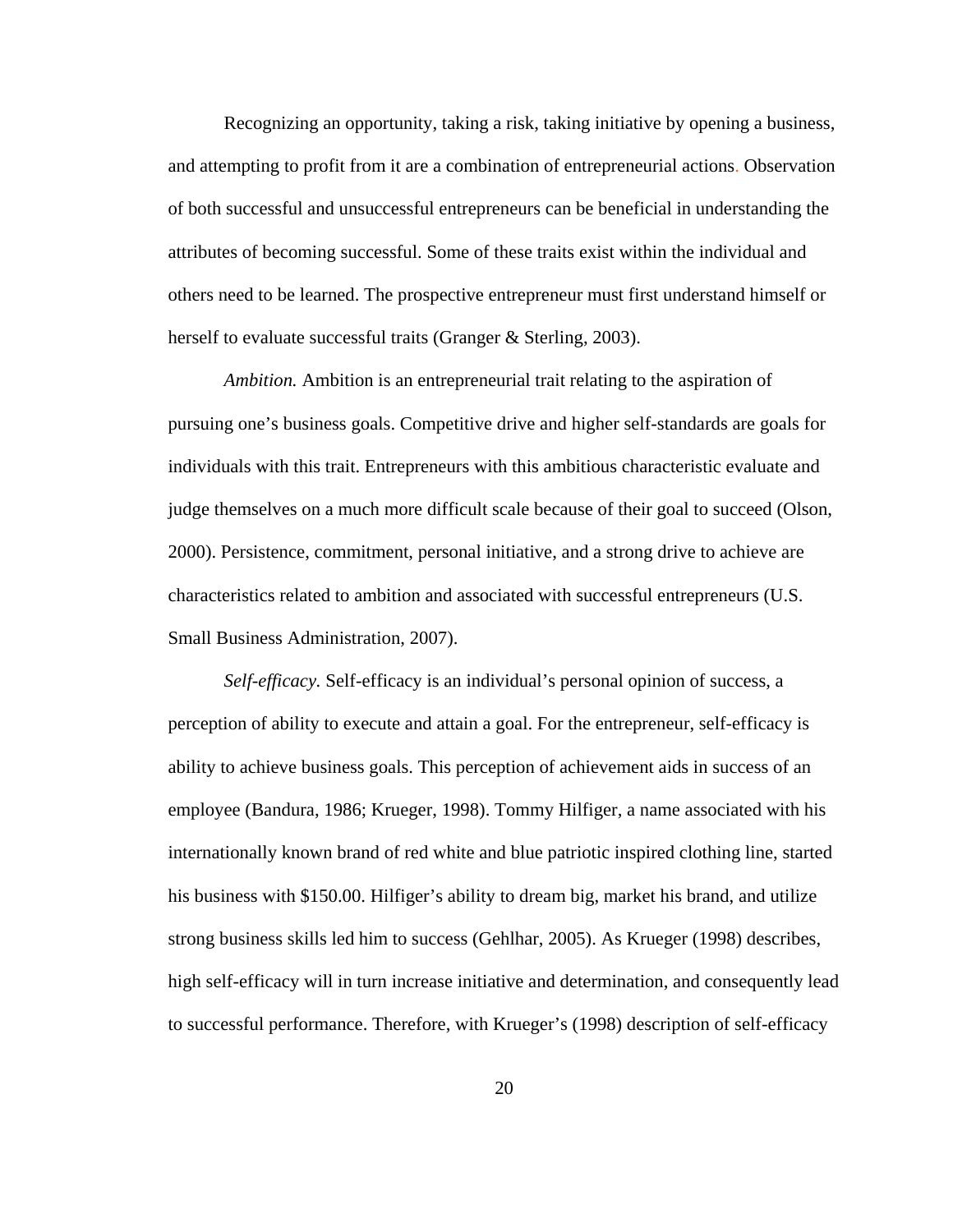Recognizing an opportunity, taking a risk, taking initiative by opening a business, and attempting to profit from it are a combination of entrepreneurial actions. Observation of both successful and unsuccessful entrepreneurs can be beneficial in understanding the attributes of becoming successful. Some of these traits exist within the individual and others need to be learned. The prospective entrepreneur must first understand himself or herself to evaluate successful traits (Granger & Sterling, 2003).

*Ambition.* Ambition is an entrepreneurial trait relating to the aspiration of pursuing one's business goals. Competitive drive and higher self-standards are goals for individuals with this trait. Entrepreneurs with this ambitious characteristic evaluate and judge themselves on a much more difficult scale because of their goal to succeed (Olson, 2000). Persistence, commitment, personal initiative, and a strong drive to achieve are characteristics related to ambition and associated with successful entrepreneurs (U.S. Small Business Administration, 2007).

*Self-efficacy.* Self-efficacy is an individual's personal opinion of success, a perception of ability to execute and attain a goal. For the entrepreneur, self-efficacy is ability to achieve business goals. This perception of achievement aids in success of an employee (Bandura, 1986; Krueger, 1998). Tommy Hilfiger, a name associated with his internationally known brand of red white and blue patriotic inspired clothing line, started his business with $150.00. Hilfiger's ability to dream big, market his brand, and utilize strong business skills led him to success (Gehlhar, 2005). As Krueger (1998) describes, high self-efficacy will in turn increase initiative and determination, and consequently lead to successful performance. Therefore, with Krueger's (1998) description of self-efficacy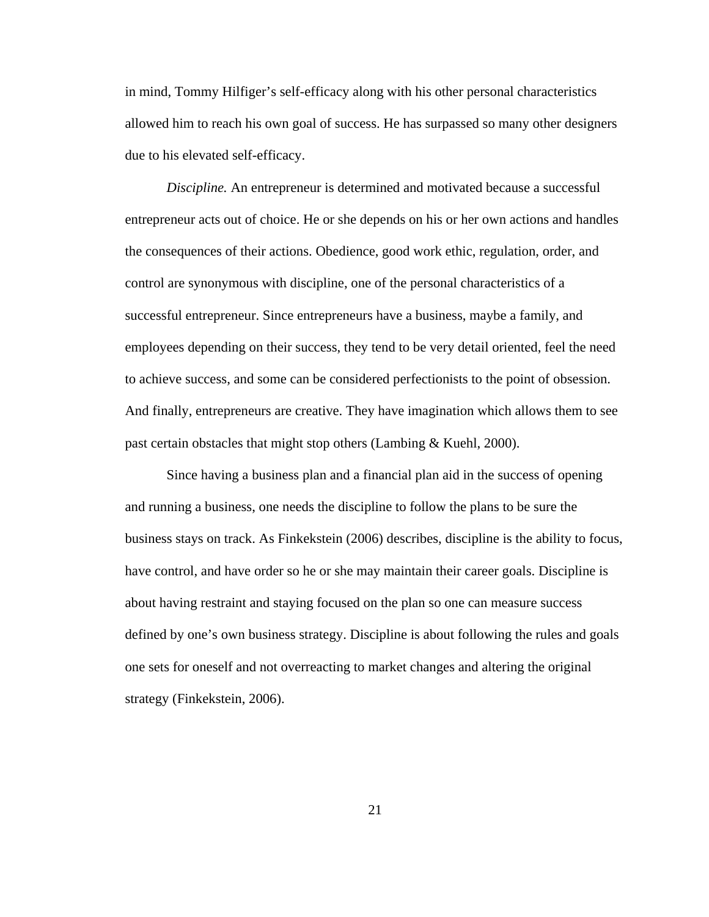in mind, Tommy Hilfiger's self-efficacy along with his other personal characteristics allowed him to reach his own goal of success. He has surpassed so many other designers due to his elevated self-efficacy.

*Discipline.* An entrepreneur is determined and motivated because a successful entrepreneur acts out of choice. He or she depends on his or her own actions and handles the consequences of their actions. Obedience, good work ethic, regulation, order, and control are synonymous with discipline, one of the personal characteristics of a successful entrepreneur. Since entrepreneurs have a business, maybe a family, and employees depending on their success, they tend to be very detail oriented, feel the need to achieve success, and some can be considered perfectionists to the point of obsession. And finally, entrepreneurs are creative. They have imagination which allows them to see past certain obstacles that might stop others (Lambing & Kuehl, 2000).

Since having a business plan and a financial plan aid in the success of opening and running a business, one needs the discipline to follow the plans to be sure the business stays on track. As Finkekstein (2006) describes, discipline is the ability to focus, have control, and have order so he or she may maintain their career goals. Discipline is about having restraint and staying focused on the plan so one can measure success defined by one's own business strategy. Discipline is about following the rules and goals one sets for oneself and not overreacting to market changes and altering the original strategy (Finkekstein, 2006).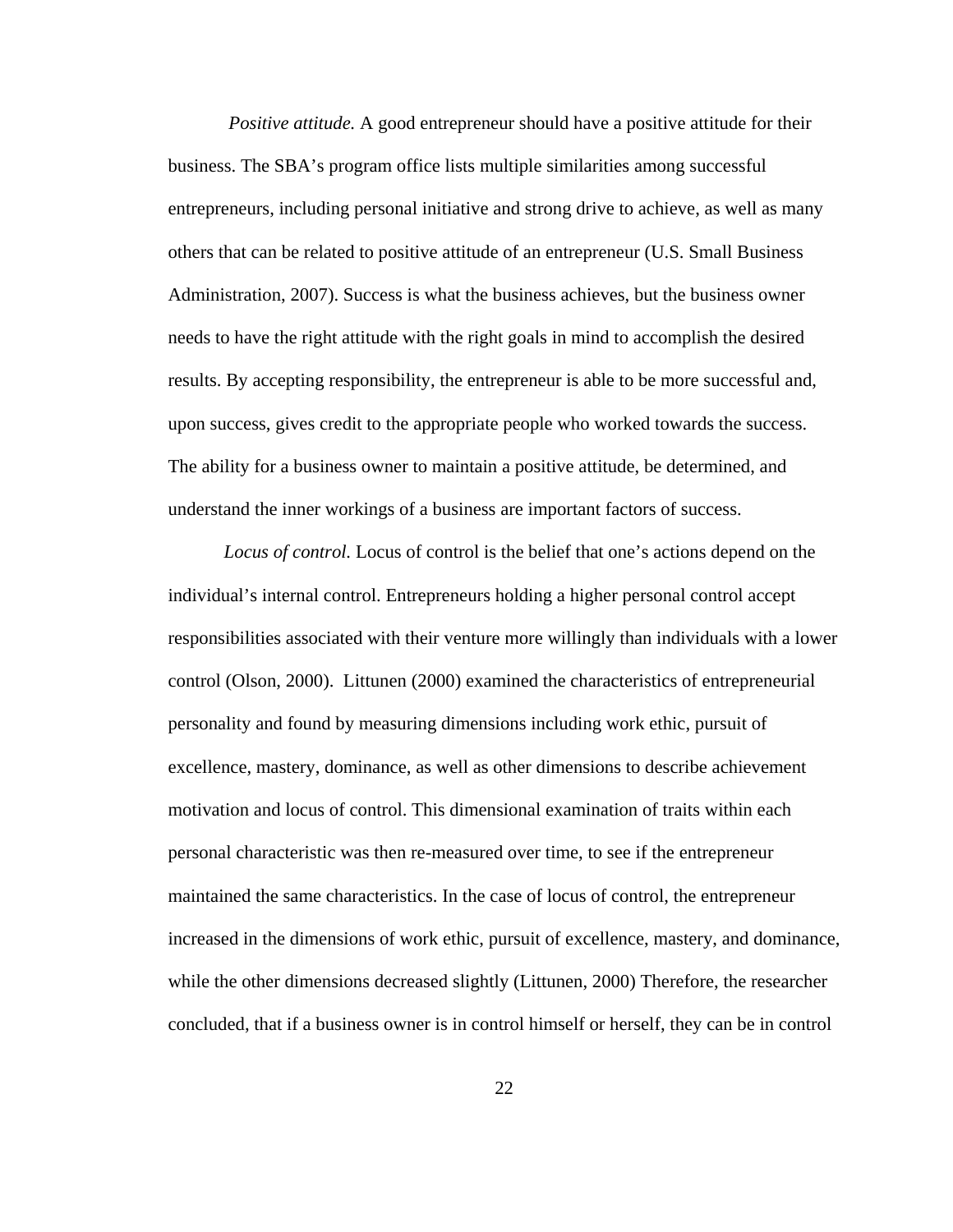*Positive attitude.* A good entrepreneur should have a positive attitude for their business. The SBA's program office lists multiple similarities among successful entrepreneurs, including personal initiative and strong drive to achieve, as well as many others that can be related to positive attitude of an entrepreneur (U.S. Small Business Administration, 2007). Success is what the business achieves, but the business owner needs to have the right attitude with the right goals in mind to accomplish the desired results. By accepting responsibility, the entrepreneur is able to be more successful and, upon success, gives credit to the appropriate people who worked towards the success. The ability for a business owner to maintain a positive attitude, be determined, and understand the inner workings of a business are important factors of success.

*Locus of control.* Locus of control is the belief that one's actions depend on the individual's internal control. Entrepreneurs holding a higher personal control accept responsibilities associated with their venture more willingly than individuals with a lower control (Olson, 2000). Littunen (2000) examined the characteristics of entrepreneurial personality and found by measuring dimensions including work ethic, pursuit of excellence, mastery, dominance, as well as other dimensions to describe achievement motivation and locus of control. This dimensional examination of traits within each personal characteristic was then re-measured over time, to see if the entrepreneur maintained the same characteristics. In the case of locus of control, the entrepreneur increased in the dimensions of work ethic, pursuit of excellence, mastery, and dominance, while the other dimensions decreased slightly (Littunen, 2000) Therefore, the researcher concluded, that if a business owner is in control himself or herself, they can be in control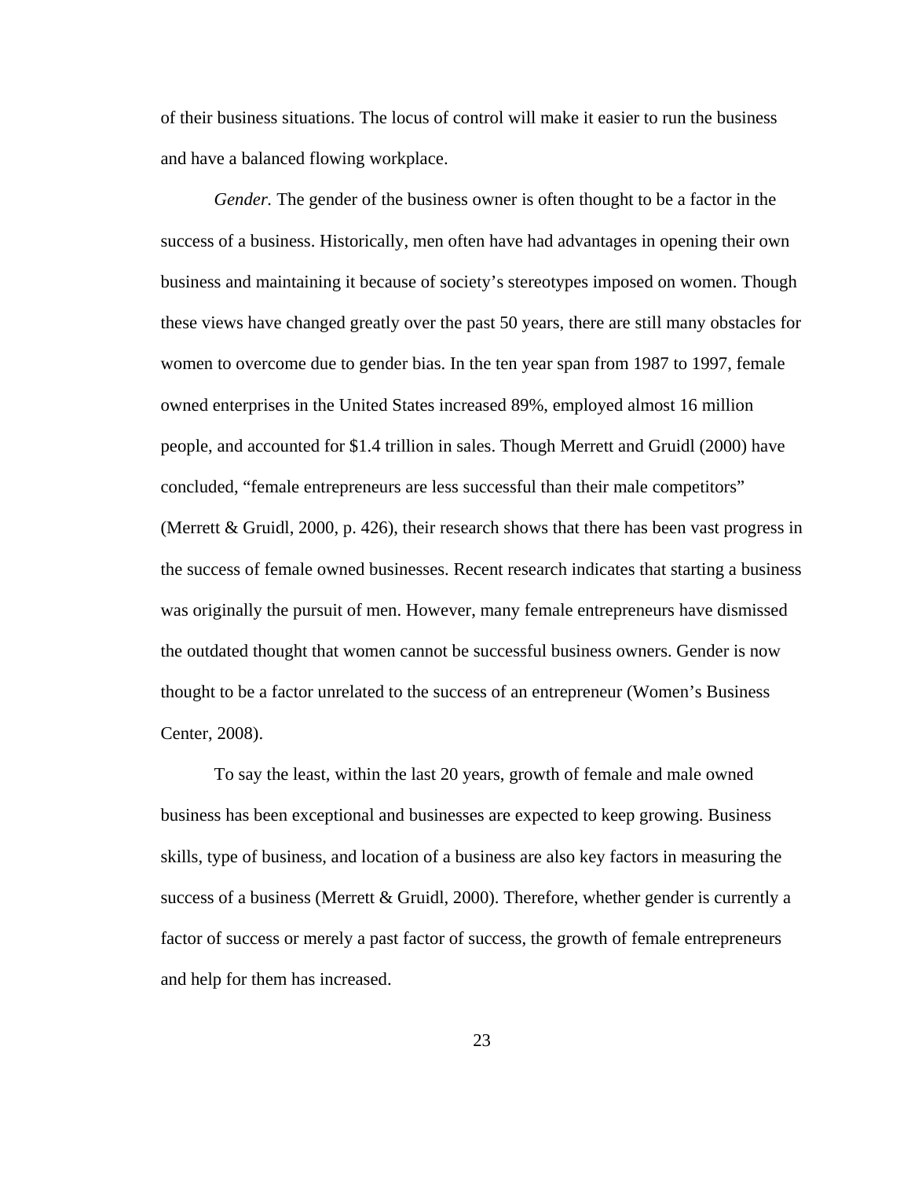of their business situations. The locus of control will make it easier to run the business and have a balanced flowing workplace.

*Gender.* The gender of the business owner is often thought to be a factor in the success of a business. Historically, men often have had advantages in opening their own business and maintaining it because of society's stereotypes imposed on women. Though these views have changed greatly over the past 50 years, there are still many obstacles for women to overcome due to gender bias. In the ten year span from 1987 to 1997, female owned enterprises in the United States increased 89%, employed almost 16 million people, and accounted for $1.4 trillion in sales. Though Merrett and Gruidl (2000) have concluded, "female entrepreneurs are less successful than their male competitors" (Merrett & Gruidl, 2000, p. 426), their research shows that there has been vast progress in the success of female owned businesses. Recent research indicates that starting a business was originally the pursuit of men. However, many female entrepreneurs have dismissed the outdated thought that women cannot be successful business owners. Gender is now thought to be a factor unrelated to the success of an entrepreneur (Women's Business Center, 2008).

To say the least, within the last 20 years, growth of female and male owned business has been exceptional and businesses are expected to keep growing. Business skills, type of business, and location of a business are also key factors in measuring the success of a business (Merrett & Gruidl, 2000). Therefore, whether gender is currently a factor of success or merely a past factor of success, the growth of female entrepreneurs and help for them has increased.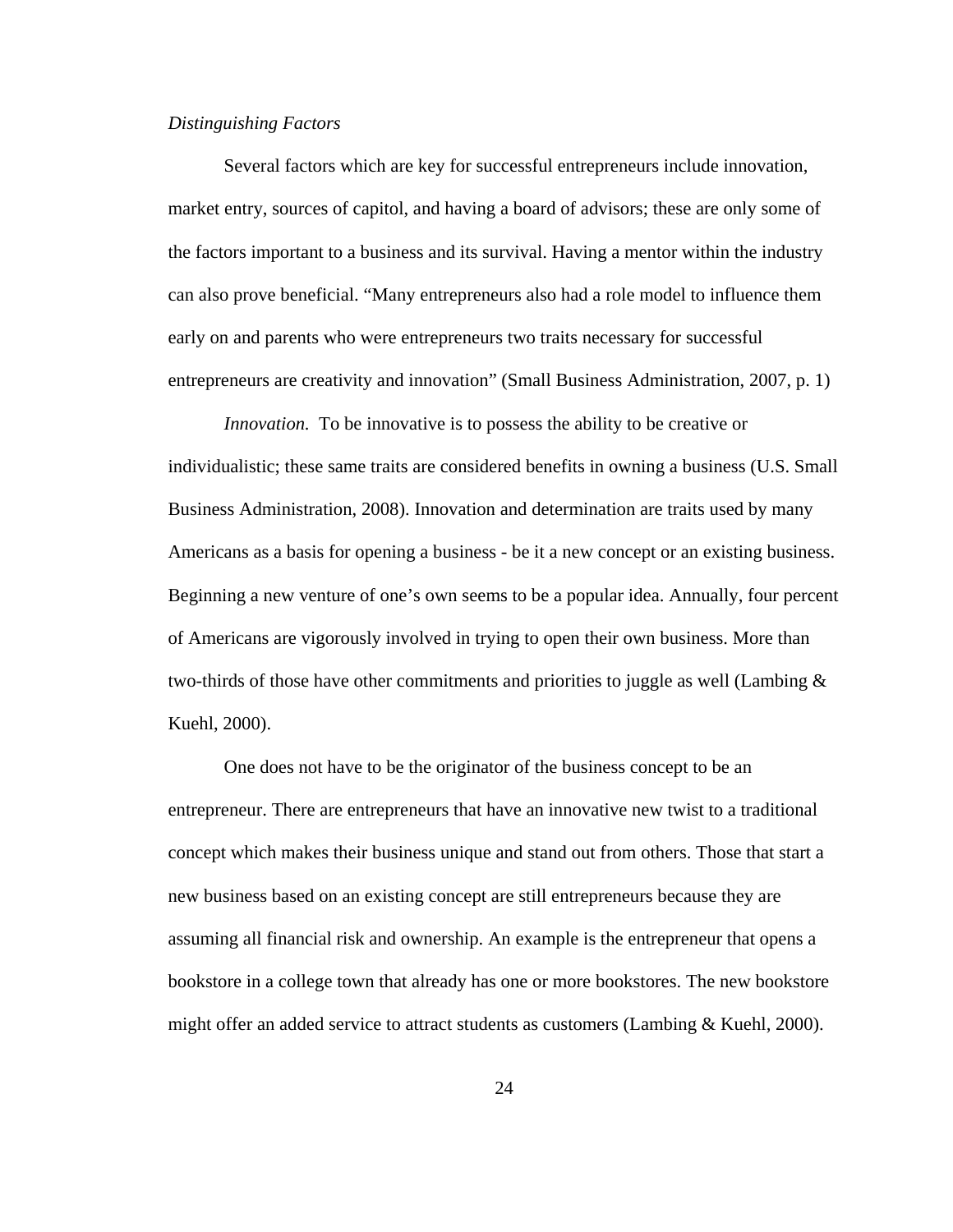*Distinguishing Factors*

Several factors which are key for successful entrepreneurs include innovation, market entry, sources of capitol, and having a board of advisors; these are only some of the factors important to a business and its survival. Having a mentor within the industry can also prove beneficial. “Many entrepreneurs also had a role model to influence them early on and parents who were entrepreneurs two traits necessary for successful entrepreneurs are creativity and innovation” (Small Business Administration, 2007, p. 1)

*Innovation.* To be innovative is to possess the ability to be creative or individualistic; these same traits are considered benefits in owning a business (U.S. Small Business Administration, 2008). Innovation and determination are traits used by many Americans as a basis for opening a business - be it a new concept or an existing business. Beginning a new venture of one’s own seems to be a popular idea. Annually, four percent of Americans are vigorously involved in trying to open their own business. More than two-thirds of those have other commitments and priorities to juggle as well (Lambing & Kuehl, 2000).

One does not have to be the originator of the business concept to be an entrepreneur. There are entrepreneurs that have an innovative new twist to a traditional concept which makes their business unique and stand out from others. Those that start a new business based on an existing concept are still entrepreneurs because they are assuming all financial risk and ownership. An example is the entrepreneur that opens a bookstore in a college town that already has one or more bookstores. The new bookstore might offer an added service to attract students as customers (Lambing & Kuehl, 2000).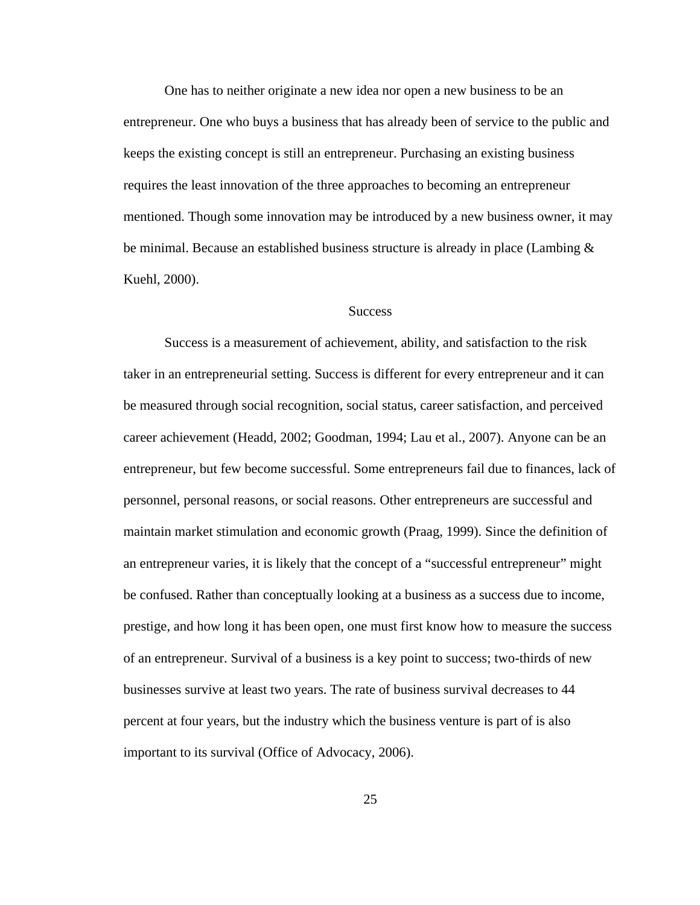One has to neither originate a new idea nor open a new business to be an entrepreneur. One who buys a business that has already been of service to the public and keeps the existing concept is still an entrepreneur. Purchasing an existing business requires the least innovation of the three approaches to becoming an entrepreneur mentioned. Though some innovation may be introduced by a new business owner, it may be minimal. Because an established business structure is already in place (Lambing & Kuehl, 2000).

## Success

Success is a measurement of achievement, ability, and satisfaction to the risk taker in an entrepreneurial setting. Success is different for every entrepreneur and it can be measured through social recognition, social status, career satisfaction, and perceived career achievement (Headd, 2002; Goodman, 1994; Lau et al., 2007). Anyone can be an entrepreneur, but few become successful. Some entrepreneurs fail due to finances, lack of personnel, personal reasons, or social reasons. Other entrepreneurs are successful and maintain market stimulation and economic growth (Praag, 1999). Since the definition of an entrepreneur varies, it is likely that the concept of a "successful entrepreneur" might be confused. Rather than conceptually looking at a business as a success due to income, prestige, and how long it has been open, one must first know how to measure the success of an entrepreneur. Survival of a business is a key point to success; two-thirds of new businesses survive at least two years. The rate of business survival decreases to 44 percent at four years, but the industry which the business venture is part of is also important to its survival (Office of Advocacy, 2006).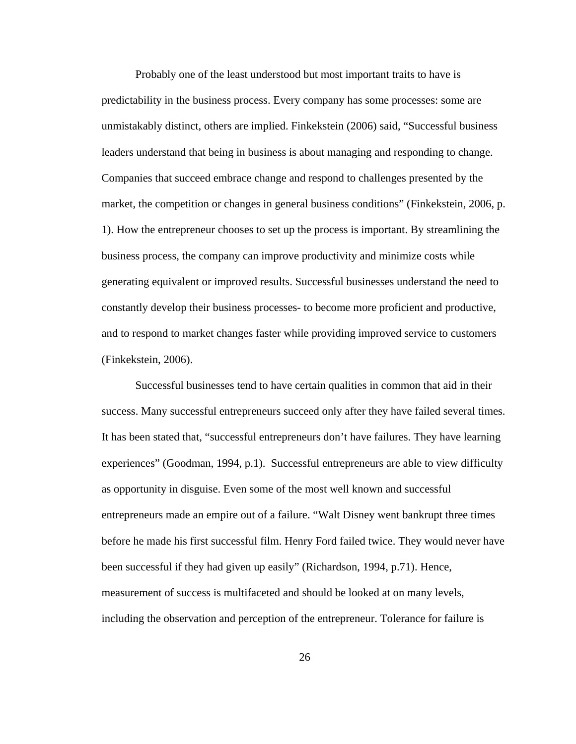Probably one of the least understood but most important traits to have is predictability in the business process. Every company has some processes: some are unmistakably distinct, others are implied. Finkekstein (2006) said, “Successful business leaders understand that being in business is about managing and responding to change. Companies that succeed embrace change and respond to challenges presented by the market, the competition or changes in general business conditions” (Finkekstein, 2006, p. 1). How the entrepreneur chooses to set up the process is important. By streamlining the business process, the company can improve productivity and minimize costs while generating equivalent or improved results. Successful businesses understand the need to constantly develop their business processes- to become more proficient and productive, and to respond to market changes faster while providing improved service to customers (Finkekstein, 2006).

Successful businesses tend to have certain qualities in common that aid in their success. Many successful entrepreneurs succeed only after they have failed several times. It has been stated that, “successful entrepreneurs don’t have failures. They have learning experiences” (Goodman, 1994, p.1). Successful entrepreneurs are able to view difficulty as opportunity in disguise. Even some of the most well known and successful entrepreneurs made an empire out of a failure. “Walt Disney went bankrupt three times before he made his first successful film. Henry Ford failed twice. They would never have been successful if they had given up easily” (Richardson, 1994, p.71). Hence, measurement of success is multifaceted and should be looked at on many levels, including the observation and perception of the entrepreneur. Tolerance for failure is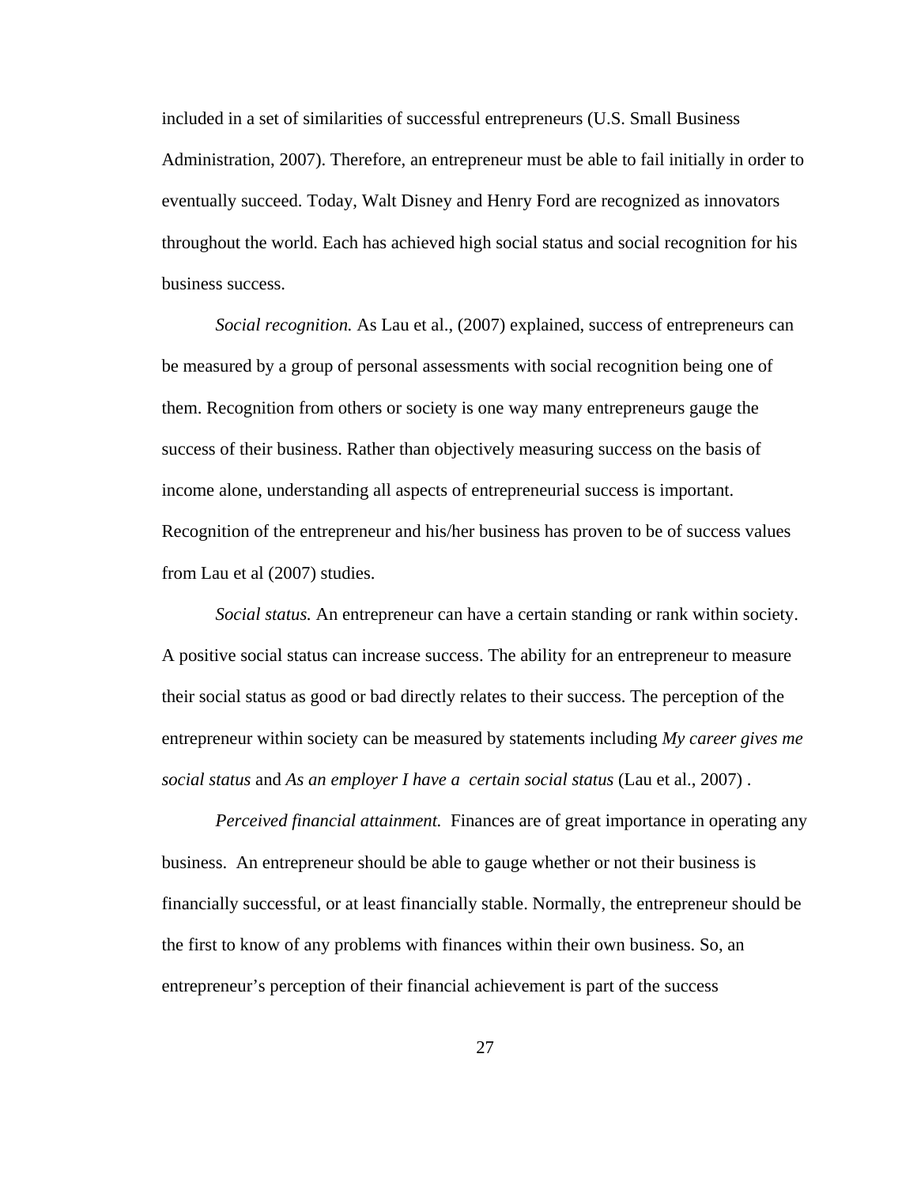included in a set of similarities of successful entrepreneurs (U.S. Small Business Administration, 2007). Therefore, an entrepreneur must be able to fail initially in order to eventually succeed. Today, Walt Disney and Henry Ford are recognized as innovators throughout the world. Each has achieved high social status and social recognition for his business success.

*Social recognition.* As Lau et al., (2007) explained, success of entrepreneurs can be measured by a group of personal assessments with social recognition being one of them. Recognition from others or society is one way many entrepreneurs gauge the success of their business. Rather than objectively measuring success on the basis of income alone, understanding all aspects of entrepreneurial success is important. Recognition of the entrepreneur and his/her business has proven to be of success values from Lau et al (2007) studies.

*Social status.* An entrepreneur can have a certain standing or rank within society. A positive social status can increase success. The ability for an entrepreneur to measure their social status as good or bad directly relates to their success. The perception of the entrepreneur within society can be measured by statements including *My career gives me social status* and *As an employer I have a certain social status* (Lau et al., 2007) .

*Perceived financial attainment.* Finances are of great importance in operating any business. An entrepreneur should be able to gauge whether or not their business is financially successful, or at least financially stable. Normally, the entrepreneur should be the first to know of any problems with finances within their own business. So, an entrepreneur's perception of their financial achievement is part of the success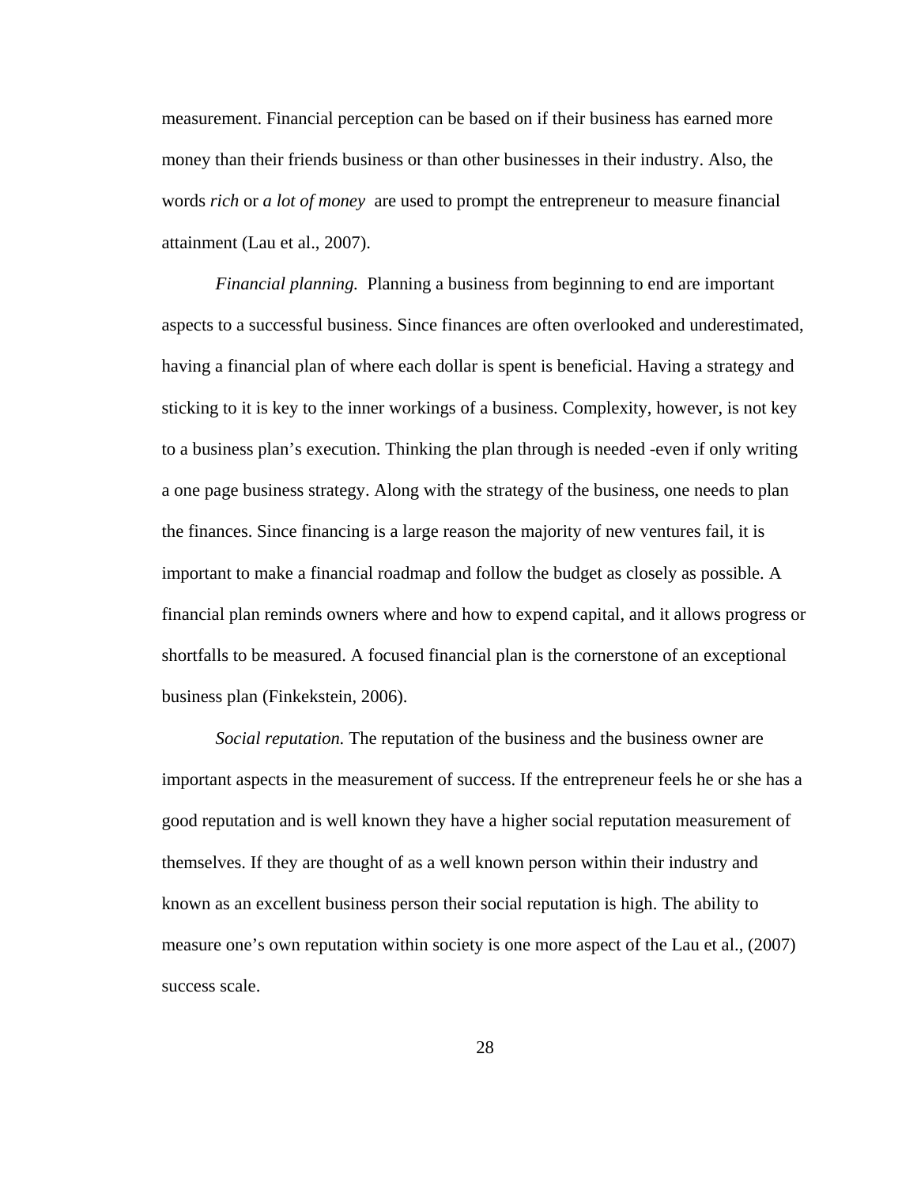measurement. Financial perception can be based on if their business has earned more money than their friends business or than other businesses in their industry. Also, the words *rich* or *a lot of money* are used to prompt the entrepreneur to measure financial attainment (Lau et al., 2007).

*Financial planning.* Planning a business from beginning to end are important aspects to a successful business. Since finances are often overlooked and underestimated, having a financial plan of where each dollar is spent is beneficial. Having a strategy and sticking to it is key to the inner workings of a business. Complexity, however, is not key to a business plan's execution. Thinking the plan through is needed -even if only writing a one page business strategy. Along with the strategy of the business, one needs to plan the finances. Since financing is a large reason the majority of new ventures fail, it is important to make a financial roadmap and follow the budget as closely as possible. A financial plan reminds owners where and how to expend capital, and it allows progress or shortfalls to be measured. A focused financial plan is the cornerstone of an exceptional business plan (Finkekstein, 2006).

*Social reputation.* The reputation of the business and the business owner are important aspects in the measurement of success. If the entrepreneur feels he or she has a good reputation and is well known they have a higher social reputation measurement of themselves. If they are thought of as a well known person within their industry and known as an excellent business person their social reputation is high. The ability to measure one's own reputation within society is one more aspect of the Lau et al., (2007) success scale.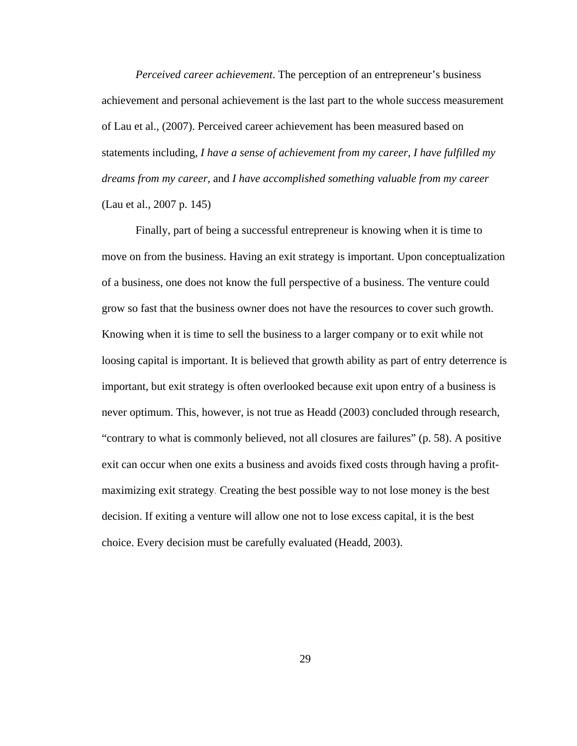*Perceived career achievement*. The perception of an entrepreneur's business achievement and personal achievement is the last part to the whole success measurement of Lau et al., (2007). Perceived career achievement has been measured based on statements including, *I have a sense of achievement from my career*, *I have fulfilled my dreams from my career*, and *I have accomplished something valuable from my career* (Lau et al., 2007 p. 145)

Finally, part of being a successful entrepreneur is knowing when it is time to move on from the business. Having an exit strategy is important. Upon conceptualization of a business, one does not know the full perspective of a business. The venture could grow so fast that the business owner does not have the resources to cover such growth. Knowing when it is time to sell the business to a larger company or to exit while not loosing capital is important. It is believed that growth ability as part of entry deterrence is important, but exit strategy is often overlooked because exit upon entry of a business is never optimum. This, however, is not true as Headd (2003) concluded through research, "contrary to what is commonly believed, not all closures are failures" (p. 58). A positive exit can occur when one exits a business and avoids fixed costs through having a profit-maximizing exit strategy. Creating the best possible way to not lose money is the best decision. If exiting a venture will allow one not to lose excess capital, it is the best choice. Every decision must be carefully evaluated (Headd, 2003).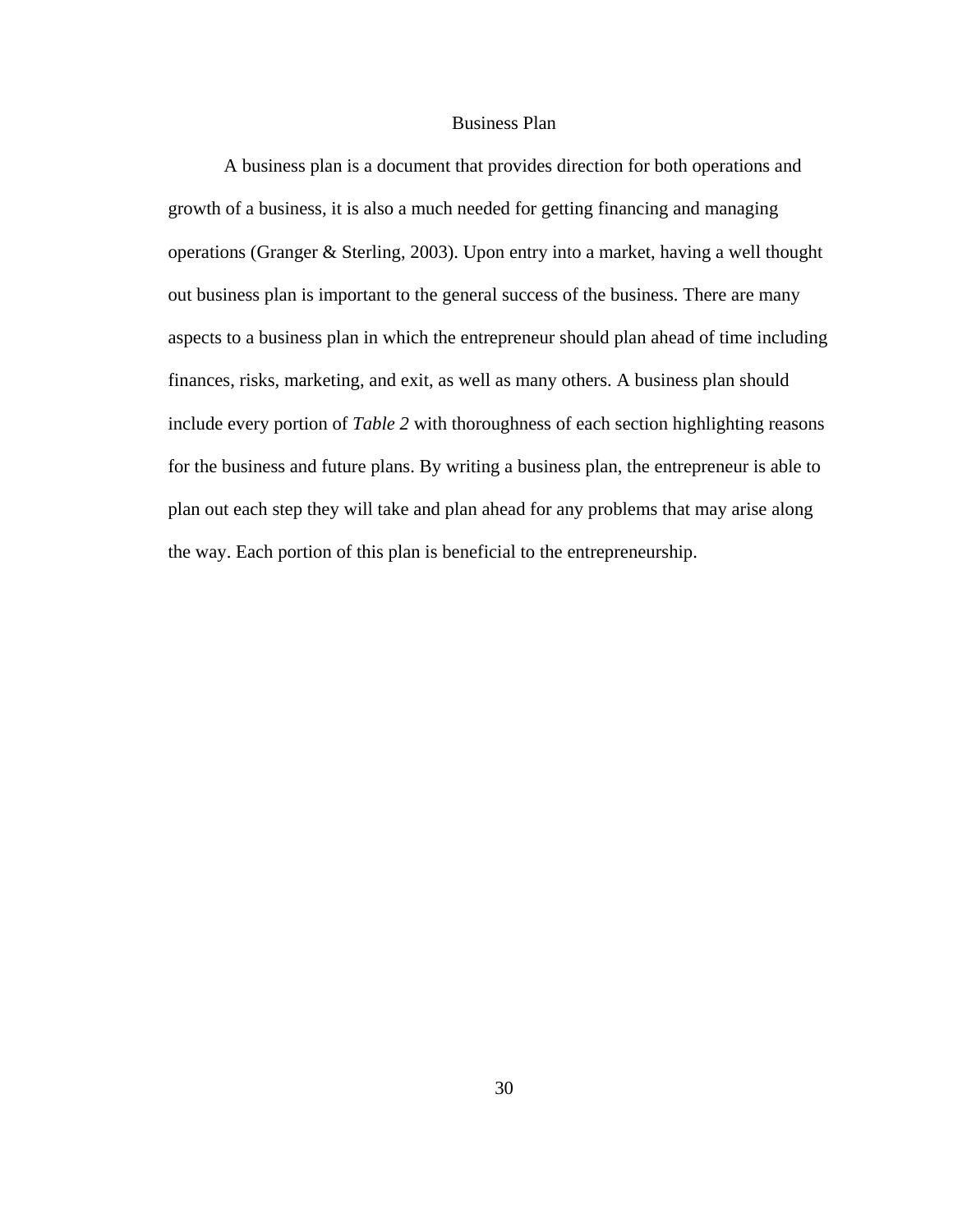# Business Plan

A business plan is a document that provides direction for both operations and growth of a business, it is also a much needed for getting financing and managing operations (Granger & Sterling, 2003). Upon entry into a market, having a well thought out business plan is important to the general success of the business. There are many aspects to a business plan in which the entrepreneur should plan ahead of time including finances, risks, marketing, and exit, as well as many others. A business plan should include every portion of *Table 2* with thoroughness of each section highlighting reasons for the business and future plans. By writing a business plan, the entrepreneur is able to plan out each step they will take and plan ahead for any problems that may arise along the way. Each portion of this plan is beneficial to the entrepreneurship.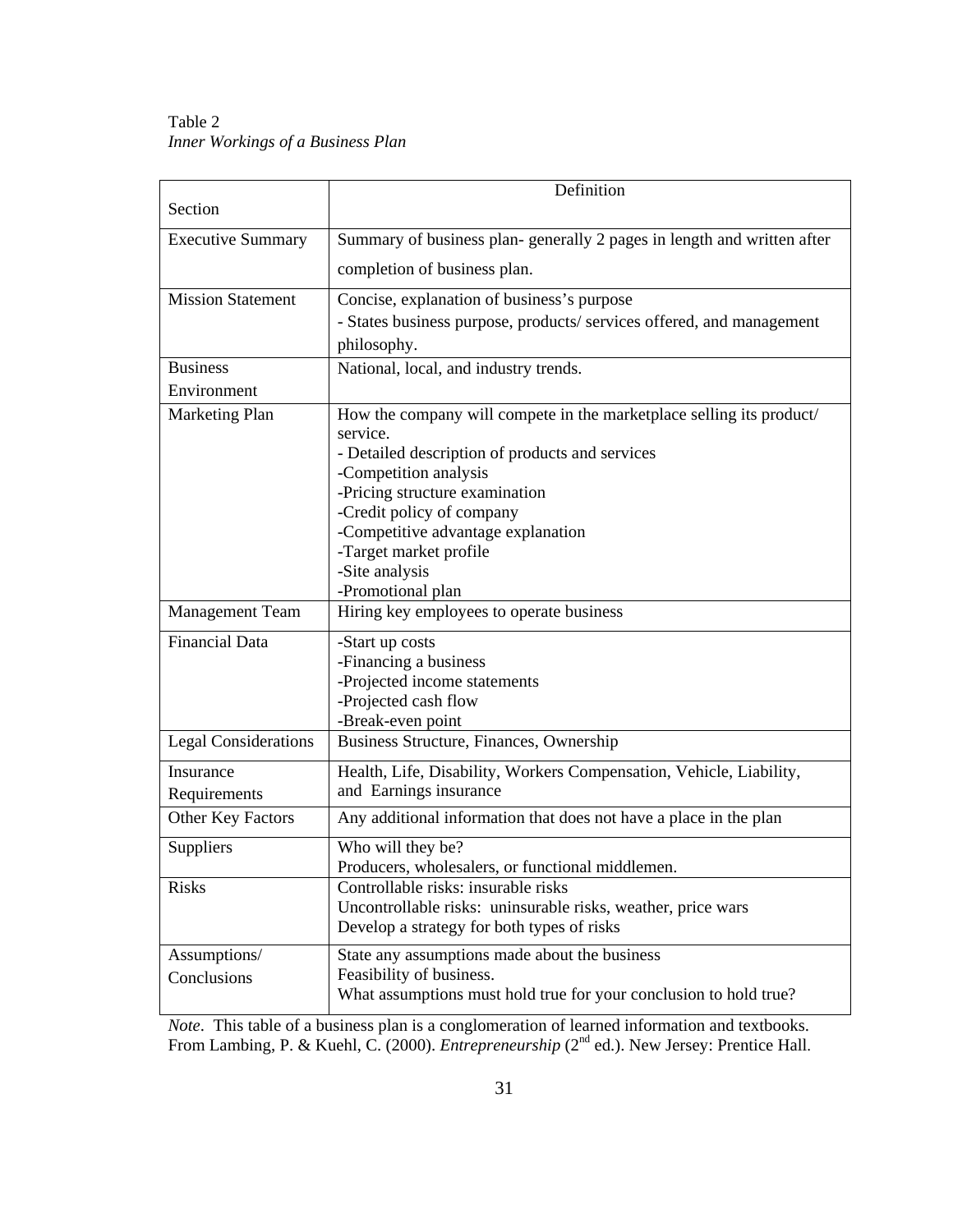Table 2

*Inner Workings of a Business Plan*

| Section | Definition |
|---|---|
| Executive Summary | Summary of business plan- generally 2 pages in length and written after completion of business plan. |
| Mission Statement | Concise, explanation of business's purpose<br>- States business purpose, products/ services offered, and management philosophy. |
| Business Environment | National, local, and industry trends. |
| Marketing Plan | How the company will compete in the marketplace selling its product/ service.<br>- Detailed description of products and services<br>-Competition analysis<br>-Pricing structure examination<br>-Credit policy of company<br>-Competitive advantage explanation<br>-Target market profile<br>-Site analysis<br>-Promotional plan |
| Management Team | Hiring key employees to operate business |
| Financial Data | -Start up costs<br>-Financing a business<br>-Projected income statements<br>-Projected cash flow<br>-Break-even point |
| Legal Considerations | Business Structure, Finances, Ownership |
| Insurance Requirements | Health, Life, Disability, Workers Compensation, Vehicle, Liability, and Earnings insurance |
| Other Key Factors | Any additional information that does not have a place in the plan |
| Suppliers | Who will they be?<br>Producers, wholesalers, or functional middlemen. |
| Risks | Controllable risks: insurable risks<br>Uncontrollable risks: uninsurable risks, weather, price wars<br>Develop a strategy for both types of risks |
| Assumptions/ Conclusions | State any assumptions made about the business<br>Feasibility of business.<br>What assumptions must hold true for your conclusion to hold true? |

*Note*. This table of a business plan is a conglomeration of learned information and textbooks. From Lambing, P. & Kuehl, C. (2000). *Entrepreneurship* (2nd ed.). New Jersey: Prentice Hall.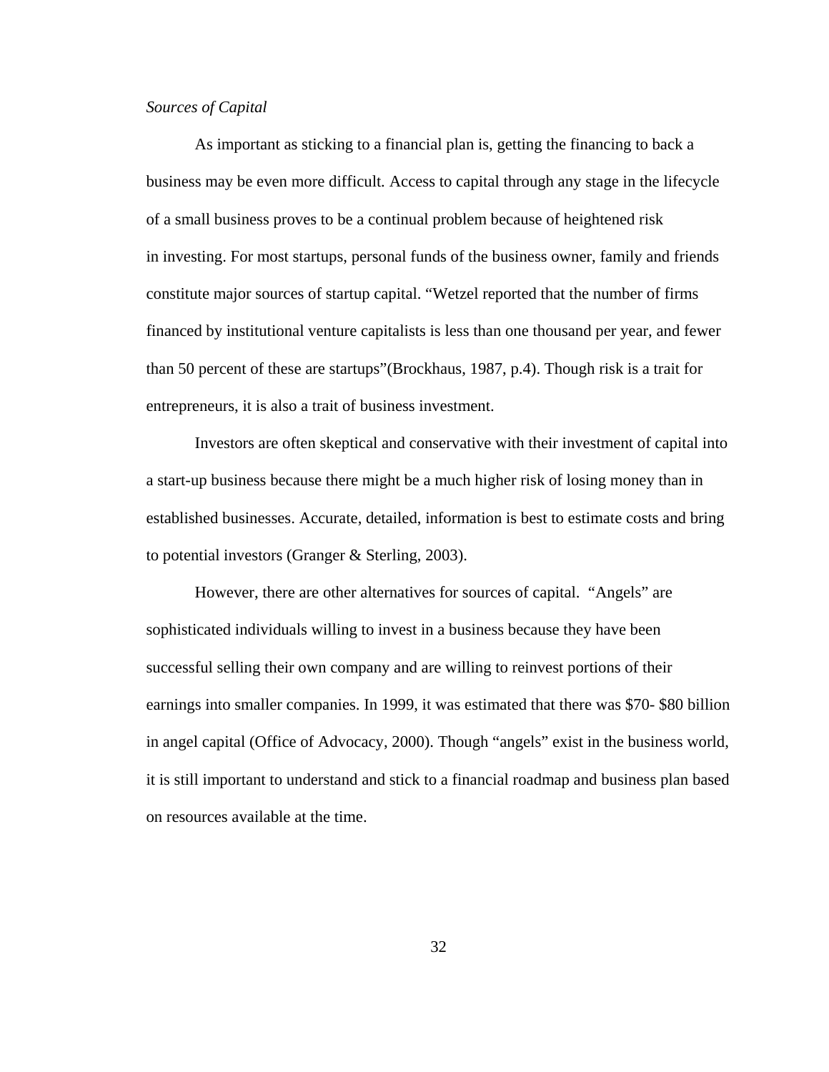*Sources of Capital*

As important as sticking to a financial plan is, getting the financing to back a business may be even more difficult. Access to capital through any stage in the lifecycle of a small business proves to be a continual problem because of heightened risk in investing. For most startups, personal funds of the business owner, family and friends constitute major sources of startup capital. “Wetzel reported that the number of firms financed by institutional venture capitalists is less than one thousand per year, and fewer than 50 percent of these are startups”(Brockhaus, 1987, p.4). Though risk is a trait for entrepreneurs, it is also a trait of business investment.

Investors are often skeptical and conservative with their investment of capital into a start-up business because there might be a much higher risk of losing money than in established businesses. Accurate, detailed, information is best to estimate costs and bring to potential investors (Granger & Sterling, 2003).

However, there are other alternatives for sources of capital. “Angels” are sophisticated individuals willing to invest in a business because they have been successful selling their own company and are willing to reinvest portions of their earnings into smaller companies. In 1999, it was estimated that there was $70- $80 billion in angel capital (Office of Advocacy, 2000). Though “angels” exist in the business world, it is still important to understand and stick to a financial roadmap and business plan based on resources available at the time.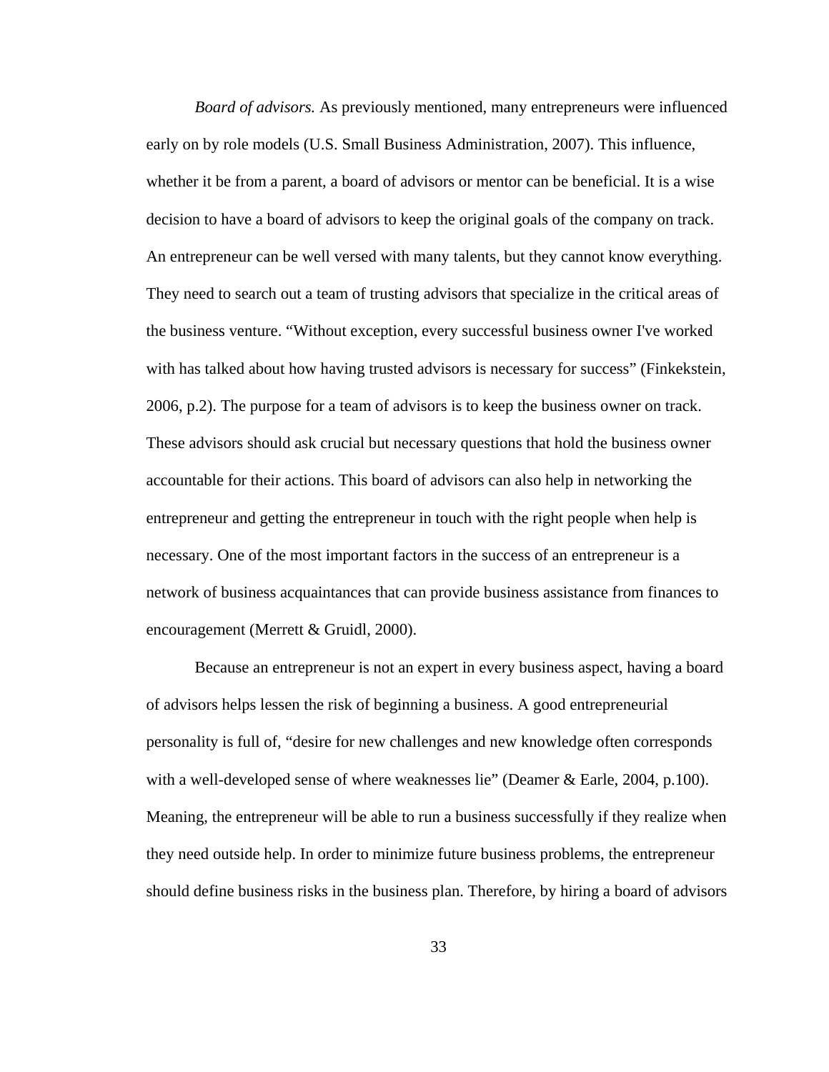*Board of advisors.* As previously mentioned, many entrepreneurs were influenced early on by role models (U.S. Small Business Administration, 2007). This influence, whether it be from a parent, a board of advisors or mentor can be beneficial. It is a wise decision to have a board of advisors to keep the original goals of the company on track. An entrepreneur can be well versed with many talents, but they cannot know everything. They need to search out a team of trusting advisors that specialize in the critical areas of the business venture. "Without exception, every successful business owner I've worked with has talked about how having trusted advisors is necessary for success" (Finkekstein, 2006, p.2). The purpose for a team of advisors is to keep the business owner on track. These advisors should ask crucial but necessary questions that hold the business owner accountable for their actions. This board of advisors can also help in networking the entrepreneur and getting the entrepreneur in touch with the right people when help is necessary. One of the most important factors in the success of an entrepreneur is a network of business acquaintances that can provide business assistance from finances to encouragement (Merrett & Gruidl, 2000).

Because an entrepreneur is not an expert in every business aspect, having a board of advisors helps lessen the risk of beginning a business. A good entrepreneurial personality is full of, "desire for new challenges and new knowledge often corresponds with a well-developed sense of where weaknesses lie" (Deamer & Earle, 2004, p.100). Meaning, the entrepreneur will be able to run a business successfully if they realize when they need outside help. In order to minimize future business problems, the entrepreneur should define business risks in the business plan. Therefore, by hiring a board of advisors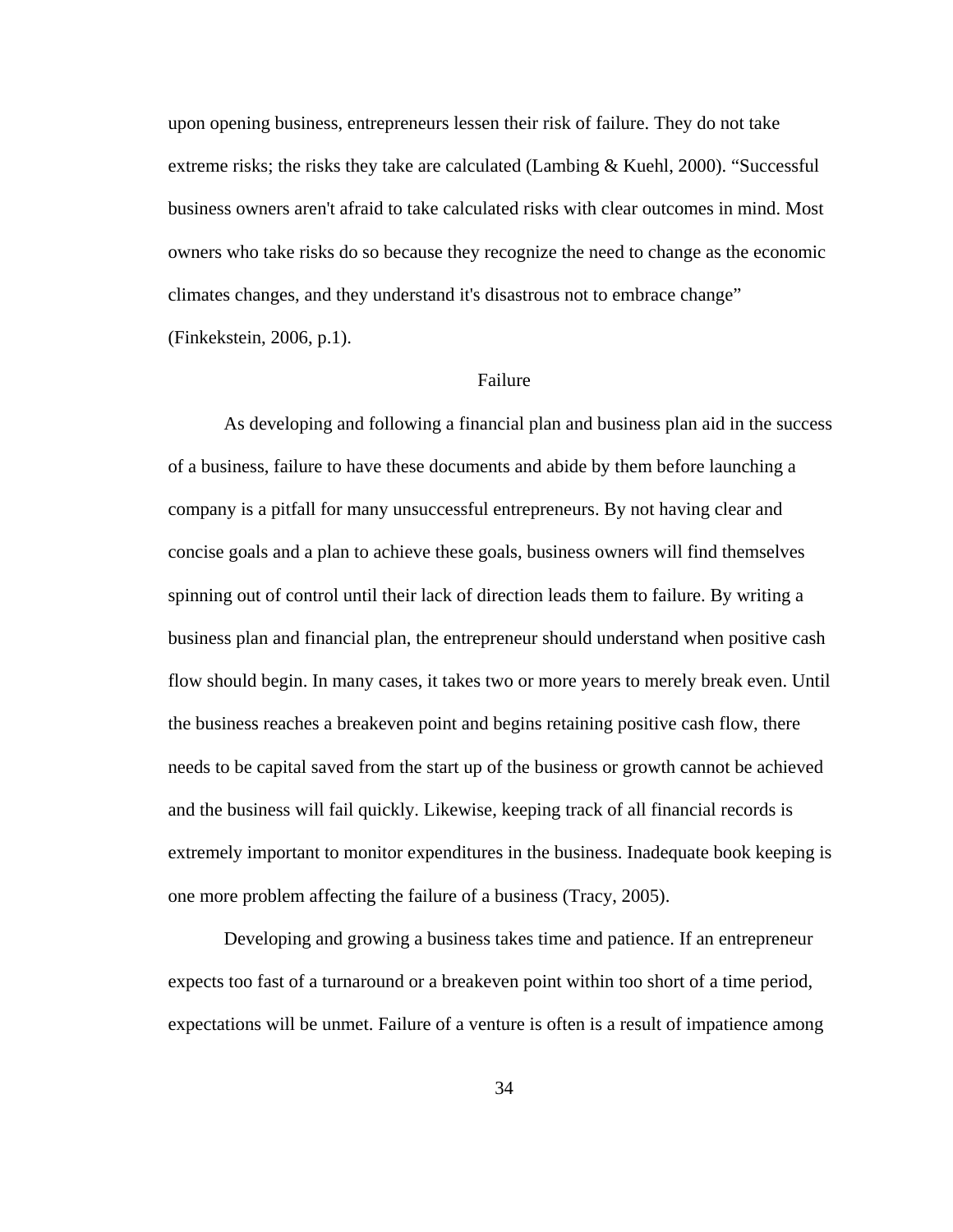upon opening business, entrepreneurs lessen their risk of failure. They do not take extreme risks; the risks they take are calculated (Lambing & Kuehl, 2000). "Successful business owners aren't afraid to take calculated risks with clear outcomes in mind. Most owners who take risks do so because they recognize the need to change as the economic climates changes, and they understand it's disastrous not to embrace change" (Finkekstein, 2006, p.1).

## Failure

As developing and following a financial plan and business plan aid in the success of a business, failure to have these documents and abide by them before launching a company is a pitfall for many unsuccessful entrepreneurs. By not having clear and concise goals and a plan to achieve these goals, business owners will find themselves spinning out of control until their lack of direction leads them to failure. By writing a business plan and financial plan, the entrepreneur should understand when positive cash flow should begin. In many cases, it takes two or more years to merely break even. Until the business reaches a breakeven point and begins retaining positive cash flow, there needs to be capital saved from the start up of the business or growth cannot be achieved and the business will fail quickly. Likewise, keeping track of all financial records is extremely important to monitor expenditures in the business. Inadequate book keeping is one more problem affecting the failure of a business (Tracy, 2005).

Developing and growing a business takes time and patience. If an entrepreneur expects too fast of a turnaround or a breakeven point within too short of a time period, expectations will be unmet. Failure of a venture is often is a result of impatience among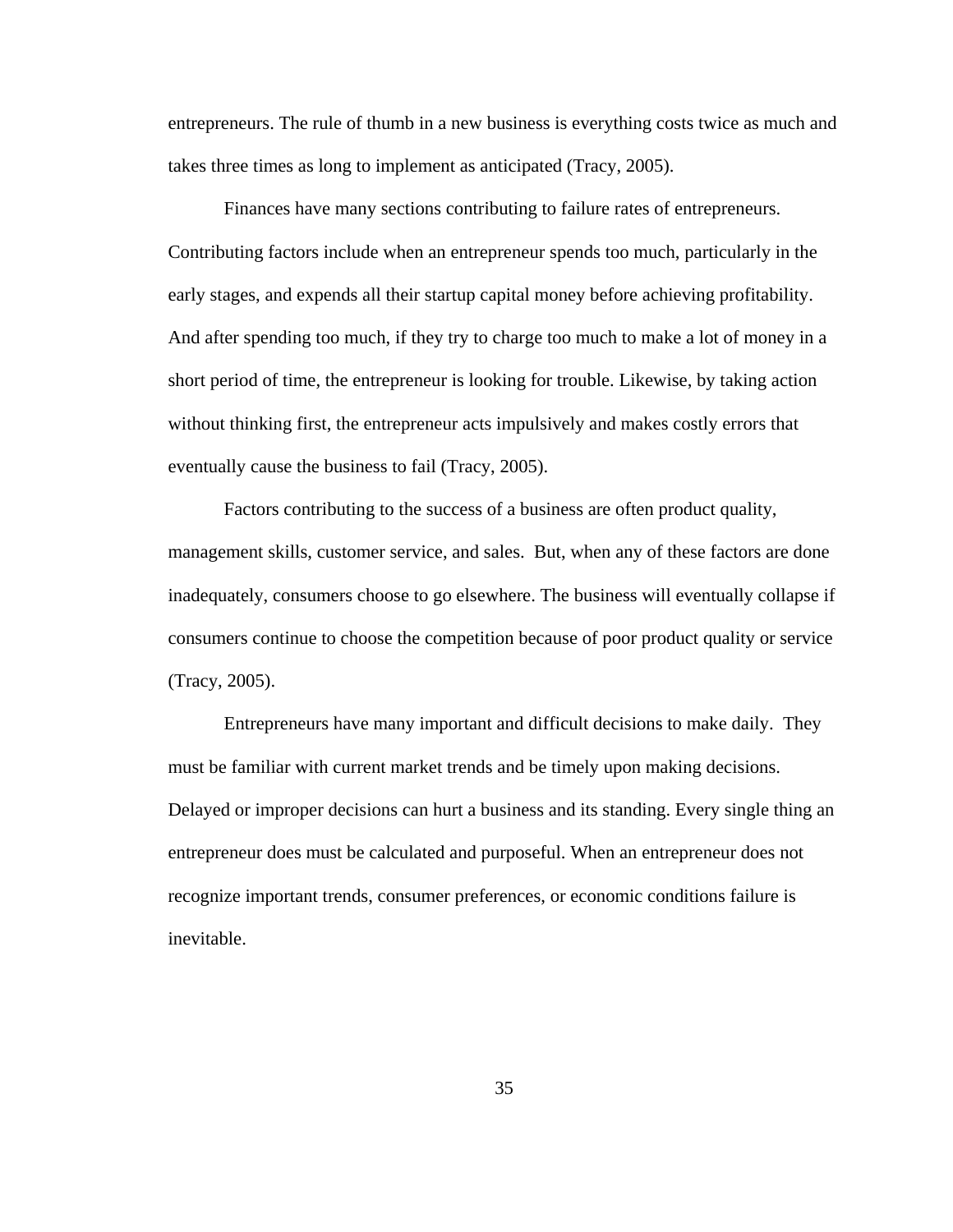entrepreneurs. The rule of thumb in a new business is everything costs twice as much and takes three times as long to implement as anticipated (Tracy, 2005).

Finances have many sections contributing to failure rates of entrepreneurs. Contributing factors include when an entrepreneur spends too much, particularly in the early stages, and expends all their startup capital money before achieving profitability. And after spending too much, if they try to charge too much to make a lot of money in a short period of time, the entrepreneur is looking for trouble. Likewise, by taking action without thinking first, the entrepreneur acts impulsively and makes costly errors that eventually cause the business to fail (Tracy, 2005).

Factors contributing to the success of a business are often product quality, management skills, customer service, and sales. But, when any of these factors are done inadequately, consumers choose to go elsewhere. The business will eventually collapse if consumers continue to choose the competition because of poor product quality or service (Tracy, 2005).

Entrepreneurs have many important and difficult decisions to make daily. They must be familiar with current market trends and be timely upon making decisions. Delayed or improper decisions can hurt a business and its standing. Every single thing an entrepreneur does must be calculated and purposeful. When an entrepreneur does not recognize important trends, consumer preferences, or economic conditions failure is inevitable.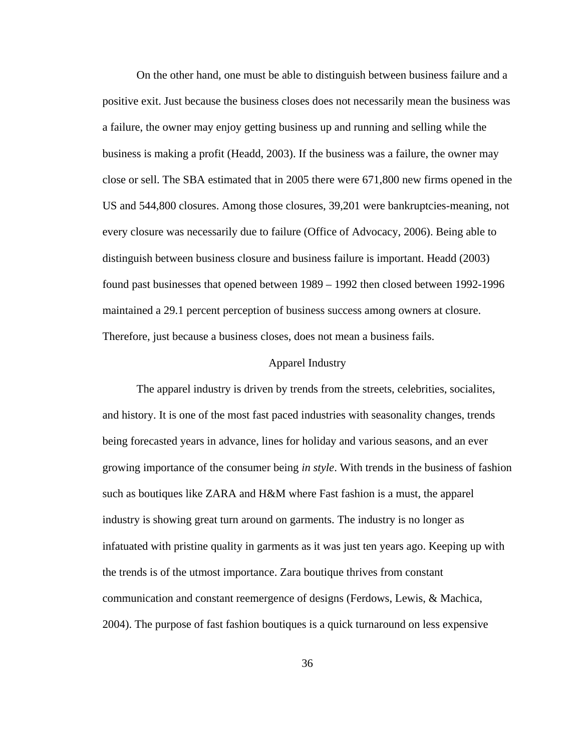On the other hand, one must be able to distinguish between business failure and a positive exit. Just because the business closes does not necessarily mean the business was a failure, the owner may enjoy getting business up and running and selling while the business is making a profit (Headd, 2003). If the business was a failure, the owner may close or sell. The SBA estimated that in 2005 there were 671,800 new firms opened in the US and 544,800 closures. Among those closures, 39,201 were bankruptcies-meaning, not every closure was necessarily due to failure (Office of Advocacy, 2006). Being able to distinguish between business closure and business failure is important. Headd (2003) found past businesses that opened between 1989 – 1992 then closed between 1992-1996 maintained a 29.1 percent perception of business success among owners at closure. Therefore, just because a business closes, does not mean a business fails.

## Apparel Industry

The apparel industry is driven by trends from the streets, celebrities, socialites, and history. It is one of the most fast paced industries with seasonality changes, trends being forecasted years in advance, lines for holiday and various seasons, and an ever growing importance of the consumer being *in style*. With trends in the business of fashion such as boutiques like ZARA and H&M where Fast fashion is a must, the apparel industry is showing great turn around on garments. The industry is no longer as infatuated with pristine quality in garments as it was just ten years ago. Keeping up with the trends is of the utmost importance. Zara boutique thrives from constant communication and constant reemergence of designs (Ferdows, Lewis, & Machica, 2004). The purpose of fast fashion boutiques is a quick turnaround on less expensive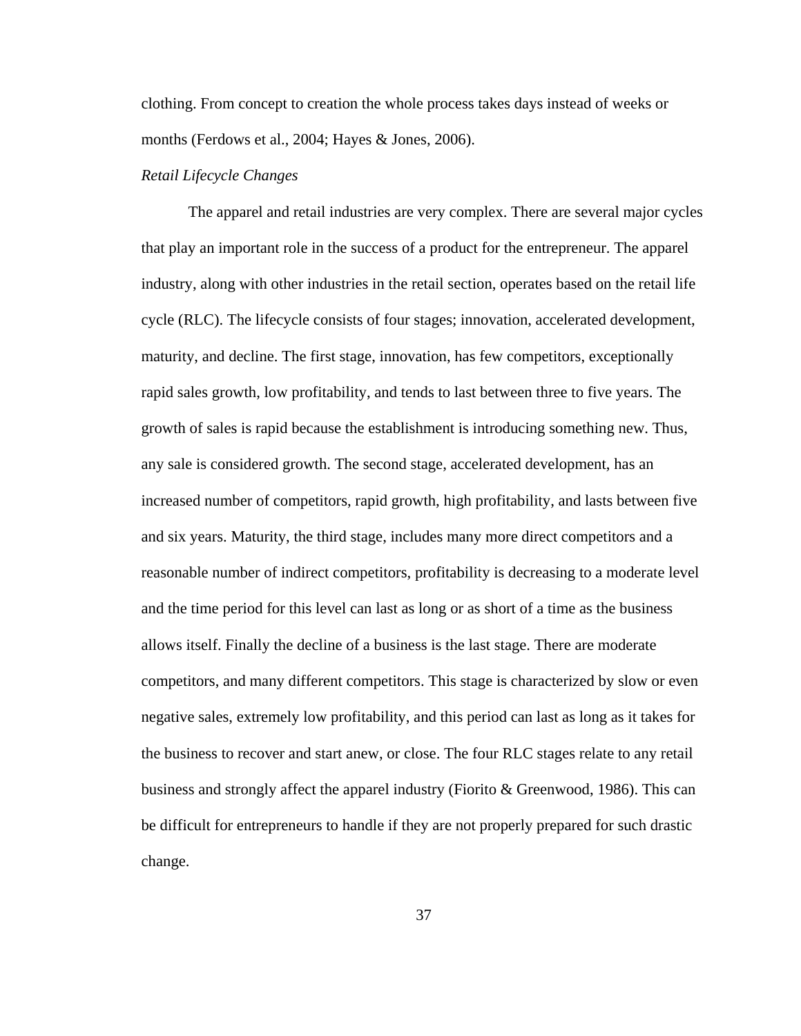clothing. From concept to creation the whole process takes days instead of weeks or months (Ferdows et al., 2004; Hayes & Jones, 2006).

*Retail Lifecycle Changes*

The apparel and retail industries are very complex. There are several major cycles that play an important role in the success of a product for the entrepreneur. The apparel industry, along with other industries in the retail section, operates based on the retail life cycle (RLC). The lifecycle consists of four stages; innovation, accelerated development, maturity, and decline. The first stage, innovation, has few competitors, exceptionally rapid sales growth, low profitability, and tends to last between three to five years. The growth of sales is rapid because the establishment is introducing something new. Thus, any sale is considered growth. The second stage, accelerated development, has an increased number of competitors, rapid growth, high profitability, and lasts between five and six years. Maturity, the third stage, includes many more direct competitors and a reasonable number of indirect competitors, profitability is decreasing to a moderate level and the time period for this level can last as long or as short of a time as the business allows itself. Finally the decline of a business is the last stage. There are moderate competitors, and many different competitors. This stage is characterized by slow or even negative sales, extremely low profitability, and this period can last as long as it takes for the business to recover and start anew, or close. The four RLC stages relate to any retail business and strongly affect the apparel industry (Fiorito & Greenwood, 1986). This can be difficult for entrepreneurs to handle if they are not properly prepared for such drastic change.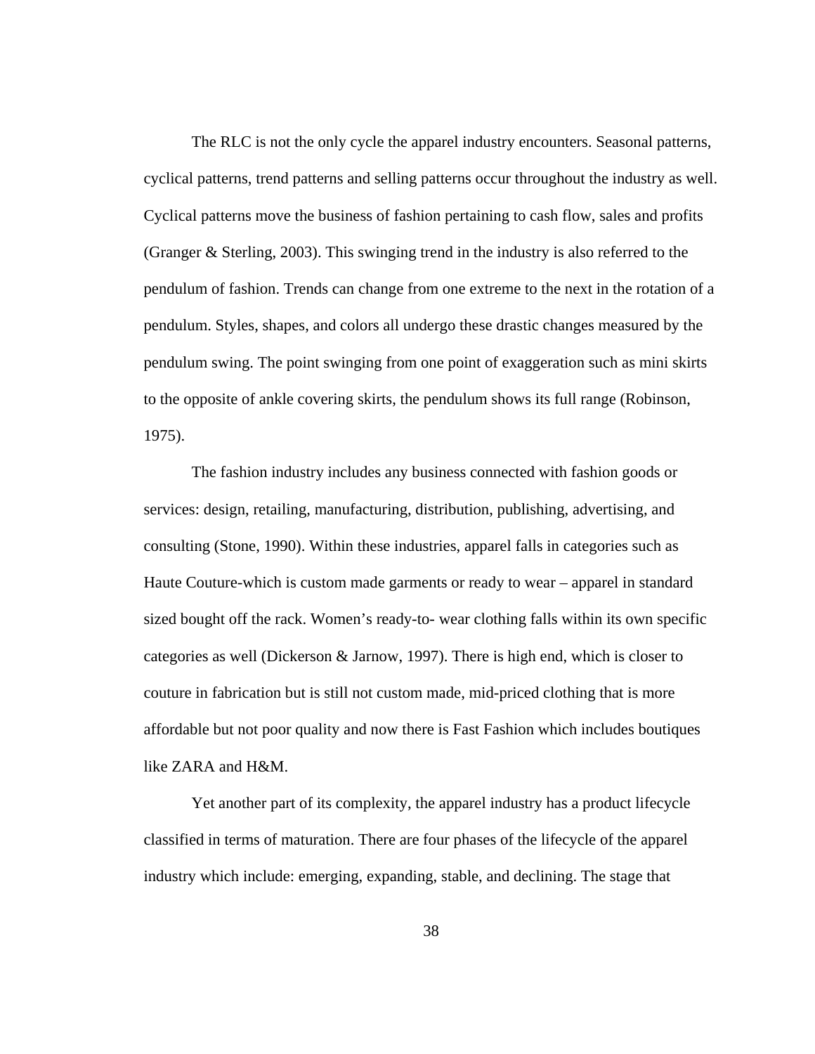The RLC is not the only cycle the apparel industry encounters. Seasonal patterns, cyclical patterns, trend patterns and selling patterns occur throughout the industry as well. Cyclical patterns move the business of fashion pertaining to cash flow, sales and profits (Granger & Sterling, 2003). This swinging trend in the industry is also referred to the pendulum of fashion. Trends can change from one extreme to the next in the rotation of a pendulum. Styles, shapes, and colors all undergo these drastic changes measured by the pendulum swing. The point swinging from one point of exaggeration such as mini skirts to the opposite of ankle covering skirts, the pendulum shows its full range (Robinson, 1975).

The fashion industry includes any business connected with fashion goods or services: design, retailing, manufacturing, distribution, publishing, advertising, and consulting (Stone, 1990). Within these industries, apparel falls in categories such as Haute Couture-which is custom made garments or ready to wear – apparel in standard sized bought off the rack. Women's ready-to- wear clothing falls within its own specific categories as well (Dickerson & Jarnow, 1997). There is high end, which is closer to couture in fabrication but is still not custom made, mid-priced clothing that is more affordable but not poor quality and now there is Fast Fashion which includes boutiques like ZARA and H&M.

Yet another part of its complexity, the apparel industry has a product lifecycle classified in terms of maturation. There are four phases of the lifecycle of the apparel industry which include: emerging, expanding, stable, and declining. The stage that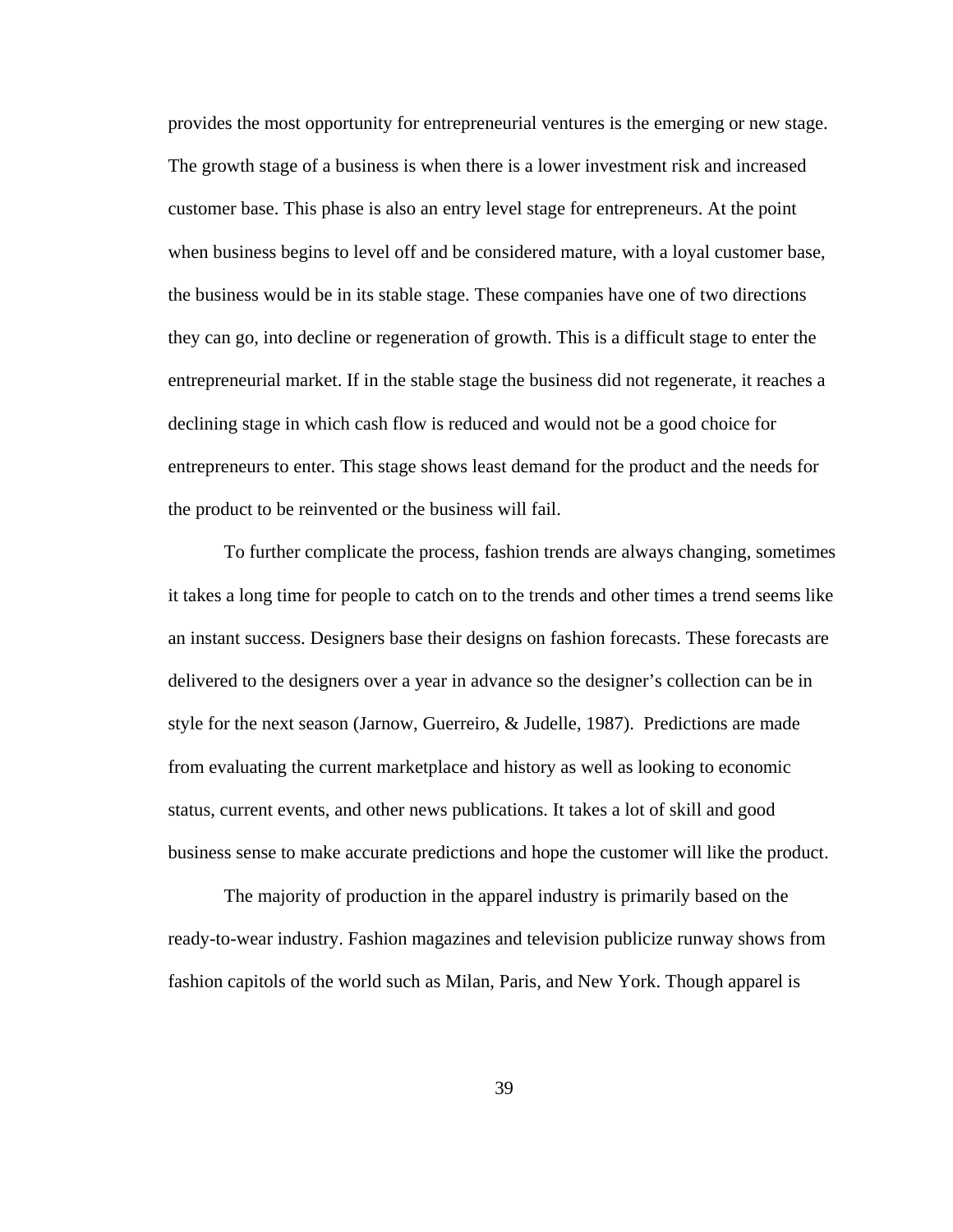provides the most opportunity for entrepreneurial ventures is the emerging or new stage. The growth stage of a business is when there is a lower investment risk and increased customer base. This phase is also an entry level stage for entrepreneurs. At the point when business begins to level off and be considered mature, with a loyal customer base, the business would be in its stable stage. These companies have one of two directions they can go, into decline or regeneration of growth. This is a difficult stage to enter the entrepreneurial market. If in the stable stage the business did not regenerate, it reaches a declining stage in which cash flow is reduced and would not be a good choice for entrepreneurs to enter. This stage shows least demand for the product and the needs for the product to be reinvented or the business will fail.

To further complicate the process, fashion trends are always changing, sometimes it takes a long time for people to catch on to the trends and other times a trend seems like an instant success. Designers base their designs on fashion forecasts. These forecasts are delivered to the designers over a year in advance so the designer's collection can be in style for the next season (Jarnow, Guerreiro, & Judelle, 1987). Predictions are made from evaluating the current marketplace and history as well as looking to economic status, current events, and other news publications. It takes a lot of skill and good business sense to make accurate predictions and hope the customer will like the product.

The majority of production in the apparel industry is primarily based on the ready-to-wear industry. Fashion magazines and television publicize runway shows from fashion capitols of the world such as Milan, Paris, and New York. Though apparel is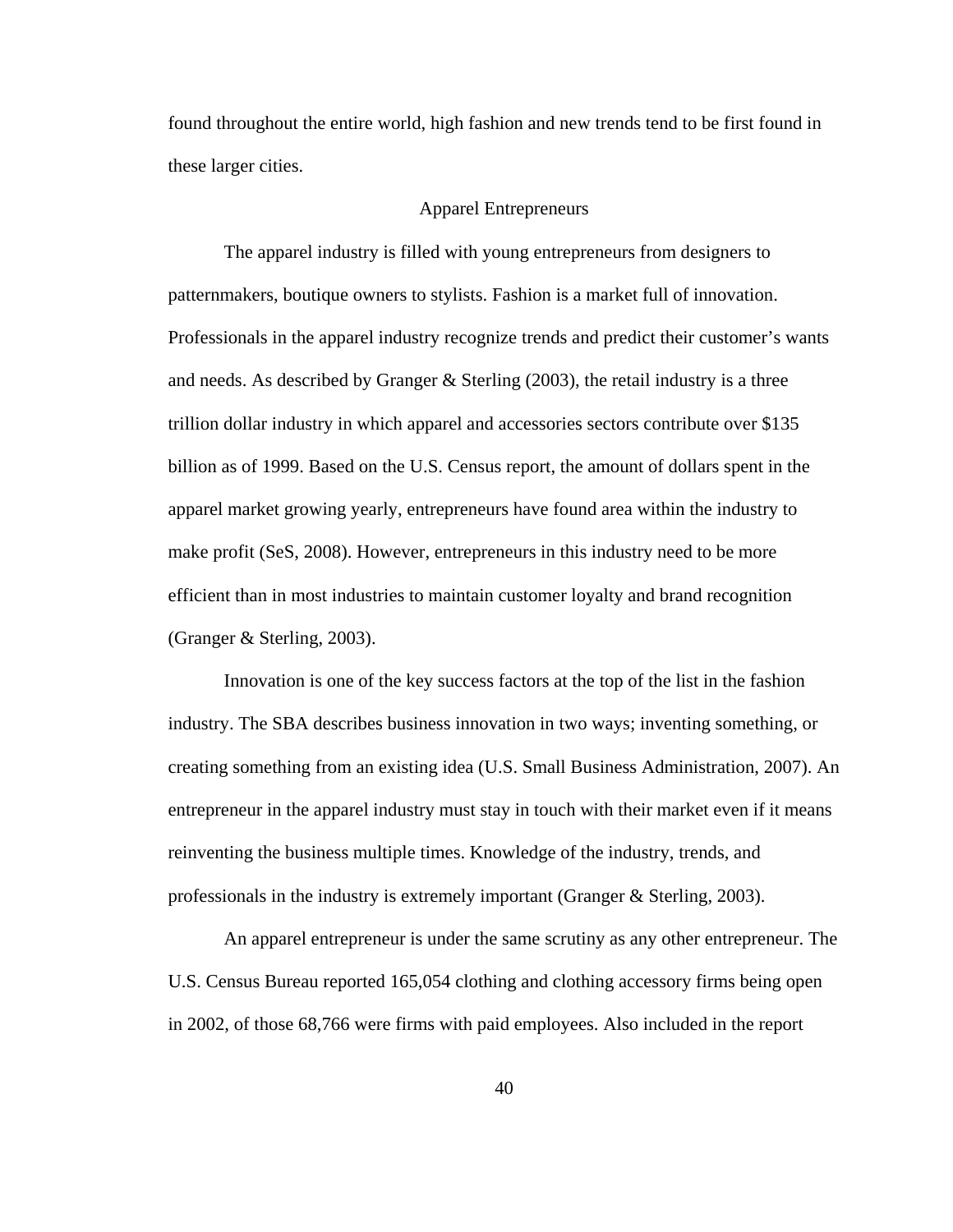found throughout the entire world, high fashion and new trends tend to be first found in these larger cities.

## Apparel Entrepreneurs

The apparel industry is filled with young entrepreneurs from designers to patternmakers, boutique owners to stylists. Fashion is a market full of innovation. Professionals in the apparel industry recognize trends and predict their customer's wants and needs. As described by Granger & Sterling (2003), the retail industry is a three trillion dollar industry in which apparel and accessories sectors contribute over $135 billion as of 1999. Based on the U.S. Census report, the amount of dollars spent in the apparel market growing yearly, entrepreneurs have found area within the industry to make profit (SeS, 2008). However, entrepreneurs in this industry need to be more efficient than in most industries to maintain customer loyalty and brand recognition (Granger & Sterling, 2003).

Innovation is one of the key success factors at the top of the list in the fashion industry. The SBA describes business innovation in two ways; inventing something, or creating something from an existing idea (U.S. Small Business Administration, 2007). An entrepreneur in the apparel industry must stay in touch with their market even if it means reinventing the business multiple times. Knowledge of the industry, trends, and professionals in the industry is extremely important (Granger & Sterling, 2003).

An apparel entrepreneur is under the same scrutiny as any other entrepreneur. The U.S. Census Bureau reported 165,054 clothing and clothing accessory firms being open in 2002, of those 68,766 were firms with paid employees. Also included in the report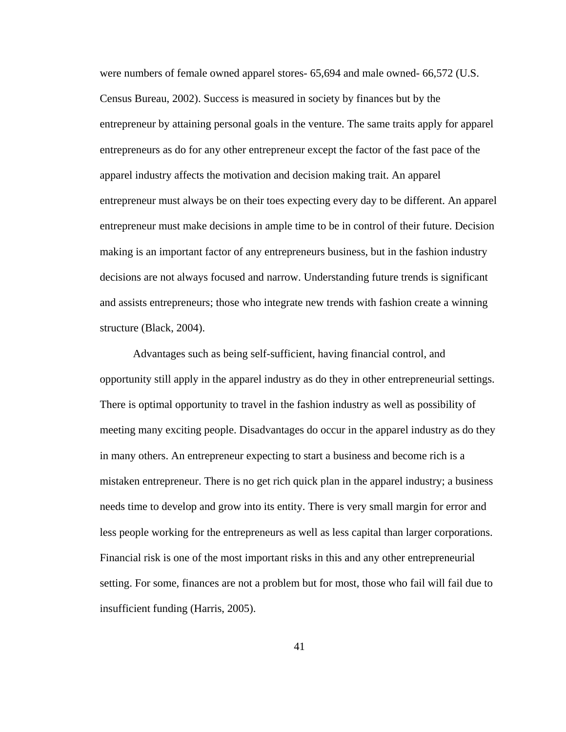were numbers of female owned apparel stores- 65,694 and male owned- 66,572 (U.S. Census Bureau, 2002). Success is measured in society by finances but by the entrepreneur by attaining personal goals in the venture. The same traits apply for apparel entrepreneurs as do for any other entrepreneur except the factor of the fast pace of the apparel industry affects the motivation and decision making trait. An apparel entrepreneur must always be on their toes expecting every day to be different. An apparel entrepreneur must make decisions in ample time to be in control of their future. Decision making is an important factor of any entrepreneurs business, but in the fashion industry decisions are not always focused and narrow. Understanding future trends is significant and assists entrepreneurs; those who integrate new trends with fashion create a winning structure (Black, 2004).

Advantages such as being self-sufficient, having financial control, and opportunity still apply in the apparel industry as do they in other entrepreneurial settings. There is optimal opportunity to travel in the fashion industry as well as possibility of meeting many exciting people. Disadvantages do occur in the apparel industry as do they in many others. An entrepreneur expecting to start a business and become rich is a mistaken entrepreneur. There is no get rich quick plan in the apparel industry; a business needs time to develop and grow into its entity. There is very small margin for error and less people working for the entrepreneurs as well as less capital than larger corporations. Financial risk is one of the most important risks in this and any other entrepreneurial setting. For some, finances are not a problem but for most, those who fail will fail due to insufficient funding (Harris, 2005).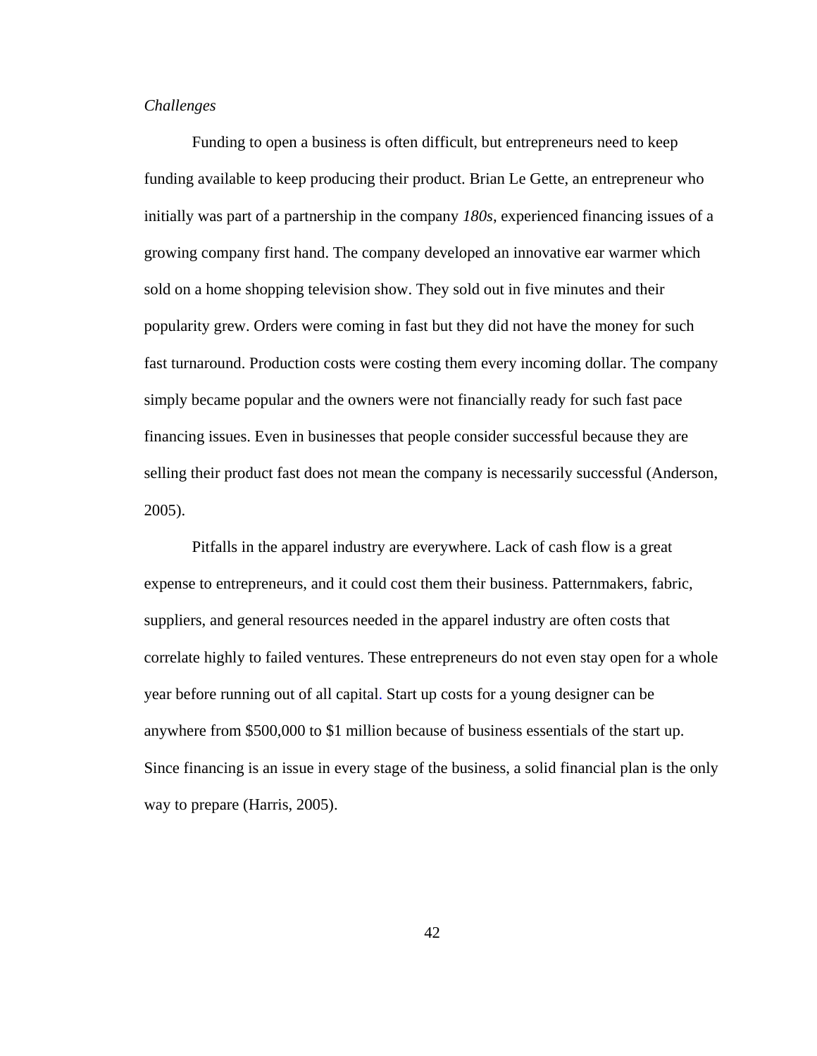*Challenges*

Funding to open a business is often difficult, but entrepreneurs need to keep funding available to keep producing their product. Brian Le Gette, an entrepreneur who initially was part of a partnership in the company *180s*, experienced financing issues of a growing company first hand. The company developed an innovative ear warmer which sold on a home shopping television show. They sold out in five minutes and their popularity grew. Orders were coming in fast but they did not have the money for such fast turnaround. Production costs were costing them every incoming dollar. The company simply became popular and the owners were not financially ready for such fast pace financing issues. Even in businesses that people consider successful because they are selling their product fast does not mean the company is necessarily successful (Anderson, 2005).

Pitfalls in the apparel industry are everywhere. Lack of cash flow is a great expense to entrepreneurs, and it could cost them their business. Patternmakers, fabric, suppliers, and general resources needed in the apparel industry are often costs that correlate highly to failed ventures. These entrepreneurs do not even stay open for a whole year before running out of all capital. Start up costs for a young designer can be anywhere from $500,000 to $1 million because of business essentials of the start up. Since financing is an issue in every stage of the business, a solid financial plan is the only way to prepare (Harris, 2005).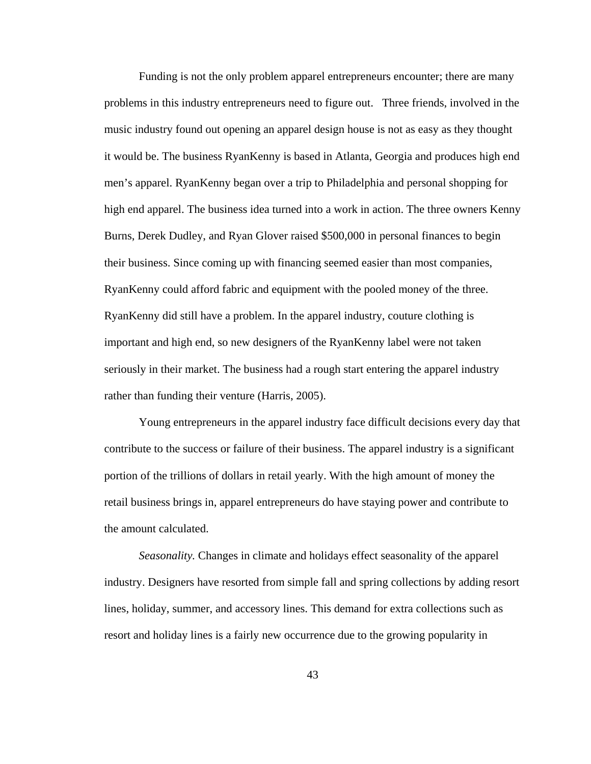Funding is not the only problem apparel entrepreneurs encounter; there are many problems in this industry entrepreneurs need to figure out.   Three friends, involved in the music industry found out opening an apparel design house is not as easy as they thought it would be. The business RyanKenny is based in Atlanta, Georgia and produces high end men's apparel. RyanKenny began over a trip to Philadelphia and personal shopping for high end apparel. The business idea turned into a work in action. The three owners Kenny Burns, Derek Dudley, and Ryan Glover raised $500,000 in personal finances to begin their business. Since coming up with financing seemed easier than most companies, RyanKenny could afford fabric and equipment with the pooled money of the three. RyanKenny did still have a problem. In the apparel industry, couture clothing is important and high end, so new designers of the RyanKenny label were not taken seriously in their market. The business had a rough start entering the apparel industry rather than funding their venture (Harris, 2005).

Young entrepreneurs in the apparel industry face difficult decisions every day that contribute to the success or failure of their business. The apparel industry is a significant portion of the trillions of dollars in retail yearly. With the high amount of money the retail business brings in, apparel entrepreneurs do have staying power and contribute to the amount calculated.

*Seasonality.* Changes in climate and holidays effect seasonality of the apparel industry. Designers have resorted from simple fall and spring collections by adding resort lines, holiday, summer, and accessory lines. This demand for extra collections such as resort and holiday lines is a fairly new occurrence due to the growing popularity in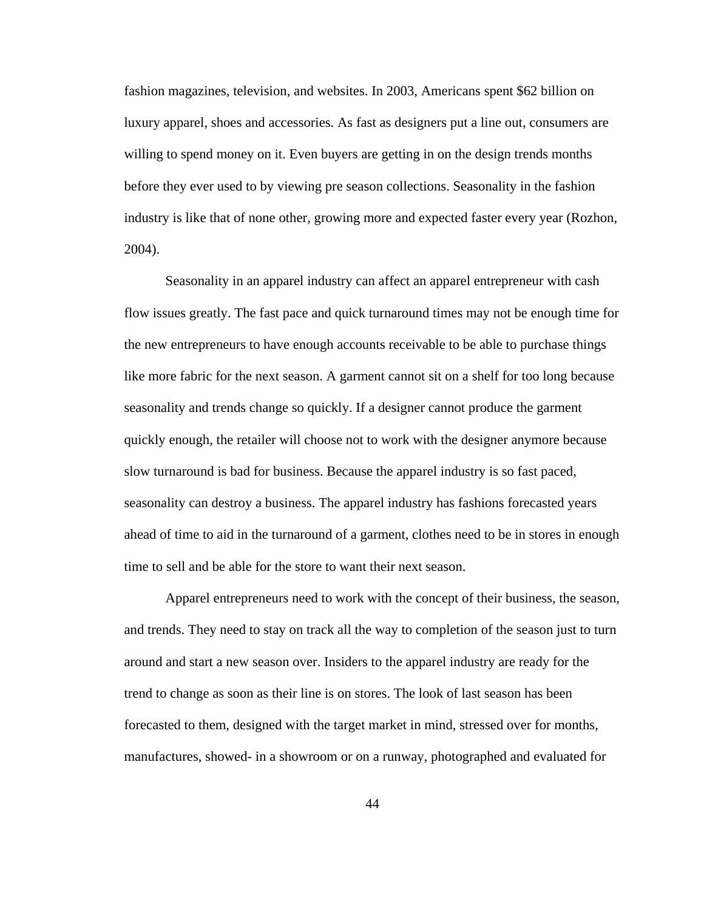fashion magazines, television, and websites. In 2003, Americans spent $62 billion on luxury apparel, shoes and accessories. As fast as designers put a line out, consumers are willing to spend money on it. Even buyers are getting in on the design trends months before they ever used to by viewing pre season collections. Seasonality in the fashion industry is like that of none other, growing more and expected faster every year (Rozhon, 2004).

Seasonality in an apparel industry can affect an apparel entrepreneur with cash flow issues greatly. The fast pace and quick turnaround times may not be enough time for the new entrepreneurs to have enough accounts receivable to be able to purchase things like more fabric for the next season. A garment cannot sit on a shelf for too long because seasonality and trends change so quickly. If a designer cannot produce the garment quickly enough, the retailer will choose not to work with the designer anymore because slow turnaround is bad for business. Because the apparel industry is so fast paced, seasonality can destroy a business. The apparel industry has fashions forecasted years ahead of time to aid in the turnaround of a garment, clothes need to be in stores in enough time to sell and be able for the store to want their next season.

Apparel entrepreneurs need to work with the concept of their business, the season, and trends. They need to stay on track all the way to completion of the season just to turn around and start a new season over. Insiders to the apparel industry are ready for the trend to change as soon as their line is on stores. The look of last season has been forecasted to them, designed with the target market in mind, stressed over for months, manufactures, showed- in a showroom or on a runway, photographed and evaluated for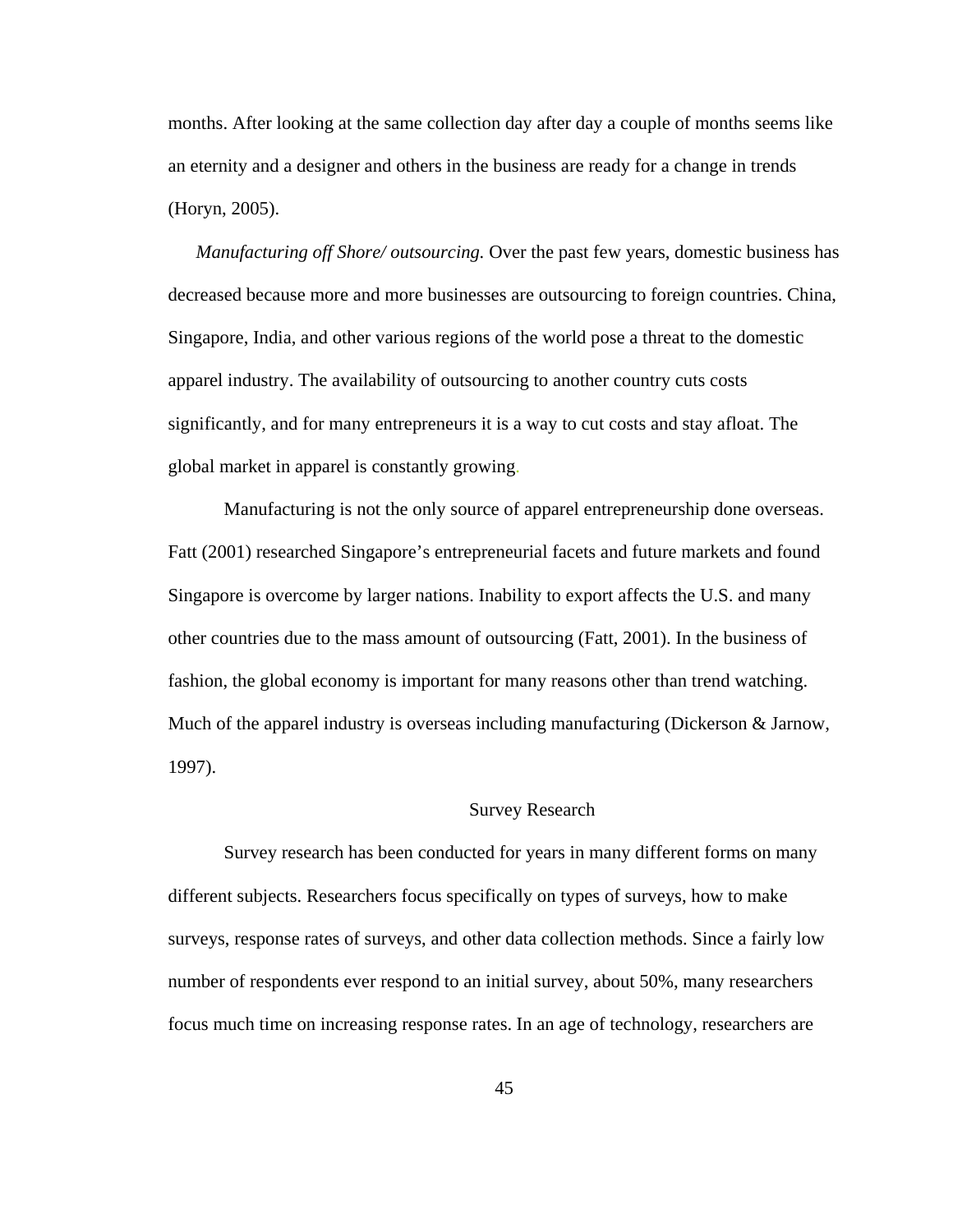months. After looking at the same collection day after day a couple of months seems like an eternity and a designer and others in the business are ready for a change in trends (Horyn, 2005).

*Manufacturing off Shore/ outsourcing.* Over the past few years, domestic business has decreased because more and more businesses are outsourcing to foreign countries. China, Singapore, India, and other various regions of the world pose a threat to the domestic apparel industry. The availability of outsourcing to another country cuts costs significantly, and for many entrepreneurs it is a way to cut costs and stay afloat. The global market in apparel is constantly growing.

Manufacturing is not the only source of apparel entrepreneurship done overseas. Fatt (2001) researched Singapore's entrepreneurial facets and future markets and found Singapore is overcome by larger nations. Inability to export affects the U.S. and many other countries due to the mass amount of outsourcing (Fatt, 2001). In the business of fashion, the global economy is important for many reasons other than trend watching. Much of the apparel industry is overseas including manufacturing (Dickerson & Jarnow, 1997).

## Survey Research

Survey research has been conducted for years in many different forms on many different subjects. Researchers focus specifically on types of surveys, how to make surveys, response rates of surveys, and other data collection methods. Since a fairly low number of respondents ever respond to an initial survey, about 50%, many researchers focus much time on increasing response rates. In an age of technology, researchers are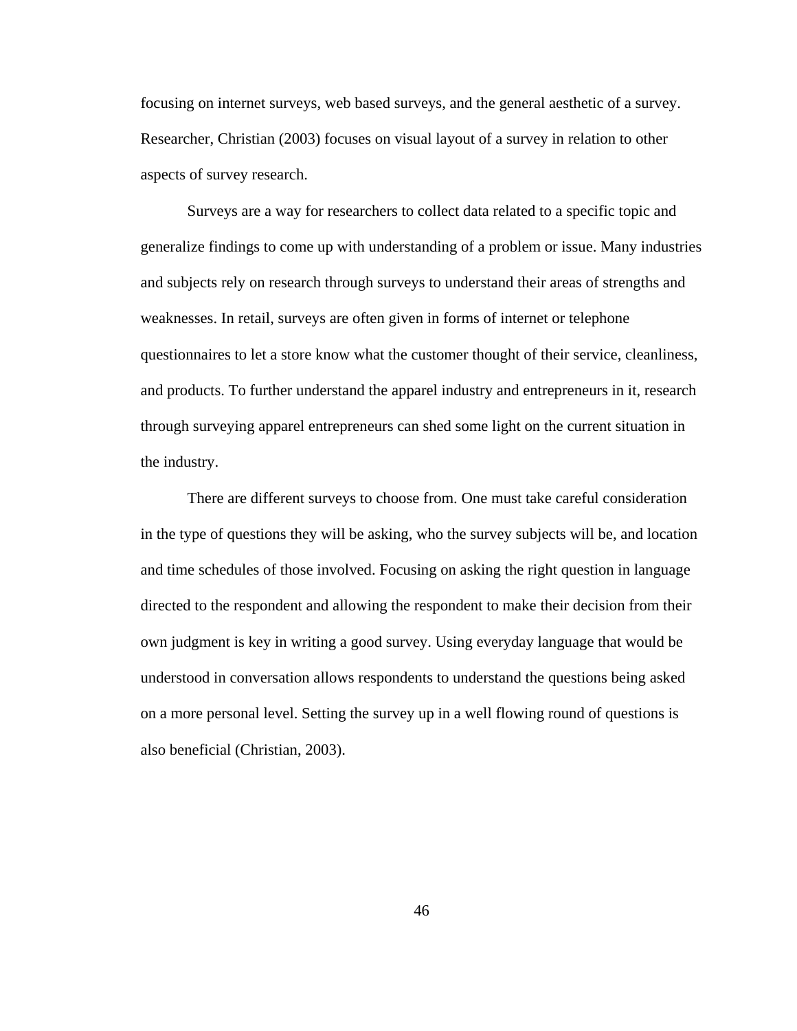focusing on internet surveys, web based surveys, and the general aesthetic of a survey. Researcher, Christian (2003) focuses on visual layout of a survey in relation to other aspects of survey research.

Surveys are a way for researchers to collect data related to a specific topic and generalize findings to come up with understanding of a problem or issue. Many industries and subjects rely on research through surveys to understand their areas of strengths and weaknesses. In retail, surveys are often given in forms of internet or telephone questionnaires to let a store know what the customer thought of their service, cleanliness, and products. To further understand the apparel industry and entrepreneurs in it, research through surveying apparel entrepreneurs can shed some light on the current situation in the industry.

There are different surveys to choose from. One must take careful consideration in the type of questions they will be asking, who the survey subjects will be, and location and time schedules of those involved. Focusing on asking the right question in language directed to the respondent and allowing the respondent to make their decision from their own judgment is key in writing a good survey. Using everyday language that would be understood in conversation allows respondents to understand the questions being asked on a more personal level. Setting the survey up in a well flowing round of questions is also beneficial (Christian, 2003).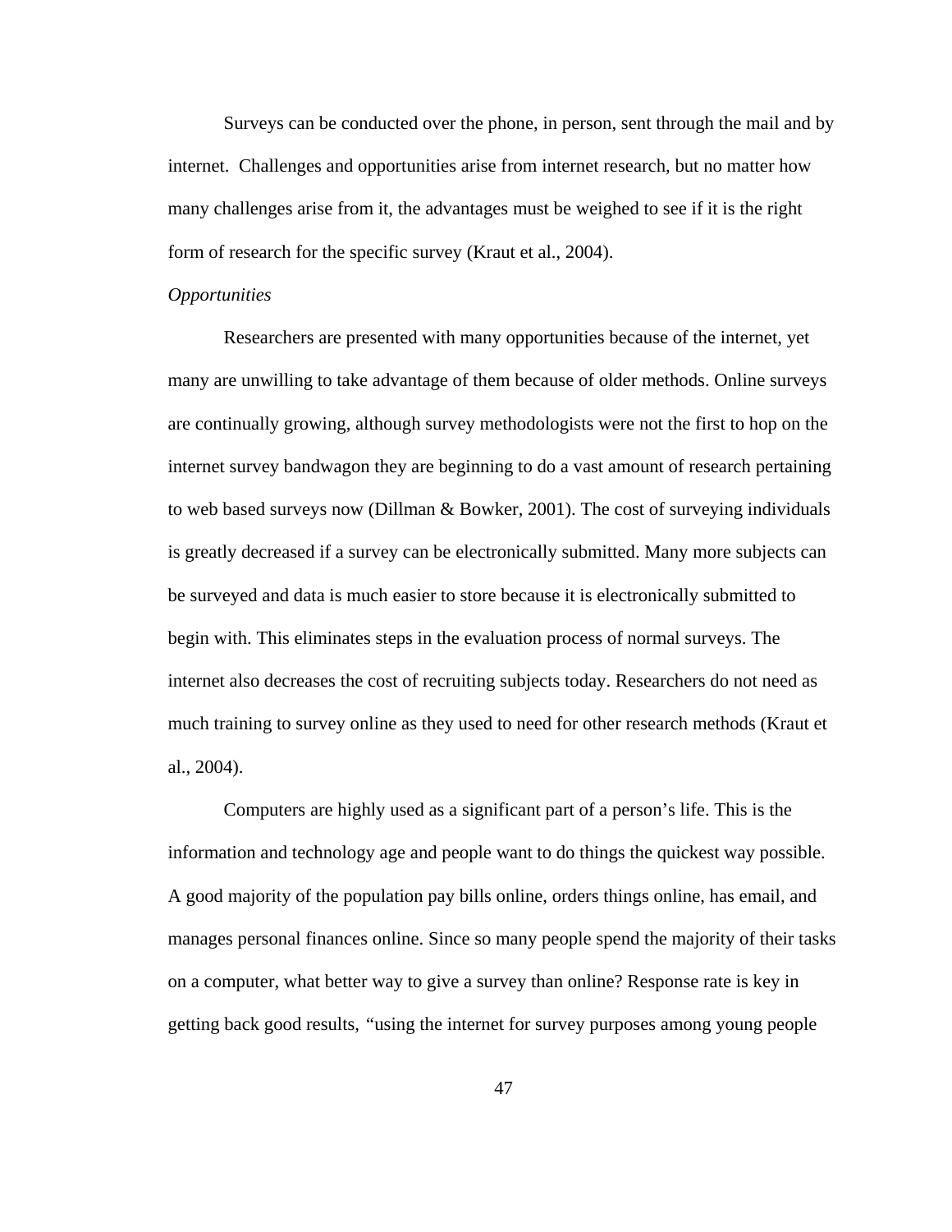Surveys can be conducted over the phone, in person, sent through the mail and by internet. Challenges and opportunities arise from internet research, but no matter how many challenges arise from it, the advantages must be weighed to see if it is the right form of research for the specific survey (Kraut et al., 2004).

*Opportunities*

Researchers are presented with many opportunities because of the internet, yet many are unwilling to take advantage of them because of older methods. Online surveys are continually growing, although survey methodologists were not the first to hop on the internet survey bandwagon they are beginning to do a vast amount of research pertaining to web based surveys now (Dillman & Bowker, 2001). The cost of surveying individuals is greatly decreased if a survey can be electronically submitted. Many more subjects can be surveyed and data is much easier to store because it is electronically submitted to begin with. This eliminates steps in the evaluation process of normal surveys. The internet also decreases the cost of recruiting subjects today. Researchers do not need as much training to survey online as they used to need for other research methods (Kraut et al., 2004).

Computers are highly used as a significant part of a person's life. This is the information and technology age and people want to do things the quickest way possible. A good majority of the population pay bills online, orders things online, has email, and manages personal finances online. Since so many people spend the majority of their tasks on a computer, what better way to give a survey than online? Response rate is key in getting back good results, "using the internet for survey purposes among young people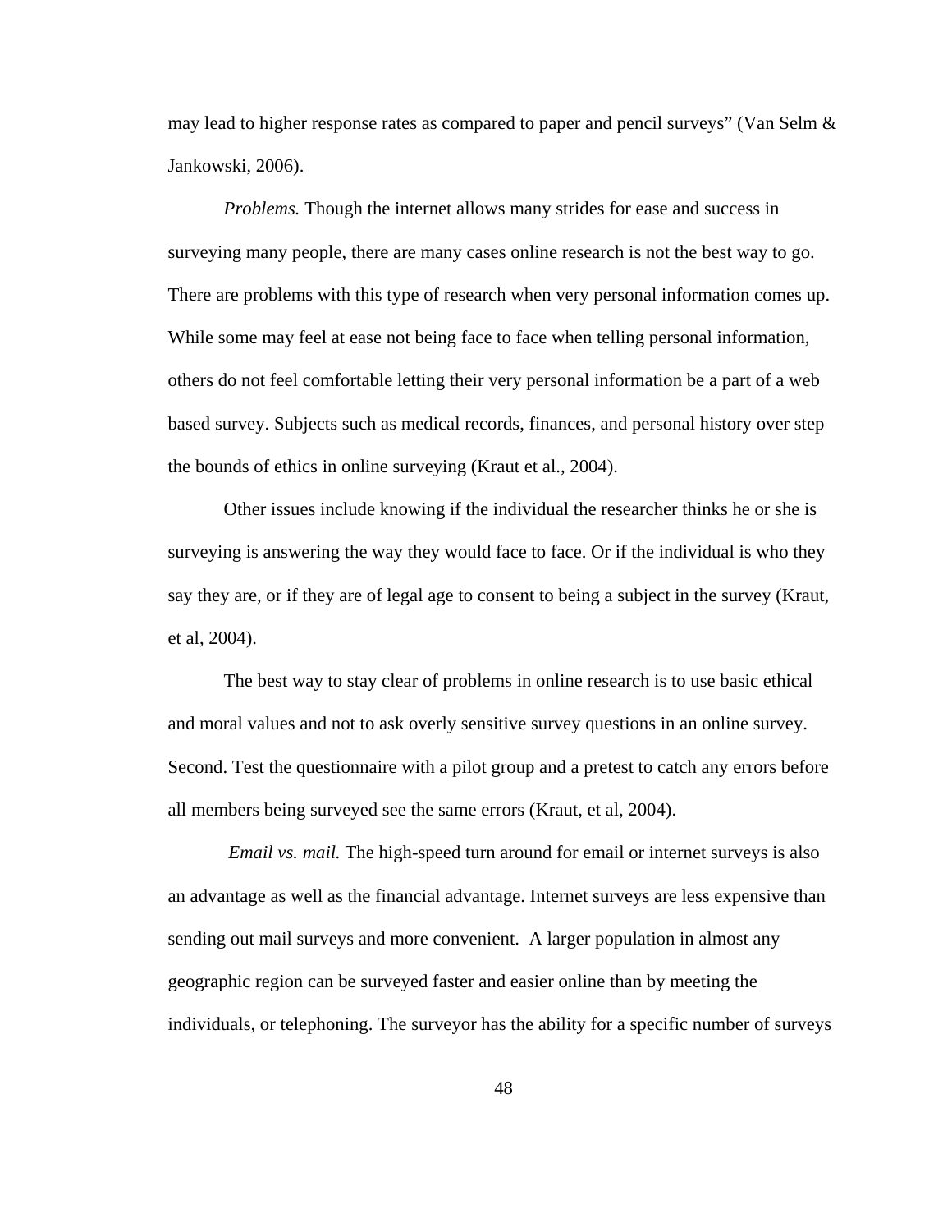may lead to higher response rates as compared to paper and pencil surveys" (Van Selm & Jankowski, 2006).

*Problems.* Though the internet allows many strides for ease and success in surveying many people, there are many cases online research is not the best way to go. There are problems with this type of research when very personal information comes up. While some may feel at ease not being face to face when telling personal information, others do not feel comfortable letting their very personal information be a part of a web based survey. Subjects such as medical records, finances, and personal history over step the bounds of ethics in online surveying (Kraut et al., 2004).

Other issues include knowing if the individual the researcher thinks he or she is surveying is answering the way they would face to face. Or if the individual is who they say they are, or if they are of legal age to consent to being a subject in the survey (Kraut, et al, 2004).

The best way to stay clear of problems in online research is to use basic ethical and moral values and not to ask overly sensitive survey questions in an online survey. Second. Test the questionnaire with a pilot group and a pretest to catch any errors before all members being surveyed see the same errors (Kraut, et al, 2004).

*Email vs. mail.* The high-speed turn around for email or internet surveys is also an advantage as well as the financial advantage. Internet surveys are less expensive than sending out mail surveys and more convenient. A larger population in almost any geographic region can be surveyed faster and easier online than by meeting the individuals, or telephoning. The surveyor has the ability for a specific number of surveys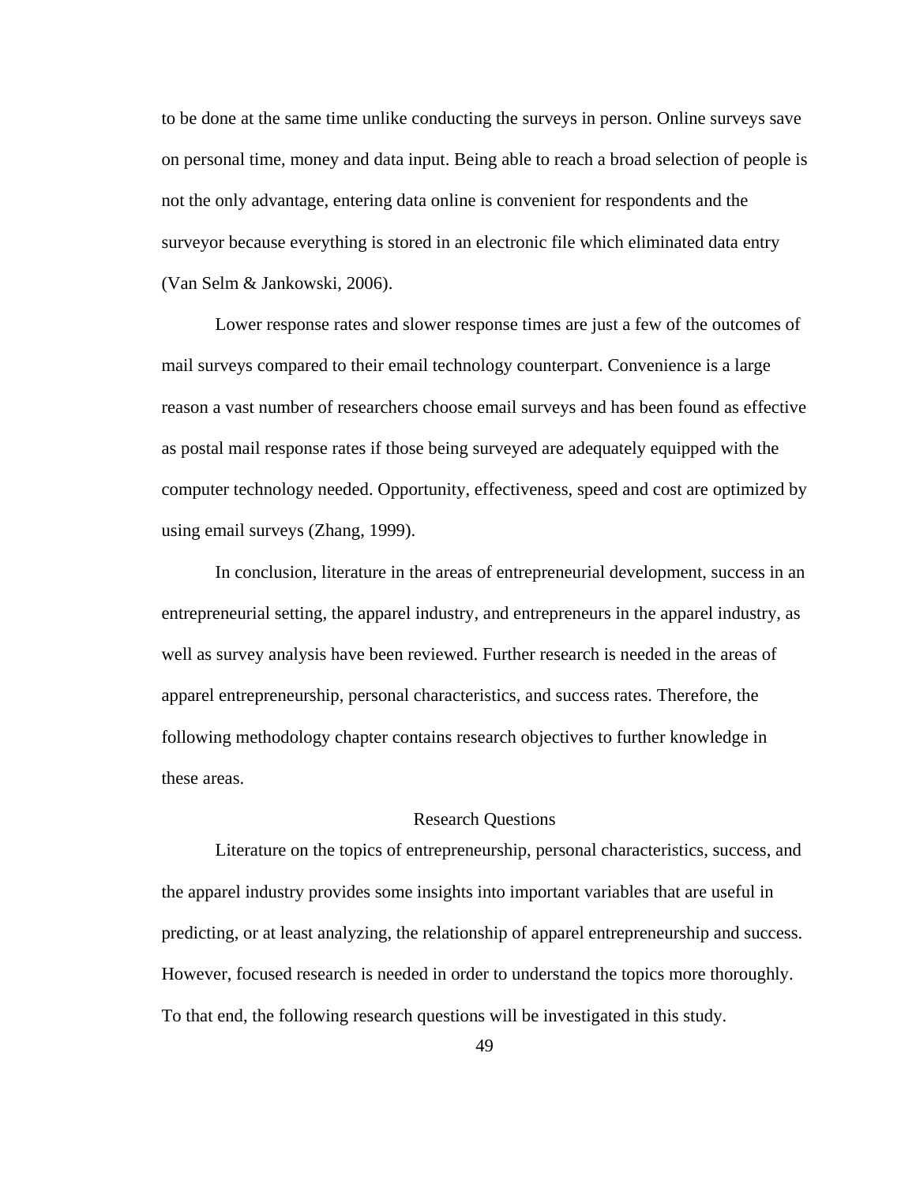to be done at the same time unlike conducting the surveys in person. Online surveys save on personal time, money and data input. Being able to reach a broad selection of people is not the only advantage, entering data online is convenient for respondents and the surveyor because everything is stored in an electronic file which eliminated data entry (Van Selm & Jankowski, 2006).

Lower response rates and slower response times are just a few of the outcomes of mail surveys compared to their email technology counterpart. Convenience is a large reason a vast number of researchers choose email surveys and has been found as effective as postal mail response rates if those being surveyed are adequately equipped with the computer technology needed. Opportunity, effectiveness, speed and cost are optimized by using email surveys (Zhang, 1999).

In conclusion, literature in the areas of entrepreneurial development, success in an entrepreneurial setting, the apparel industry, and entrepreneurs in the apparel industry, as well as survey analysis have been reviewed. Further research is needed in the areas of apparel entrepreneurship, personal characteristics, and success rates. Therefore, the following methodology chapter contains research objectives to further knowledge in these areas.

## Research Questions

Literature on the topics of entrepreneurship, personal characteristics, success, and the apparel industry provides some insights into important variables that are useful in predicting, or at least analyzing, the relationship of apparel entrepreneurship and success. However, focused research is needed in order to understand the topics more thoroughly. To that end, the following research questions will be investigated in this study.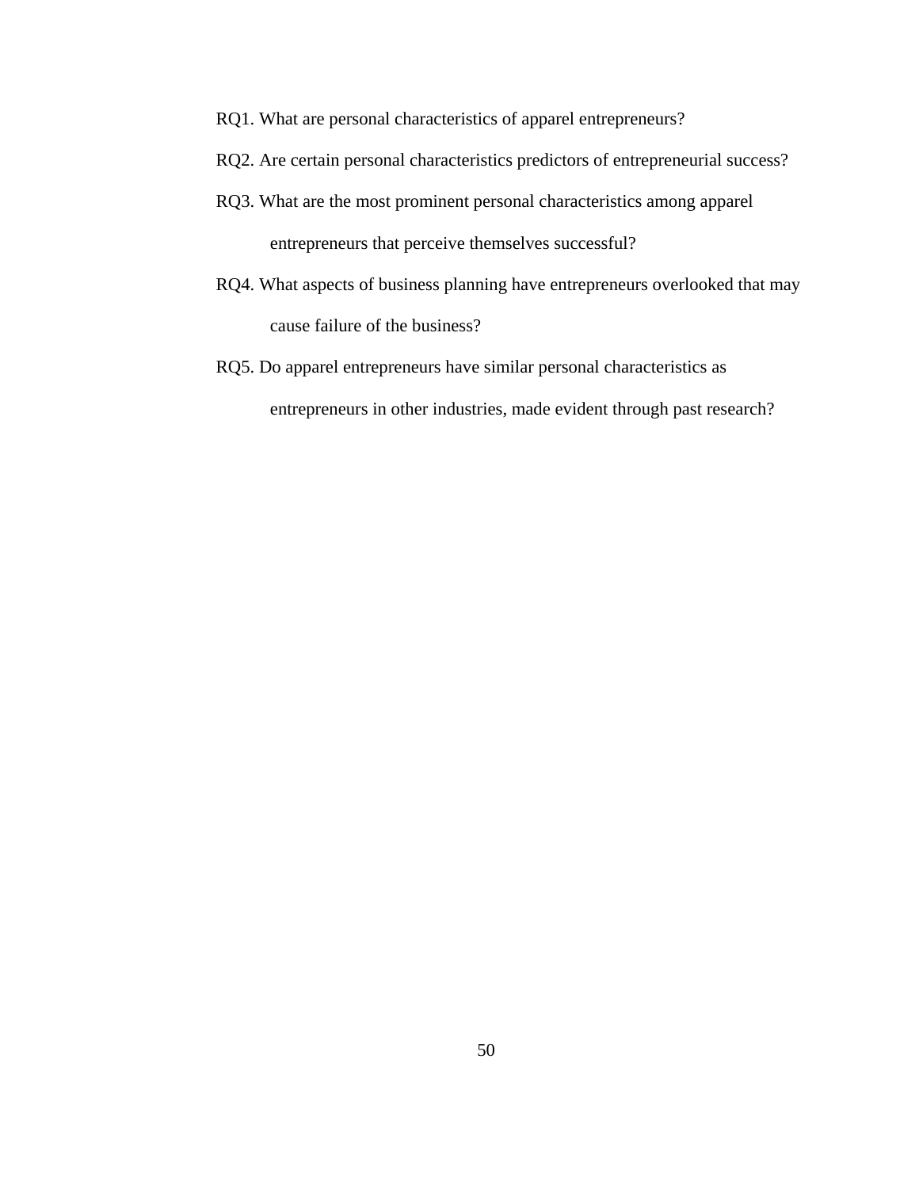RQ1. What are personal characteristics of apparel entrepreneurs?

RQ2. Are certain personal characteristics predictors of entrepreneurial success?

RQ3. What are the most prominent personal characteristics among apparel entrepreneurs that perceive themselves successful?

RQ4. What aspects of business planning have entrepreneurs overlooked that may cause failure of the business?

RQ5. Do apparel entrepreneurs have similar personal characteristics as entrepreneurs in other industries, made evident through past research?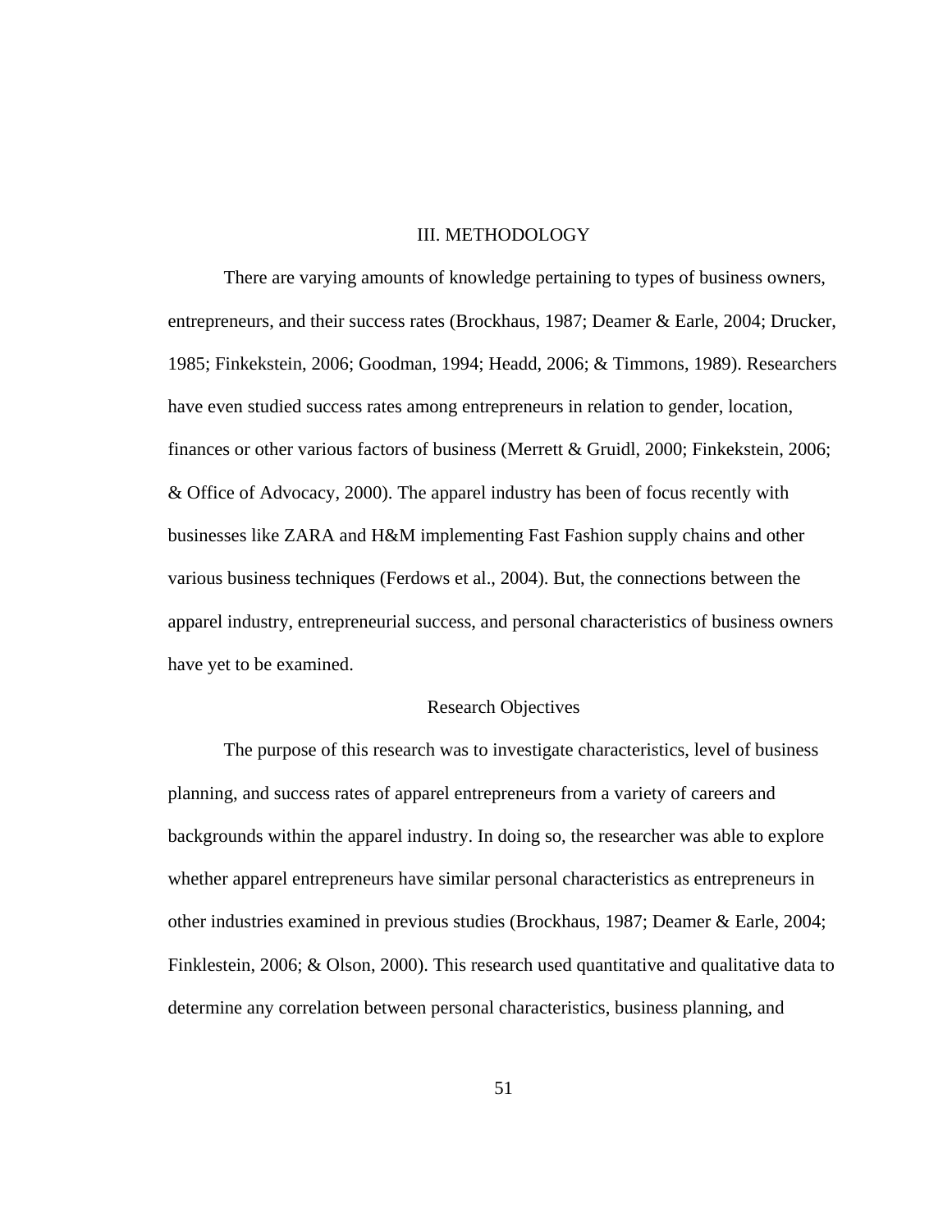# III. METHODOLOGY

There are varying amounts of knowledge pertaining to types of business owners, entrepreneurs, and their success rates (Brockhaus, 1987; Deamer & Earle, 2004; Drucker, 1985; Finkekstein, 2006; Goodman, 1994; Headd, 2006; & Timmons, 1989). Researchers have even studied success rates among entrepreneurs in relation to gender, location, finances or other various factors of business (Merrett & Gruidl, 2000; Finkekstein, 2006; & Office of Advocacy, 2000). The apparel industry has been of focus recently with businesses like ZARA and H&M implementing Fast Fashion supply chains and other various business techniques (Ferdows et al., 2004). But, the connections between the apparel industry, entrepreneurial success, and personal characteristics of business owners have yet to be examined.

## Research Objectives

The purpose of this research was to investigate characteristics, level of business planning, and success rates of apparel entrepreneurs from a variety of careers and backgrounds within the apparel industry. In doing so, the researcher was able to explore whether apparel entrepreneurs have similar personal characteristics as entrepreneurs in other industries examined in previous studies (Brockhaus, 1987; Deamer & Earle, 2004; Finklestein, 2006; & Olson, 2000). This research used quantitative and qualitative data to determine any correlation between personal characteristics, business planning, and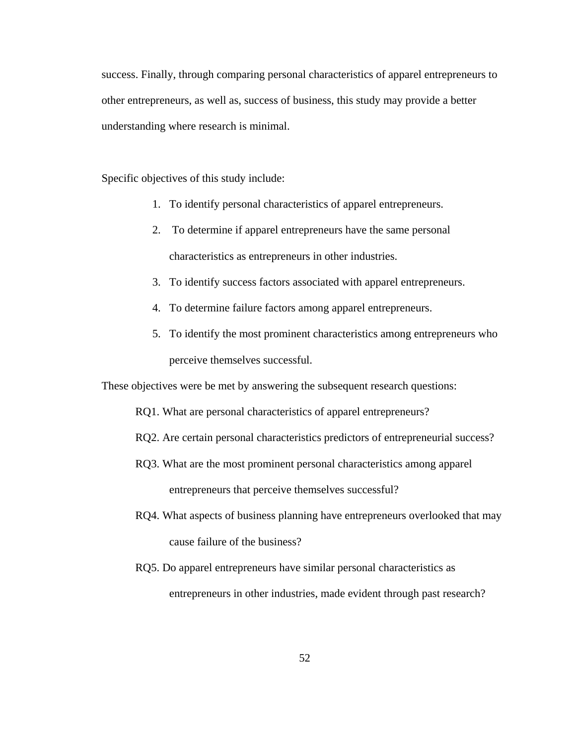success. Finally, through comparing personal characteristics of apparel entrepreneurs to other entrepreneurs, as well as, success of business, this study may provide a better understanding where research is minimal.

Specific objectives of this study include:

1. To identify personal characteristics of apparel entrepreneurs.
2. To determine if apparel entrepreneurs have the same personal characteristics as entrepreneurs in other industries.
3. To identify success factors associated with apparel entrepreneurs.
4. To determine failure factors among apparel entrepreneurs.
5. To identify the most prominent characteristics among entrepreneurs who perceive themselves successful.

These objectives were be met by answering the subsequent research questions:

RQ1. What are personal characteristics of apparel entrepreneurs?

RQ2. Are certain personal characteristics predictors of entrepreneurial success?

RQ3. What are the most prominent personal characteristics among apparel entrepreneurs that perceive themselves successful?

RQ4. What aspects of business planning have entrepreneurs overlooked that may cause failure of the business?

RQ5. Do apparel entrepreneurs have similar personal characteristics as entrepreneurs in other industries, made evident through past research?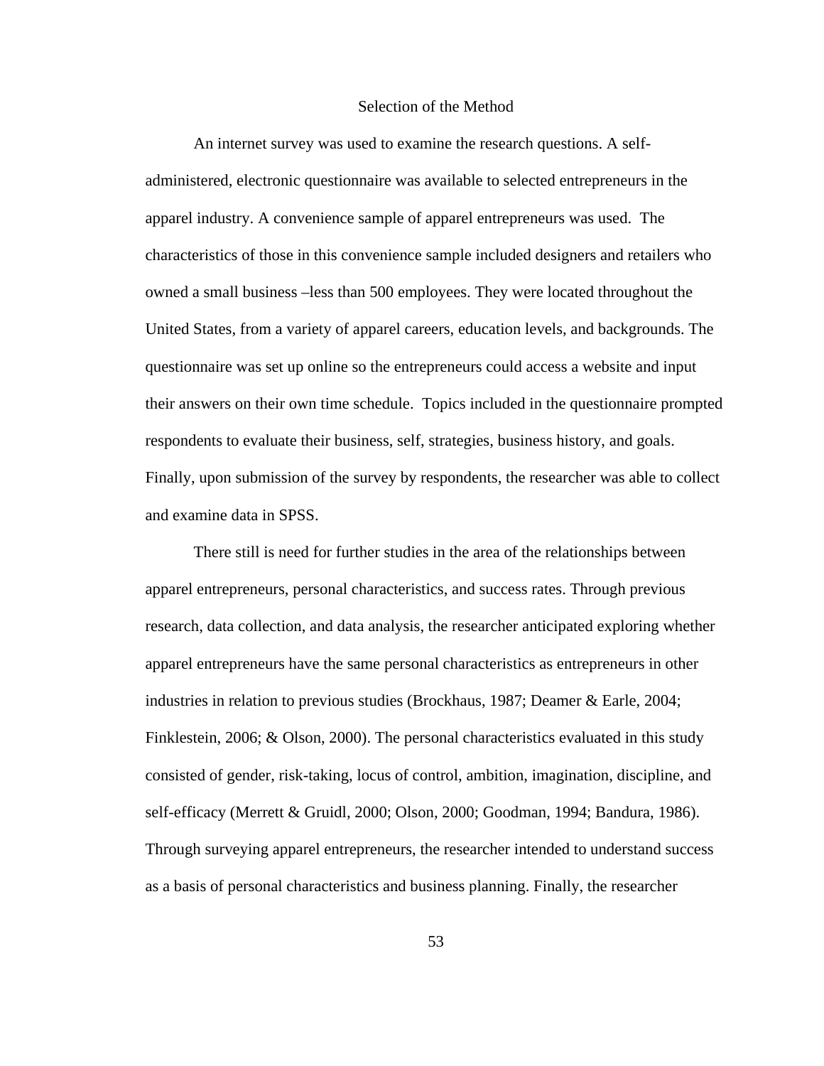## Selection of the Method

An internet survey was used to examine the research questions. A self-administered, electronic questionnaire was available to selected entrepreneurs in the apparel industry. A convenience sample of apparel entrepreneurs was used. The characteristics of those in this convenience sample included designers and retailers who owned a small business –less than 500 employees. They were located throughout the United States, from a variety of apparel careers, education levels, and backgrounds. The questionnaire was set up online so the entrepreneurs could access a website and input their answers on their own time schedule. Topics included in the questionnaire prompted respondents to evaluate their business, self, strategies, business history, and goals. Finally, upon submission of the survey by respondents, the researcher was able to collect and examine data in SPSS.

There still is need for further studies in the area of the relationships between apparel entrepreneurs, personal characteristics, and success rates. Through previous research, data collection, and data analysis, the researcher anticipated exploring whether apparel entrepreneurs have the same personal characteristics as entrepreneurs in other industries in relation to previous studies (Brockhaus, 1987; Deamer & Earle, 2004; Finklestein, 2006; & Olson, 2000). The personal characteristics evaluated in this study consisted of gender, risk-taking, locus of control, ambition, imagination, discipline, and self-efficacy (Merrett & Gruidl, 2000; Olson, 2000; Goodman, 1994; Bandura, 1986). Through surveying apparel entrepreneurs, the researcher intended to understand success as a basis of personal characteristics and business planning. Finally, the researcher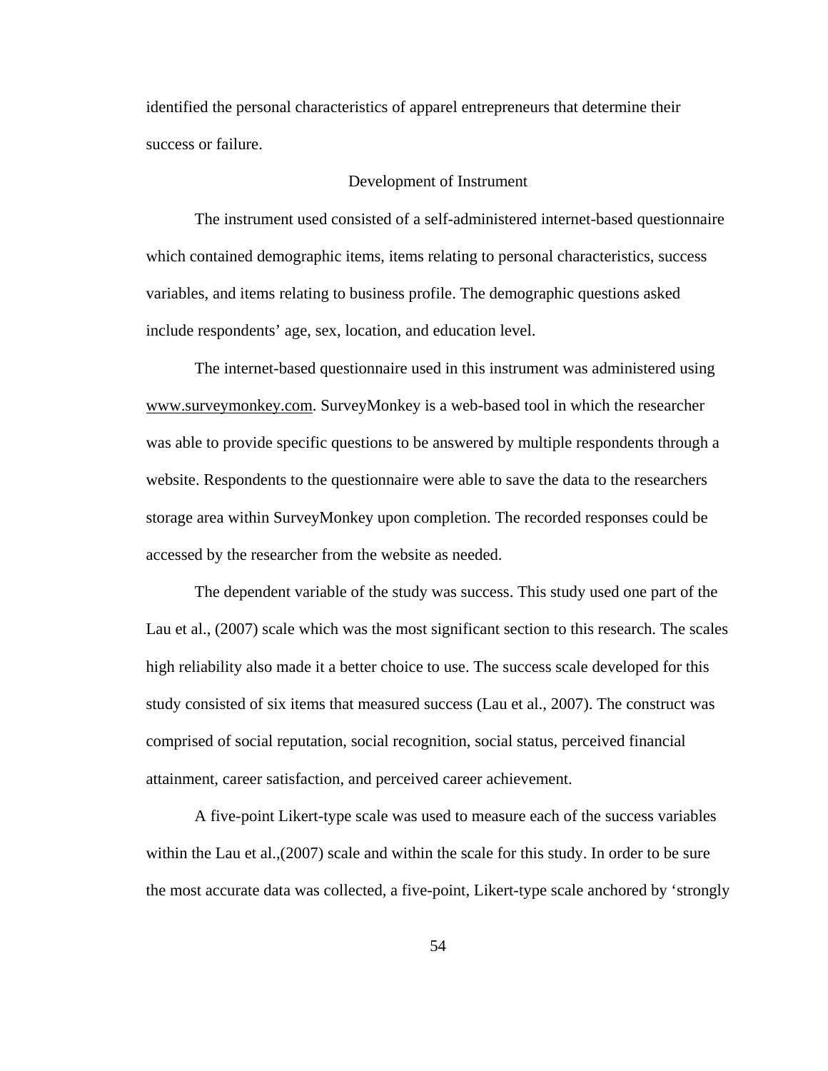identified the personal characteristics of apparel entrepreneurs that determine their success or failure.

## Development of Instrument

The instrument used consisted of a self-administered internet-based questionnaire which contained demographic items, items relating to personal characteristics, success variables, and items relating to business profile. The demographic questions asked include respondents' age, sex, location, and education level.

The internet-based questionnaire used in this instrument was administered using www.surveymonkey.com. SurveyMonkey is a web-based tool in which the researcher was able to provide specific questions to be answered by multiple respondents through a website. Respondents to the questionnaire were able to save the data to the researchers storage area within SurveyMonkey upon completion. The recorded responses could be accessed by the researcher from the website as needed.

The dependent variable of the study was success. This study used one part of the Lau et al., (2007) scale which was the most significant section to this research. The scales high reliability also made it a better choice to use. The success scale developed for this study consisted of six items that measured success (Lau et al., 2007). The construct was comprised of social reputation, social recognition, social status, perceived financial attainment, career satisfaction, and perceived career achievement.

A five-point Likert-type scale was used to measure each of the success variables within the Lau et al.,(2007) scale and within the scale for this study. In order to be sure the most accurate data was collected, a five-point, Likert-type scale anchored by 'strongly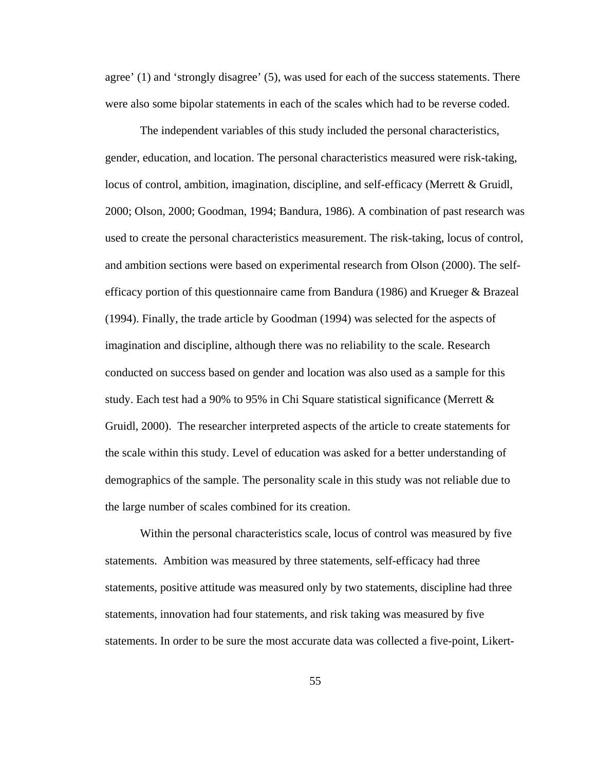agree' (1) and 'strongly disagree' (5), was used for each of the success statements. There were also some bipolar statements in each of the scales which had to be reverse coded.

The independent variables of this study included the personal characteristics, gender, education, and location. The personal characteristics measured were risk-taking, locus of control, ambition, imagination, discipline, and self-efficacy (Merrett & Gruidl, 2000; Olson, 2000; Goodman, 1994; Bandura, 1986). A combination of past research was used to create the personal characteristics measurement. The risk-taking, locus of control, and ambition sections were based on experimental research from Olson (2000). The self-efficacy portion of this questionnaire came from Bandura (1986) and Krueger & Brazeal (1994). Finally, the trade article by Goodman (1994) was selected for the aspects of imagination and discipline, although there was no reliability to the scale. Research conducted on success based on gender and location was also used as a sample for this study. Each test had a 90% to 95% in Chi Square statistical significance (Merrett & Gruidl, 2000). The researcher interpreted aspects of the article to create statements for the scale within this study. Level of education was asked for a better understanding of demographics of the sample. The personality scale in this study was not reliable due to the large number of scales combined for its creation.

Within the personal characteristics scale, locus of control was measured by five statements. Ambition was measured by three statements, self-efficacy had three statements, positive attitude was measured only by two statements, discipline had three statements, innovation had four statements, and risk taking was measured by five statements. In order to be sure the most accurate data was collected a five-point, Likert-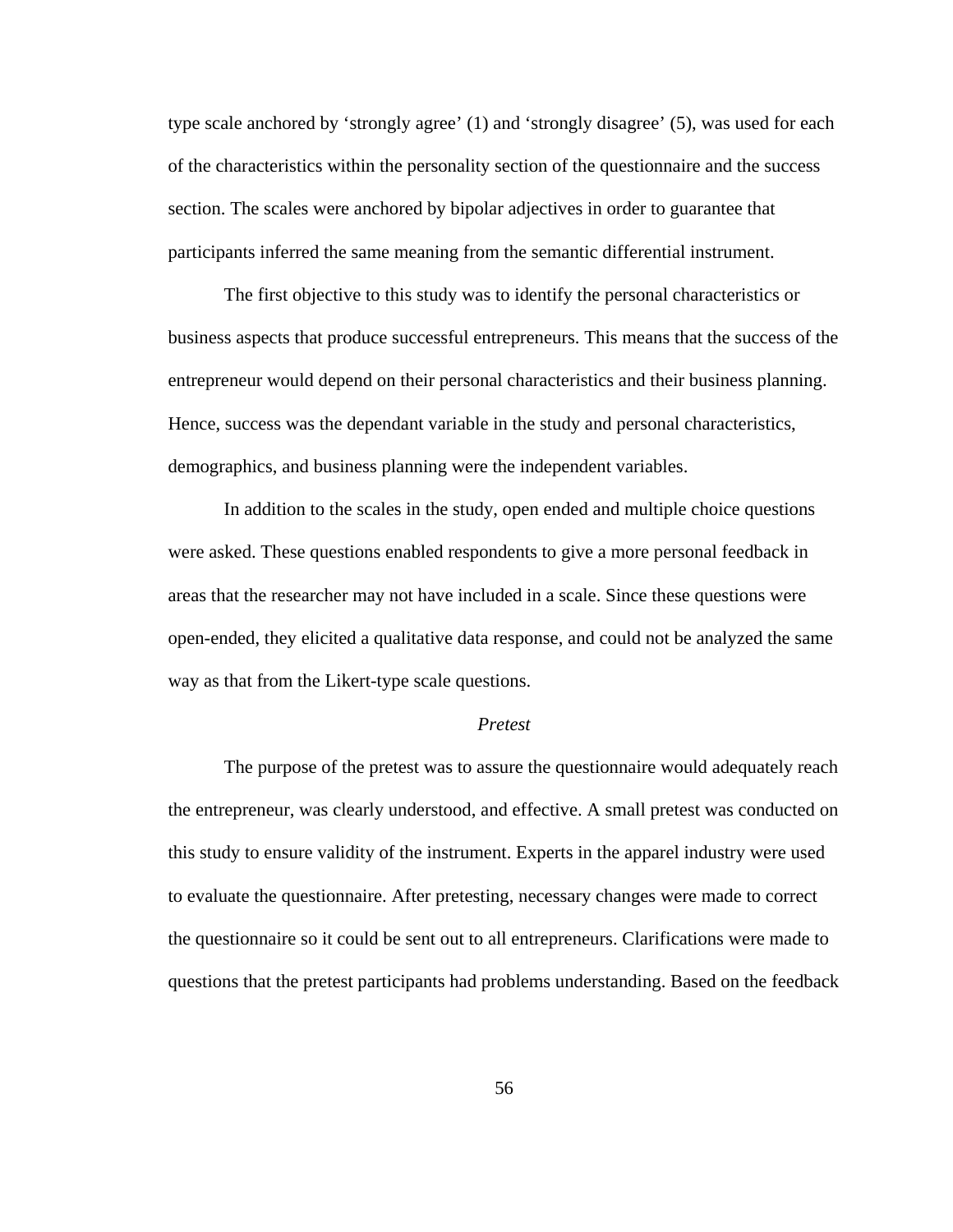type scale anchored by ‘strongly agree’ (1) and ‘strongly disagree’ (5), was used for each of the characteristics within the personality section of the questionnaire and the success section. The scales were anchored by bipolar adjectives in order to guarantee that participants inferred the same meaning from the semantic differential instrument.

The first objective to this study was to identify the personal characteristics or business aspects that produce successful entrepreneurs. This means that the success of the entrepreneur would depend on their personal characteristics and their business planning. Hence, success was the dependant variable in the study and personal characteristics, demographics, and business planning were the independent variables.

In addition to the scales in the study, open ended and multiple choice questions were asked. These questions enabled respondents to give a more personal feedback in areas that the researcher may not have included in a scale. Since these questions were open-ended, they elicited a qualitative data response, and could not be analyzed the same way as that from the Likert-type scale questions.

### *Pretest*

The purpose of the pretest was to assure the questionnaire would adequately reach the entrepreneur, was clearly understood, and effective. A small pretest was conducted on this study to ensure validity of the instrument. Experts in the apparel industry were used to evaluate the questionnaire. After pretesting, necessary changes were made to correct the questionnaire so it could be sent out to all entrepreneurs. Clarifications were made to questions that the pretest participants had problems understanding. Based on the feedback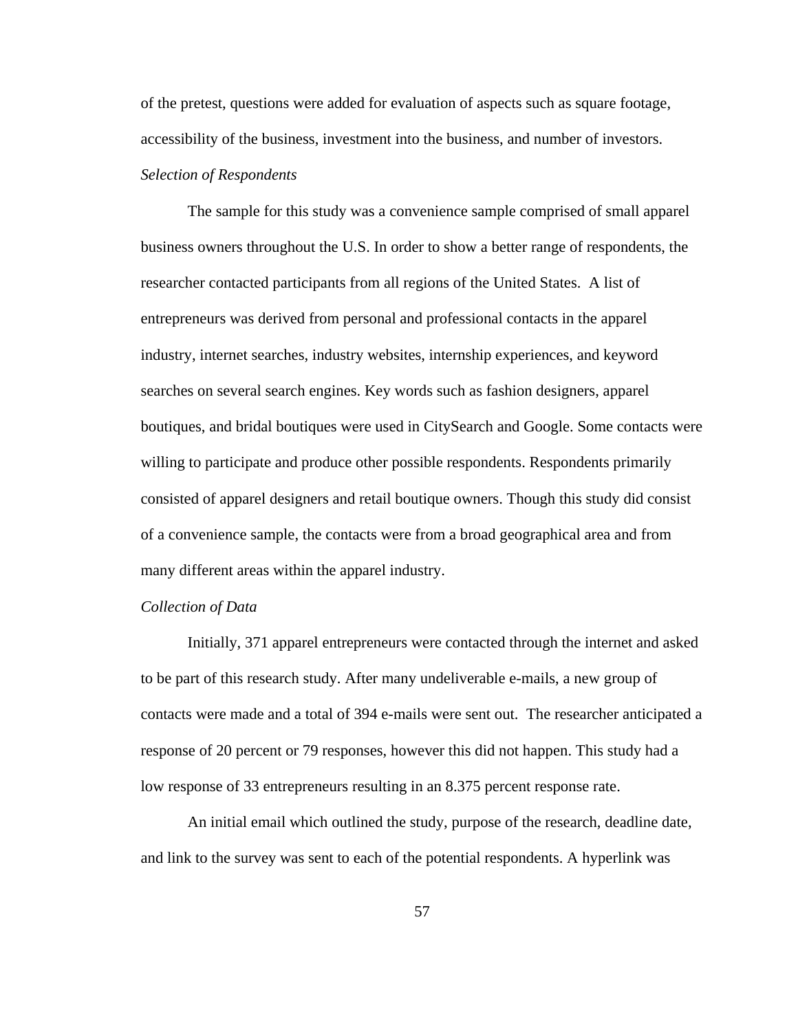of the pretest, questions were added for evaluation of aspects such as square footage, accessibility of the business, investment into the business, and number of investors.

*Selection of Respondents*

The sample for this study was a convenience sample comprised of small apparel business owners throughout the U.S. In order to show a better range of respondents, the researcher contacted participants from all regions of the United States. A list of entrepreneurs was derived from personal and professional contacts in the apparel industry, internet searches, industry websites, internship experiences, and keyword searches on several search engines. Key words such as fashion designers, apparel boutiques, and bridal boutiques were used in CitySearch and Google. Some contacts were willing to participate and produce other possible respondents. Respondents primarily consisted of apparel designers and retail boutique owners. Though this study did consist of a convenience sample, the contacts were from a broad geographical area and from many different areas within the apparel industry.

*Collection of Data*

Initially, 371 apparel entrepreneurs were contacted through the internet and asked to be part of this research study. After many undeliverable e-mails, a new group of contacts were made and a total of 394 e-mails were sent out. The researcher anticipated a response of 20 percent or 79 responses, however this did not happen. This study had a low response of 33 entrepreneurs resulting in an 8.375 percent response rate.

An initial email which outlined the study, purpose of the research, deadline date, and link to the survey was sent to each of the potential respondents. A hyperlink was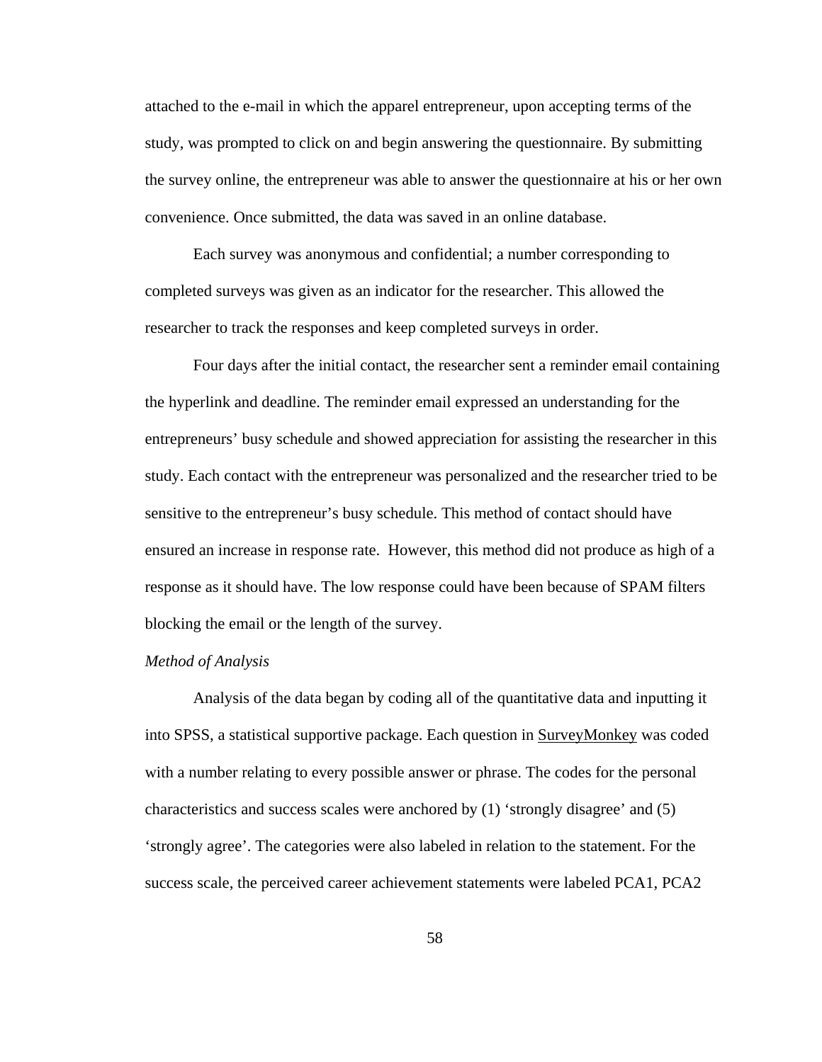attached to the e-mail in which the apparel entrepreneur, upon accepting terms of the study, was prompted to click on and begin answering the questionnaire. By submitting the survey online, the entrepreneur was able to answer the questionnaire at his or her own convenience. Once submitted, the data was saved in an online database.

Each survey was anonymous and confidential; a number corresponding to completed surveys was given as an indicator for the researcher. This allowed the researcher to track the responses and keep completed surveys in order.

Four days after the initial contact, the researcher sent a reminder email containing the hyperlink and deadline. The reminder email expressed an understanding for the entrepreneurs' busy schedule and showed appreciation for assisting the researcher in this study. Each contact with the entrepreneur was personalized and the researcher tried to be sensitive to the entrepreneur's busy schedule. This method of contact should have ensured an increase in response rate. However, this method did not produce as high of a response as it should have. The low response could have been because of SPAM filters blocking the email or the length of the survey.

*Method of Analysis*

Analysis of the data began by coding all of the quantitative data and inputting it into SPSS, a statistical supportive package. Each question in SurveyMonkey was coded with a number relating to every possible answer or phrase. The codes for the personal characteristics and success scales were anchored by (1) 'strongly disagree' and (5) 'strongly agree'. The categories were also labeled in relation to the statement. For the success scale, the perceived career achievement statements were labeled PCA1, PCA2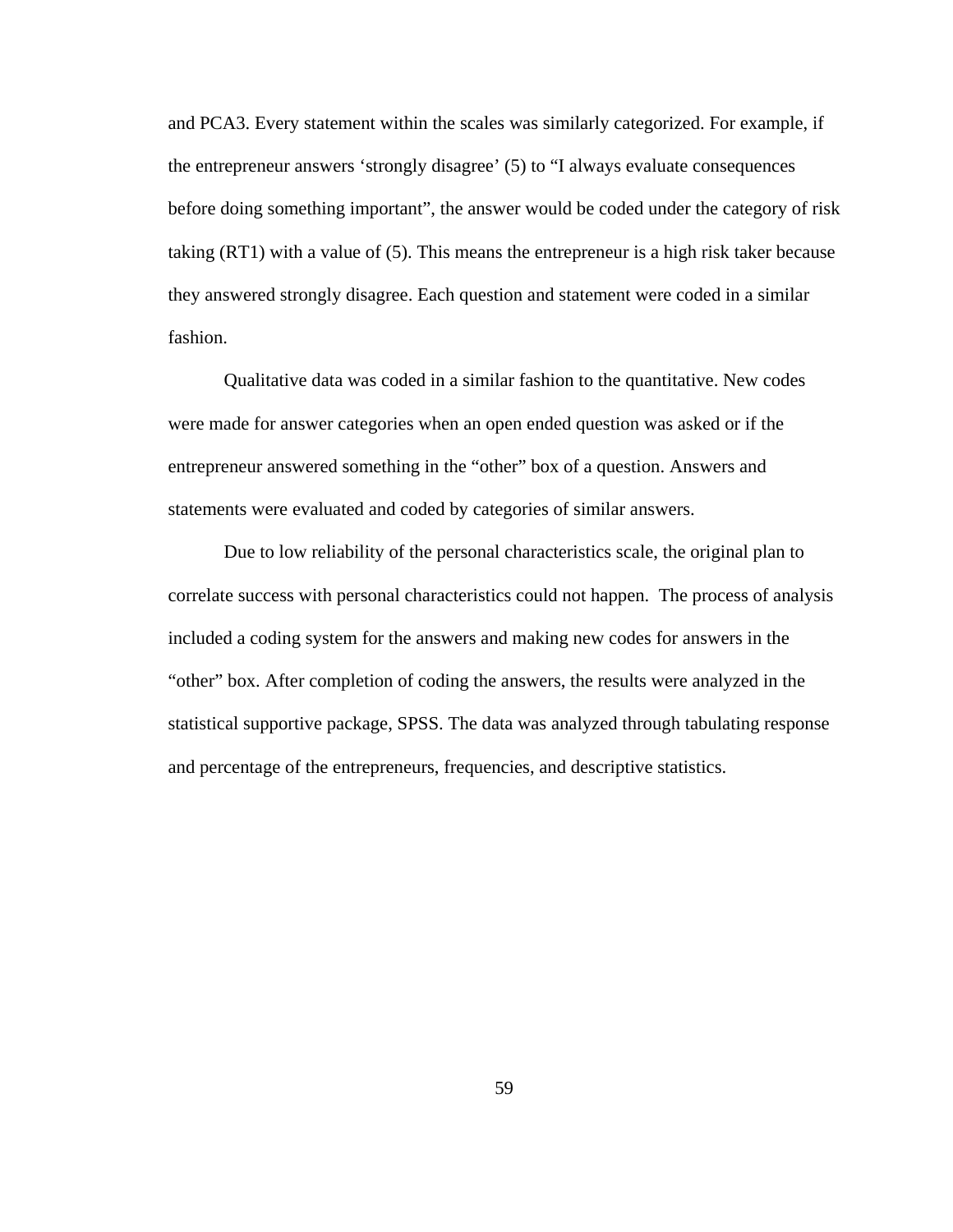and PCA3. Every statement within the scales was similarly categorized. For example, if the entrepreneur answers ‘strongly disagree’ (5) to “I always evaluate consequences before doing something important”, the answer would be coded under the category of risk taking (RT1) with a value of (5). This means the entrepreneur is a high risk taker because they answered strongly disagree. Each question and statement were coded in a similar fashion.

Qualitative data was coded in a similar fashion to the quantitative. New codes were made for answer categories when an open ended question was asked or if the entrepreneur answered something in the “other” box of a question. Answers and statements were evaluated and coded by categories of similar answers.

Due to low reliability of the personal characteristics scale, the original plan to correlate success with personal characteristics could not happen. The process of analysis included a coding system for the answers and making new codes for answers in the “other” box. After completion of coding the answers, the results were analyzed in the statistical supportive package, SPSS. The data was analyzed through tabulating response and percentage of the entrepreneurs, frequencies, and descriptive statistics.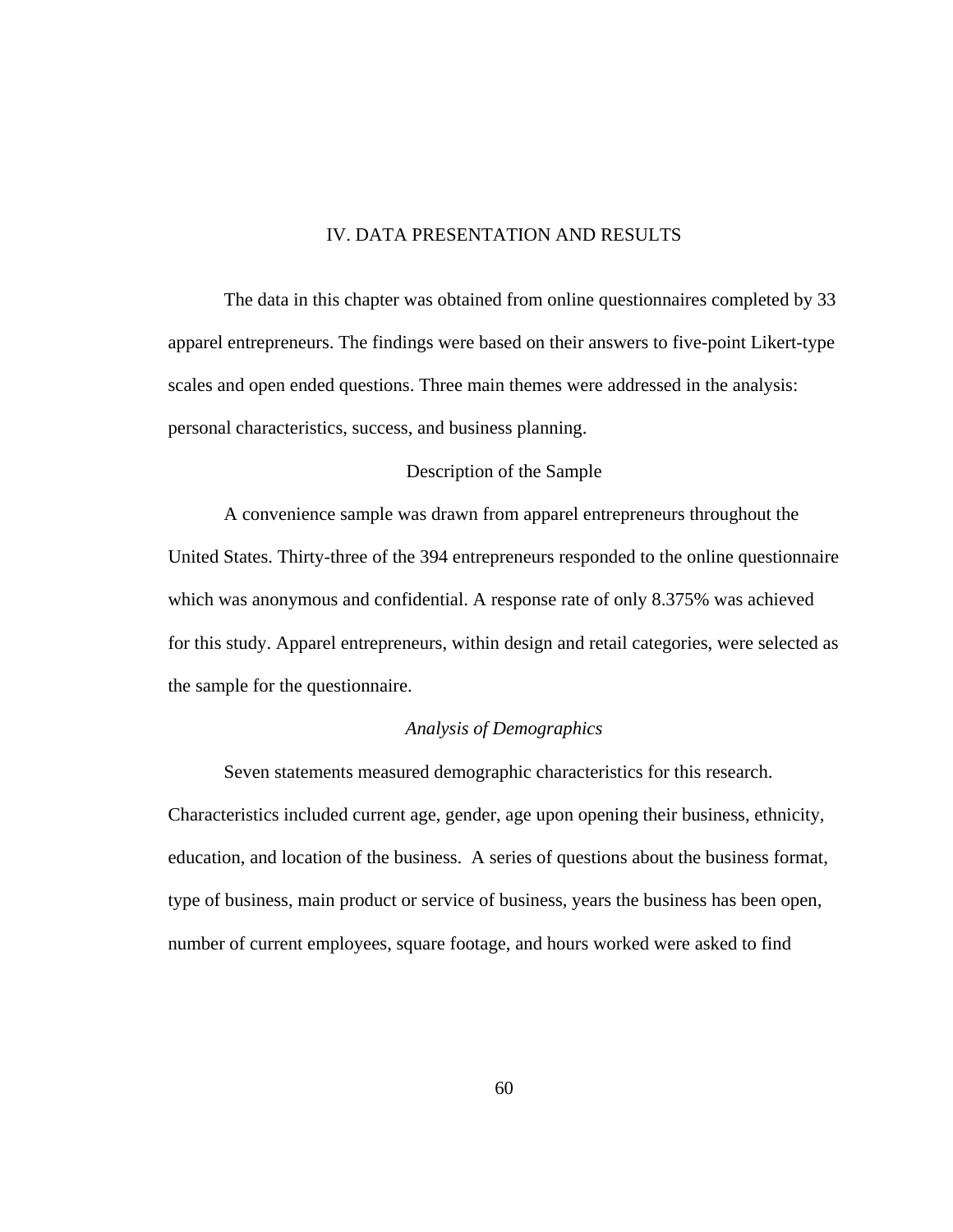# IV. DATA PRESENTATION AND RESULTS

The data in this chapter was obtained from online questionnaires completed by 33 apparel entrepreneurs. The findings were based on their answers to five-point Likert-type scales and open ended questions. Three main themes were addressed in the analysis: personal characteristics, success, and business planning.

## Description of the Sample

A convenience sample was drawn from apparel entrepreneurs throughout the United States. Thirty-three of the 394 entrepreneurs responded to the online questionnaire which was anonymous and confidential. A response rate of only 8.375% was achieved for this study. Apparel entrepreneurs, within design and retail categories, were selected as the sample for the questionnaire.

### *Analysis of Demographics*

Seven statements measured demographic characteristics for this research. Characteristics included current age, gender, age upon opening their business, ethnicity, education, and location of the business. A series of questions about the business format, type of business, main product or service of business, years the business has been open, number of current employees, square footage, and hours worked were asked to find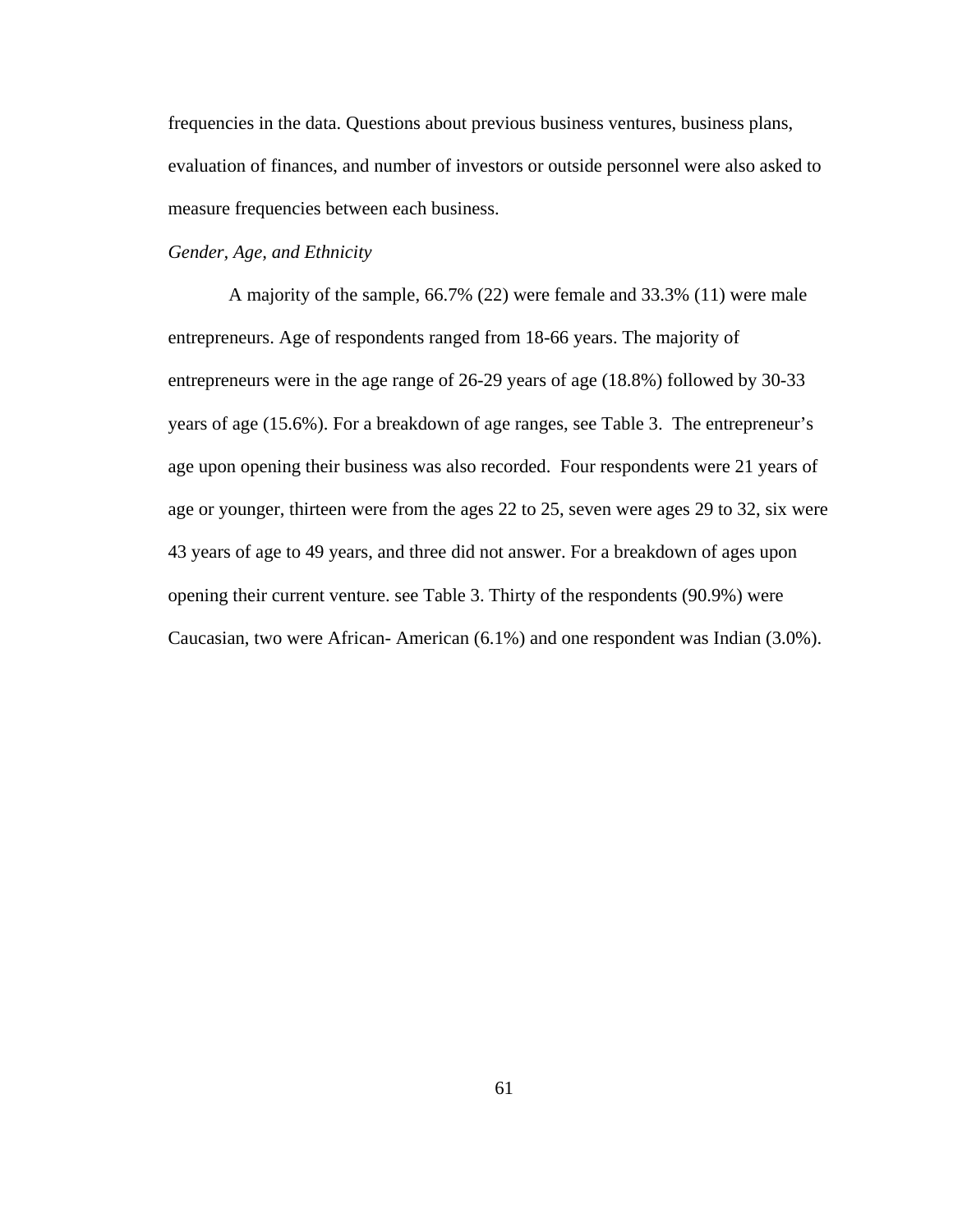frequencies in the data. Questions about previous business ventures, business plans, evaluation of finances, and number of investors or outside personnel were also asked to measure frequencies between each business.

*Gender, Age, and Ethnicity*

A majority of the sample, 66.7% (22) were female and 33.3% (11) were male entrepreneurs. Age of respondents ranged from 18-66 years. The majority of entrepreneurs were in the age range of 26-29 years of age (18.8%) followed by 30-33 years of age (15.6%). For a breakdown of age ranges, see Table 3. The entrepreneur's age upon opening their business was also recorded. Four respondents were 21 years of age or younger, thirteen were from the ages 22 to 25, seven were ages 29 to 32, six were 43 years of age to 49 years, and three did not answer. For a breakdown of ages upon opening their current venture. see Table 3. Thirty of the respondents (90.9%) were Caucasian, two were African- American (6.1%) and one respondent was Indian (3.0%).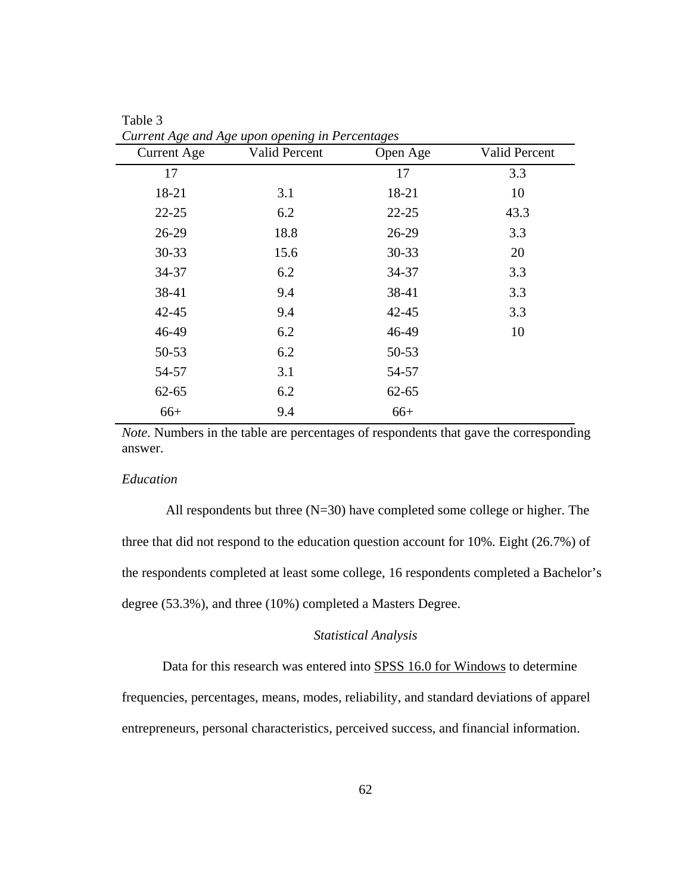Table 3

*Current Age and Age upon opening in Percentages*

| Current Age | Valid Percent | Open Age | Valid Percent |
|---|---|---|---|
| 17 | | 17 | 3.3 |
| 18-21 | 3.1 | 18-21 | 10 |
| 22-25 | 6.2 | 22-25 | 43.3 |
| 26-29 | 18.8 | 26-29 | 3.3 |
| 30-33 | 15.6 | 30-33 | 20 |
| 34-37 | 6.2 | 34-37 | 3.3 |
| 38-41 | 9.4 | 38-41 | 3.3 |
| 42-45 | 9.4 | 42-45 | 3.3 |
| 46-49 | 6.2 | 46-49 | 10 |
| 50-53 | 6.2 | 50-53 | |
| 54-57 | 3.1 | 54-57 | |
| 62-65 | 6.2 | 62-65 | |
| 66+ | 9.4 | 66+ | |

*Note.* Numbers in the table are percentages of respondents that gave the corresponding answer.

*Education*

All respondents but three (N=30) have completed some college or higher. The three that did not respond to the education question account for 10%. Eight (26.7%) of the respondents completed at least some college, 16 respondents completed a Bachelor's degree (53.3%), and three (10%) completed a Masters Degree.

*Statistical Analysis*

Data for this research was entered into SPSS 16.0 for Windows to determine frequencies, percentages, means, modes, reliability, and standard deviations of apparel entrepreneurs, personal characteristics, perceived success, and financial information.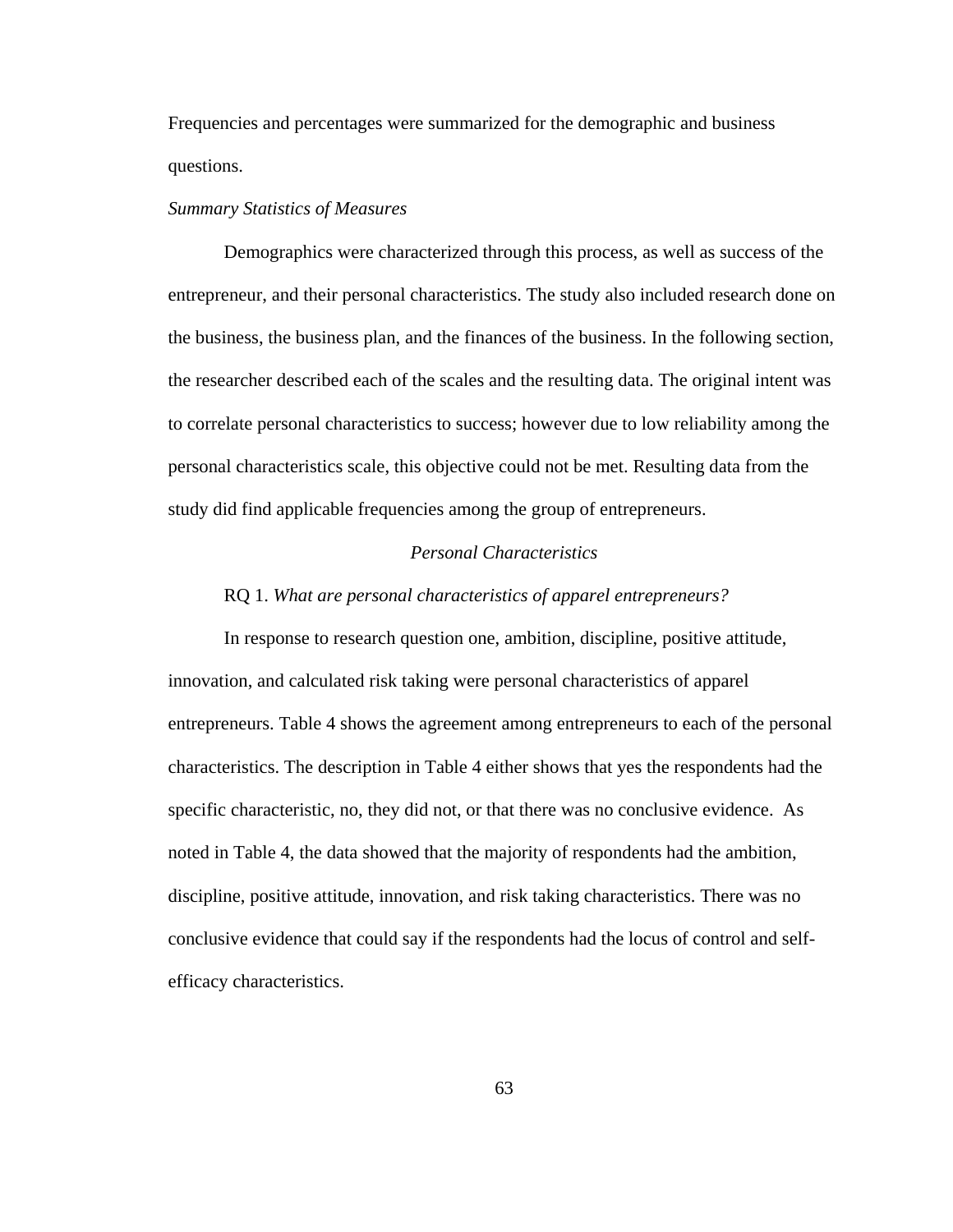Frequencies and percentages were summarized for the demographic and business questions.

*Summary Statistics of Measures*

Demographics were characterized through this process, as well as success of the entrepreneur, and their personal characteristics. The study also included research done on the business, the business plan, and the finances of the business. In the following section, the researcher described each of the scales and the resulting data. The original intent was to correlate personal characteristics to success; however due to low reliability among the personal characteristics scale, this objective could not be met. Resulting data from the study did find applicable frequencies among the group of entrepreneurs.

### *Personal Characteristics*

RQ 1. *What are personal characteristics of apparel entrepreneurs?*

In response to research question one, ambition, discipline, positive attitude, innovation, and calculated risk taking were personal characteristics of apparel entrepreneurs. Table 4 shows the agreement among entrepreneurs to each of the personal characteristics. The description in Table 4 either shows that yes the respondents had the specific characteristic, no, they did not, or that there was no conclusive evidence. As noted in Table 4, the data showed that the majority of respondents had the ambition, discipline, positive attitude, innovation, and risk taking characteristics. There was no conclusive evidence that could say if the respondents had the locus of control and self-efficacy characteristics.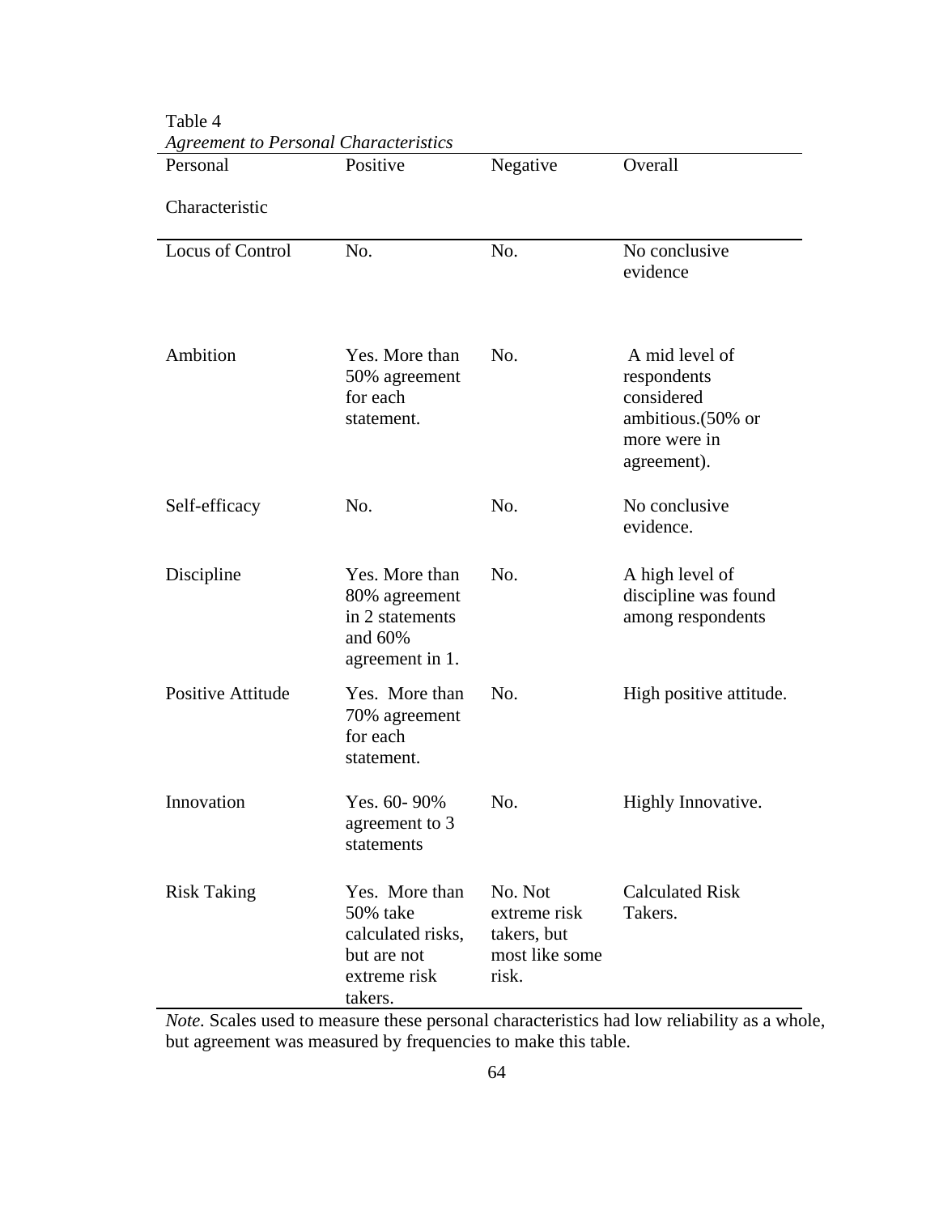Table 4

*Agreement to Personal Characteristics*

| Personal Characteristic | Positive | Negative | Overall |
| --- | --- | --- | --- |
| Locus of Control | No. | No. | No conclusive evidence |
| Ambition | Yes. More than 50% agreement for each statement. | No. | A mid level of respondents considered ambitious.(50% or more were in agreement). |
| Self-efficacy | No. | No. | No conclusive evidence. |
| Discipline | Yes. More than 80% agreement in 2 statements and 60% agreement in 1. | No. | A high level of discipline was found among respondents |
| Positive Attitude | Yes. More than 70% agreement for each statement. | No. | High positive attitude. |
| Innovation | Yes. 60- 90% agreement to 3 statements | No. | Highly Innovative. |
| Risk Taking | Yes. More than 50% take calculated risks, but are not extreme risk takers. | No. Not extreme risk takers, but most like some risk. | Calculated Risk Takers. |

*Note.* Scales used to measure these personal characteristics had low reliability as a whole, but agreement was measured by frequencies to make this table.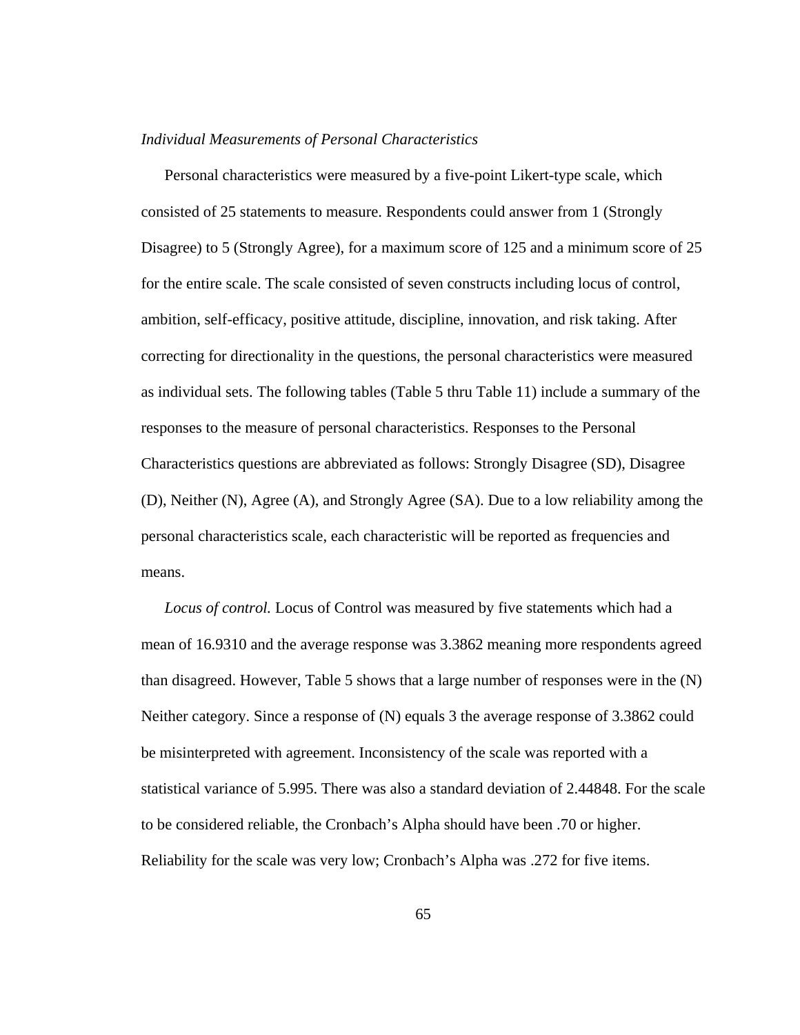*Individual Measurements of Personal Characteristics*

Personal characteristics were measured by a five-point Likert-type scale, which consisted of 25 statements to measure. Respondents could answer from 1 (Strongly Disagree) to 5 (Strongly Agree), for a maximum score of 125 and a minimum score of 25 for the entire scale. The scale consisted of seven constructs including locus of control, ambition, self-efficacy, positive attitude, discipline, innovation, and risk taking. After correcting for directionality in the questions, the personal characteristics were measured as individual sets. The following tables (Table 5 thru Table 11) include a summary of the responses to the measure of personal characteristics. Responses to the Personal Characteristics questions are abbreviated as follows: Strongly Disagree (SD), Disagree (D), Neither (N), Agree (A), and Strongly Agree (SA). Due to a low reliability among the personal characteristics scale, each characteristic will be reported as frequencies and means.

*Locus of control.* Locus of Control was measured by five statements which had a mean of 16.9310 and the average response was 3.3862 meaning more respondents agreed than disagreed. However, Table 5 shows that a large number of responses were in the (N) Neither category. Since a response of (N) equals 3 the average response of 3.3862 could be misinterpreted with agreement. Inconsistency of the scale was reported with a statistical variance of 5.995. There was also a standard deviation of 2.44848. For the scale to be considered reliable, the Cronbach's Alpha should have been .70 or higher. Reliability for the scale was very low; Cronbach's Alpha was .272 for five items.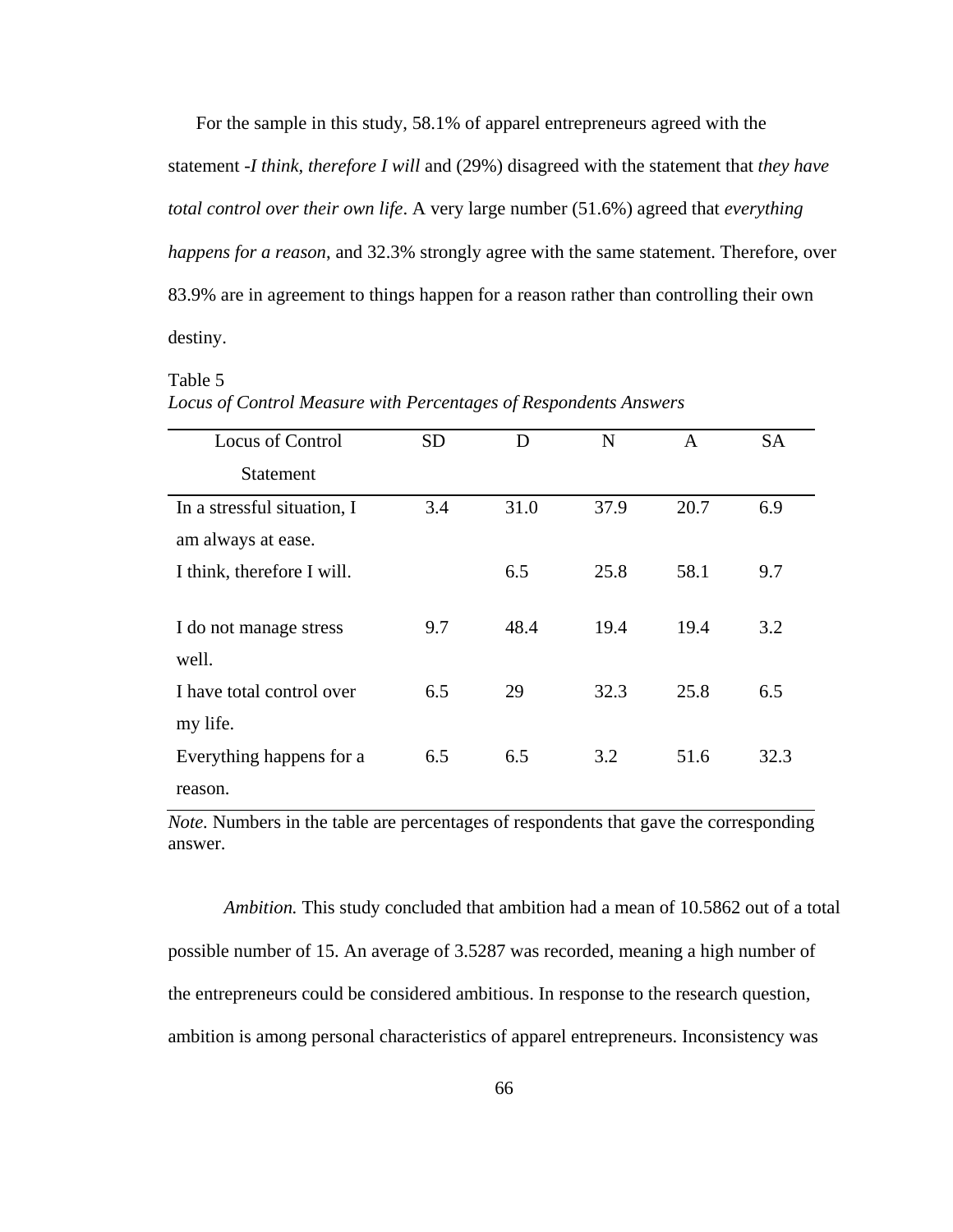For the sample in this study, 58.1% of apparel entrepreneurs agreed with the statement -*I think, therefore I will* and (29%) disagreed with the statement that *they have total control over their own life*. A very large number (51.6%) agreed that *everything happens for a reason*, and 32.3% strongly agree with the same statement. Therefore, over 83.9% are in agreement to things happen for a reason rather than controlling their own destiny.

Table 5
*Locus of Control Measure with Percentages of Respondents Answers*

| Locus of Control Statement | SD | D | N | A | SA |
|---|---|---|---|---|---|
| In a stressful situation, I am always at ease. | 3.4 | 31.0 | 37.9 | 20.7 | 6.9 |
| I think, therefore I will. | | 6.5 | 25.8 | 58.1 | 9.7 |
| I do not manage stress well. | 9.7 | 48.4 | 19.4 | 19.4 | 3.2 |
| I have total control over my life. | 6.5 | 29 | 32.3 | 25.8 | 6.5 |
| Everything happens for a reason. | 6.5 | 6.5 | 3.2 | 51.6 | 32.3 |

*Note.* Numbers in the table are percentages of respondents that gave the corresponding answer.

*Ambition.* This study concluded that ambition had a mean of 10.5862 out of a total possible number of 15. An average of 3.5287 was recorded, meaning a high number of the entrepreneurs could be considered ambitious. In response to the research question, ambition is among personal characteristics of apparel entrepreneurs. Inconsistency was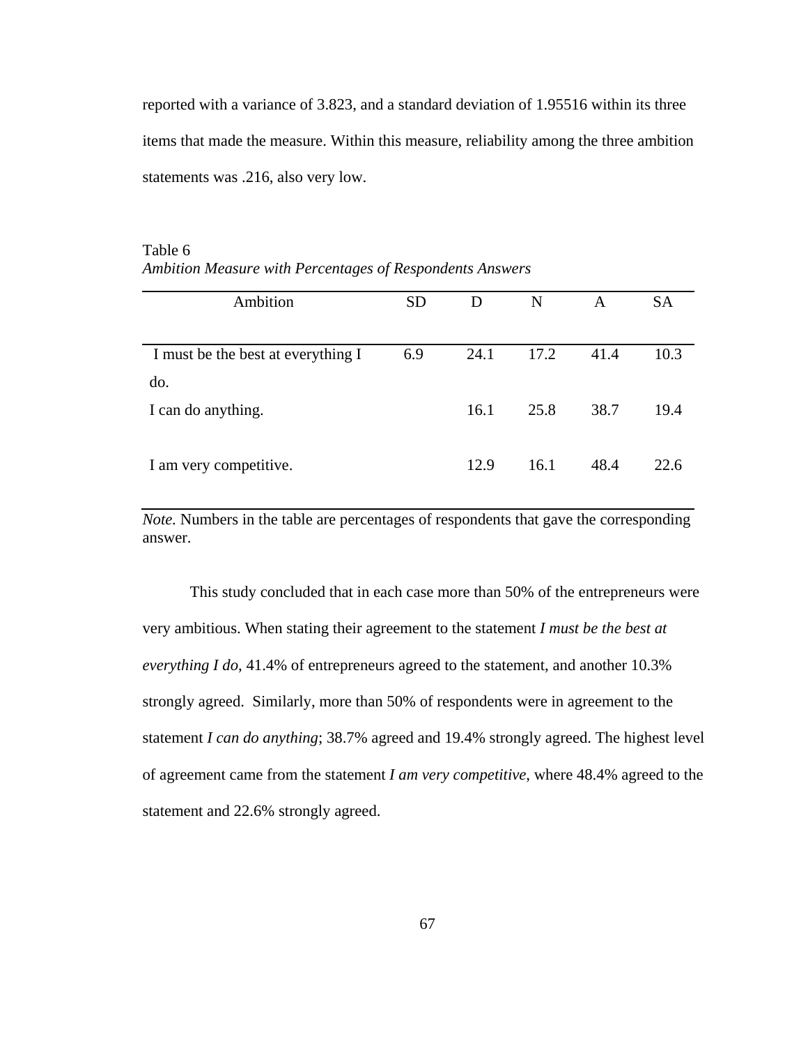reported with a variance of 3.823, and a standard deviation of 1.95516 within its three items that made the measure. Within this measure, reliability among the three ambition statements was .216, also very low.

Table 6
*Ambition Measure with Percentages of Respondents Answers*

| Ambition | SD | D | N | A | SA |
|---|---|---|---|---|---|
| I must be the best at everything I do. | 6.9 | 24.1 | 17.2 | 41.4 | 10.3 |
| I can do anything. | | 16.1 | 25.8 | 38.7 | 19.4 |
| I am very competitive. | | 12.9 | 16.1 | 48.4 | 22.6 |

*Note.* Numbers in the table are percentages of respondents that gave the corresponding answer.

This study concluded that in each case more than 50% of the entrepreneurs were very ambitious. When stating their agreement to the statement *I must be the best at everything I do*, 41.4% of entrepreneurs agreed to the statement, and another 10.3% strongly agreed. Similarly, more than 50% of respondents were in agreement to the statement *I can do anything*; 38.7% agreed and 19.4% strongly agreed. The highest level of agreement came from the statement *I am very competitive*, where 48.4% agreed to the statement and 22.6% strongly agreed.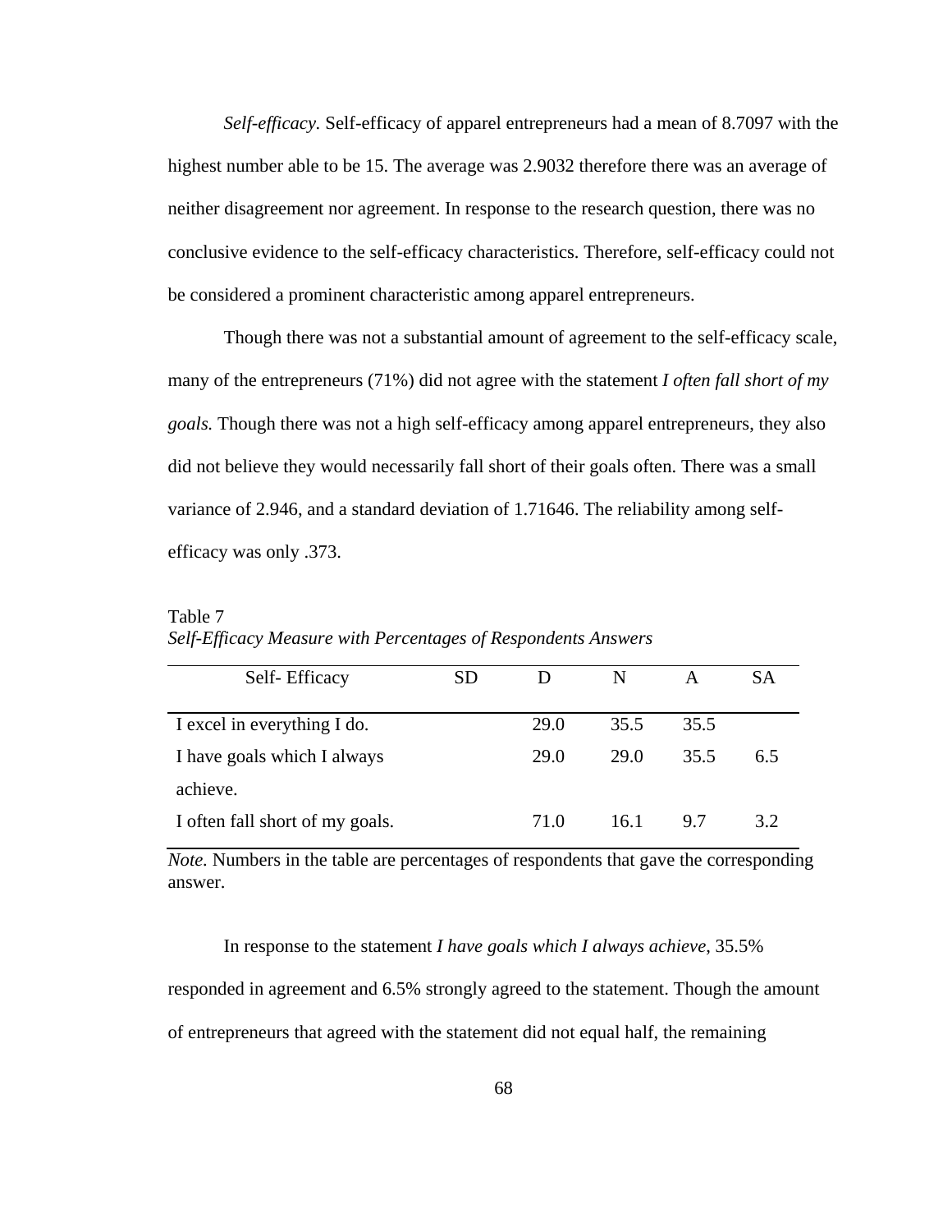*Self-efficacy.* Self-efficacy of apparel entrepreneurs had a mean of 8.7097 with the highest number able to be 15. The average was 2.9032 therefore there was an average of neither disagreement nor agreement. In response to the research question, there was no conclusive evidence to the self-efficacy characteristics. Therefore, self-efficacy could not be considered a prominent characteristic among apparel entrepreneurs.

Though there was not a substantial amount of agreement to the self-efficacy scale, many of the entrepreneurs (71%) did not agree with the statement *I often fall short of my goals.* Though there was not a high self-efficacy among apparel entrepreneurs, they also did not believe they would necessarily fall short of their goals often. There was a small variance of 2.946, and a standard deviation of 1.71646. The reliability among self-efficacy was only .373.

Table 7

*Self-Efficacy Measure with Percentages of Respondents Answers*

| Self- Efficacy | SD | D | N | A | SA |
|---|---|---|---|---|---|
| I excel in everything I do. | | 29.0 | 35.5 | 35.5 | |
| I have goals which I always achieve. | | 29.0 | 29.0 | 35.5 | 6.5 |
| I often fall short of my goals. | | 71.0 | 16.1 | 9.7 | 3.2 |

*Note.* Numbers in the table are percentages of respondents that gave the corresponding answer.

In response to the statement *I have goals which I always achieve*, 35.5% responded in agreement and 6.5% strongly agreed to the statement. Though the amount of entrepreneurs that agreed with the statement did not equal half, the remaining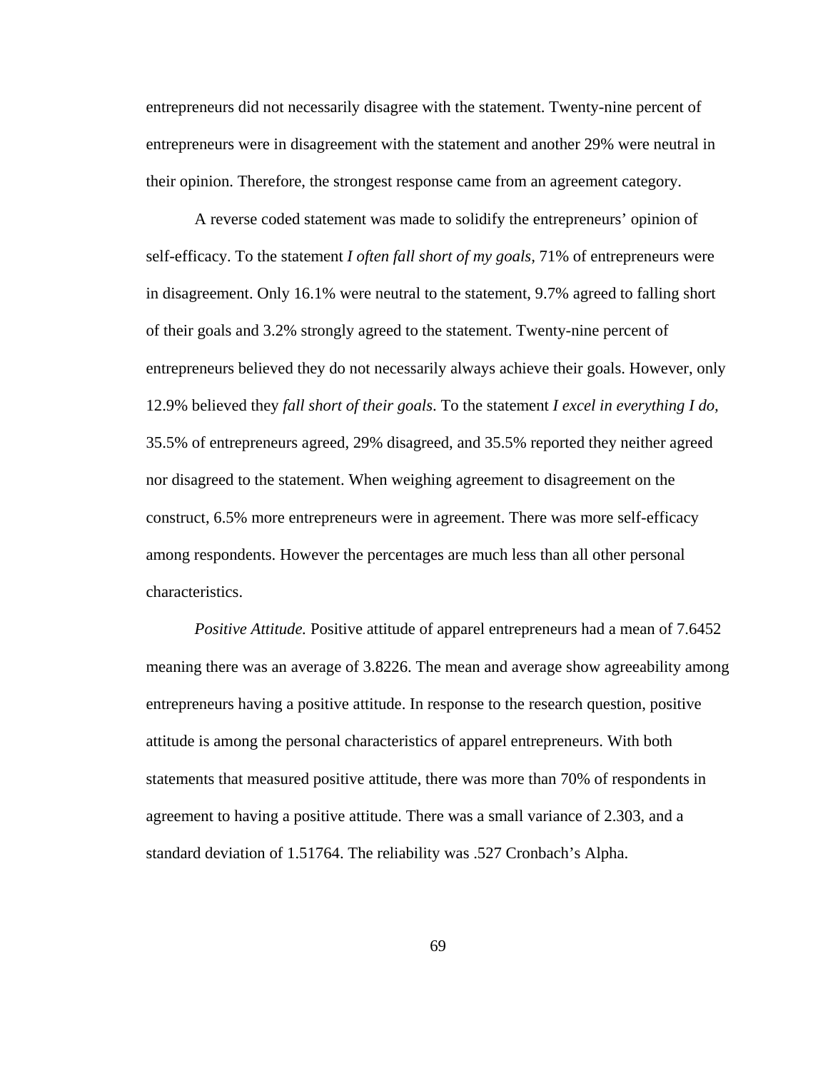entrepreneurs did not necessarily disagree with the statement. Twenty-nine percent of entrepreneurs were in disagreement with the statement and another 29% were neutral in their opinion. Therefore, the strongest response came from an agreement category.

A reverse coded statement was made to solidify the entrepreneurs' opinion of self-efficacy. To the statement *I often fall short of my goals,* 71% of entrepreneurs were in disagreement. Only 16.1% were neutral to the statement, 9.7% agreed to falling short of their goals and 3.2% strongly agreed to the statement. Twenty-nine percent of entrepreneurs believed they do not necessarily always achieve their goals. However, only 12.9% believed they *fall short of their goals*. To the statement *I excel in everything I do,* 35.5% of entrepreneurs agreed, 29% disagreed, and 35.5% reported they neither agreed nor disagreed to the statement. When weighing agreement to disagreement on the construct, 6.5% more entrepreneurs were in agreement. There was more self-efficacy among respondents. However the percentages are much less than all other personal characteristics.

*Positive Attitude.* Positive attitude of apparel entrepreneurs had a mean of 7.6452 meaning there was an average of 3.8226. The mean and average show agreeability among entrepreneurs having a positive attitude. In response to the research question, positive attitude is among the personal characteristics of apparel entrepreneurs. With both statements that measured positive attitude, there was more than 70% of respondents in agreement to having a positive attitude. There was a small variance of 2.303, and a standard deviation of 1.51764. The reliability was .527 Cronbach's Alpha.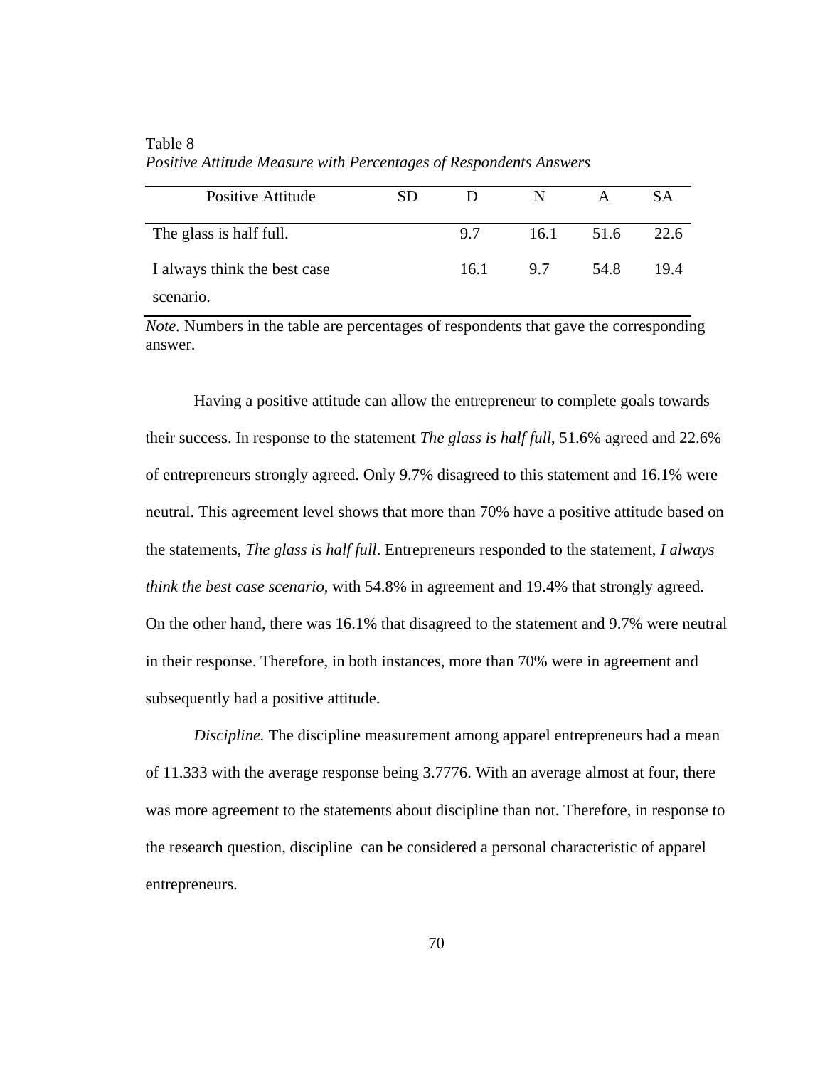Table 8
*Positive Attitude Measure with Percentages of Respondents Answers*

| Positive Attitude | SD | D | N | A | SA |
|---|---|---|---|---|---|
| The glass is half full. | | 9.7 | 16.1 | 51.6 | 22.6 |
| I always think the best case scenario. | | 16.1 | 9.7 | 54.8 | 19.4 |

*Note.* Numbers in the table are percentages of respondents that gave the corresponding answer.

Having a positive attitude can allow the entrepreneur to complete goals towards their success. In response to the statement *The glass is half full*, 51.6% agreed and 22.6% of entrepreneurs strongly agreed. Only 9.7% disagreed to this statement and 16.1% were neutral. This agreement level shows that more than 70% have a positive attitude based on the statements, *The glass is half full*. Entrepreneurs responded to the statement, *I always think the best case scenario*, with 54.8% in agreement and 19.4% that strongly agreed. On the other hand, there was 16.1% that disagreed to the statement and 9.7% were neutral in their response. Therefore, in both instances, more than 70% were in agreement and subsequently had a positive attitude.

*Discipline.* The discipline measurement among apparel entrepreneurs had a mean of 11.333 with the average response being 3.7776. With an average almost at four, there was more agreement to the statements about discipline than not. Therefore, in response to the research question, discipline can be considered a personal characteristic of apparel entrepreneurs.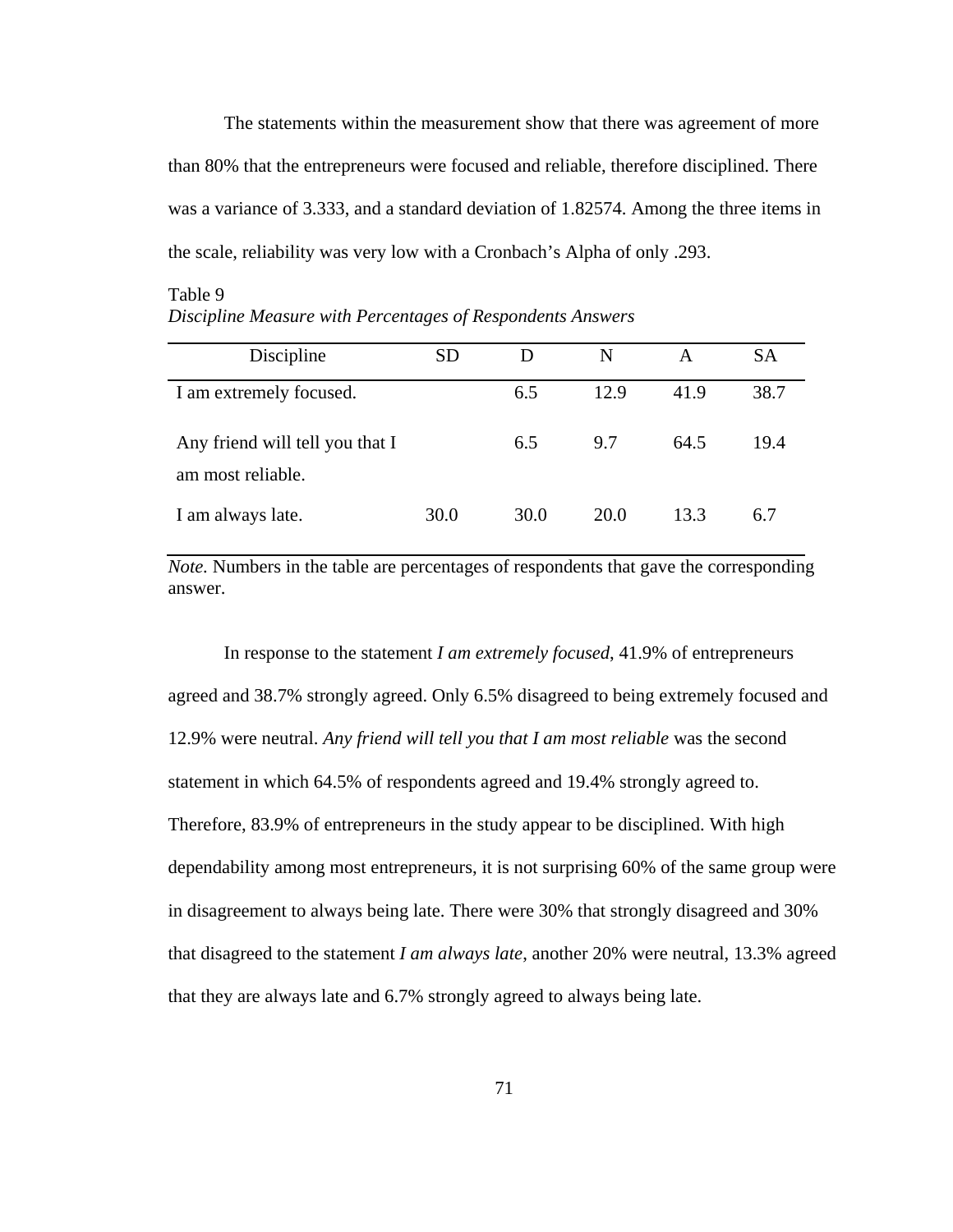The statements within the measurement show that there was agreement of more than 80% that the entrepreneurs were focused and reliable, therefore disciplined. There was a variance of 3.333, and a standard deviation of 1.82574. Among the three items in the scale, reliability was very low with a Cronbach's Alpha of only .293.

Table 9
*Discipline Measure with Percentages of Respondents Answers*

| Discipline | SD | D | N | A | SA |
|---|---|---|---|---|---|
| I am extremely focused. | | 6.5 | 12.9 | 41.9 | 38.7 |
| Any friend will tell you that I am most reliable. | | 6.5 | 9.7 | 64.5 | 19.4 |
| I am always late. | 30.0 | 30.0 | 20.0 | 13.3 | 6.7 |

*Note.* Numbers in the table are percentages of respondents that gave the corresponding answer.

In response to the statement *I am extremely focused*, 41.9% of entrepreneurs agreed and 38.7% strongly agreed. Only 6.5% disagreed to being extremely focused and 12.9% were neutral. *Any friend will tell you that I am most reliable* was the second statement in which 64.5% of respondents agreed and 19.4% strongly agreed to. Therefore, 83.9% of entrepreneurs in the study appear to be disciplined. With high dependability among most entrepreneurs, it is not surprising 60% of the same group were in disagreement to always being late. There were 30% that strongly disagreed and 30% that disagreed to the statement *I am always late*, another 20% were neutral, 13.3% agreed that they are always late and 6.7% strongly agreed to always being late.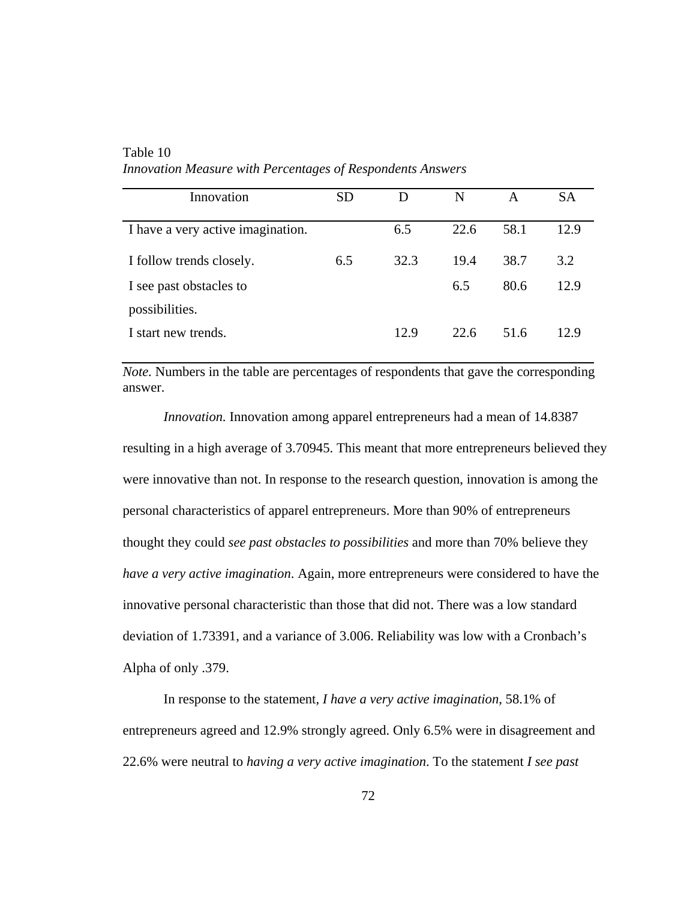Table 10

*Innovation Measure with Percentages of Respondents Answers*

| Innovation | SD | D | N | A | SA |
|---|---|---|---|---|---|
| I have a very active imagination. | | 6.5 | 22.6 | 58.1 | 12.9 |
| I follow trends closely. | 6.5 | 32.3 | 19.4 | 38.7 | 3.2 |
| I see past obstacles to possibilities. | | | 6.5 | 80.6 | 12.9 |
| I start new trends. | | 12.9 | 22.6 | 51.6 | 12.9 |

*Note.* Numbers in the table are percentages of respondents that gave the corresponding answer.

*Innovation.* Innovation among apparel entrepreneurs had a mean of 14.8387 resulting in a high average of 3.70945. This meant that more entrepreneurs believed they were innovative than not. In response to the research question, innovation is among the personal characteristics of apparel entrepreneurs. More than 90% of entrepreneurs thought they could *see past obstacles to possibilities* and more than 70% believe they *have a very active imagination*. Again, more entrepreneurs were considered to have the innovative personal characteristic than those that did not. There was a low standard deviation of 1.73391, and a variance of 3.006. Reliability was low with a Cronbach's Alpha of only .379.

In response to the statement, *I have a very active imagination*, 58.1% of entrepreneurs agreed and 12.9% strongly agreed. Only 6.5% were in disagreement and 22.6% were neutral to *having a very active imagination*. To the statement *I see past*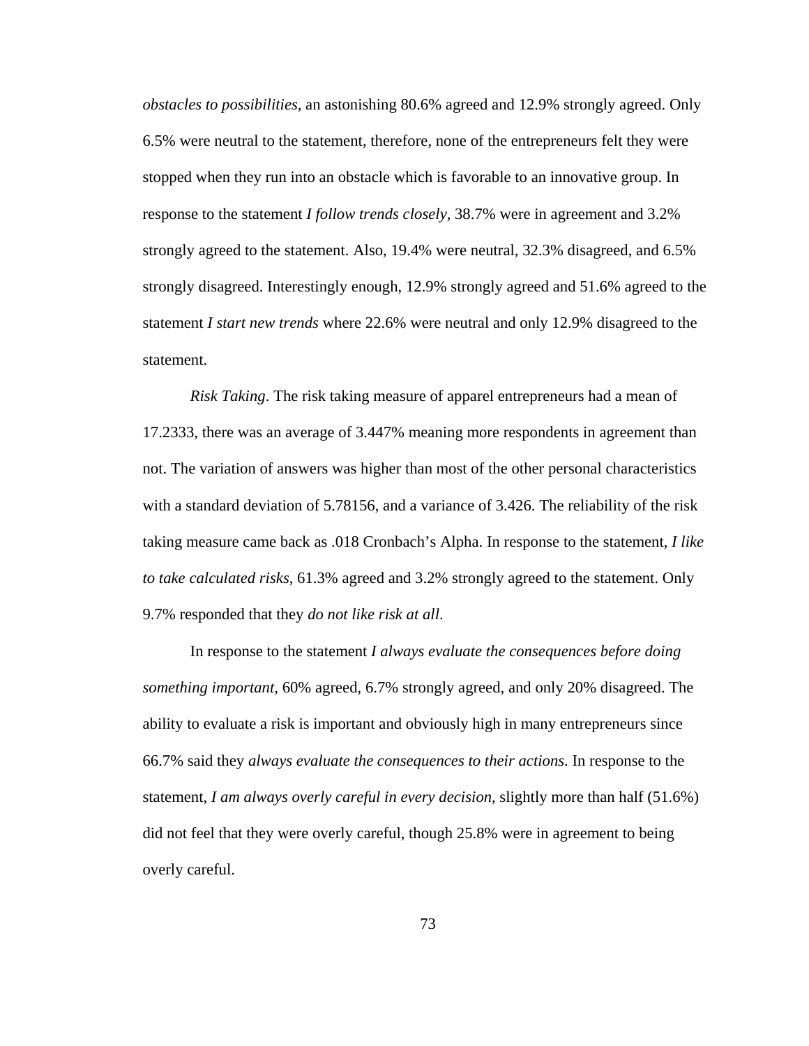*obstacles to possibilities*, an astonishing 80.6% agreed and 12.9% strongly agreed. Only 6.5% were neutral to the statement, therefore, none of the entrepreneurs felt they were stopped when they run into an obstacle which is favorable to an innovative group. In response to the statement *I follow trends closely*, 38.7% were in agreement and 3.2% strongly agreed to the statement. Also, 19.4% were neutral, 32.3% disagreed, and 6.5% strongly disagreed. Interestingly enough, 12.9% strongly agreed and 51.6% agreed to the statement *I start new trends* where 22.6% were neutral and only 12.9% disagreed to the statement.

*Risk Taking*. The risk taking measure of apparel entrepreneurs had a mean of 17.2333, there was an average of 3.447% meaning more respondents in agreement than not. The variation of answers was higher than most of the other personal characteristics with a standard deviation of 5.78156, and a variance of 3.426. The reliability of the risk taking measure came back as .018 Cronbach's Alpha. In response to the statement, *I like to take calculated risks*, 61.3% agreed and 3.2% strongly agreed to the statement. Only 9.7% responded that they *do not like risk at all*.

In response to the statement *I always evaluate the consequences before doing something important,* 60% agreed, 6.7% strongly agreed, and only 20% disagreed. The ability to evaluate a risk is important and obviously high in many entrepreneurs since 66.7% said they *always evaluate the consequences to their actions*. In response to the statement, *I am always overly careful in every decision*, slightly more than half (51.6%) did not feel that they were overly careful, though 25.8% were in agreement to being overly careful.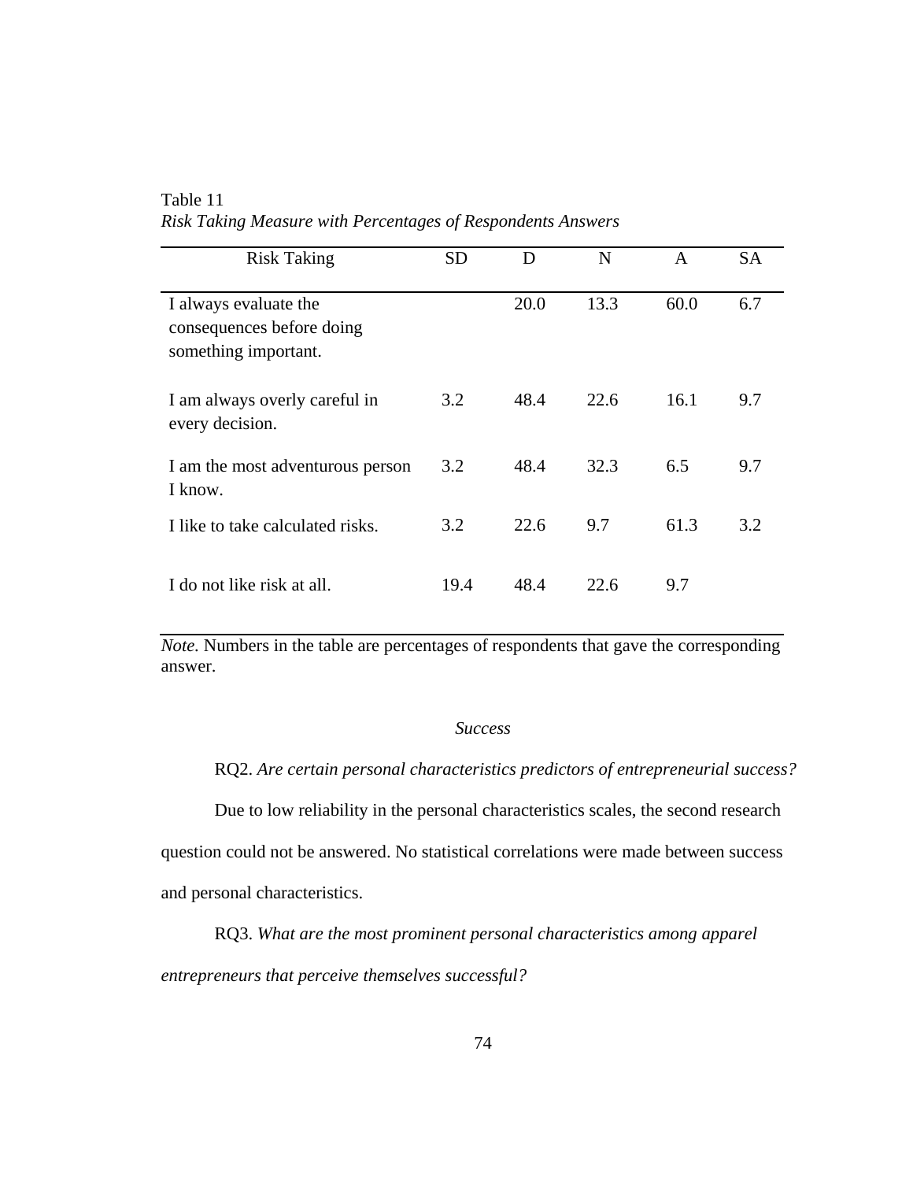Table 11

*Risk Taking Measure with Percentages of Respondents Answers*

| Risk Taking | SD | D | N | A | SA |
|---|---|---|---|---|---|
| I always evaluate the consequences before doing something important. | | 20.0 | 13.3 | 60.0 | 6.7 |
| I am always overly careful in every decision. | 3.2 | 48.4 | 22.6 | 16.1 | 9.7 |
| I am the most adventurous person I know. | 3.2 | 48.4 | 32.3 | 6.5 | 9.7 |
| I like to take calculated risks. | 3.2 | 22.6 | 9.7 | 61.3 | 3.2 |
| I do not like risk at all. | 19.4 | 48.4 | 22.6 | 9.7 | |

*Note.* Numbers in the table are percentages of respondents that gave the corresponding answer.

### *Success*

RQ2. *Are certain personal characteristics predictors of entrepreneurial success?*

Due to low reliability in the personal characteristics scales, the second research question could not be answered. No statistical correlations were made between success and personal characteristics.

RQ3. *What are the most prominent personal characteristics among apparel entrepreneurs that perceive themselves successful?*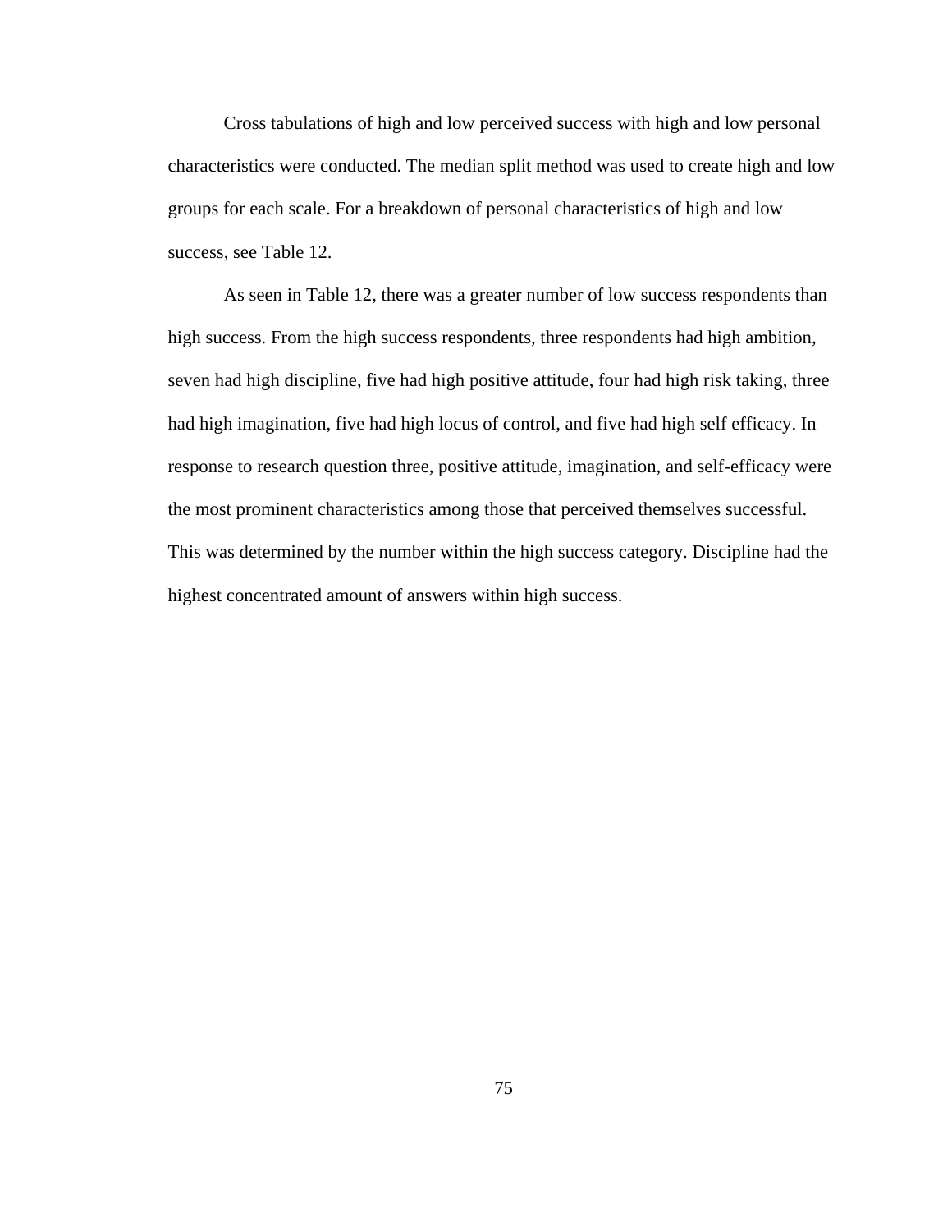Cross tabulations of high and low perceived success with high and low personal characteristics were conducted. The median split method was used to create high and low groups for each scale. For a breakdown of personal characteristics of high and low success, see Table 12.

As seen in Table 12, there was a greater number of low success respondents than high success. From the high success respondents, three respondents had high ambition, seven had high discipline, five had high positive attitude, four had high risk taking, three had high imagination, five had high locus of control, and five had high self efficacy. In response to research question three, positive attitude, imagination, and self-efficacy were the most prominent characteristics among those that perceived themselves successful. This was determined by the number within the high success category. Discipline had the highest concentrated amount of answers within high success.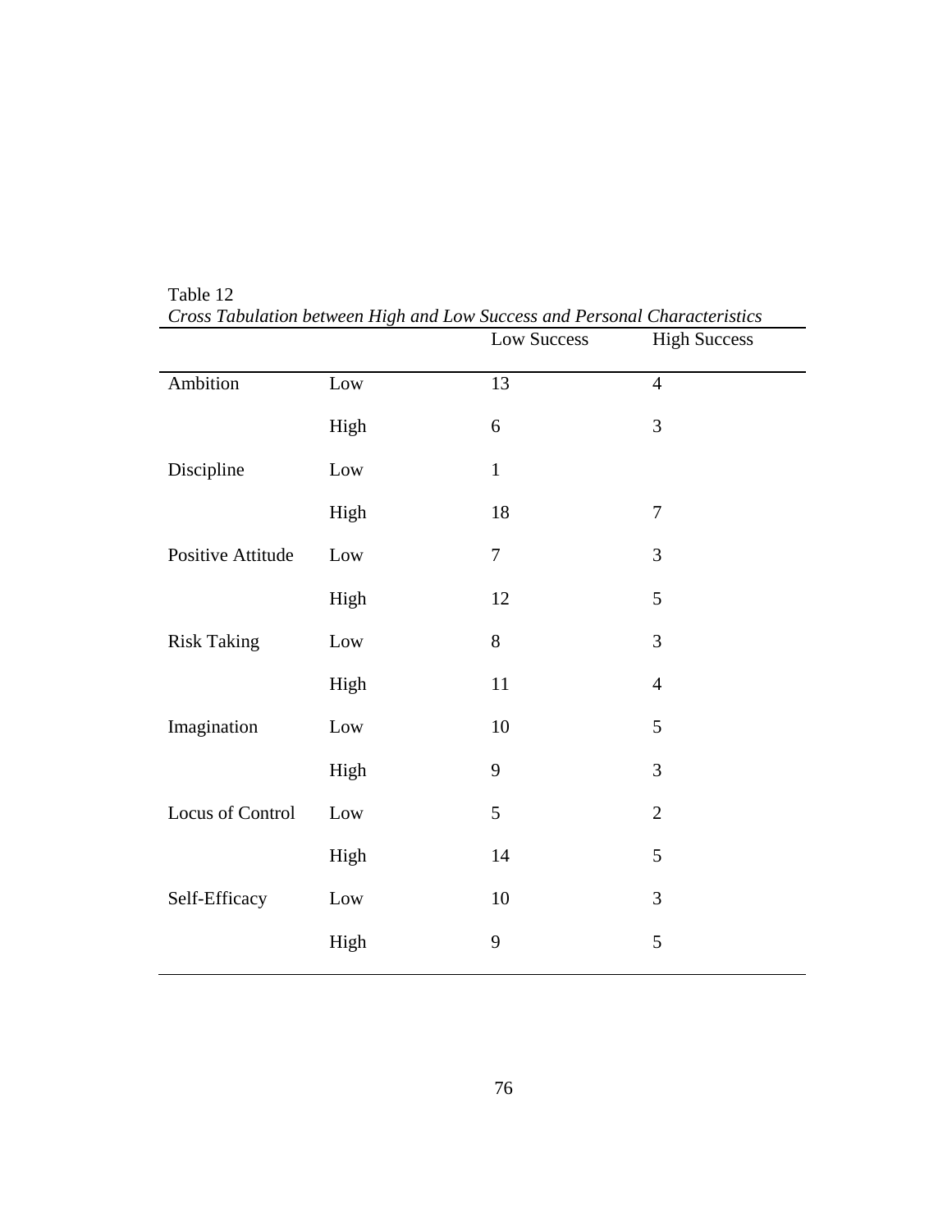Table 12

*Cross Tabulation between High and Low Success and Personal Characteristics*

| | | Low Success | High Success |
|---|---|---|---|
| Ambition | Low | 13 | 4 |
| | High | 6 | 3 |
| Discipline | Low | 1 | |
| | High | 18 | 7 |
| Positive Attitude | Low | 7 | 3 |
| | High | 12 | 5 |
| Risk Taking | Low | 8 | 3 |
| | High | 11 | 4 |
| Imagination | Low | 10 | 5 |
| | High | 9 | 3 |
| Locus of Control | Low | 5 | 2 |
| | High | 14 | 5 |
| Self-Efficacy | Low | 10 | 3 |
| | High | 9 | 5 |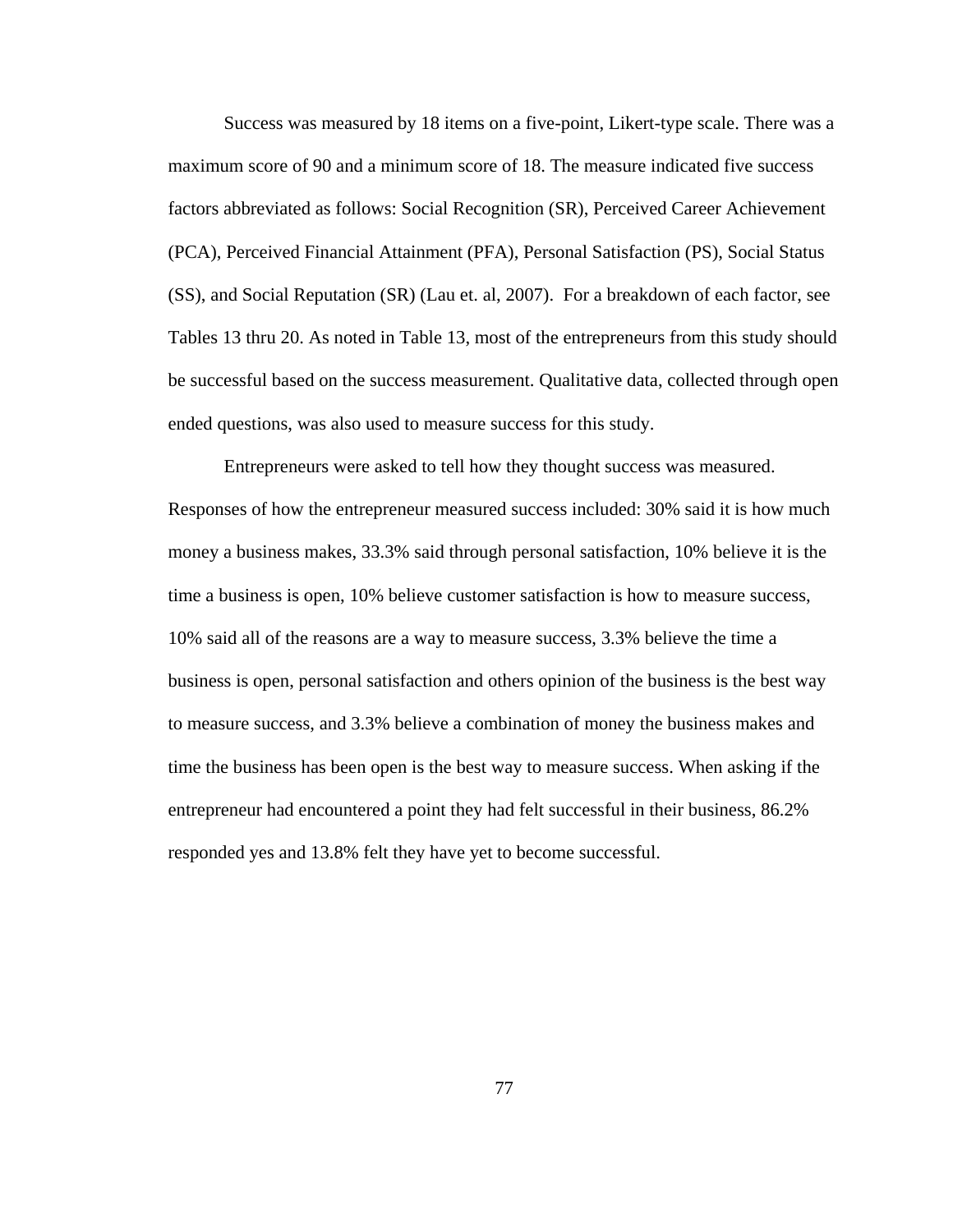Success was measured by 18 items on a five-point, Likert-type scale. There was a maximum score of 90 and a minimum score of 18. The measure indicated five success factors abbreviated as follows: Social Recognition (SR), Perceived Career Achievement (PCA), Perceived Financial Attainment (PFA), Personal Satisfaction (PS), Social Status (SS), and Social Reputation (SR) (Lau et. al, 2007). For a breakdown of each factor, see Tables 13 thru 20. As noted in Table 13, most of the entrepreneurs from this study should be successful based on the success measurement. Qualitative data, collected through open ended questions, was also used to measure success for this study.

Entrepreneurs were asked to tell how they thought success was measured. Responses of how the entrepreneur measured success included: 30% said it is how much money a business makes, 33.3% said through personal satisfaction, 10% believe it is the time a business is open, 10% believe customer satisfaction is how to measure success, 10% said all of the reasons are a way to measure success, 3.3% believe the time a business is open, personal satisfaction and others opinion of the business is the best way to measure success, and 3.3% believe a combination of money the business makes and time the business has been open is the best way to measure success. When asking if the entrepreneur had encountered a point they had felt successful in their business, 86.2% responded yes and 13.8% felt they have yet to become successful.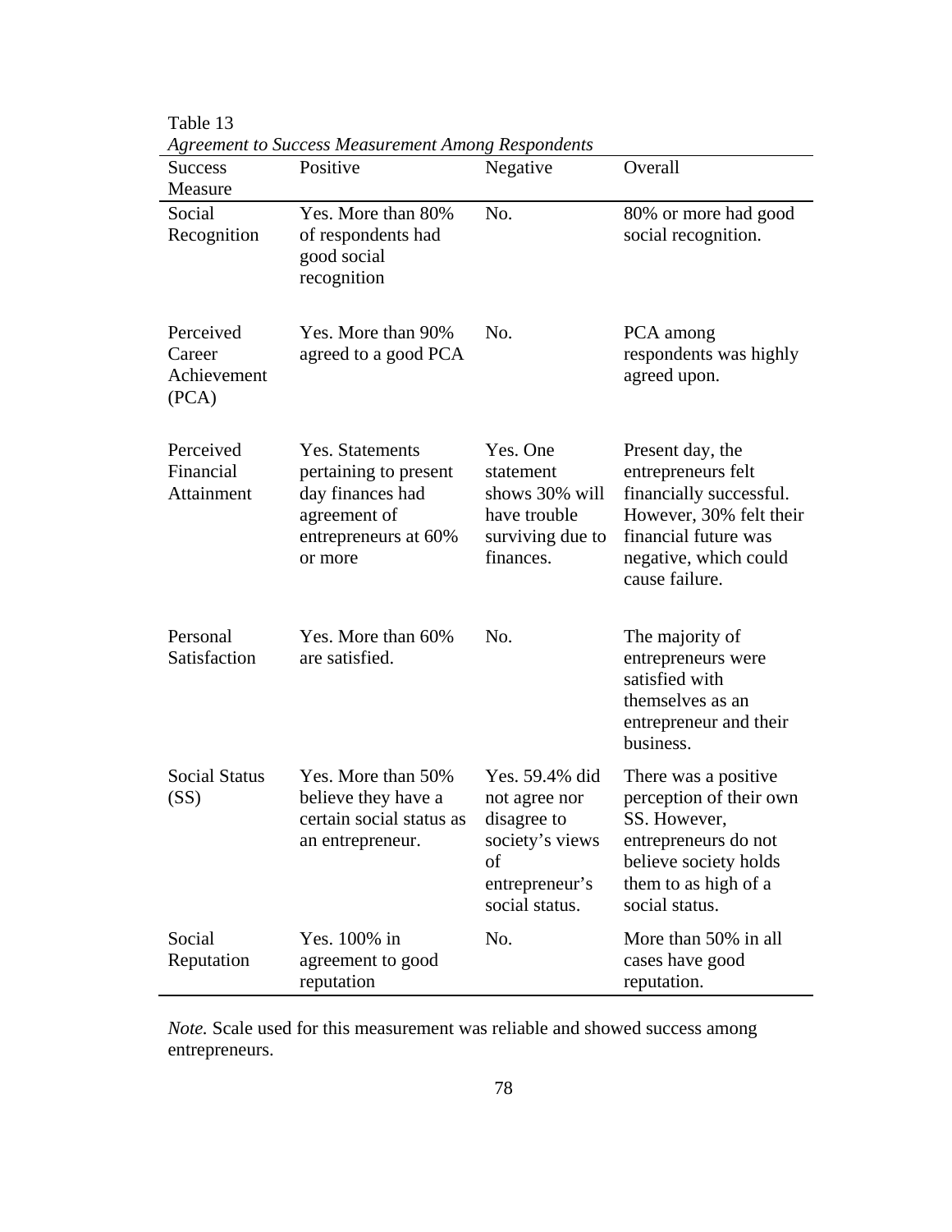Table 13

*Agreement to Success Measurement Among Respondents*

| Success Measure | Positive | Negative | Overall |
| --- | --- | --- | --- |
| Social Recognition | Yes. More than 80% of respondents had good social recognition | No. | 80% or more had good social recognition. |
| Perceived Career Achievement (PCA) | Yes. More than 90% agreed to a good PCA | No. | PCA among respondents was highly agreed upon. |
| Perceived Financial Attainment | Yes. Statements pertaining to present day finances had agreement of entrepreneurs at 60% or more | Yes. One statement shows 30% will have trouble surviving due to finances. | Present day, the entrepreneurs felt financially successful. However, 30% felt their financial future was negative, which could cause failure. |
| Personal Satisfaction | Yes. More than 60% are satisfied. | No. | The majority of entrepreneurs were satisfied with themselves as an entrepreneur and their business. |
| Social Status (SS) | Yes. More than 50% believe they have a certain social status as an entrepreneur. | Yes. 59.4% did not agree nor disagree to society's views of entrepreneur's social status. | There was a positive perception of their own SS. However, entrepreneurs do not believe society holds them to as high of a social status. |
| Social Reputation | Yes. 100% in agreement to good reputation | No. | More than 50% in all cases have good reputation. |

*Note.* Scale used for this measurement was reliable and showed success among entrepreneurs.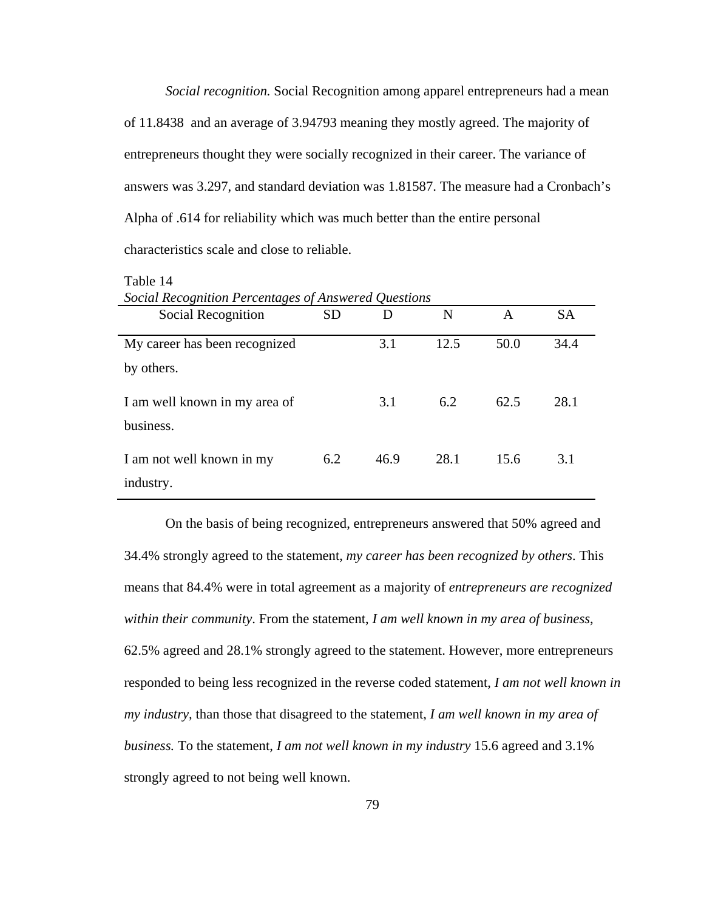*Social recognition.* Social Recognition among apparel entrepreneurs had a mean of 11.8438 and an average of 3.94793 meaning they mostly agreed. The majority of entrepreneurs thought they were socially recognized in their career. The variance of answers was 3.297, and standard deviation was 1.81587. The measure had a Cronbach's Alpha of .614 for reliability which was much better than the entire personal characteristics scale and close to reliable.

Table 14

*Social Recognition Percentages of Answered Questions*

| Social Recognition | SD | D | N | A | SA |
|---|---|---|---|---|---|
| My career has been recognized by others. | | 3.1 | 12.5 | 50.0 | 34.4 |
| I am well known in my area of business. | | 3.1 | 6.2 | 62.5 | 28.1 |
| I am not well known in my industry. | 6.2 | 46.9 | 28.1 | 15.6 | 3.1 |

On the basis of being recognized, entrepreneurs answered that 50% agreed and 34.4% strongly agreed to the statement, *my career has been recognized by others*. This means that 84.4% were in total agreement as a majority of *entrepreneurs are recognized within their community*. From the statement, *I am well known in my area of business*, 62.5% agreed and 28.1% strongly agreed to the statement. However, more entrepreneurs responded to being less recognized in the reverse coded statement, *I am not well known in my industry,* than those that disagreed to the statement, *I am well known in my area of business.* To the statement, *I am not well known in my industry* 15.6 agreed and 3.1% strongly agreed to not being well known.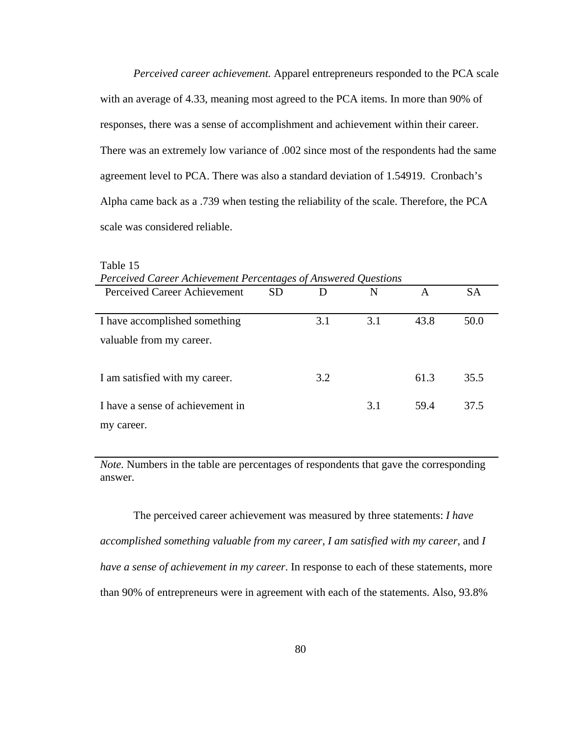*Perceived career achievement.* Apparel entrepreneurs responded to the PCA scale with an average of 4.33, meaning most agreed to the PCA items. In more than 90% of responses, there was a sense of accomplishment and achievement within their career. There was an extremely low variance of .002 since most of the respondents had the same agreement level to PCA. There was also a standard deviation of 1.54919. Cronbach's Alpha came back as a .739 when testing the reliability of the scale. Therefore, the PCA scale was considered reliable.

Table 15

*Perceived Career Achievement Percentages of Answered Questions*

| Perceived Career Achievement | SD | D | N | A | SA |
|---|---|---|---|---|---|
| I have accomplished something valuable from my career. | | 3.1 | 3.1 | 43.8 | 50.0 |
| I am satisfied with my career. | | 3.2 | | 61.3 | 35.5 |
| I have a sense of achievement in my career. | | | 3.1 | 59.4 | 37.5 |

*Note.* Numbers in the table are percentages of respondents that gave the corresponding answer.

The perceived career achievement was measured by three statements: *I have accomplished something valuable from my career, I am satisfied with my career,* and *I have a sense of achievement in my career*. In response to each of these statements, more than 90% of entrepreneurs were in agreement with each of the statements. Also, 93.8%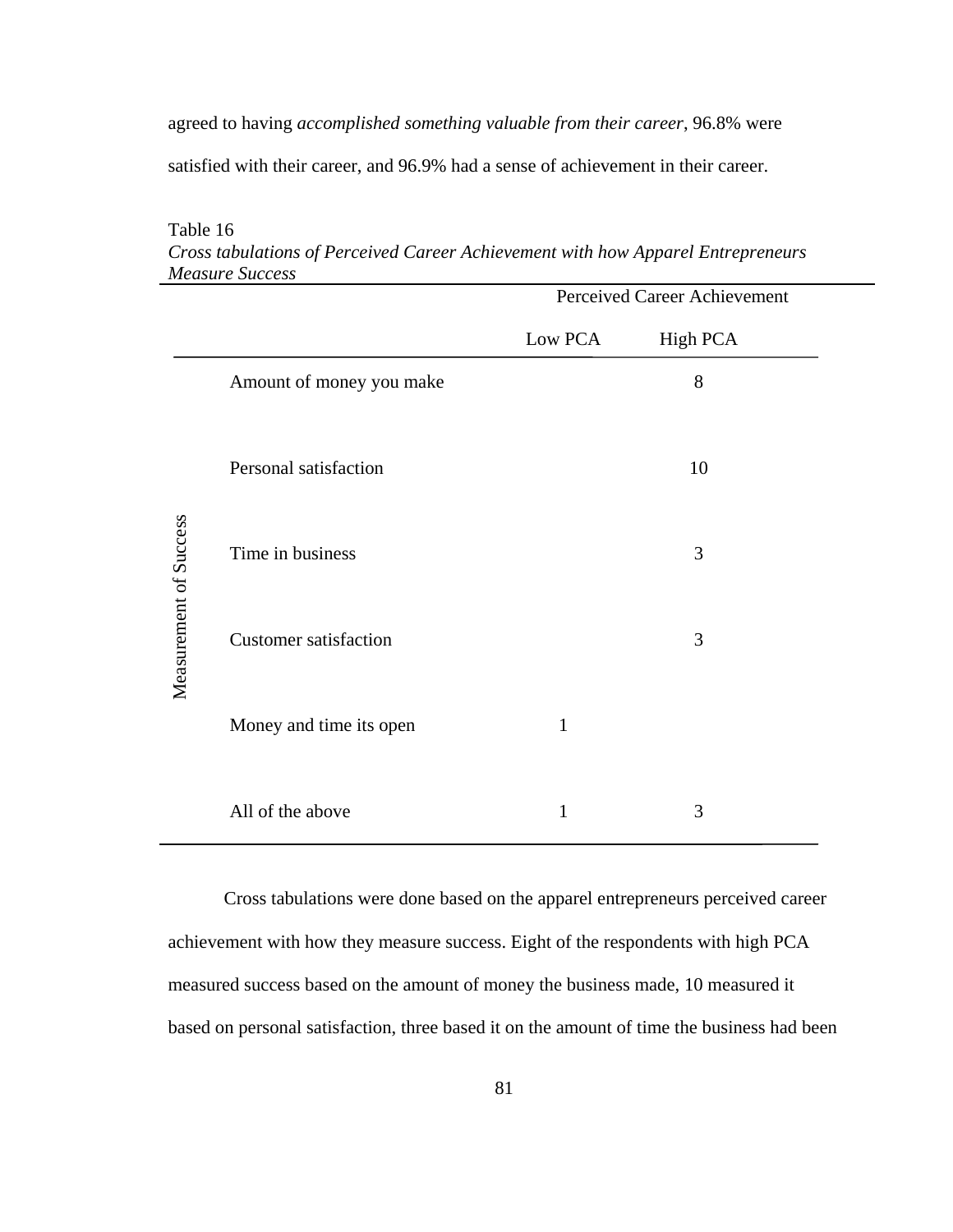agreed to having *accomplished something valuable from their career*, 96.8% were satisfied with their career, and 96.9% had a sense of achievement in their career.

Table 16
*Cross tabulations of Perceived Career Achievement with how Apparel Entrepreneurs Measure Success*

| | | Perceived Career Achievement | |
|---|---|---|---|
| | | Low PCA | High PCA |
| Measurement of Success | Amount of money you make | | 8 |
| | Personal satisfaction | | 10 |
| | Time in business | | 3 |
| | Customer satisfaction | | 3 |
| | Money and time its open | 1 | |
| | All of the above | 1 | 3 |

Cross tabulations were done based on the apparel entrepreneurs perceived career achievement with how they measure success. Eight of the respondents with high PCA measured success based on the amount of money the business made, 10 measured it based on personal satisfaction, three based it on the amount of time the business had been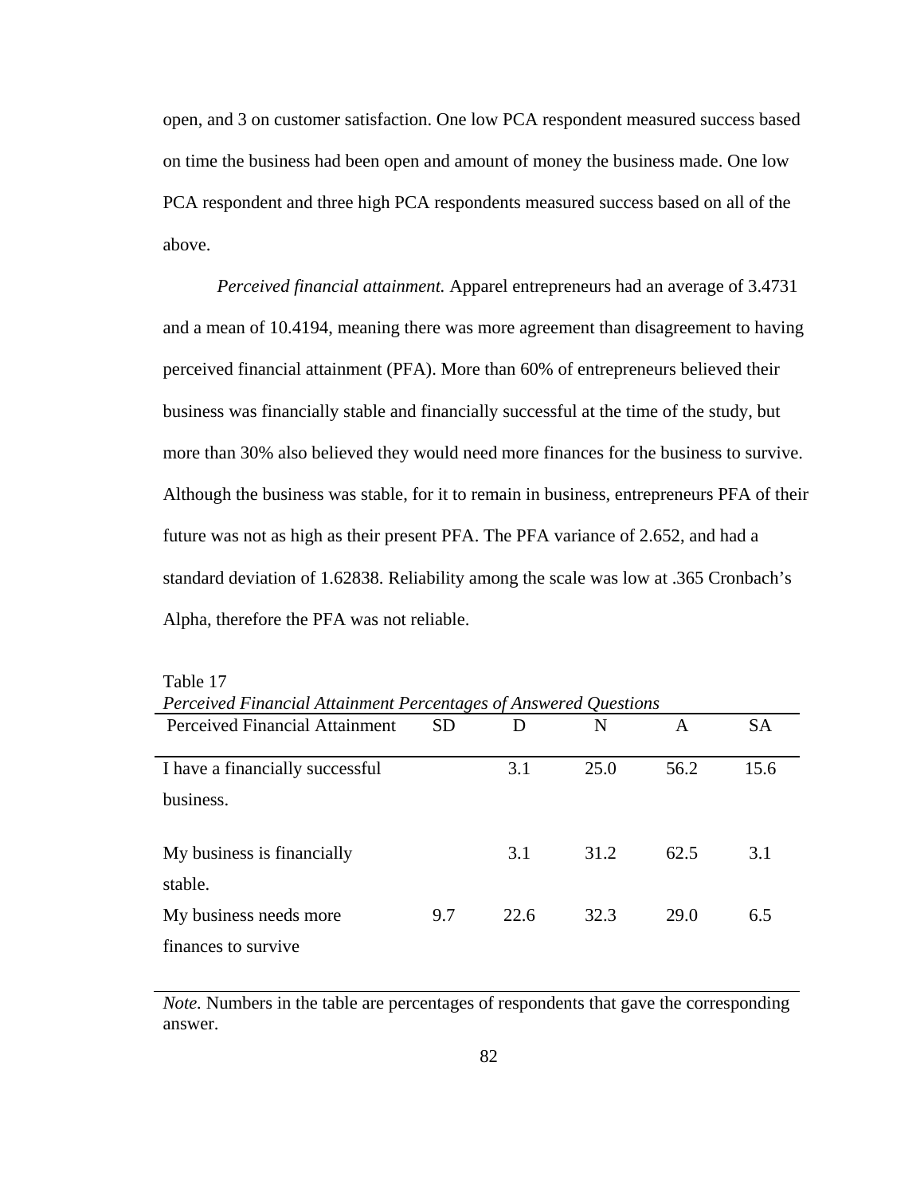open, and 3 on customer satisfaction. One low PCA respondent measured success based on time the business had been open and amount of money the business made. One low PCA respondent and three high PCA respondents measured success based on all of the above.

*Perceived financial attainment.* Apparel entrepreneurs had an average of 3.4731 and a mean of 10.4194, meaning there was more agreement than disagreement to having perceived financial attainment (PFA). More than 60% of entrepreneurs believed their business was financially stable and financially successful at the time of the study, but more than 30% also believed they would need more finances for the business to survive. Although the business was stable, for it to remain in business, entrepreneurs PFA of their future was not as high as their present PFA. The PFA variance of 2.652, and had a standard deviation of 1.62838. Reliability among the scale was low at .365 Cronbach's Alpha, therefore the PFA was not reliable.

Table 17

*Perceived Financial Attainment Percentages of Answered Questions*

| Perceived Financial Attainment | SD | D | N | A | SA |
|---|---|---|---|---|---|
| I have a financially successful business. | | 3.1 | 25.0 | 56.2 | 15.6 |
| My business is financially stable. | | 3.1 | 31.2 | 62.5 | 3.1 |
| My business needs more finances to survive | 9.7 | 22.6 | 32.3 | 29.0 | 6.5 |

*Note.* Numbers in the table are percentages of respondents that gave the corresponding answer.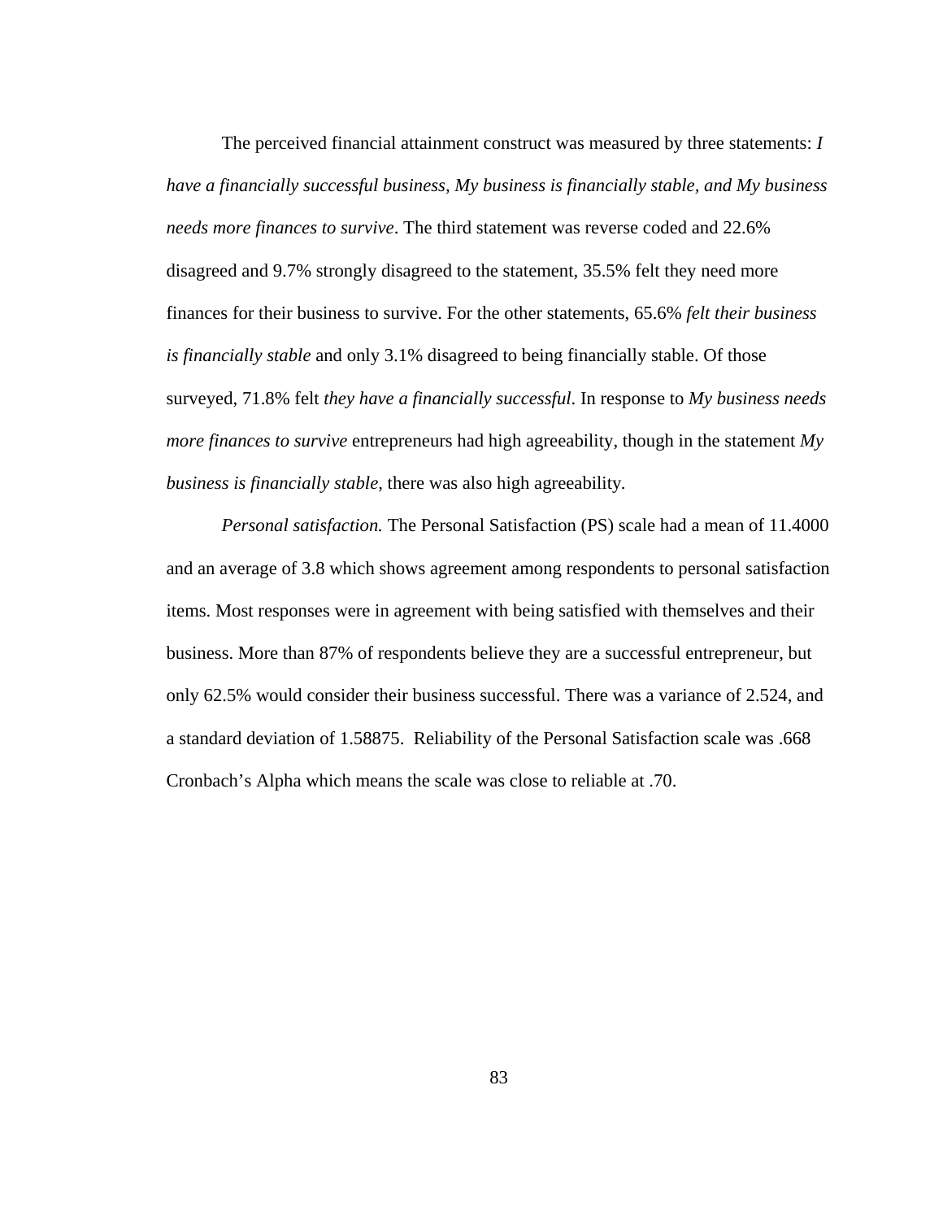The perceived financial attainment construct was measured by three statements: *I have a financially successful business, My business is financially stable, and My business needs more finances to survive*. The third statement was reverse coded and 22.6% disagreed and 9.7% strongly disagreed to the statement, 35.5% felt they need more finances for their business to survive. For the other statements, 65.6% *felt their business is financially stable* and only 3.1% disagreed to being financially stable. Of those surveyed, 71.8% felt *they have a financially successful*. In response to *My business needs more finances to survive* entrepreneurs had high agreeability, though in the statement *My business is financially stable,* there was also high agreeability.

*Personal satisfaction.* The Personal Satisfaction (PS) scale had a mean of 11.4000 and an average of 3.8 which shows agreement among respondents to personal satisfaction items. Most responses were in agreement with being satisfied with themselves and their business. More than 87% of respondents believe they are a successful entrepreneur, but only 62.5% would consider their business successful. There was a variance of 2.524, and a standard deviation of 1.58875. Reliability of the Personal Satisfaction scale was .668 Cronbach's Alpha which means the scale was close to reliable at .70.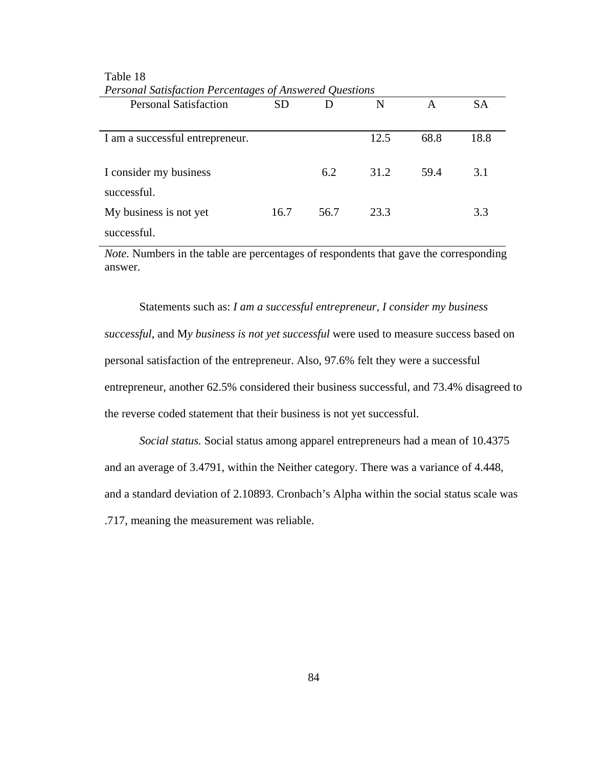Table 18

*Personal Satisfaction Percentages of Answered Questions*

| Personal Satisfaction | SD | D | N | A | SA |
|---|---|---|---|---|---|
| I am a successful entrepreneur. | | | 12.5 | 68.8 | 18.8 |
| I consider my business successful. | | 6.2 | 31.2 | 59.4 | 3.1 |
| My business is not yet successful. | 16.7 | 56.7 | 23.3 | | 3.3 |

*Note.* Numbers in the table are percentages of respondents that gave the corresponding answer.

Statements such as: *I am a successful entrepreneur, I consider my business successful*, and M*y business is not yet successful* were used to measure success based on personal satisfaction of the entrepreneur. Also, 97.6% felt they were a successful entrepreneur, another 62.5% considered their business successful, and 73.4% disagreed to the reverse coded statement that their business is not yet successful.

*Social status.* Social status among apparel entrepreneurs had a mean of 10.4375 and an average of 3.4791, within the Neither category. There was a variance of 4.448, and a standard deviation of 2.10893. Cronbach's Alpha within the social status scale was .717, meaning the measurement was reliable.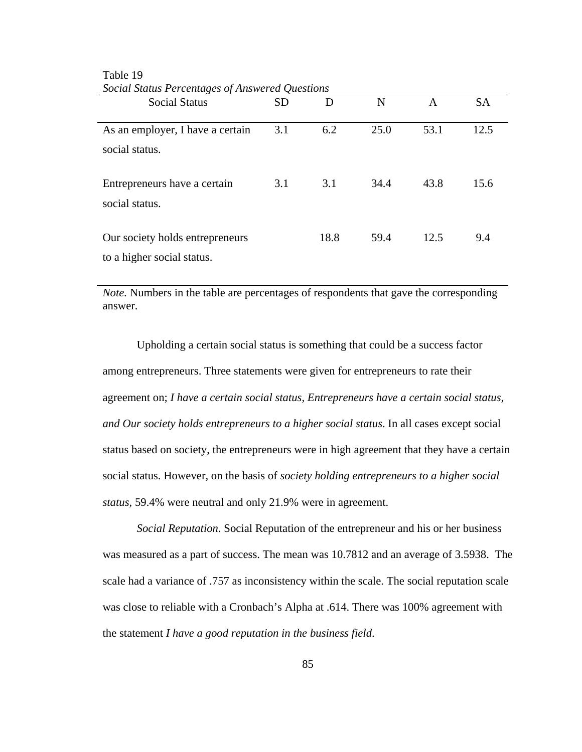Table 19

*Social Status Percentages of Answered Questions*

| Social Status | SD | D | N | A | SA |
|---|---|---|---|---|---|
| As an employer, I have a certain social status. | 3.1 | 6.2 | 25.0 | 53.1 | 12.5 |
| Entrepreneurs have a certain social status. | 3.1 | 3.1 | 34.4 | 43.8 | 15.6 |
| Our society holds entrepreneurs to a higher social status. | | 18.8 | 59.4 | 12.5 | 9.4 |

*Note.* Numbers in the table are percentages of respondents that gave the corresponding answer.

Upholding a certain social status is something that could be a success factor among entrepreneurs. Three statements were given for entrepreneurs to rate their agreement on; *I have a certain social status, Entrepreneurs have a certain social status, and Our society holds entrepreneurs to a higher social status*. In all cases except social status based on society, the entrepreneurs were in high agreement that they have a certain social status. However, on the basis of *society holding entrepreneurs to a higher social status,* 59.4% were neutral and only 21.9% were in agreement.

*Social Reputation.* Social Reputation of the entrepreneur and his or her business was measured as a part of success. The mean was 10.7812 and an average of 3.5938. The scale had a variance of .757 as inconsistency within the scale. The social reputation scale was close to reliable with a Cronbach's Alpha at .614. There was 100% agreement with the statement *I have a good reputation in the business field*.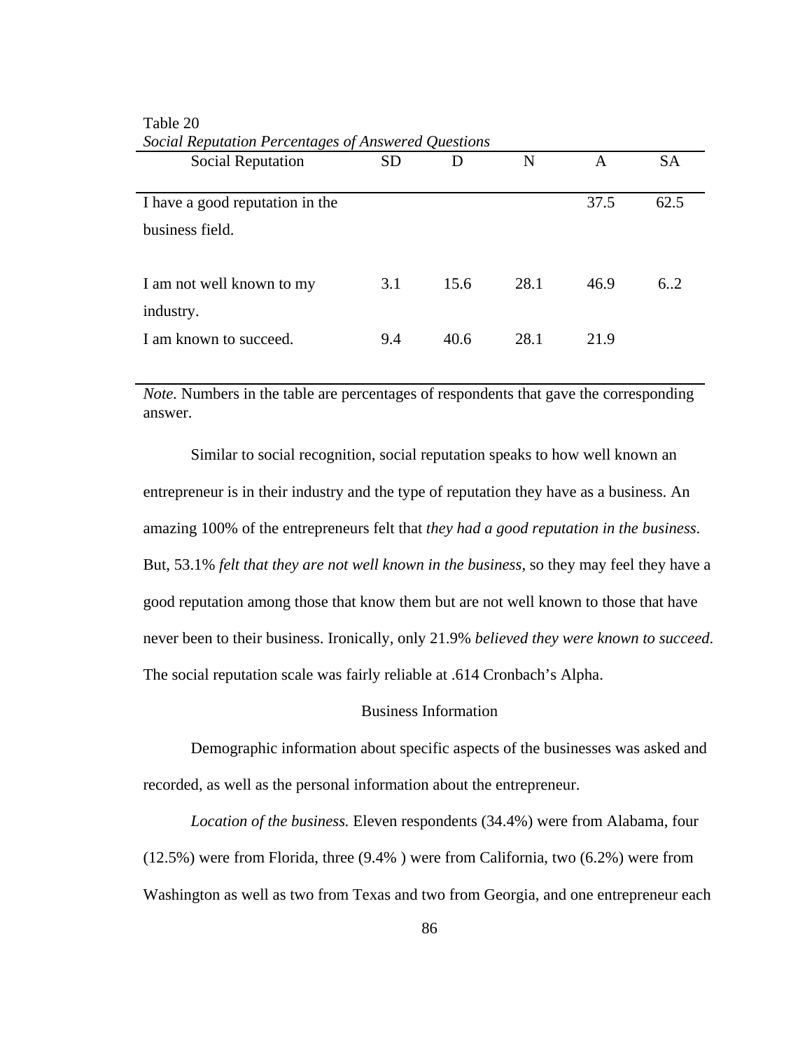Table 20

*Social Reputation Percentages of Answered Questions*

| Social Reputation | SD | D | N | A | SA |
|---|---|---|---|---|---|
| I have a good reputation in the business field. | | | | 37.5 | 62.5 |
| I am not well known to my industry. | 3.1 | 15.6 | 28.1 | 46.9 | 6..2 |
| I am known to succeed. | 9.4 | 40.6 | 28.1 | 21.9 | |

*Note.* Numbers in the table are percentages of respondents that gave the corresponding answer.

Similar to social recognition, social reputation speaks to how well known an entrepreneur is in their industry and the type of reputation they have as a business. An amazing 100% of the entrepreneurs felt that *they had a good reputation in the business*. But, 53.1% *felt that they are not well known in the business*, so they may feel they have a good reputation among those that know them but are not well known to those that have never been to their business. Ironically, only 21.9% *believed they were known to succeed*. The social reputation scale was fairly reliable at .614 Cronbach's Alpha.

## Business Information

Demographic information about specific aspects of the businesses was asked and recorded, as well as the personal information about the entrepreneur.

*Location of the business.* Eleven respondents (34.4%) were from Alabama, four (12.5%) were from Florida, three (9.4% ) were from California, two (6.2%) were from Washington as well as two from Texas and two from Georgia, and one entrepreneur each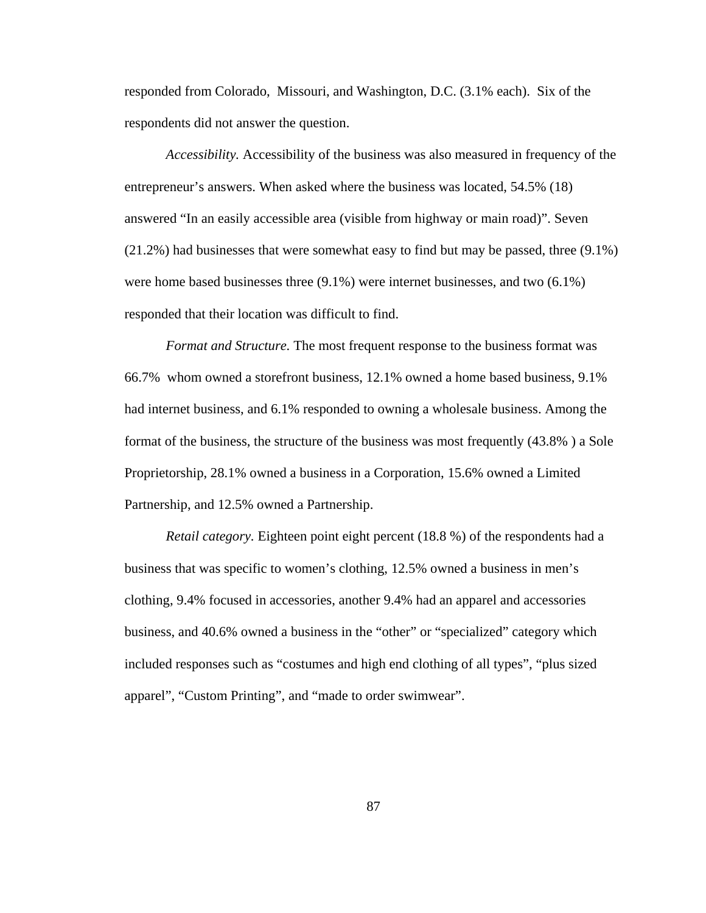responded from Colorado,  Missouri, and Washington, D.C. (3.1% each).  Six of the respondents did not answer the question.

*Accessibility.* Accessibility of the business was also measured in frequency of the entrepreneur's answers. When asked where the business was located, 54.5% (18) answered "In an easily accessible area (visible from highway or main road)". Seven (21.2%) had businesses that were somewhat easy to find but may be passed, three (9.1%) were home based businesses three (9.1%) were internet businesses, and two (6.1%) responded that their location was difficult to find.

*Format and Structure.* The most frequent response to the business format was 66.7%  whom owned a storefront business, 12.1% owned a home based business, 9.1% had internet business, and 6.1% responded to owning a wholesale business. Among the format of the business, the structure of the business was most frequently (43.8% ) a Sole Proprietorship, 28.1% owned a business in a Corporation, 15.6% owned a Limited Partnership, and 12.5% owned a Partnership.

*Retail category*. Eighteen point eight percent (18.8 %) of the respondents had a business that was specific to women's clothing, 12.5% owned a business in men's clothing, 9.4% focused in accessories, another 9.4% had an apparel and accessories business, and 40.6% owned a business in the "other" or "specialized" category which included responses such as "costumes and high end clothing of all types", "plus sized apparel", "Custom Printing", and "made to order swimwear".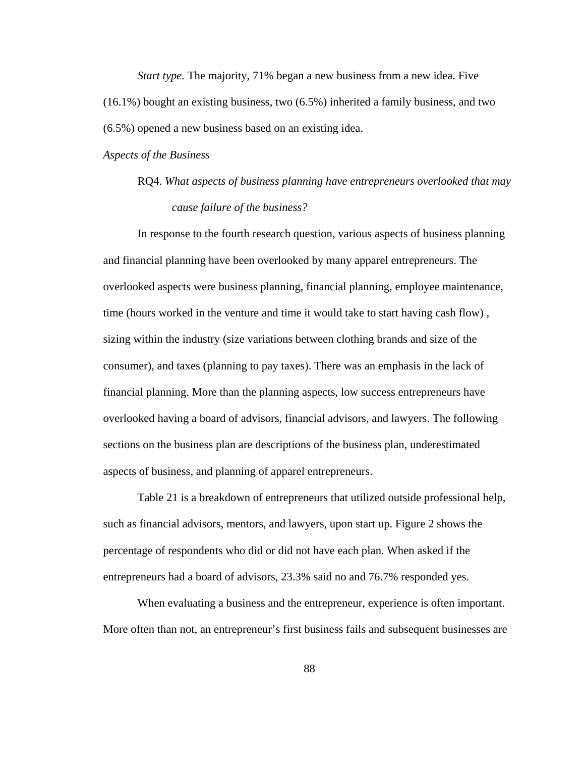*Start type.* The majority, 71% began a new business from a new idea. Five (16.1%) bought an existing business, two (6.5%) inherited a family business, and two (6.5%) opened a new business based on an existing idea.

*Aspects of the Business*

RQ4. *What aspects of business planning have entrepreneurs overlooked that may cause failure of the business?*

In response to the fourth research question, various aspects of business planning and financial planning have been overlooked by many apparel entrepreneurs. The overlooked aspects were business planning, financial planning, employee maintenance, time (hours worked in the venture and time it would take to start having cash flow) , sizing within the industry (size variations between clothing brands and size of the consumer), and taxes (planning to pay taxes). There was an emphasis in the lack of financial planning. More than the planning aspects, low success entrepreneurs have overlooked having a board of advisors, financial advisors, and lawyers. The following sections on the business plan are descriptions of the business plan, underestimated aspects of business, and planning of apparel entrepreneurs.

Table 21 is a breakdown of entrepreneurs that utilized outside professional help, such as financial advisors, mentors, and lawyers, upon start up. Figure 2 shows the percentage of respondents who did or did not have each plan. When asked if the entrepreneurs had a board of advisors, 23.3% said no and 76.7% responded yes.

When evaluating a business and the entrepreneur, experience is often important. More often than not, an entrepreneur's first business fails and subsequent businesses are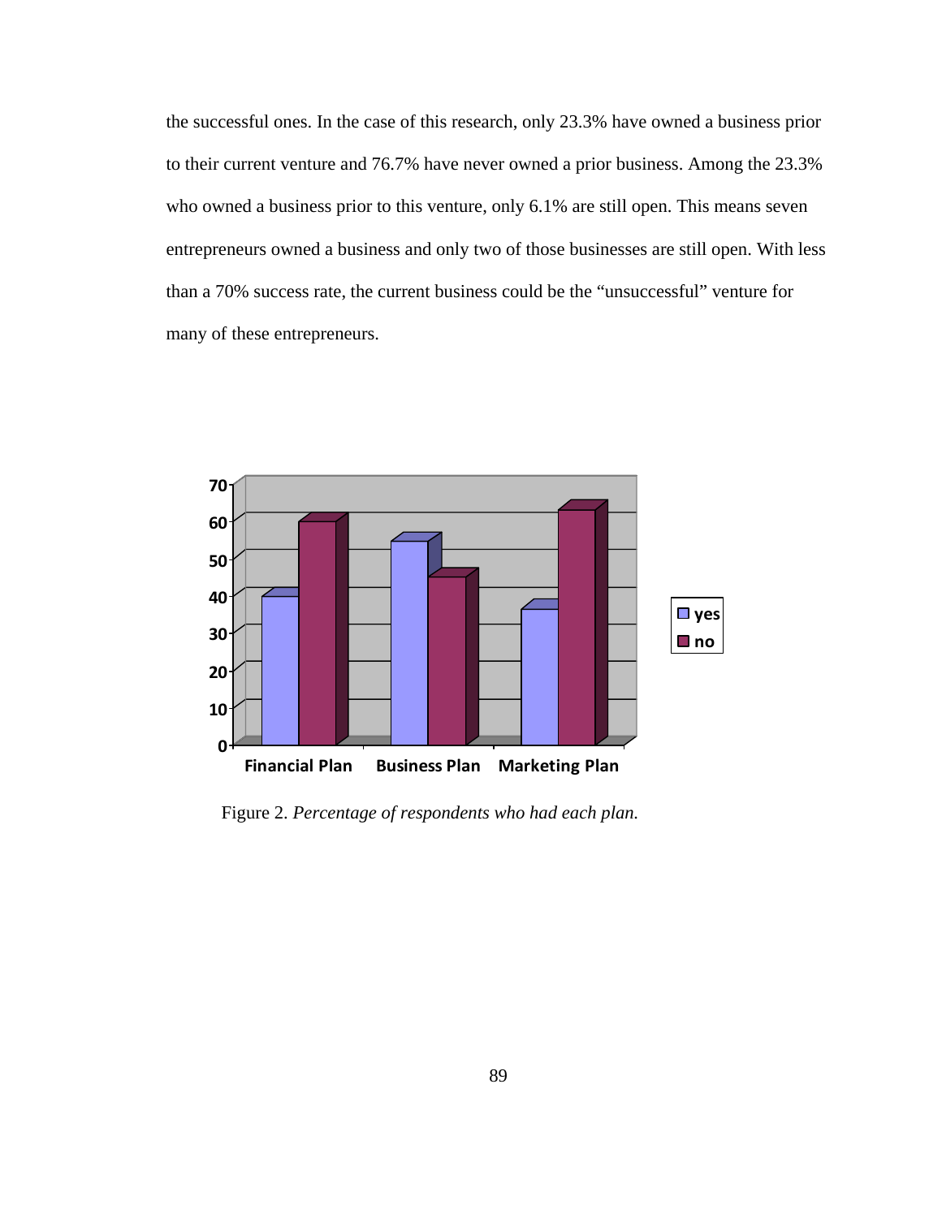the successful ones. In the case of this research, only 23.3% have owned a business prior to their current venture and 76.7% have never owned a prior business. Among the 23.3% who owned a business prior to this venture, only 6.1% are still open. This means seven entrepreneurs owned a business and only two of those businesses are still open. With less than a 70% success rate, the current business could be the “unsuccessful” venture for many of these entrepreneurs.

Figure 2. *Percentage of respondents who had each plan.*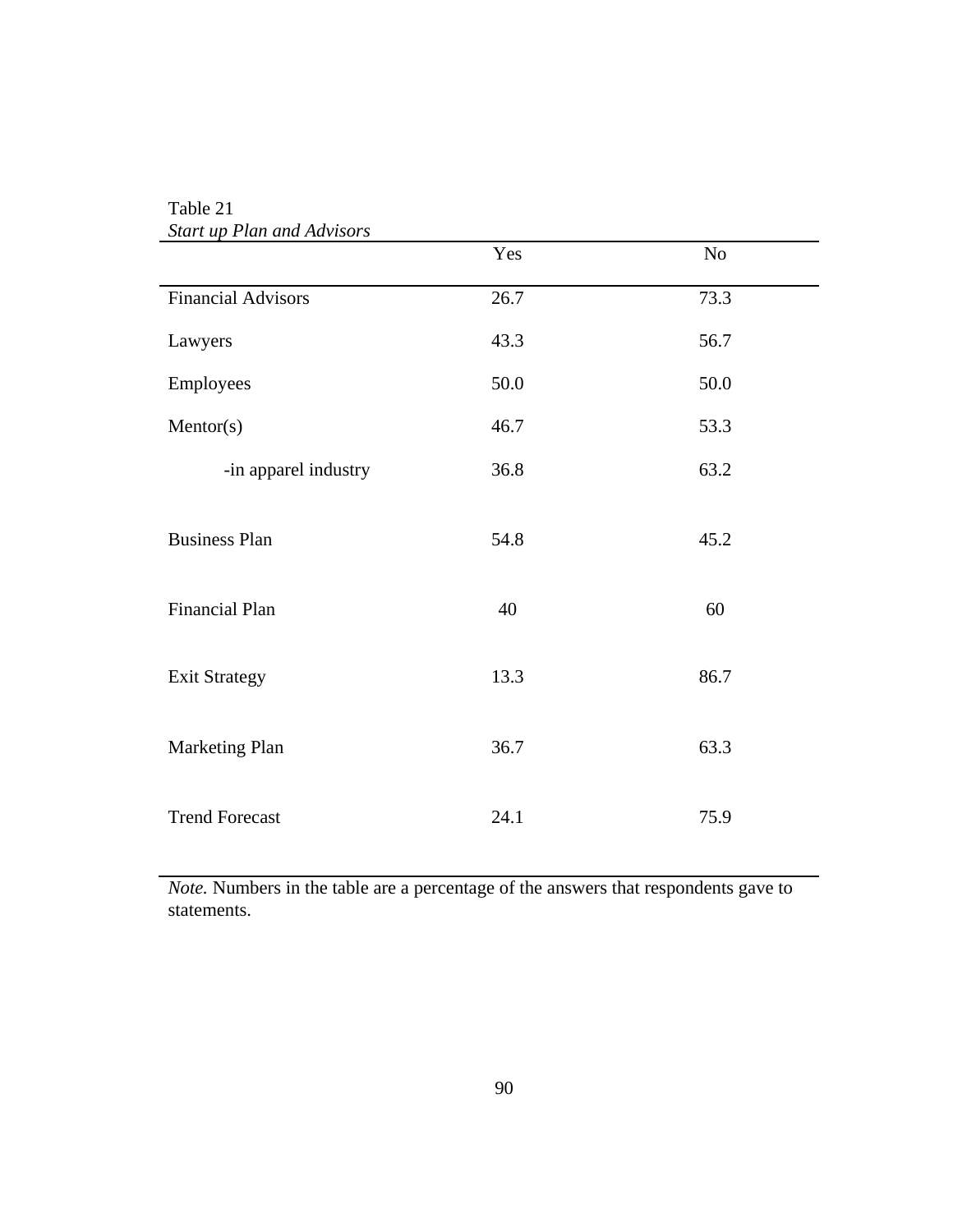Table 21
*Start up Plan and Advisors*

| | Yes | No |
|---|---|---|
| Financial Advisors | 26.7 | 73.3 |
| Lawyers | 43.3 | 56.7 |
| Employees | 50.0 | 50.0 |
| Mentor(s) | 46.7 | 53.3 |
| -in apparel industry | 36.8 | 63.2 |
| Business Plan | 54.8 | 45.2 |
| Financial Plan | 40 | 60 |
| Exit Strategy | 13.3 | 86.7 |
| Marketing Plan | 36.7 | 63.3 |
| Trend Forecast | 24.1 | 75.9 |

*Note.* Numbers in the table are a percentage of the answers that respondents gave to statements.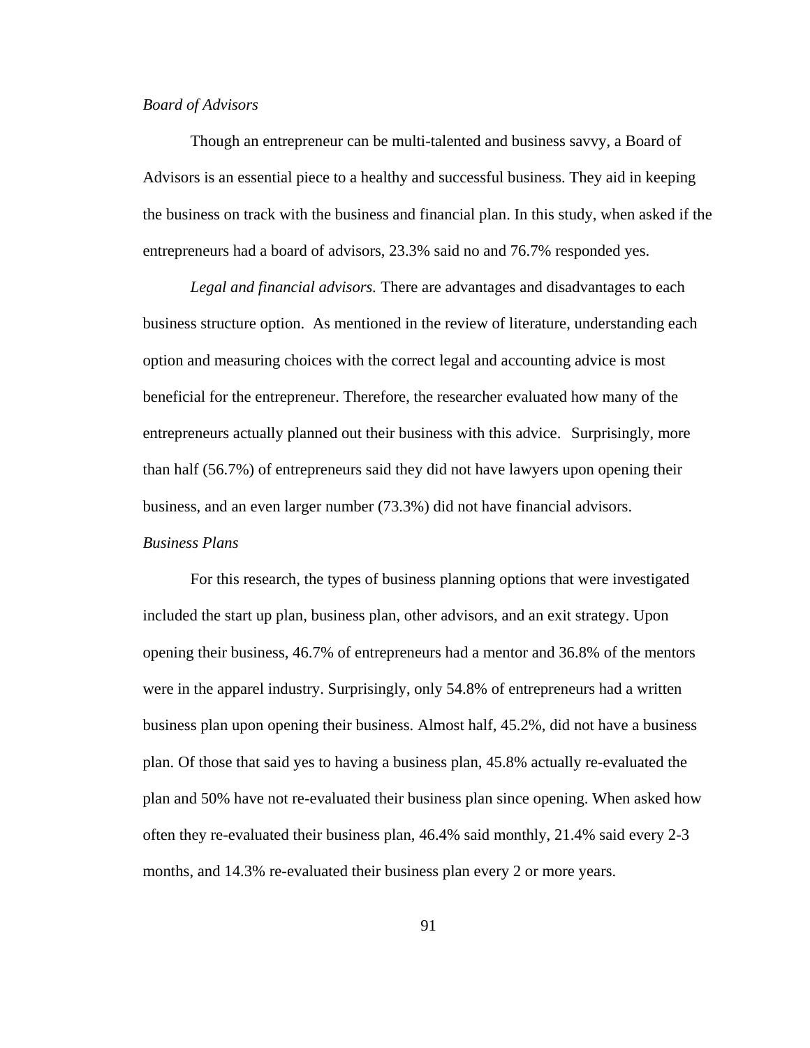*Board of Advisors*

Though an entrepreneur can be multi-talented and business savvy, a Board of Advisors is an essential piece to a healthy and successful business. They aid in keeping the business on track with the business and financial plan. In this study, when asked if the entrepreneurs had a board of advisors, 23.3% said no and 76.7% responded yes.

*Legal and financial advisors.* There are advantages and disadvantages to each business structure option. As mentioned in the review of literature, understanding each option and measuring choices with the correct legal and accounting advice is most beneficial for the entrepreneur. Therefore, the researcher evaluated how many of the entrepreneurs actually planned out their business with this advice. Surprisingly, more than half (56.7%) of entrepreneurs said they did not have lawyers upon opening their business, and an even larger number (73.3%) did not have financial advisors.

*Business Plans*

For this research, the types of business planning options that were investigated included the start up plan, business plan, other advisors, and an exit strategy. Upon opening their business, 46.7% of entrepreneurs had a mentor and 36.8% of the mentors were in the apparel industry. Surprisingly, only 54.8% of entrepreneurs had a written business plan upon opening their business. Almost half, 45.2%, did not have a business plan. Of those that said yes to having a business plan, 45.8% actually re-evaluated the plan and 50% have not re-evaluated their business plan since opening. When asked how often they re-evaluated their business plan, 46.4% said monthly, 21.4% said every 2-3 months, and 14.3% re-evaluated their business plan every 2 or more years.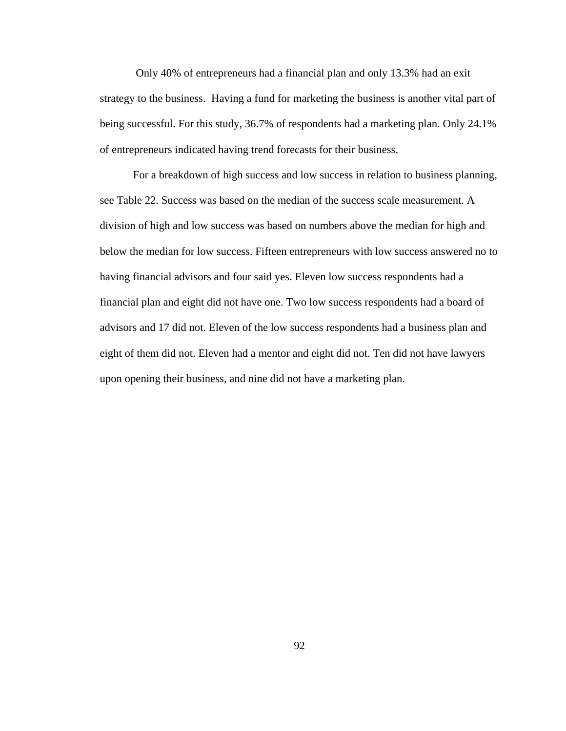Only 40% of entrepreneurs had a financial plan and only 13.3% had an exit strategy to the business. Having a fund for marketing the business is another vital part of being successful. For this study, 36.7% of respondents had a marketing plan. Only 24.1% of entrepreneurs indicated having trend forecasts for their business.

For a breakdown of high success and low success in relation to business planning, see Table 22. Success was based on the median of the success scale measurement. A division of high and low success was based on numbers above the median for high and below the median for low success. Fifteen entrepreneurs with low success answered no to having financial advisors and four said yes. Eleven low success respondents had a financial plan and eight did not have one. Two low success respondents had a board of advisors and 17 did not. Eleven of the low success respondents had a business plan and eight of them did not. Eleven had a mentor and eight did not. Ten did not have lawyers upon opening their business, and nine did not have a marketing plan.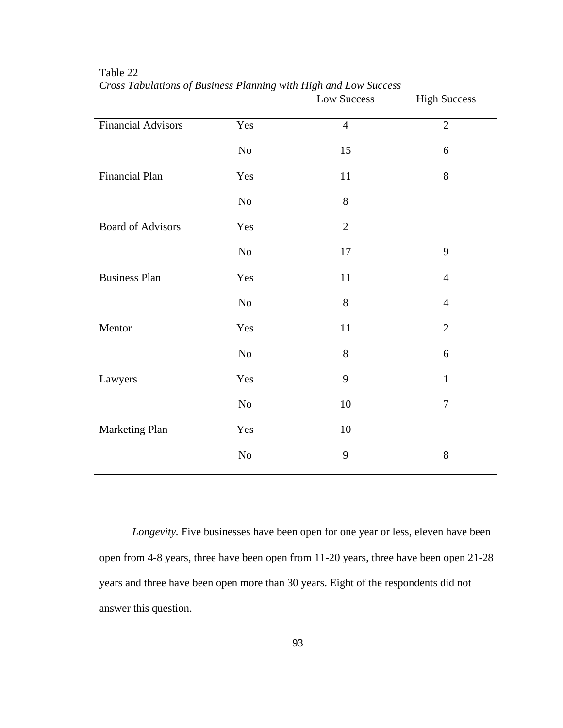Table 22

*Cross Tabulations of Business Planning with High and Low Success*

| | | Low Success | High Success |
|---|---|---|---|
| Financial Advisors | Yes | 4 | 2 |
| | No | 15 | 6 |
| Financial Plan | Yes | 11 | 8 |
| | No | 8 | |
| Board of Advisors | Yes | 2 | |
| | No | 17 | 9 |
| Business Plan | Yes | 11 | 4 |
| | No | 8 | 4 |
| Mentor | Yes | 11 | 2 |
| | No | 8 | 6 |
| Lawyers | Yes | 9 | 1 |
| | No | 10 | 7 |
| Marketing Plan | Yes | 10 | |
| | No | 9 | 8 |

*Longevity.* Five businesses have been open for one year or less, eleven have been open from 4-8 years, three have been open from 11-20 years, three have been open 21-28 years and three have been open more than 30 years. Eight of the respondents did not answer this question.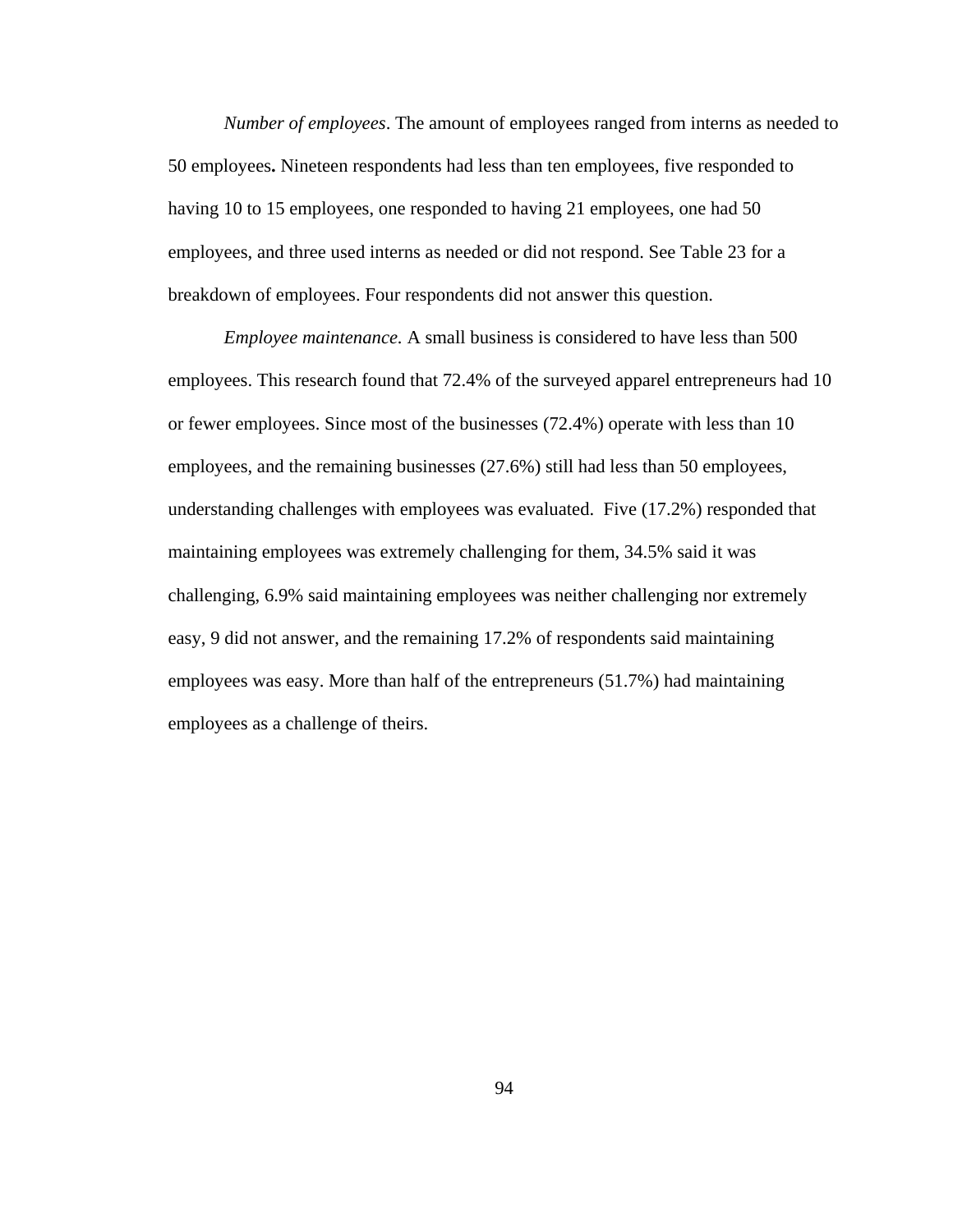*Number of employees*. The amount of employees ranged from interns as needed to 50 employees**.** Nineteen respondents had less than ten employees, five responded to having 10 to 15 employees, one responded to having 21 employees, one had 50 employees, and three used interns as needed or did not respond. See Table 23 for a breakdown of employees. Four respondents did not answer this question.

*Employee maintenance.* A small business is considered to have less than 500 employees. This research found that 72.4% of the surveyed apparel entrepreneurs had 10 or fewer employees. Since most of the businesses (72.4%) operate with less than 10 employees, and the remaining businesses (27.6%) still had less than 50 employees, understanding challenges with employees was evaluated. Five (17.2%) responded that maintaining employees was extremely challenging for them, 34.5% said it was challenging, 6.9% said maintaining employees was neither challenging nor extremely easy, 9 did not answer, and the remaining 17.2% of respondents said maintaining employees was easy. More than half of the entrepreneurs (51.7%) had maintaining employees as a challenge of theirs.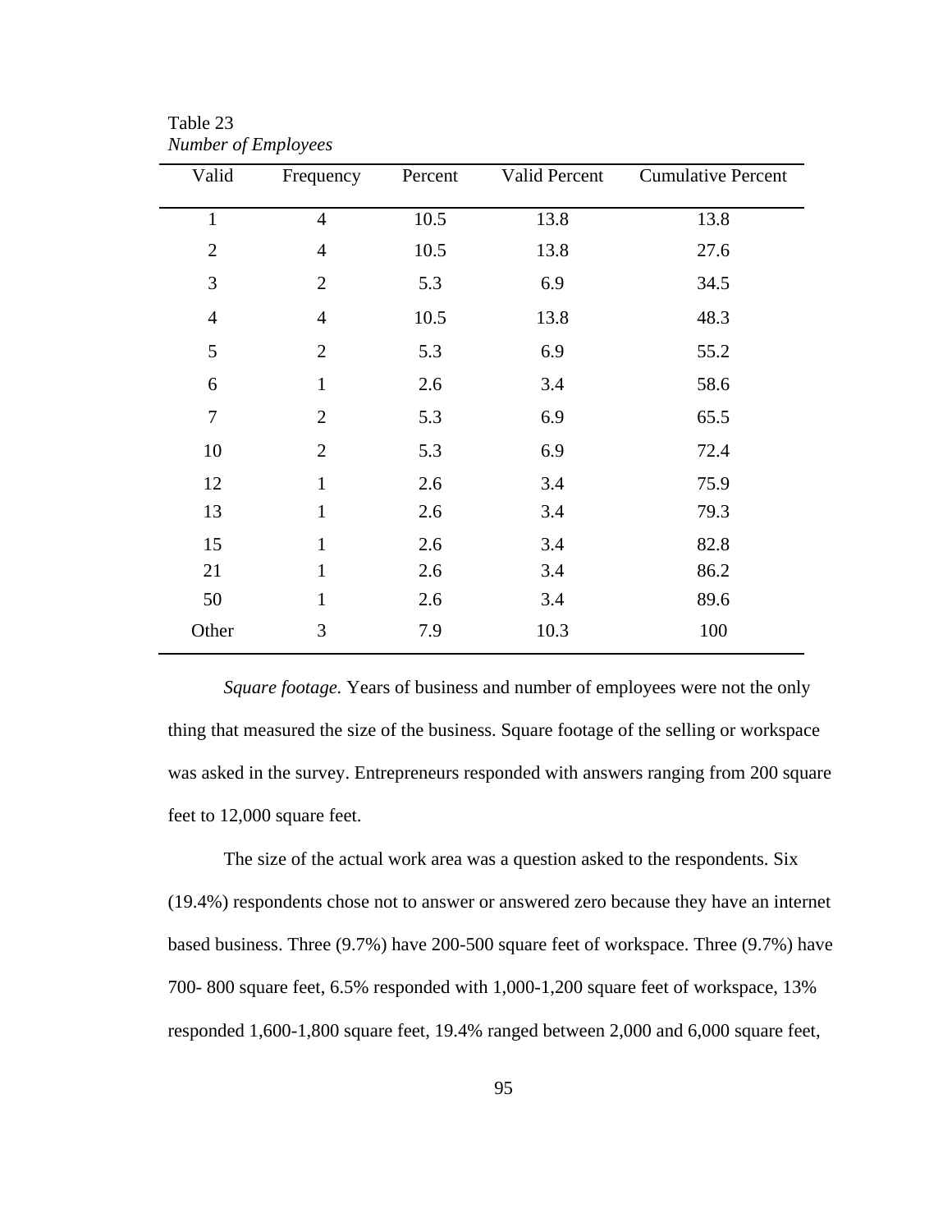Table 23
*Number of Employees*

| Valid | Frequency | Percent | Valid Percent | Cumulative Percent |
|---|---|---|---|---|
| 1 | 4 | 10.5 | 13.8 | 13.8 |
| 2 | 4 | 10.5 | 13.8 | 27.6 |
| 3 | 2 | 5.3 | 6.9 | 34.5 |
| 4 | 4 | 10.5 | 13.8 | 48.3 |
| 5 | 2 | 5.3 | 6.9 | 55.2 |
| 6 | 1 | 2.6 | 3.4 | 58.6 |
| 7 | 2 | 5.3 | 6.9 | 65.5 |
| 10 | 2 | 5.3 | 6.9 | 72.4 |
| 12 | 1 | 2.6 | 3.4 | 75.9 |
| 13 | 1 | 2.6 | 3.4 | 79.3 |
| 15 | 1 | 2.6 | 3.4 | 82.8 |
| 21 | 1 | 2.6 | 3.4 | 86.2 |
| 50 | 1 | 2.6 | 3.4 | 89.6 |
| Other | 3 | 7.9 | 10.3 | 100 |

*Square footage.* Years of business and number of employees were not the only thing that measured the size of the business. Square footage of the selling or workspace was asked in the survey. Entrepreneurs responded with answers ranging from 200 square feet to 12,000 square feet.

The size of the actual work area was a question asked to the respondents. Six (19.4%) respondents chose not to answer or answered zero because they have an internet based business. Three (9.7%) have 200-500 square feet of workspace. Three (9.7%) have 700- 800 square feet, 6.5% responded with 1,000-1,200 square feet of workspace, 13% responded 1,600-1,800 square feet, 19.4% ranged between 2,000 and 6,000 square feet,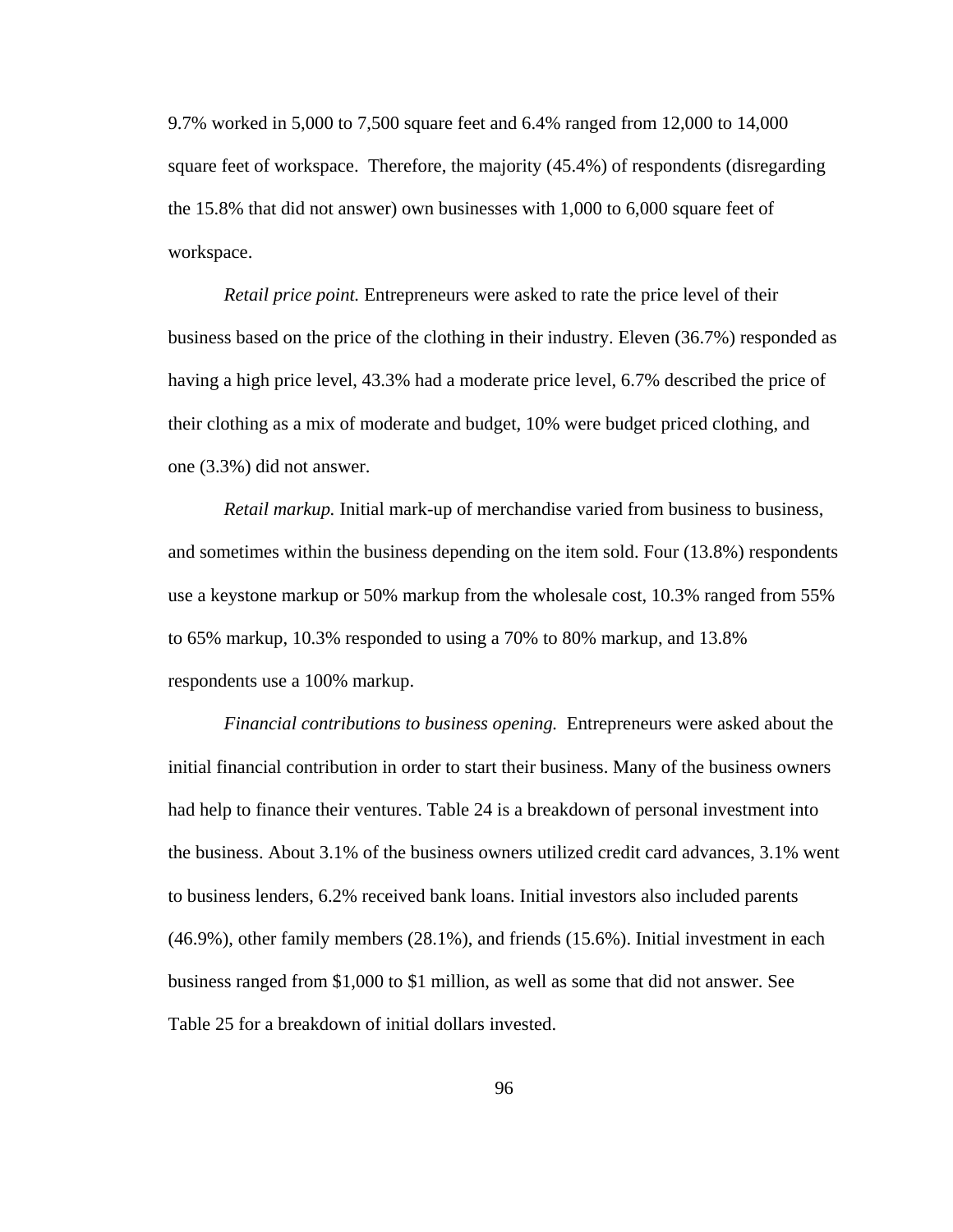9.7% worked in 5,000 to 7,500 square feet and 6.4% ranged from 12,000 to 14,000 square feet of workspace.  Therefore, the majority (45.4%) of respondents (disregarding the 15.8% that did not answer) own businesses with 1,000 to 6,000 square feet of workspace.

*Retail price point.* Entrepreneurs were asked to rate the price level of their business based on the price of the clothing in their industry. Eleven (36.7%) responded as having a high price level, 43.3% had a moderate price level, 6.7% described the price of their clothing as a mix of moderate and budget, 10% were budget priced clothing, and one (3.3%) did not answer.

*Retail markup.* Initial mark-up of merchandise varied from business to business, and sometimes within the business depending on the item sold. Four (13.8%) respondents use a keystone markup or 50% markup from the wholesale cost, 10.3% ranged from 55% to 65% markup, 10.3% responded to using a 70% to 80% markup, and 13.8% respondents use a 100% markup.

*Financial contributions to business opening.* Entrepreneurs were asked about the initial financial contribution in order to start their business. Many of the business owners had help to finance their ventures. Table 24 is a breakdown of personal investment into the business. About 3.1% of the business owners utilized credit card advances, 3.1% went to business lenders, 6.2% received bank loans. Initial investors also included parents (46.9%), other family members (28.1%), and friends (15.6%). Initial investment in each business ranged from $1,000 to $1 million, as well as some that did not answer. See Table 25 for a breakdown of initial dollars invested.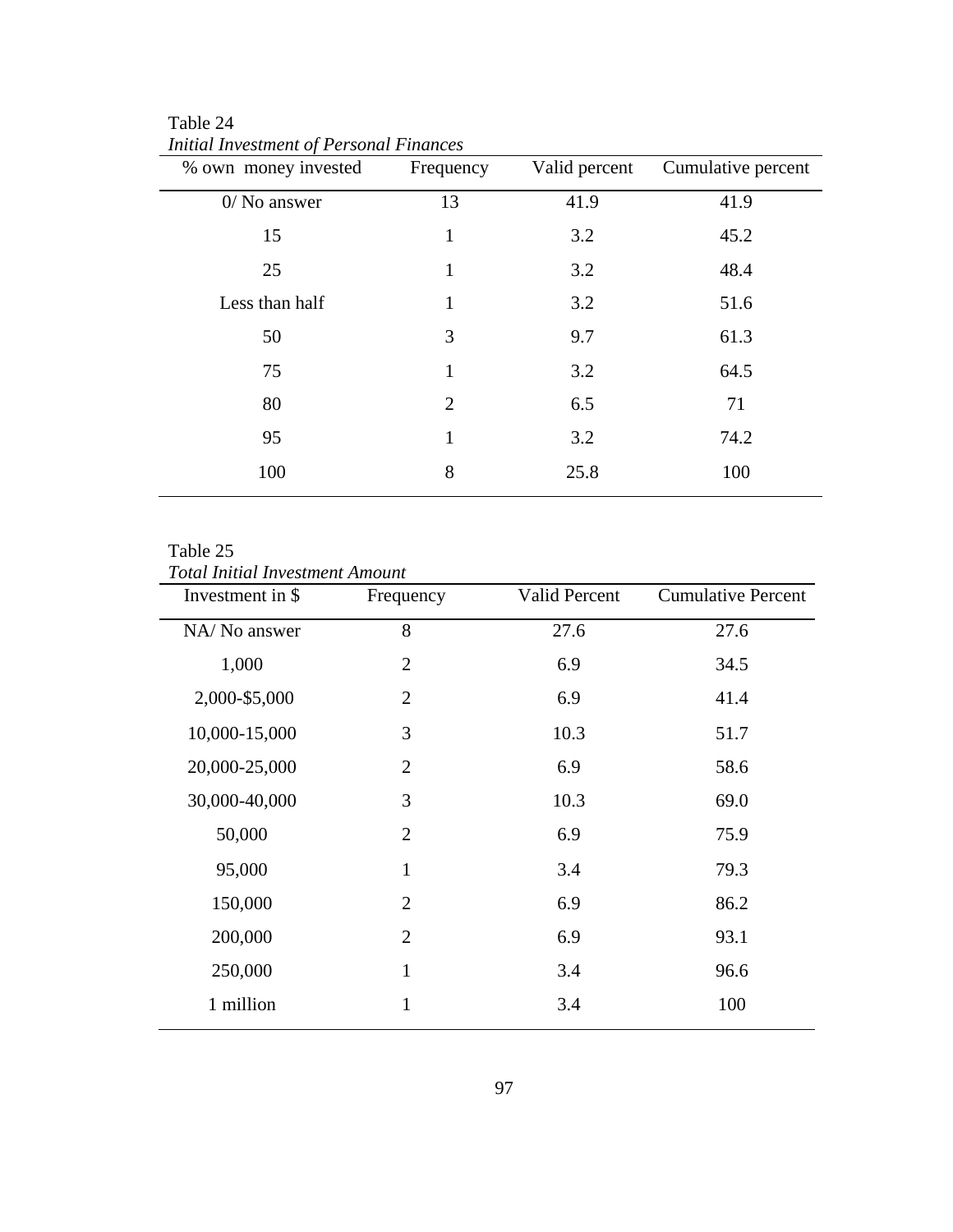Table 24

*Initial Investment of Personal Finances*

| % own money invested | Frequency | Valid percent | Cumulative percent |
|---|---|---|---|
| 0/ No answer | 13 | 41.9 | 41.9 |
| 15 | 1 | 3.2 | 45.2 |
| 25 | 1 | 3.2 | 48.4 |
| Less than half | 1 | 3.2 | 51.6 |
| 50 | 3 | 9.7 | 61.3 |
| 75 | 1 | 3.2 | 64.5 |
| 80 | 2 | 6.5 | 71 |
| 95 | 1 | 3.2 | 74.2 |
| 100 | 8 | 25.8 | 100 |

Table 25

*Total Initial Investment Amount*

| Investment in $ | Frequency | Valid Percent | Cumulative Percent |
|---|---|---|---|
| NA/ No answer | 8 | 27.6 | 27.6 |
| 1,000 | 2 | 6.9 | 34.5 |
| 2,000-$5,000 | 2 | 6.9 | 41.4 |
| 10,000-15,000 | 3 | 10.3 | 51.7 |
| 20,000-25,000 | 2 | 6.9 | 58.6 |
| 30,000-40,000 | 3 | 10.3 | 69.0 |
| 50,000 | 2 | 6.9 | 75.9 |
| 95,000 | 1 | 3.4 | 79.3 |
| 150,000 | 2 | 6.9 | 86.2 |
| 200,000 | 2 | 6.9 | 93.1 |
| 250,000 | 1 | 3.4 | 96.6 |
| 1 million | 1 | 3.4 | 100 |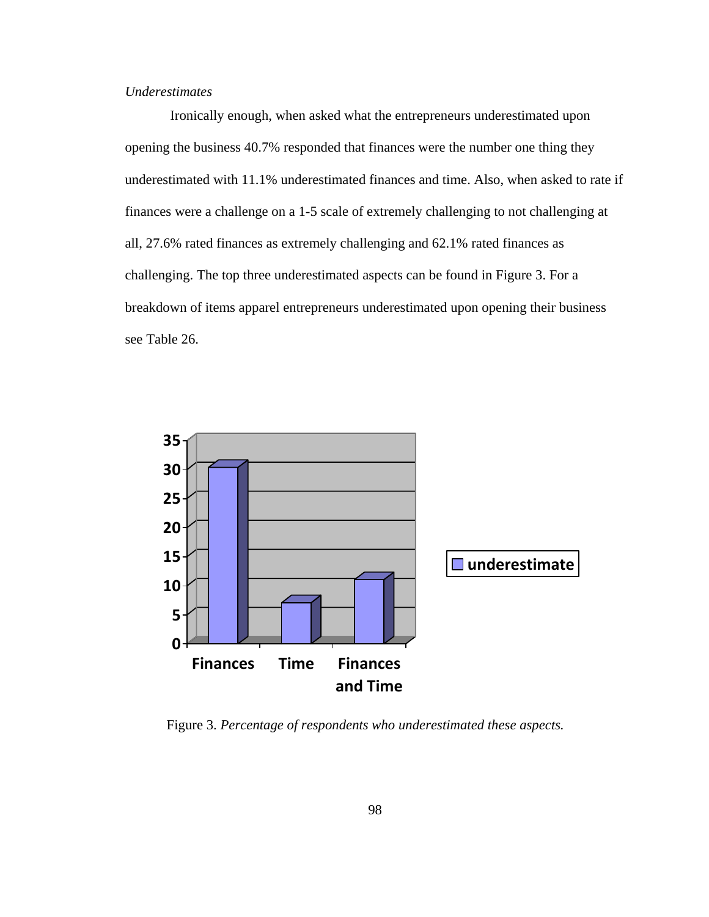*Underestimates*

Ironically enough, when asked what the entrepreneurs underestimated upon opening the business 40.7% responded that finances were the number one thing they underestimated with 11.1% underestimated finances and time. Also, when asked to rate if finances were a challenge on a 1-5 scale of extremely challenging to not challenging at all, 27.6% rated finances as extremely challenging and 62.1% rated finances as challenging. The top three underestimated aspects can be found in Figure 3. For a breakdown of items apparel entrepreneurs underestimated upon opening their business see Table 26.

Figure 3. *Percentage of respondents who underestimated these aspects.*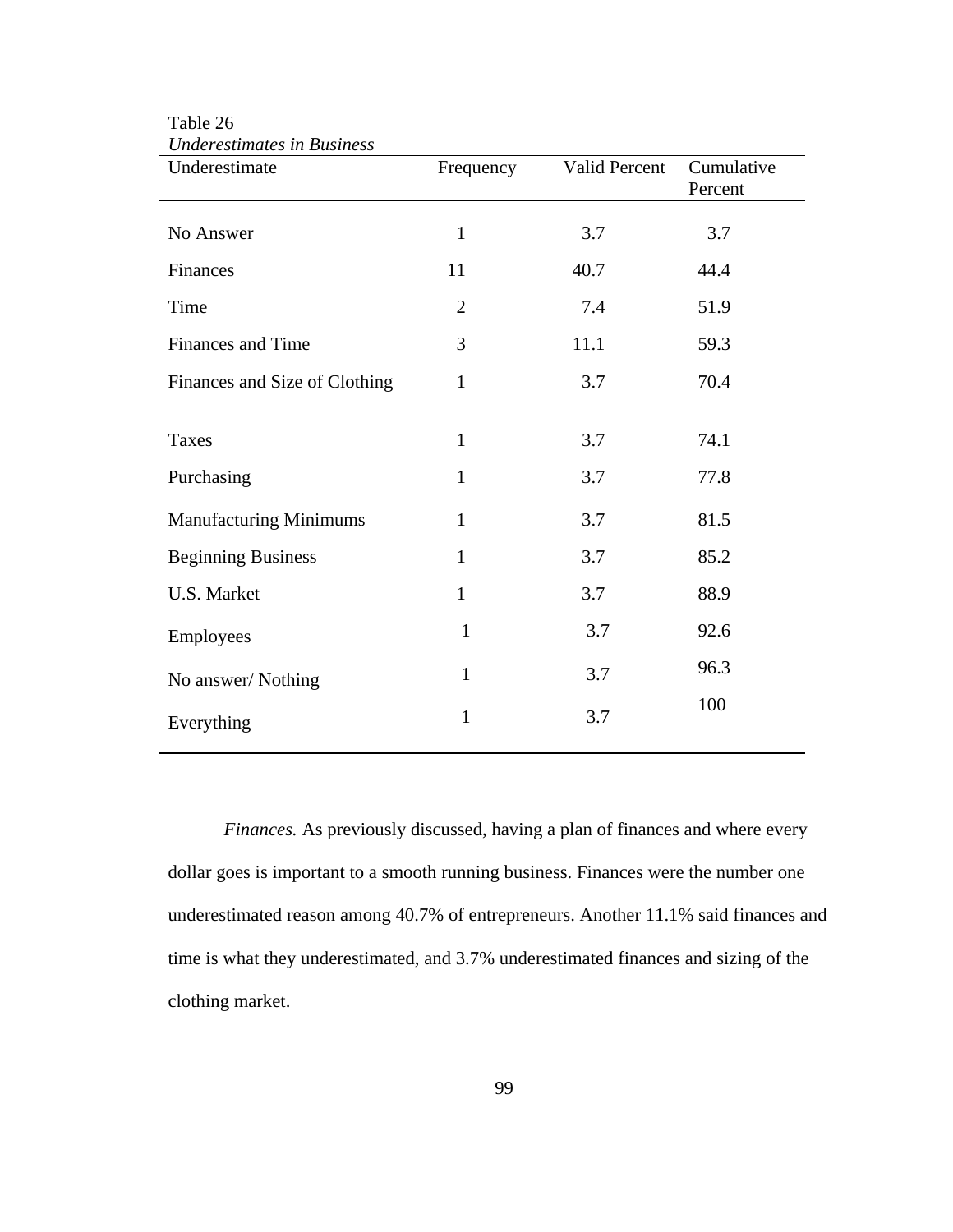Table 26
*Underestimates in Business*

| Underestimate | Frequency | Valid Percent | Cumulative Percent |
|---|---|---|---|
| No Answer | 1 | 3.7 | 3.7 |
| Finances | 11 | 40.7 | 44.4 |
| Time | 2 | 7.4 | 51.9 |
| Finances and Time | 3 | 11.1 | 59.3 |
| Finances and Size of Clothing | 1 | 3.7 | 70.4 |
| Taxes | 1 | 3.7 | 74.1 |
| Purchasing | 1 | 3.7 | 77.8 |
| Manufacturing Minimums | 1 | 3.7 | 81.5 |
| Beginning Business | 1 | 3.7 | 85.2 |
| U.S. Market | 1 | 3.7 | 88.9 |
| Employees | 1 | 3.7 | 92.6 |
| No answer/ Nothing | 1 | 3.7 | 96.3 |
| Everything | 1 | 3.7 | 100 |

*Finances.* As previously discussed, having a plan of finances and where every dollar goes is important to a smooth running business. Finances were the number one underestimated reason among 40.7% of entrepreneurs. Another 11.1% said finances and time is what they underestimated, and 3.7% underestimated finances and sizing of the clothing market.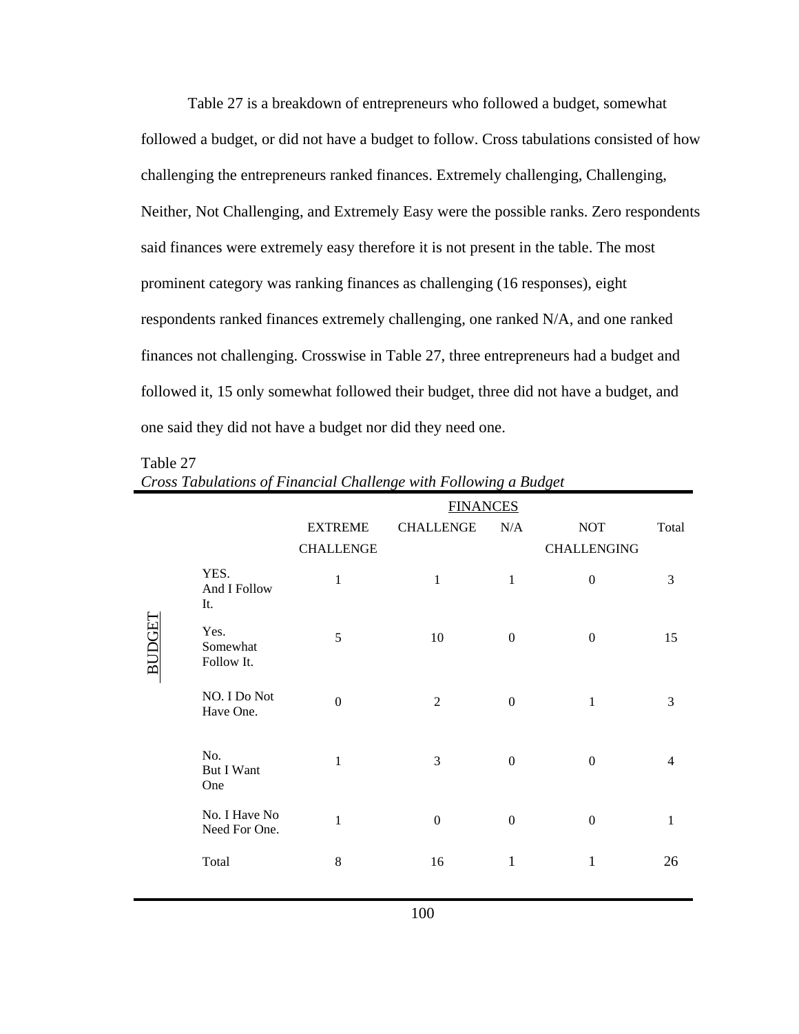Table 27 is a breakdown of entrepreneurs who followed a budget, somewhat followed a budget, or did not have a budget to follow. Cross tabulations consisted of how challenging the entrepreneurs ranked finances. Extremely challenging, Challenging, Neither, Not Challenging, and Extremely Easy were the possible ranks. Zero respondents said finances were extremely easy therefore it is not present in the table. The most prominent category was ranking finances as challenging (16 responses), eight respondents ranked finances extremely challenging, one ranked N/A, and one ranked finances not challenging. Crosswise in Table 27, three entrepreneurs had a budget and followed it, 15 only somewhat followed their budget, three did not have a budget, and one said they did not have a budget nor did they need one.

Table 27
*Cross Tabulations of Financial Challenge with Following a Budget*

| | | FINANCES | | | | |
|---|---|---|---|---|---|---|
| | | EXTREME CHALLENGE | CHALLENGE | N/A | NOT CHALLENGING | Total |
| BUDGET | YES. And I Follow It. | 1 | 1 | 1 | 0 | 3 |
| | Yes. Somewhat Follow It. | 5 | 10 | 0 | 0 | 15 |
| | NO. I Do Not Have One. | 0 | 2 | 0 | 1 | 3 |
| | No. But I Want One | 1 | 3 | 0 | 0 | 4 |
| | No. I Have No Need For One. | 1 | 0 | 0 | 0 | 1 |
| | Total | 8 | 16 | 1 | 1 | 26 |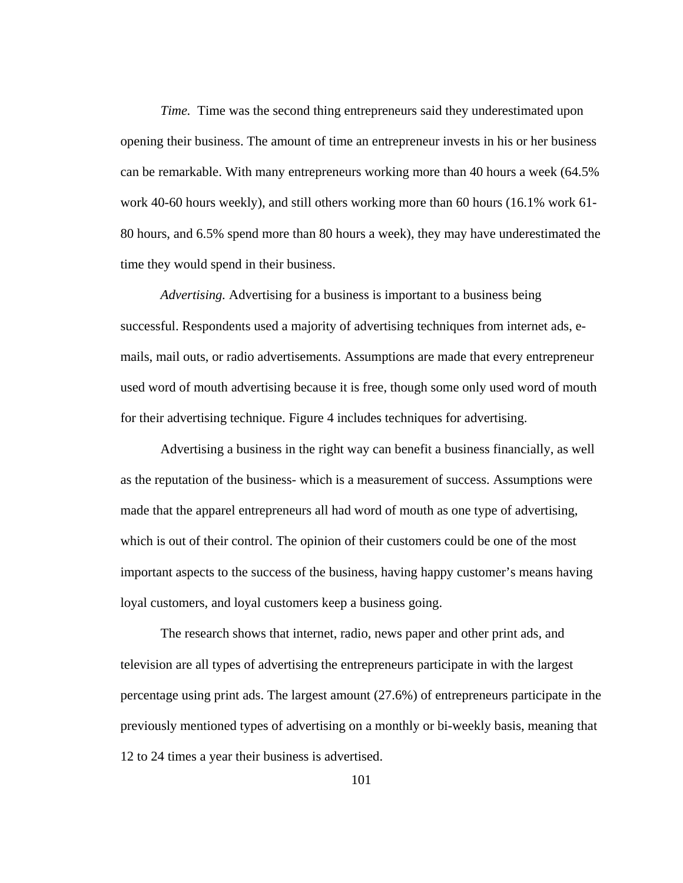*Time.* Time was the second thing entrepreneurs said they underestimated upon opening their business. The amount of time an entrepreneur invests in his or her business can be remarkable. With many entrepreneurs working more than 40 hours a week (64.5% work 40-60 hours weekly), and still others working more than 60 hours (16.1% work 61-80 hours, and 6.5% spend more than 80 hours a week), they may have underestimated the time they would spend in their business.

*Advertising.* Advertising for a business is important to a business being successful. Respondents used a majority of advertising techniques from internet ads, e-mails, mail outs, or radio advertisements. Assumptions are made that every entrepreneur used word of mouth advertising because it is free, though some only used word of mouth for their advertising technique. Figure 4 includes techniques for advertising.

Advertising a business in the right way can benefit a business financially, as well as the reputation of the business- which is a measurement of success. Assumptions were made that the apparel entrepreneurs all had word of mouth as one type of advertising, which is out of their control. The opinion of their customers could be one of the most important aspects to the success of the business, having happy customer's means having loyal customers, and loyal customers keep a business going.

The research shows that internet, radio, news paper and other print ads, and television are all types of advertising the entrepreneurs participate in with the largest percentage using print ads. The largest amount (27.6%) of entrepreneurs participate in the previously mentioned types of advertising on a monthly or bi-weekly basis, meaning that 12 to 24 times a year their business is advertised.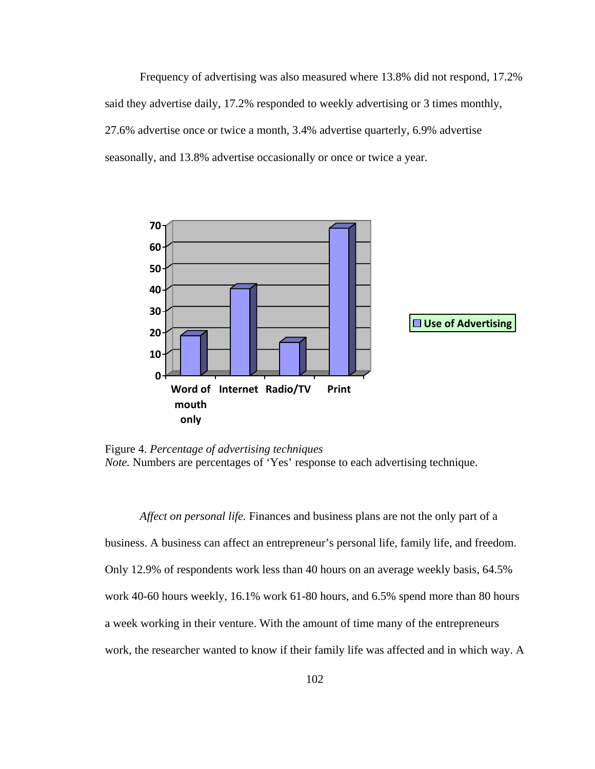Frequency of advertising was also measured where 13.8% did not respond, 17.2% said they advertise daily, 17.2% responded to weekly advertising or 3 times monthly, 27.6% advertise once or twice a month, 3.4% advertise quarterly, 6.9% advertise seasonally, and 13.8% advertise occasionally or once or twice a year.

Figure 4. *Percentage of advertising techniques*
*Note.* Numbers are percentages of 'Yes' response to each advertising technique.

*Affect on personal life.* Finances and business plans are not the only part of a business. A business can affect an entrepreneur's personal life, family life, and freedom. Only 12.9% of respondents work less than 40 hours on an average weekly basis, 64.5% work 40-60 hours weekly, 16.1% work 61-80 hours, and 6.5% spend more than 80 hours a week working in their venture. With the amount of time many of the entrepreneurs work, the researcher wanted to know if their family life was affected and in which way. A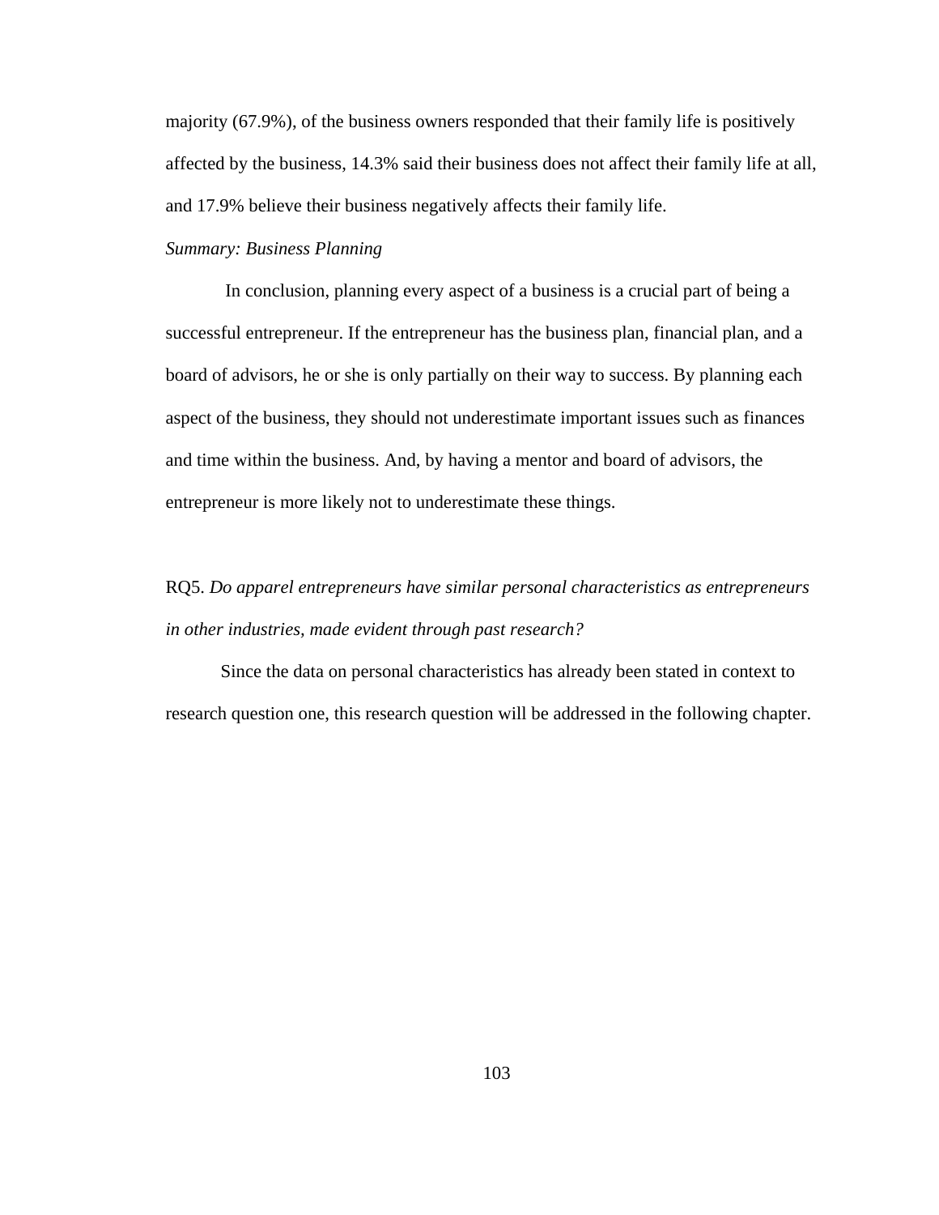majority (67.9%), of the business owners responded that their family life is positively affected by the business, 14.3% said their business does not affect their family life at all, and 17.9% believe their business negatively affects their family life.

*Summary: Business Planning*

In conclusion, planning every aspect of a business is a crucial part of being a successful entrepreneur. If the entrepreneur has the business plan, financial plan, and a board of advisors, he or she is only partially on their way to success. By planning each aspect of the business, they should not underestimate important issues such as finances and time within the business. And, by having a mentor and board of advisors, the entrepreneur is more likely not to underestimate these things.

RQ5. *Do apparel entrepreneurs have similar personal characteristics as entrepreneurs in other industries, made evident through past research?*

Since the data on personal characteristics has already been stated in context to research question one, this research question will be addressed in the following chapter.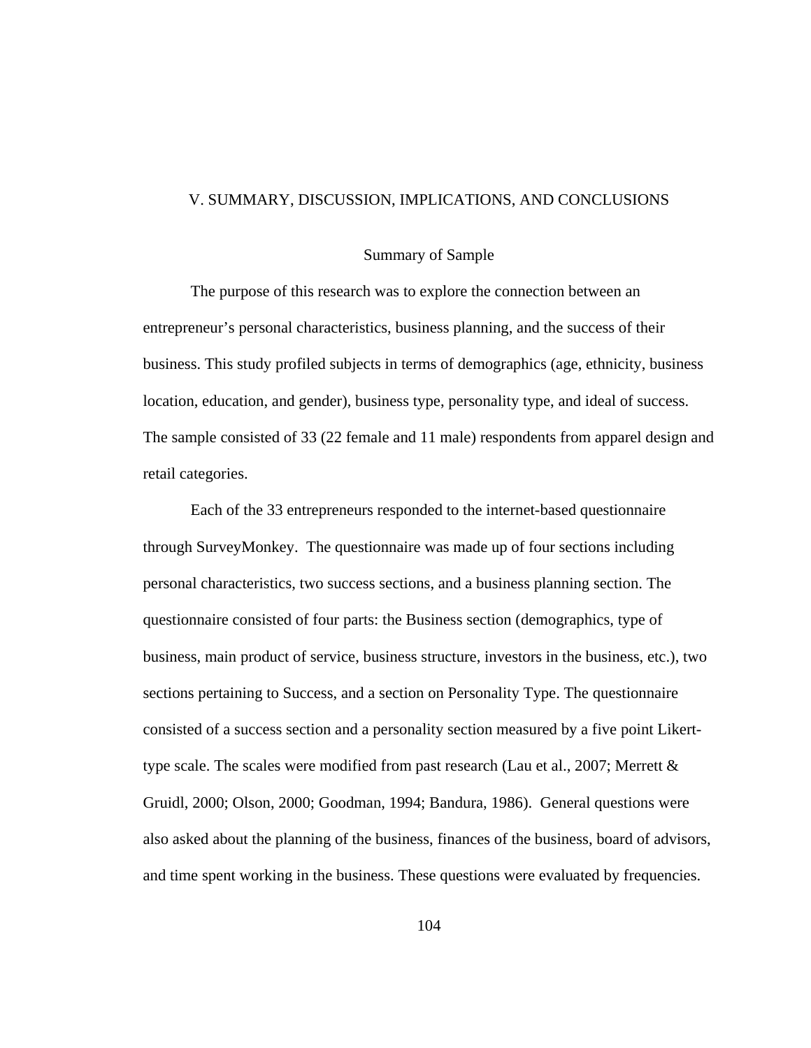# V. SUMMARY, DISCUSSION, IMPLICATIONS, AND CONCLUSIONS

## Summary of Sample

The purpose of this research was to explore the connection between an entrepreneur's personal characteristics, business planning, and the success of their business. This study profiled subjects in terms of demographics (age, ethnicity, business location, education, and gender), business type, personality type, and ideal of success. The sample consisted of 33 (22 female and 11 male) respondents from apparel design and retail categories.

Each of the 33 entrepreneurs responded to the internet-based questionnaire through SurveyMonkey. The questionnaire was made up of four sections including personal characteristics, two success sections, and a business planning section. The questionnaire consisted of four parts: the Business section (demographics, type of business, main product of service, business structure, investors in the business, etc.), two sections pertaining to Success, and a section on Personality Type. The questionnaire consisted of a success section and a personality section measured by a five point Likert-type scale. The scales were modified from past research (Lau et al., 2007; Merrett & Gruidl, 2000; Olson, 2000; Goodman, 1994; Bandura, 1986). General questions were also asked about the planning of the business, finances of the business, board of advisors, and time spent working in the business. These questions were evaluated by frequencies.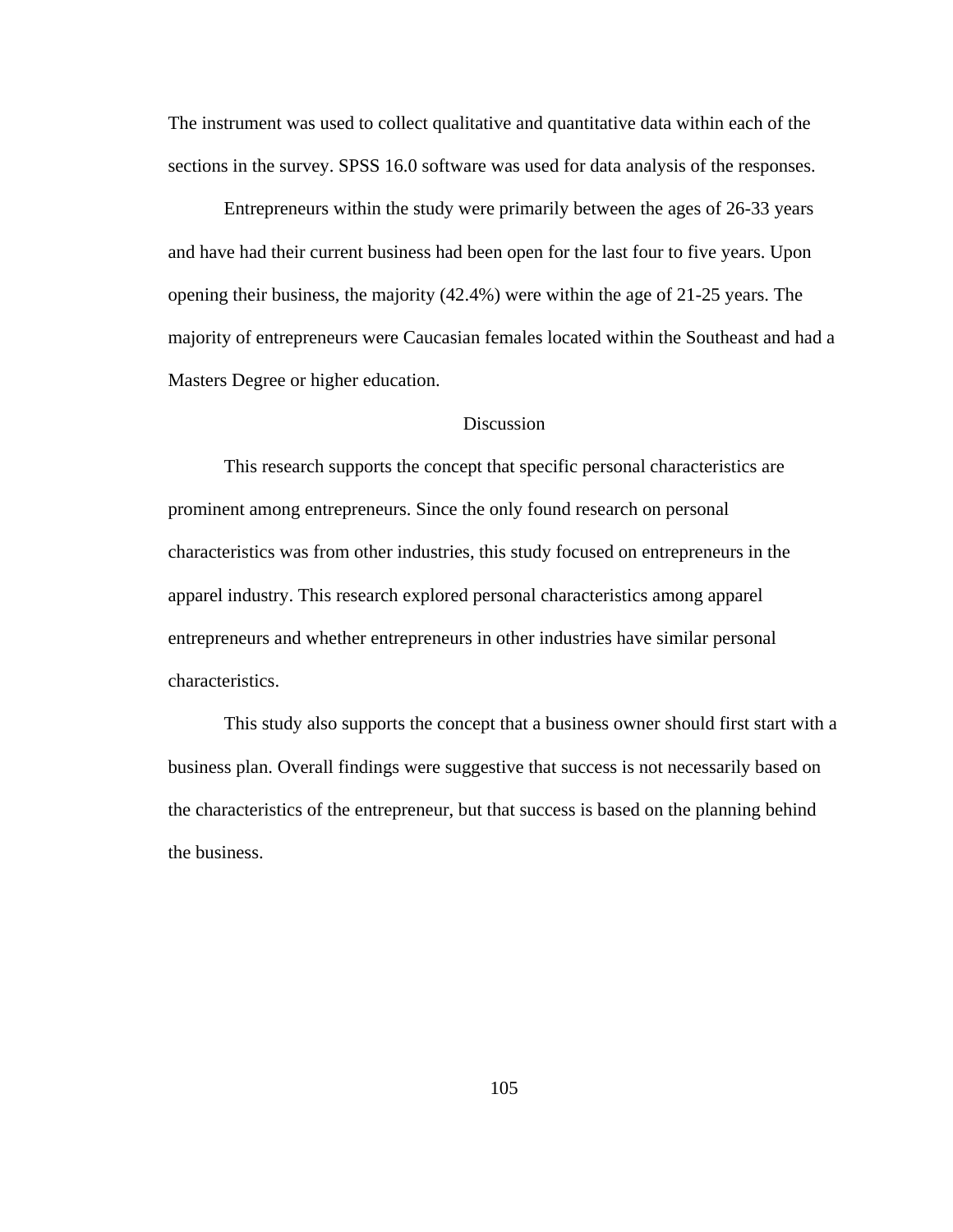The instrument was used to collect qualitative and quantitative data within each of the sections in the survey. SPSS 16.0 software was used for data analysis of the responses.

Entrepreneurs within the study were primarily between the ages of 26-33 years and have had their current business had been open for the last four to five years. Upon opening their business, the majority (42.4%) were within the age of 21-25 years. The majority of entrepreneurs were Caucasian females located within the Southeast and had a Masters Degree or higher education.

## Discussion

This research supports the concept that specific personal characteristics are prominent among entrepreneurs. Since the only found research on personal characteristics was from other industries, this study focused on entrepreneurs in the apparel industry. This research explored personal characteristics among apparel entrepreneurs and whether entrepreneurs in other industries have similar personal characteristics.

This study also supports the concept that a business owner should first start with a business plan. Overall findings were suggestive that success is not necessarily based on the characteristics of the entrepreneur, but that success is based on the planning behind the business.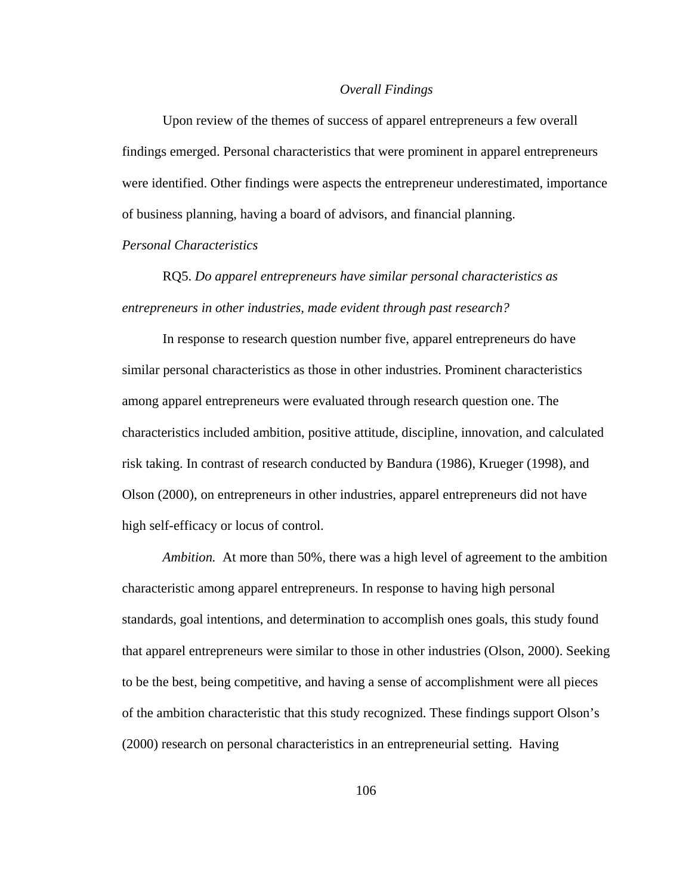### *Overall Findings*

Upon review of the themes of success of apparel entrepreneurs a few overall findings emerged. Personal characteristics that were prominent in apparel entrepreneurs were identified. Other findings were aspects the entrepreneur underestimated, importance of business planning, having a board of advisors, and financial planning.

#### *Personal Characteristics*

RQ5. *Do apparel entrepreneurs have similar personal characteristics as entrepreneurs in other industries, made evident through past research?*

In response to research question number five, apparel entrepreneurs do have similar personal characteristics as those in other industries. Prominent characteristics among apparel entrepreneurs were evaluated through research question one. The characteristics included ambition, positive attitude, discipline, innovation, and calculated risk taking. In contrast of research conducted by Bandura (1986), Krueger (1998), and Olson (2000), on entrepreneurs in other industries, apparel entrepreneurs did not have high self-efficacy or locus of control.

*Ambition.* At more than 50%, there was a high level of agreement to the ambition characteristic among apparel entrepreneurs. In response to having high personal standards, goal intentions, and determination to accomplish ones goals, this study found that apparel entrepreneurs were similar to those in other industries (Olson, 2000). Seeking to be the best, being competitive, and having a sense of accomplishment were all pieces of the ambition characteristic that this study recognized. These findings support Olson's (2000) research on personal characteristics in an entrepreneurial setting. Having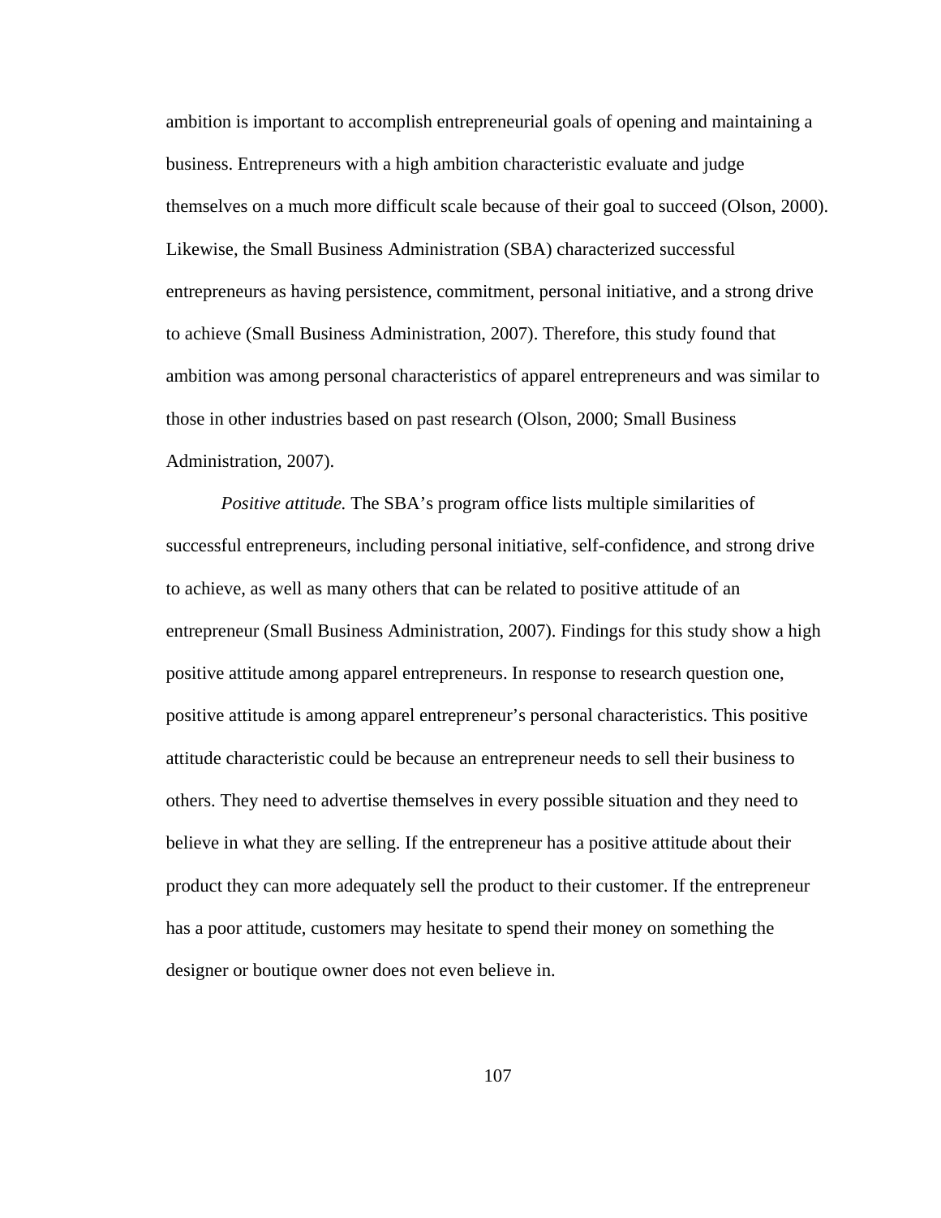ambition is important to accomplish entrepreneurial goals of opening and maintaining a business. Entrepreneurs with a high ambition characteristic evaluate and judge themselves on a much more difficult scale because of their goal to succeed (Olson, 2000). Likewise, the Small Business Administration (SBA) characterized successful entrepreneurs as having persistence, commitment, personal initiative, and a strong drive to achieve (Small Business Administration, 2007). Therefore, this study found that ambition was among personal characteristics of apparel entrepreneurs and was similar to those in other industries based on past research (Olson, 2000; Small Business Administration, 2007).

*Positive attitude.* The SBA's program office lists multiple similarities of successful entrepreneurs, including personal initiative, self-confidence, and strong drive to achieve, as well as many others that can be related to positive attitude of an entrepreneur (Small Business Administration, 2007). Findings for this study show a high positive attitude among apparel entrepreneurs. In response to research question one, positive attitude is among apparel entrepreneur's personal characteristics. This positive attitude characteristic could be because an entrepreneur needs to sell their business to others. They need to advertise themselves in every possible situation and they need to believe in what they are selling. If the entrepreneur has a positive attitude about their product they can more adequately sell the product to their customer. If the entrepreneur has a poor attitude, customers may hesitate to spend their money on something the designer or boutique owner does not even believe in.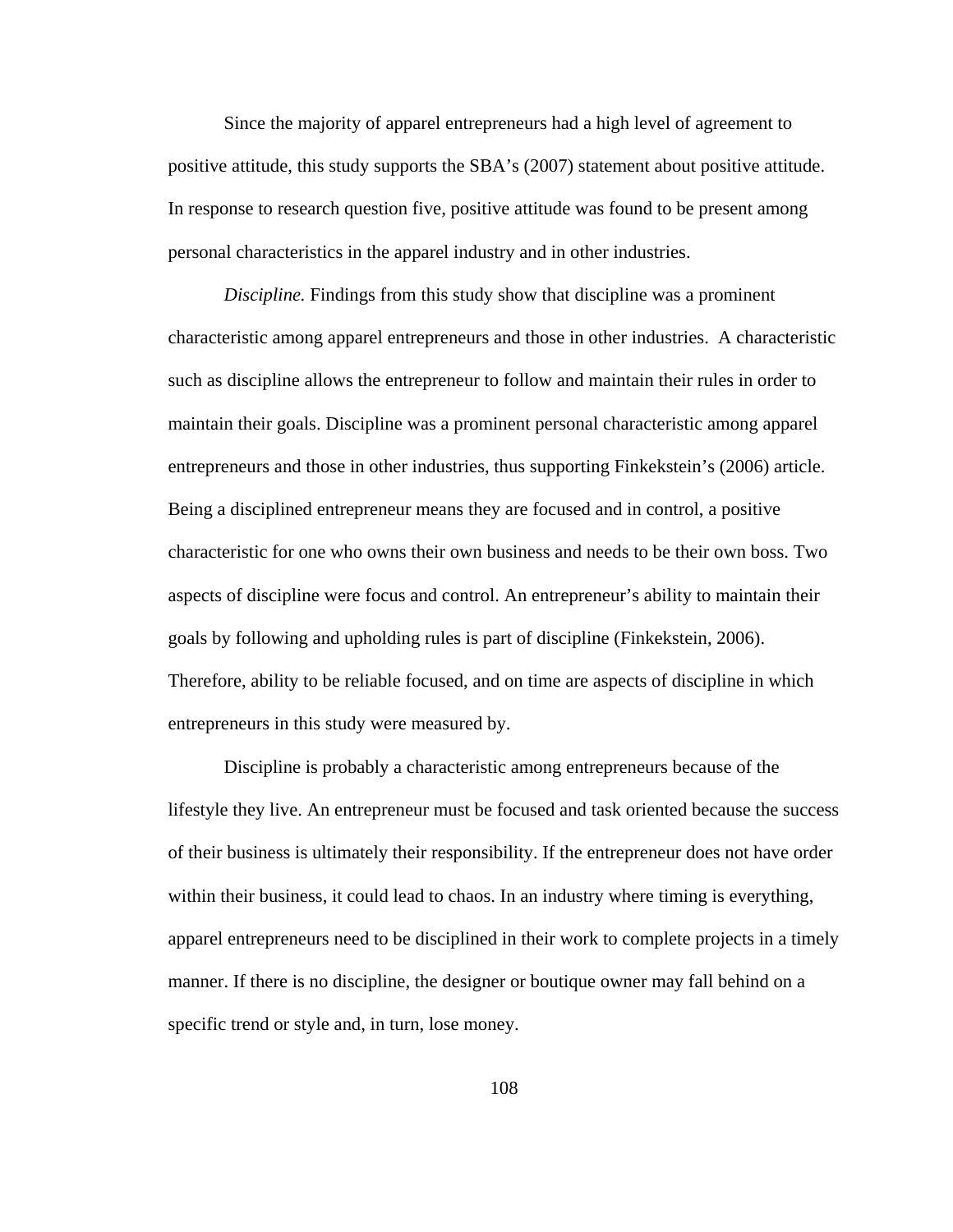Since the majority of apparel entrepreneurs had a high level of agreement to positive attitude, this study supports the SBA's (2007) statement about positive attitude. In response to research question five, positive attitude was found to be present among personal characteristics in the apparel industry and in other industries.

*Discipline.* Findings from this study show that discipline was a prominent characteristic among apparel entrepreneurs and those in other industries. A characteristic such as discipline allows the entrepreneur to follow and maintain their rules in order to maintain their goals. Discipline was a prominent personal characteristic among apparel entrepreneurs and those in other industries, thus supporting Finkekstein's (2006) article. Being a disciplined entrepreneur means they are focused and in control, a positive characteristic for one who owns their own business and needs to be their own boss. Two aspects of discipline were focus and control. An entrepreneur's ability to maintain their goals by following and upholding rules is part of discipline (Finkekstein, 2006). Therefore, ability to be reliable focused, and on time are aspects of discipline in which entrepreneurs in this study were measured by.

Discipline is probably a characteristic among entrepreneurs because of the lifestyle they live. An entrepreneur must be focused and task oriented because the success of their business is ultimately their responsibility. If the entrepreneur does not have order within their business, it could lead to chaos. In an industry where timing is everything, apparel entrepreneurs need to be disciplined in their work to complete projects in a timely manner. If there is no discipline, the designer or boutique owner may fall behind on a specific trend or style and, in turn, lose money.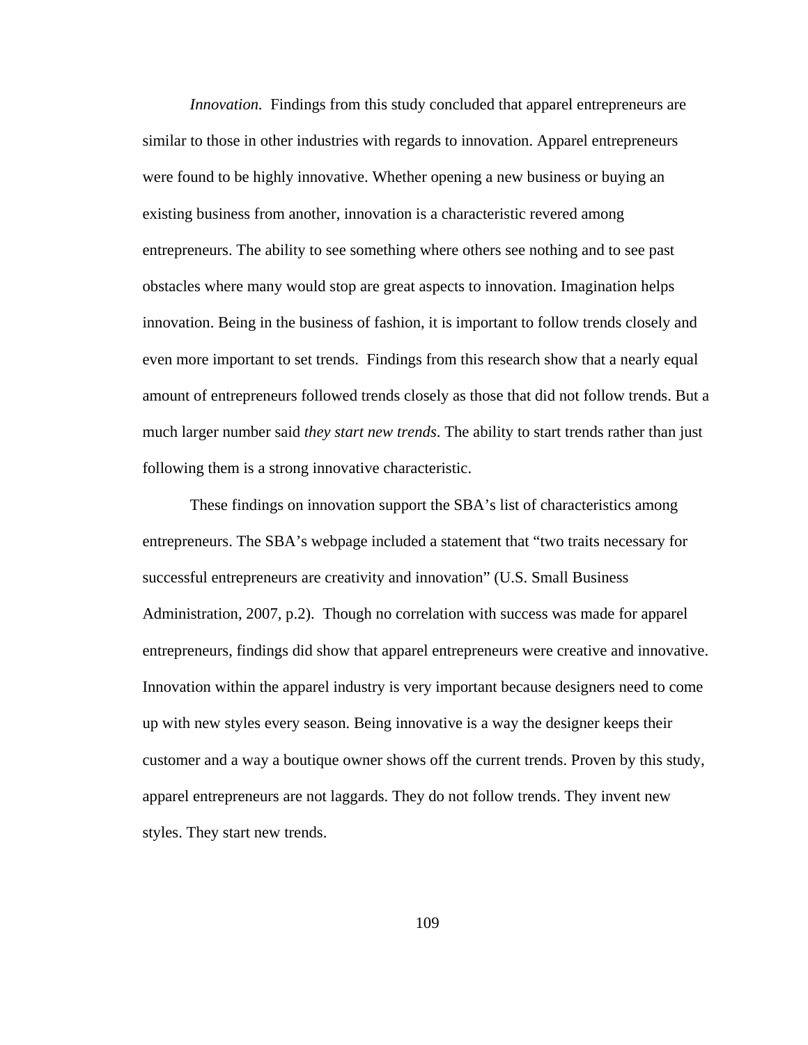*Innovation.* Findings from this study concluded that apparel entrepreneurs are similar to those in other industries with regards to innovation. Apparel entrepreneurs were found to be highly innovative. Whether opening a new business or buying an existing business from another, innovation is a characteristic revered among entrepreneurs. The ability to see something where others see nothing and to see past obstacles where many would stop are great aspects to innovation. Imagination helps innovation. Being in the business of fashion, it is important to follow trends closely and even more important to set trends. Findings from this research show that a nearly equal amount of entrepreneurs followed trends closely as those that did not follow trends. But a much larger number said *they start new trends*. The ability to start trends rather than just following them is a strong innovative characteristic.

These findings on innovation support the SBA's list of characteristics among entrepreneurs. The SBA's webpage included a statement that "two traits necessary for successful entrepreneurs are creativity and innovation" (U.S. Small Business Administration, 2007, p.2). Though no correlation with success was made for apparel entrepreneurs, findings did show that apparel entrepreneurs were creative and innovative. Innovation within the apparel industry is very important because designers need to come up with new styles every season. Being innovative is a way the designer keeps their customer and a way a boutique owner shows off the current trends. Proven by this study, apparel entrepreneurs are not laggards. They do not follow trends. They invent new styles. They start new trends.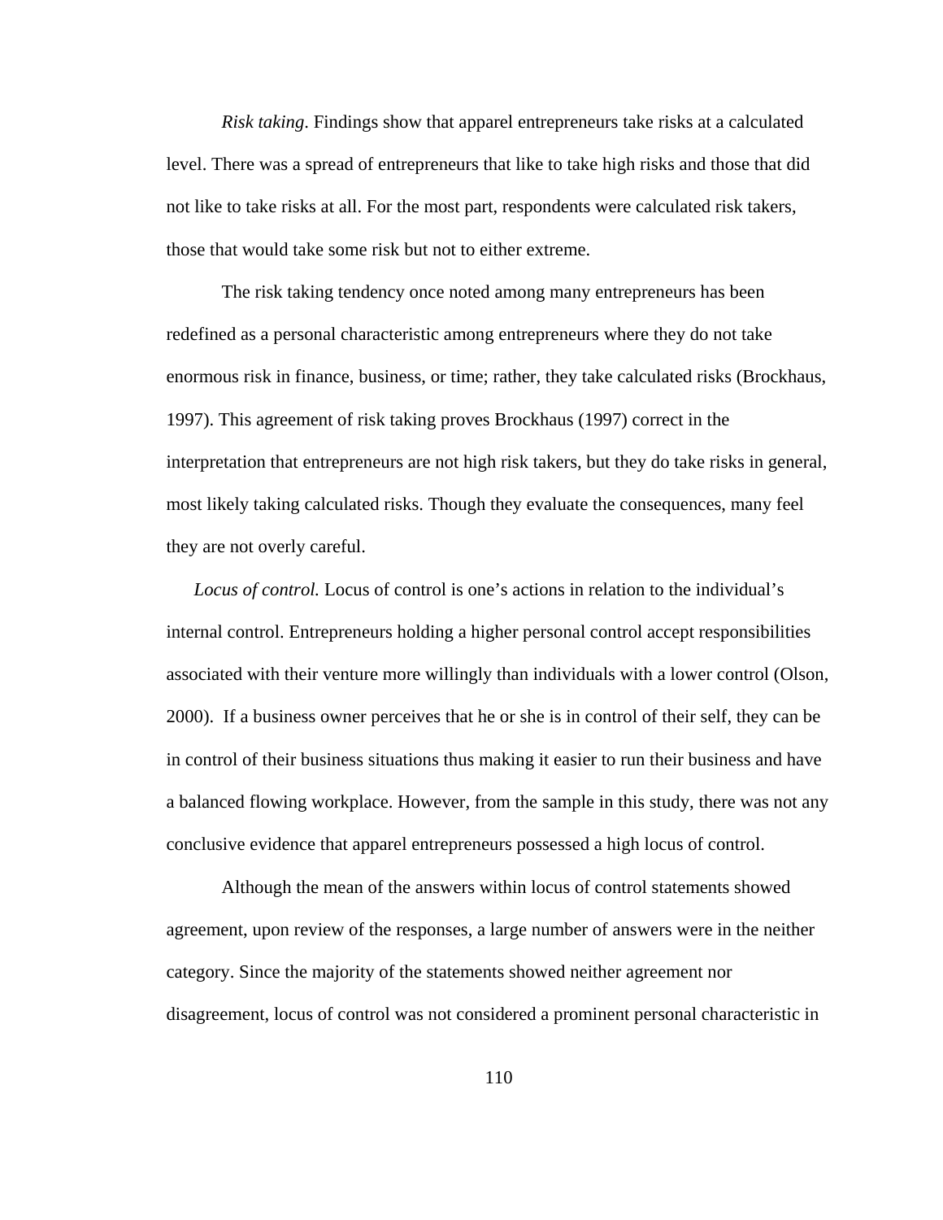*Risk taking*. Findings show that apparel entrepreneurs take risks at a calculated level. There was a spread of entrepreneurs that like to take high risks and those that did not like to take risks at all. For the most part, respondents were calculated risk takers, those that would take some risk but not to either extreme.

The risk taking tendency once noted among many entrepreneurs has been redefined as a personal characteristic among entrepreneurs where they do not take enormous risk in finance, business, or time; rather, they take calculated risks (Brockhaus, 1997). This agreement of risk taking proves Brockhaus (1997) correct in the interpretation that entrepreneurs are not high risk takers, but they do take risks in general, most likely taking calculated risks. Though they evaluate the consequences, many feel they are not overly careful.

*Locus of control.* Locus of control is one's actions in relation to the individual's internal control. Entrepreneurs holding a higher personal control accept responsibilities associated with their venture more willingly than individuals with a lower control (Olson, 2000). If a business owner perceives that he or she is in control of their self, they can be in control of their business situations thus making it easier to run their business and have a balanced flowing workplace. However, from the sample in this study, there was not any conclusive evidence that apparel entrepreneurs possessed a high locus of control.

Although the mean of the answers within locus of control statements showed agreement, upon review of the responses, a large number of answers were in the neither category. Since the majority of the statements showed neither agreement nor disagreement, locus of control was not considered a prominent personal characteristic in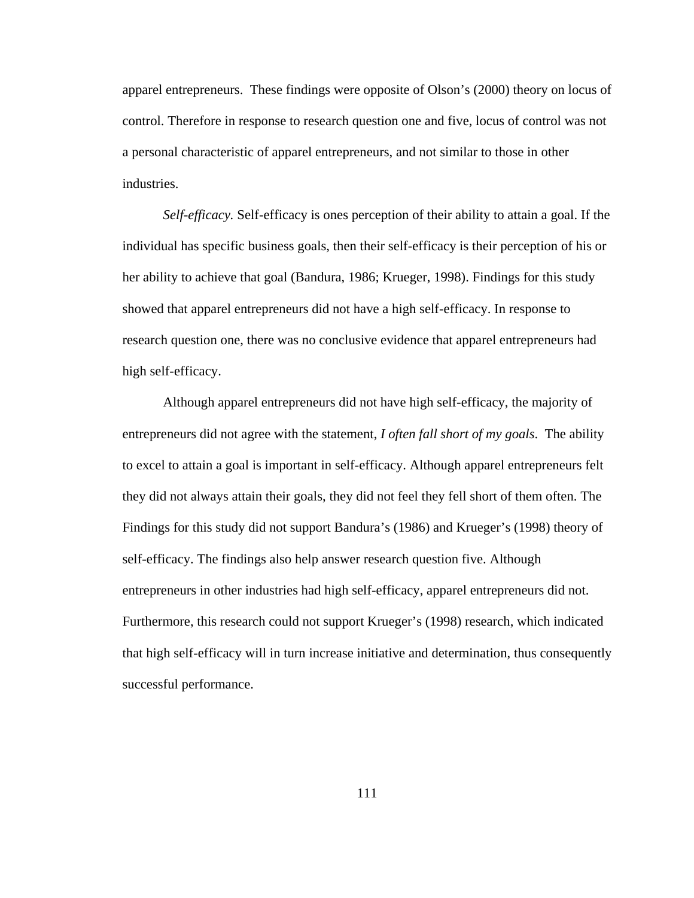apparel entrepreneurs. These findings were opposite of Olson's (2000) theory on locus of control. Therefore in response to research question one and five, locus of control was not a personal characteristic of apparel entrepreneurs, and not similar to those in other industries.

*Self-efficacy.* Self-efficacy is ones perception of their ability to attain a goal. If the individual has specific business goals, then their self-efficacy is their perception of his or her ability to achieve that goal (Bandura, 1986; Krueger, 1998). Findings for this study showed that apparel entrepreneurs did not have a high self-efficacy. In response to research question one, there was no conclusive evidence that apparel entrepreneurs had high self-efficacy.

Although apparel entrepreneurs did not have high self-efficacy, the majority of entrepreneurs did not agree with the statement, *I often fall short of my goals*. The ability to excel to attain a goal is important in self-efficacy. Although apparel entrepreneurs felt they did not always attain their goals, they did not feel they fell short of them often. The Findings for this study did not support Bandura's (1986) and Krueger's (1998) theory of self-efficacy. The findings also help answer research question five. Although entrepreneurs in other industries had high self-efficacy, apparel entrepreneurs did not. Furthermore, this research could not support Krueger's (1998) research, which indicated that high self-efficacy will in turn increase initiative and determination, thus consequently successful performance.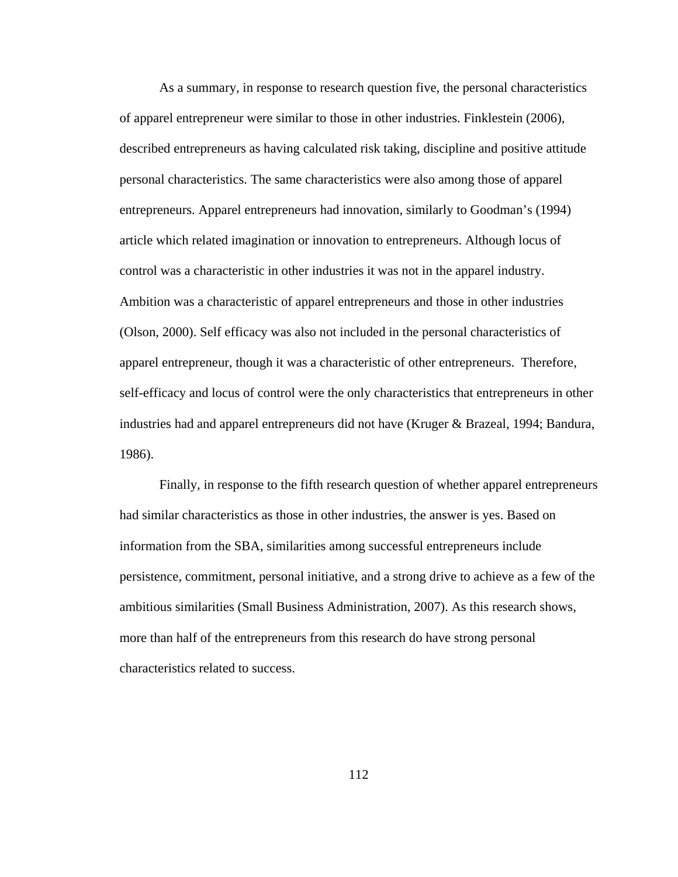As a summary, in response to research question five, the personal characteristics of apparel entrepreneur were similar to those in other industries. Finklestein (2006), described entrepreneurs as having calculated risk taking, discipline and positive attitude personal characteristics. The same characteristics were also among those of apparel entrepreneurs. Apparel entrepreneurs had innovation, similarly to Goodman's (1994) article which related imagination or innovation to entrepreneurs. Although locus of control was a characteristic in other industries it was not in the apparel industry. Ambition was a characteristic of apparel entrepreneurs and those in other industries (Olson, 2000). Self efficacy was also not included in the personal characteristics of apparel entrepreneur, though it was a characteristic of other entrepreneurs. Therefore, self-efficacy and locus of control were the only characteristics that entrepreneurs in other industries had and apparel entrepreneurs did not have (Kruger & Brazeal, 1994; Bandura, 1986).

Finally, in response to the fifth research question of whether apparel entrepreneurs had similar characteristics as those in other industries, the answer is yes. Based on information from the SBA, similarities among successful entrepreneurs include persistence, commitment, personal initiative, and a strong drive to achieve as a few of the ambitious similarities (Small Business Administration, 2007). As this research shows, more than half of the entrepreneurs from this research do have strong personal characteristics related to success.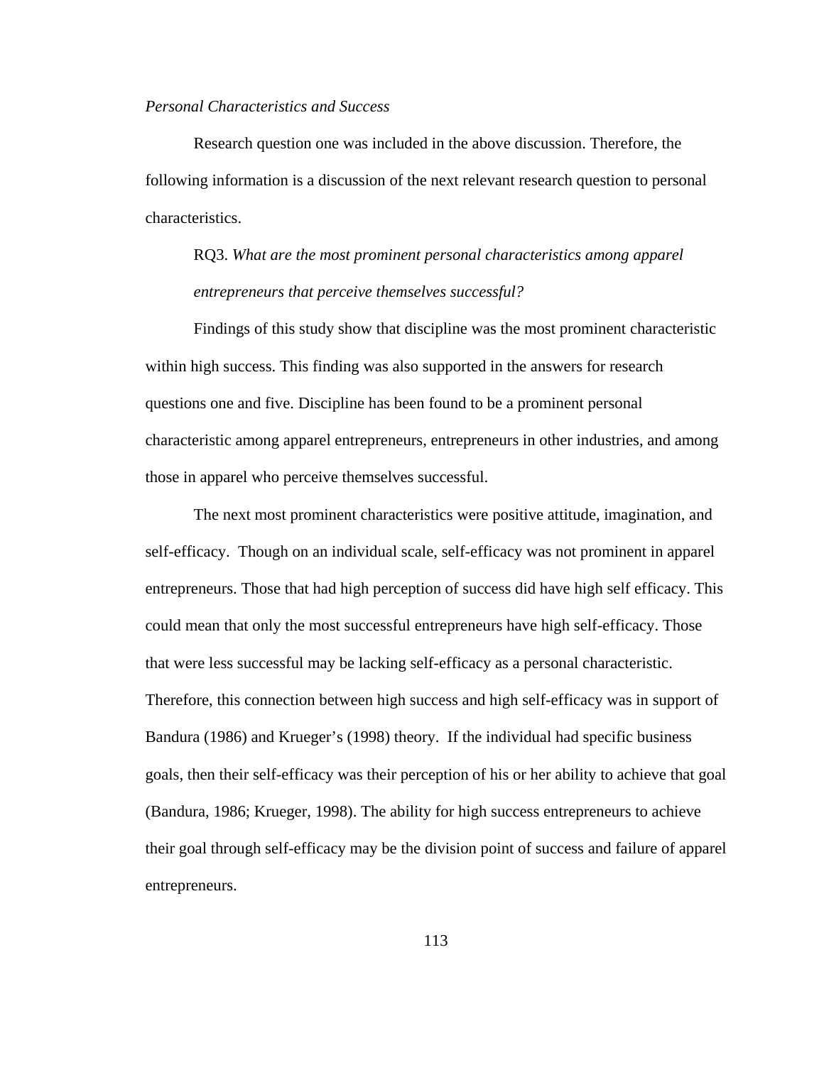*Personal Characteristics and Success*

Research question one was included in the above discussion. Therefore, the following information is a discussion of the next relevant research question to personal characteristics.

RQ3. *What are the most prominent personal characteristics among apparel entrepreneurs that perceive themselves successful?*

Findings of this study show that discipline was the most prominent characteristic within high success. This finding was also supported in the answers for research questions one and five. Discipline has been found to be a prominent personal characteristic among apparel entrepreneurs, entrepreneurs in other industries, and among those in apparel who perceive themselves successful.

The next most prominent characteristics were positive attitude, imagination, and self-efficacy. Though on an individual scale, self-efficacy was not prominent in apparel entrepreneurs. Those that had high perception of success did have high self efficacy. This could mean that only the most successful entrepreneurs have high self-efficacy. Those that were less successful may be lacking self-efficacy as a personal characteristic. Therefore, this connection between high success and high self-efficacy was in support of Bandura (1986) and Krueger's (1998) theory. If the individual had specific business goals, then their self-efficacy was their perception of his or her ability to achieve that goal (Bandura, 1986; Krueger, 1998). The ability for high success entrepreneurs to achieve their goal through self-efficacy may be the division point of success and failure of apparel entrepreneurs.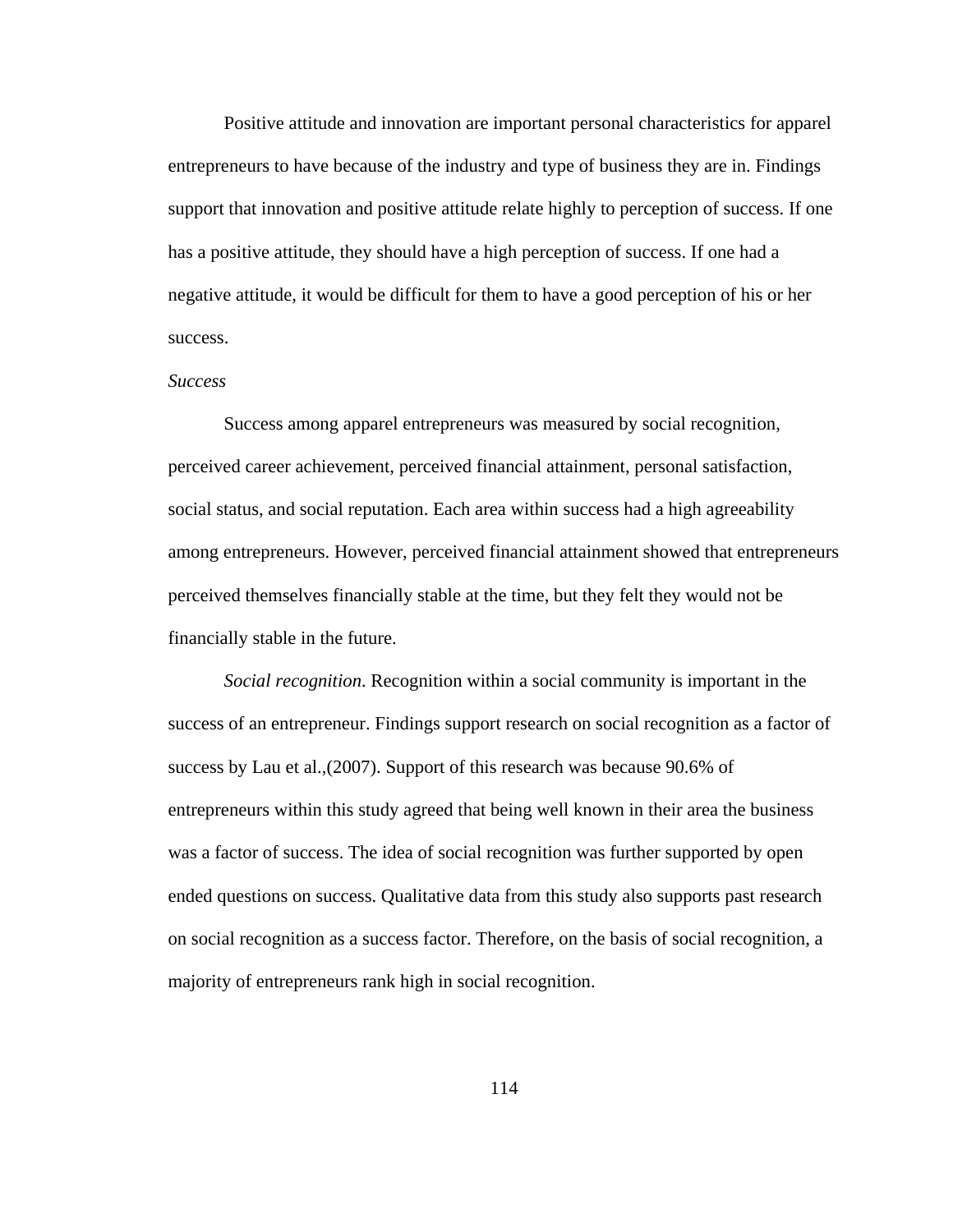Positive attitude and innovation are important personal characteristics for apparel entrepreneurs to have because of the industry and type of business they are in. Findings support that innovation and positive attitude relate highly to perception of success. If one has a positive attitude, they should have a high perception of success. If one had a negative attitude, it would be difficult for them to have a good perception of his or her success.

*Success*

Success among apparel entrepreneurs was measured by social recognition, perceived career achievement, perceived financial attainment, personal satisfaction, social status, and social reputation. Each area within success had a high agreeability among entrepreneurs. However, perceived financial attainment showed that entrepreneurs perceived themselves financially stable at the time, but they felt they would not be financially stable in the future.

*Social recognition*. Recognition within a social community is important in the success of an entrepreneur. Findings support research on social recognition as a factor of success by Lau et al.,(2007). Support of this research was because 90.6% of entrepreneurs within this study agreed that being well known in their area the business was a factor of success. The idea of social recognition was further supported by open ended questions on success. Qualitative data from this study also supports past research on social recognition as a success factor. Therefore, on the basis of social recognition, a majority of entrepreneurs rank high in social recognition.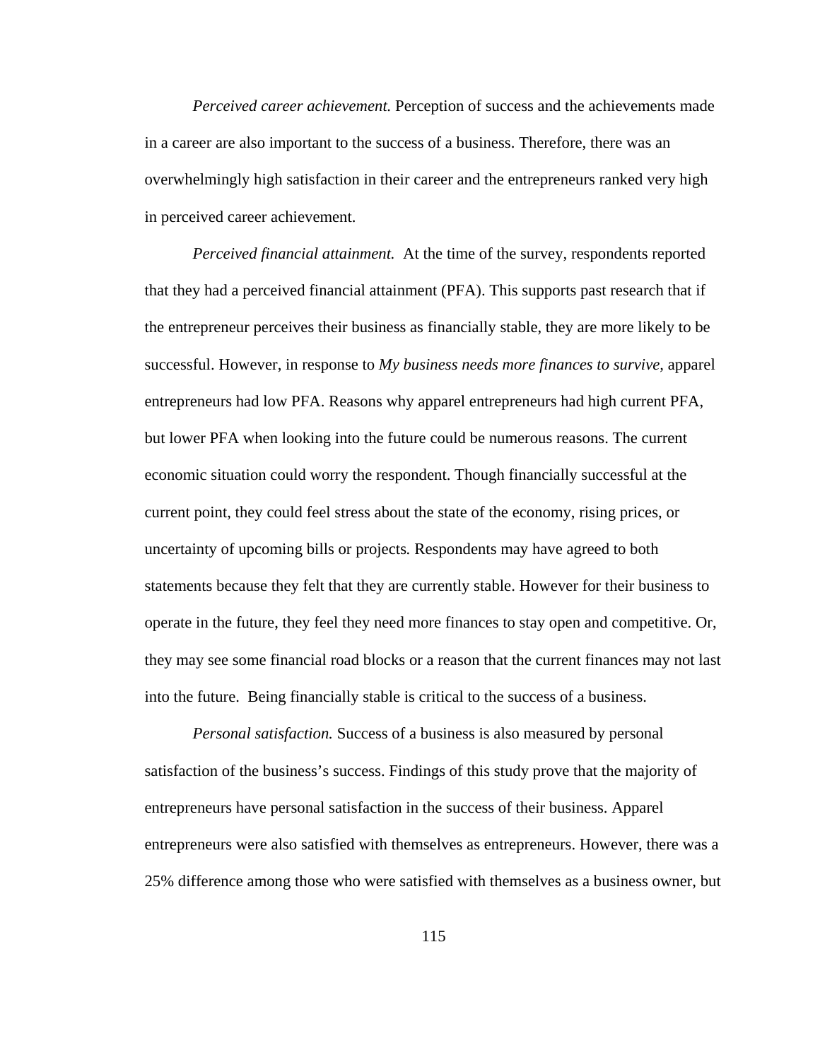*Perceived career achievement.* Perception of success and the achievements made in a career are also important to the success of a business. Therefore, there was an overwhelmingly high satisfaction in their career and the entrepreneurs ranked very high in perceived career achievement.

*Perceived financial attainment.* At the time of the survey, respondents reported that they had a perceived financial attainment (PFA). This supports past research that if the entrepreneur perceives their business as financially stable, they are more likely to be successful. However, in response to *My business needs more finances to survive,* apparel entrepreneurs had low PFA. Reasons why apparel entrepreneurs had high current PFA, but lower PFA when looking into the future could be numerous reasons. The current economic situation could worry the respondent. Though financially successful at the current point, they could feel stress about the state of the economy, rising prices, or uncertainty of upcoming bills or projects. Respondents may have agreed to both statements because they felt that they are currently stable. However for their business to operate in the future, they feel they need more finances to stay open and competitive. Or, they may see some financial road blocks or a reason that the current finances may not last into the future. Being financially stable is critical to the success of a business.

*Personal satisfaction.* Success of a business is also measured by personal satisfaction of the business's success. Findings of this study prove that the majority of entrepreneurs have personal satisfaction in the success of their business. Apparel entrepreneurs were also satisfied with themselves as entrepreneurs. However, there was a 25% difference among those who were satisfied with themselves as a business owner, but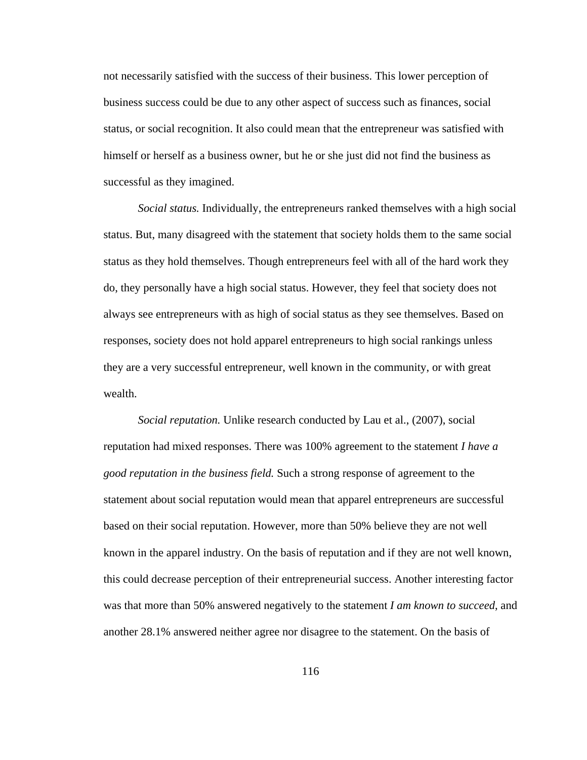not necessarily satisfied with the success of their business. This lower perception of business success could be due to any other aspect of success such as finances, social status, or social recognition. It also could mean that the entrepreneur was satisfied with himself or herself as a business owner, but he or she just did not find the business as successful as they imagined.

*Social status.* Individually, the entrepreneurs ranked themselves with a high social status. But, many disagreed with the statement that society holds them to the same social status as they hold themselves. Though entrepreneurs feel with all of the hard work they do, they personally have a high social status. However, they feel that society does not always see entrepreneurs with as high of social status as they see themselves. Based on responses, society does not hold apparel entrepreneurs to high social rankings unless they are a very successful entrepreneur, well known in the community, or with great wealth.

*Social reputation.* Unlike research conducted by Lau et al., (2007), social reputation had mixed responses. There was 100% agreement to the statement *I have a good reputation in the business field.* Such a strong response of agreement to the statement about social reputation would mean that apparel entrepreneurs are successful based on their social reputation. However, more than 50% believe they are not well known in the apparel industry. On the basis of reputation and if they are not well known, this could decrease perception of their entrepreneurial success. Another interesting factor was that more than 50% answered negatively to the statement *I am known to succeed*, and another 28.1% answered neither agree nor disagree to the statement. On the basis of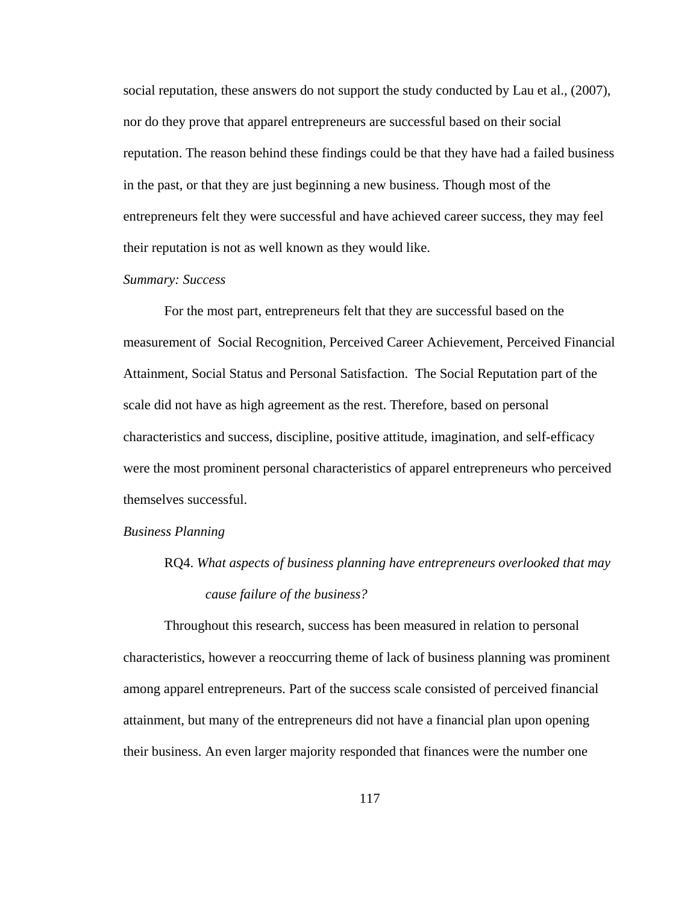social reputation, these answers do not support the study conducted by Lau et al., (2007), nor do they prove that apparel entrepreneurs are successful based on their social reputation. The reason behind these findings could be that they have had a failed business in the past, or that they are just beginning a new business. Though most of the entrepreneurs felt they were successful and have achieved career success, they may feel their reputation is not as well known as they would like.

*Summary: Success*

For the most part, entrepreneurs felt that they are successful based on the measurement of Social Recognition, Perceived Career Achievement, Perceived Financial Attainment, Social Status and Personal Satisfaction. The Social Reputation part of the scale did not have as high agreement as the rest. Therefore, based on personal characteristics and success, discipline, positive attitude, imagination, and self-efficacy were the most prominent personal characteristics of apparel entrepreneurs who perceived themselves successful.

*Business Planning*

RQ4. *What aspects of business planning have entrepreneurs overlooked that may cause failure of the business?*

Throughout this research, success has been measured in relation to personal characteristics, however a reoccurring theme of lack of business planning was prominent among apparel entrepreneurs. Part of the success scale consisted of perceived financial attainment, but many of the entrepreneurs did not have a financial plan upon opening their business. An even larger majority responded that finances were the number one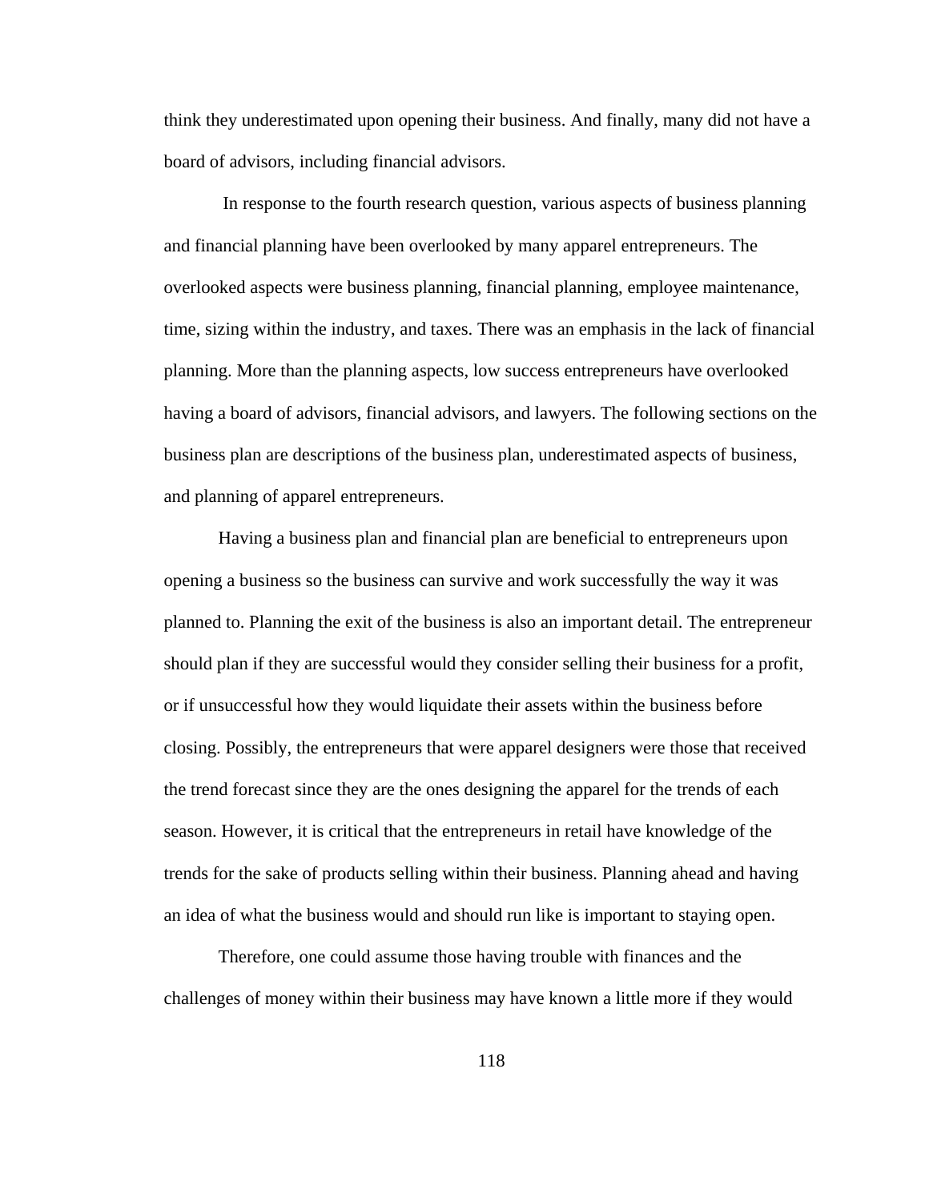think they underestimated upon opening their business. And finally, many did not have a board of advisors, including financial advisors.

In response to the fourth research question, various aspects of business planning and financial planning have been overlooked by many apparel entrepreneurs. The overlooked aspects were business planning, financial planning, employee maintenance, time, sizing within the industry, and taxes. There was an emphasis in the lack of financial planning. More than the planning aspects, low success entrepreneurs have overlooked having a board of advisors, financial advisors, and lawyers. The following sections on the business plan are descriptions of the business plan, underestimated aspects of business, and planning of apparel entrepreneurs.

Having a business plan and financial plan are beneficial to entrepreneurs upon opening a business so the business can survive and work successfully the way it was planned to. Planning the exit of the business is also an important detail. The entrepreneur should plan if they are successful would they consider selling their business for a profit, or if unsuccessful how they would liquidate their assets within the business before closing. Possibly, the entrepreneurs that were apparel designers were those that received the trend forecast since they are the ones designing the apparel for the trends of each season. However, it is critical that the entrepreneurs in retail have knowledge of the trends for the sake of products selling within their business. Planning ahead and having an idea of what the business would and should run like is important to staying open.

Therefore, one could assume those having trouble with finances and the challenges of money within their business may have known a little more if they would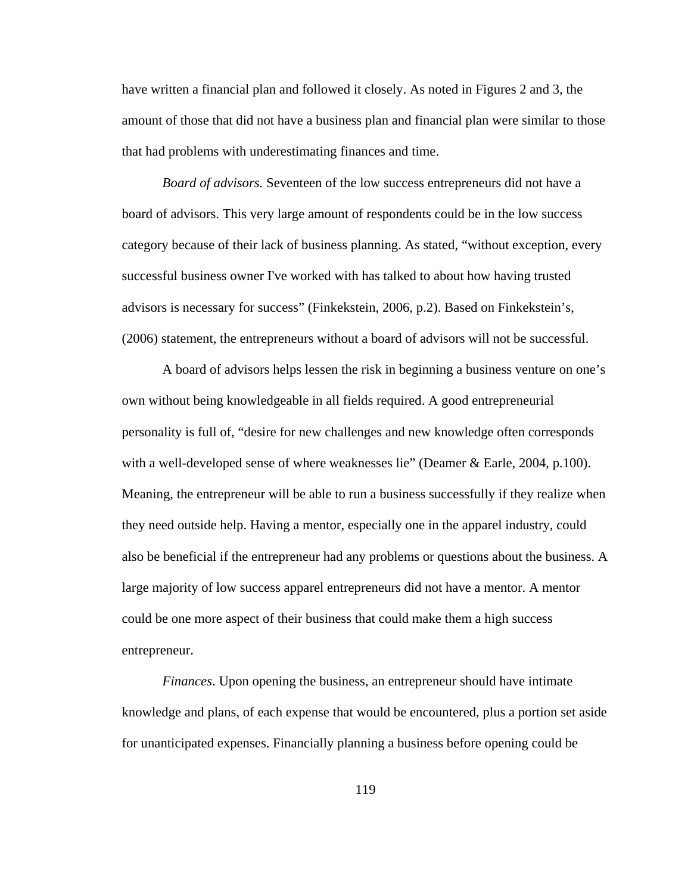have written a financial plan and followed it closely. As noted in Figures 2 and 3, the amount of those that did not have a business plan and financial plan were similar to those that had problems with underestimating finances and time.

*Board of advisors.* Seventeen of the low success entrepreneurs did not have a board of advisors. This very large amount of respondents could be in the low success category because of their lack of business planning. As stated, “without exception, every successful business owner I've worked with has talked to about how having trusted advisors is necessary for success” (Finkekstein, 2006, p.2). Based on Finkekstein’s, (2006) statement, the entrepreneurs without a board of advisors will not be successful.

A board of advisors helps lessen the risk in beginning a business venture on one’s own without being knowledgeable in all fields required. A good entrepreneurial personality is full of, “desire for new challenges and new knowledge often corresponds with a well-developed sense of where weaknesses lie” (Deamer & Earle, 2004, p.100). Meaning, the entrepreneur will be able to run a business successfully if they realize when they need outside help. Having a mentor, especially one in the apparel industry, could also be beneficial if the entrepreneur had any problems or questions about the business. A large majority of low success apparel entrepreneurs did not have a mentor. A mentor could be one more aspect of their business that could make them a high success entrepreneur.

*Finances*. Upon opening the business, an entrepreneur should have intimate knowledge and plans, of each expense that would be encountered, plus a portion set aside for unanticipated expenses. Financially planning a business before opening could be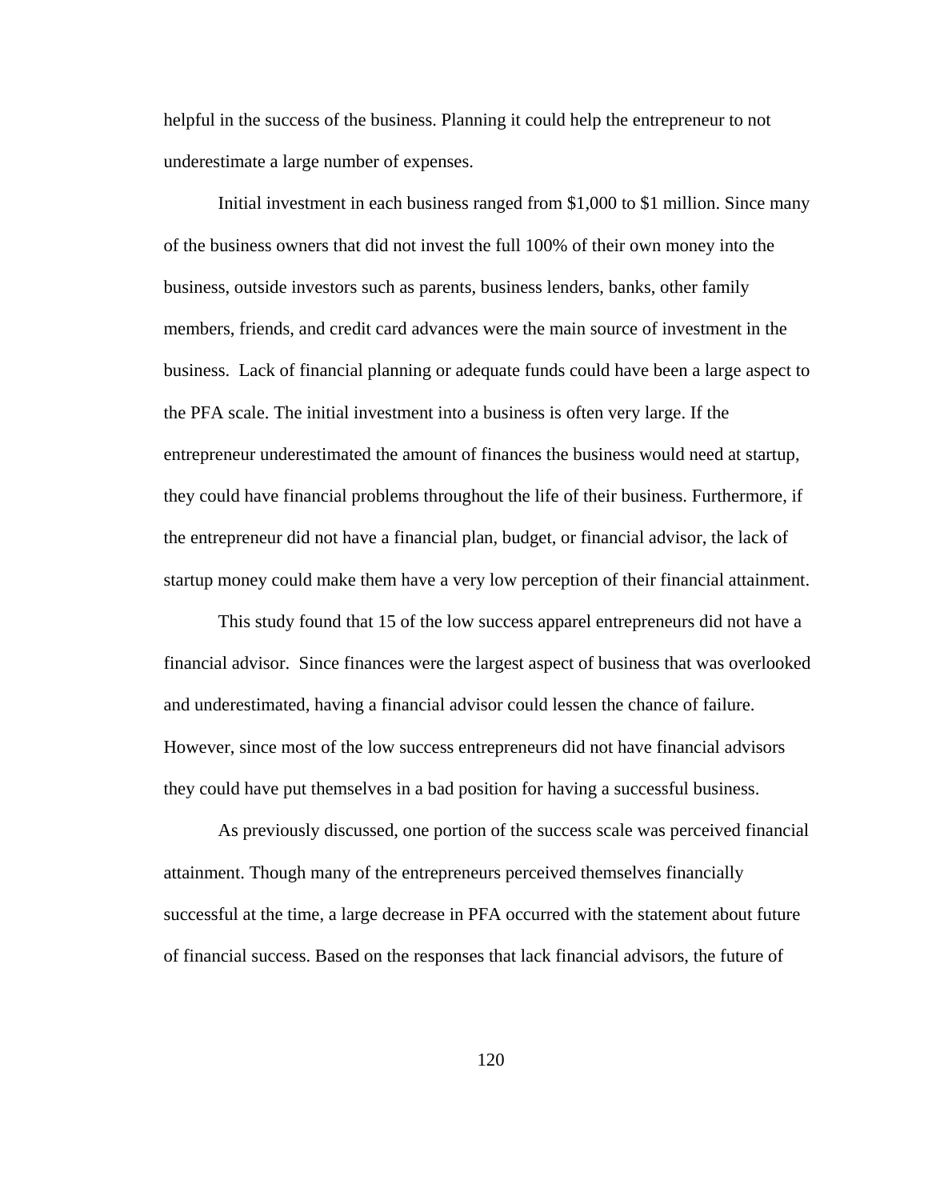helpful in the success of the business. Planning it could help the entrepreneur to not underestimate a large number of expenses.

Initial investment in each business ranged from $1,000 to $1 million. Since many of the business owners that did not invest the full 100% of their own money into the business, outside investors such as parents, business lenders, banks, other family members, friends, and credit card advances were the main source of investment in the business. Lack of financial planning or adequate funds could have been a large aspect to the PFA scale. The initial investment into a business is often very large. If the entrepreneur underestimated the amount of finances the business would need at startup, they could have financial problems throughout the life of their business. Furthermore, if the entrepreneur did not have a financial plan, budget, or financial advisor, the lack of startup money could make them have a very low perception of their financial attainment.

This study found that 15 of the low success apparel entrepreneurs did not have a financial advisor. Since finances were the largest aspect of business that was overlooked and underestimated, having a financial advisor could lessen the chance of failure. However, since most of the low success entrepreneurs did not have financial advisors they could have put themselves in a bad position for having a successful business.

As previously discussed, one portion of the success scale was perceived financial attainment. Though many of the entrepreneurs perceived themselves financially successful at the time, a large decrease in PFA occurred with the statement about future of financial success. Based on the responses that lack financial advisors, the future of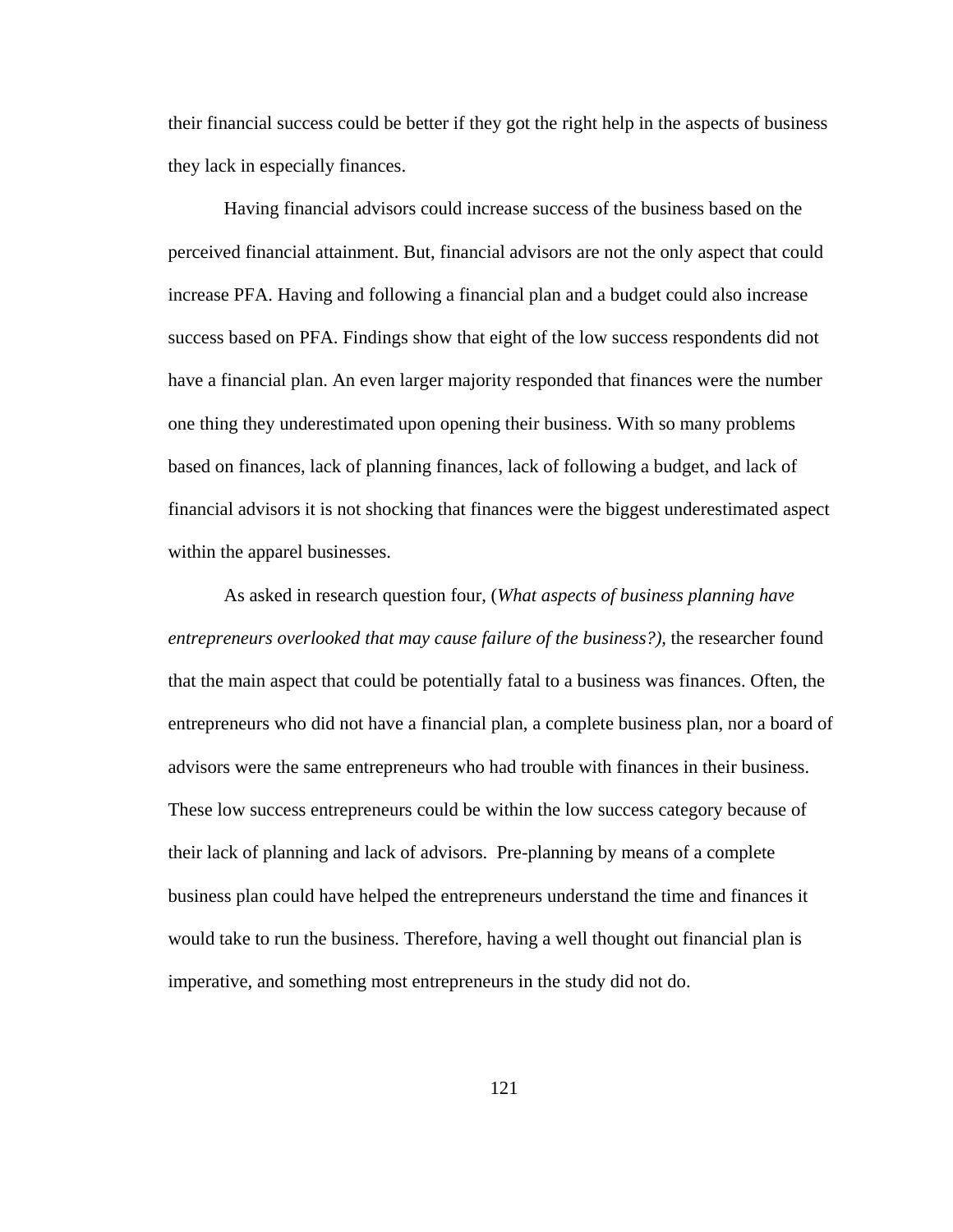their financial success could be better if they got the right help in the aspects of business they lack in especially finances.

Having financial advisors could increase success of the business based on the perceived financial attainment. But, financial advisors are not the only aspect that could increase PFA. Having and following a financial plan and a budget could also increase success based on PFA. Findings show that eight of the low success respondents did not have a financial plan. An even larger majority responded that finances were the number one thing they underestimated upon opening their business. With so many problems based on finances, lack of planning finances, lack of following a budget, and lack of financial advisors it is not shocking that finances were the biggest underestimated aspect within the apparel businesses.

As asked in research question four, (*What aspects of business planning have entrepreneurs overlooked that may cause failure of the business?),* the researcher found that the main aspect that could be potentially fatal to a business was finances. Often, the entrepreneurs who did not have a financial plan, a complete business plan, nor a board of advisors were the same entrepreneurs who had trouble with finances in their business. These low success entrepreneurs could be within the low success category because of their lack of planning and lack of advisors. Pre-planning by means of a complete business plan could have helped the entrepreneurs understand the time and finances it would take to run the business. Therefore, having a well thought out financial plan is imperative, and something most entrepreneurs in the study did not do.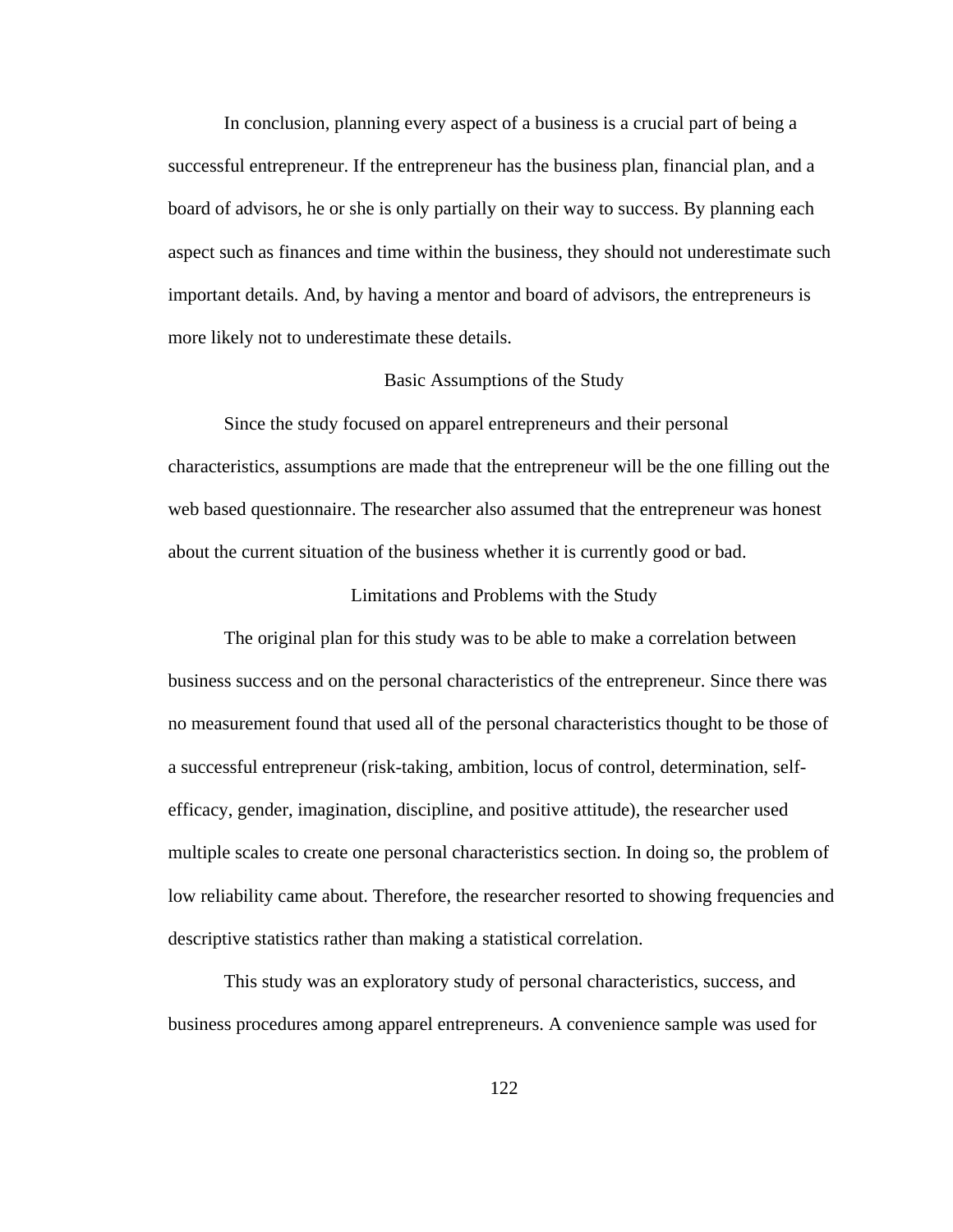In conclusion, planning every aspect of a business is a crucial part of being a successful entrepreneur. If the entrepreneur has the business plan, financial plan, and a board of advisors, he or she is only partially on their way to success. By planning each aspect such as finances and time within the business, they should not underestimate such important details. And, by having a mentor and board of advisors, the entrepreneurs is more likely not to underestimate these details.

## Basic Assumptions of the Study

Since the study focused on apparel entrepreneurs and their personal characteristics, assumptions are made that the entrepreneur will be the one filling out the web based questionnaire. The researcher also assumed that the entrepreneur was honest about the current situation of the business whether it is currently good or bad.

## Limitations and Problems with the Study

The original plan for this study was to be able to make a correlation between business success and on the personal characteristics of the entrepreneur. Since there was no measurement found that used all of the personal characteristics thought to be those of a successful entrepreneur (risk-taking, ambition, locus of control, determination, self-efficacy, gender, imagination, discipline, and positive attitude), the researcher used multiple scales to create one personal characteristics section. In doing so, the problem of low reliability came about. Therefore, the researcher resorted to showing frequencies and descriptive statistics rather than making a statistical correlation.

This study was an exploratory study of personal characteristics, success, and business procedures among apparel entrepreneurs. A convenience sample was used for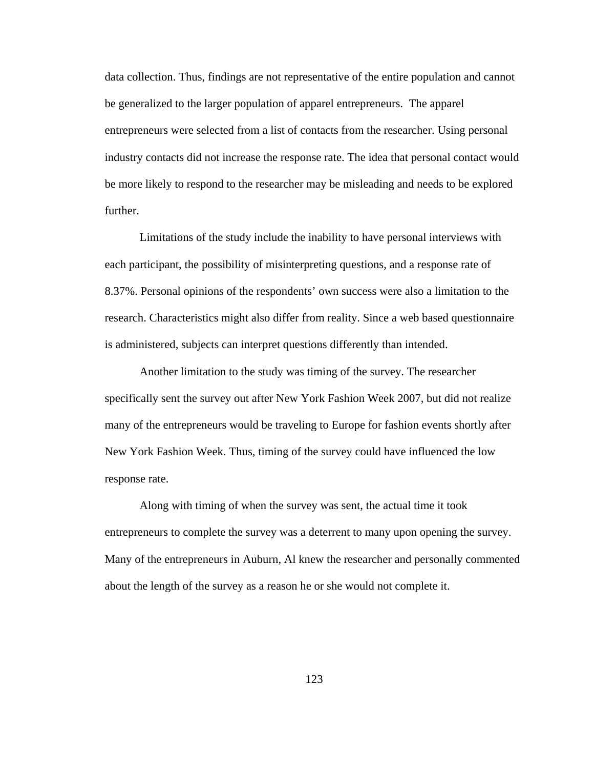data collection. Thus, findings are not representative of the entire population and cannot be generalized to the larger population of apparel entrepreneurs. The apparel entrepreneurs were selected from a list of contacts from the researcher. Using personal industry contacts did not increase the response rate. The idea that personal contact would be more likely to respond to the researcher may be misleading and needs to be explored further.

Limitations of the study include the inability to have personal interviews with each participant, the possibility of misinterpreting questions, and a response rate of 8.37%. Personal opinions of the respondents' own success were also a limitation to the research. Characteristics might also differ from reality. Since a web based questionnaire is administered, subjects can interpret questions differently than intended.

Another limitation to the study was timing of the survey. The researcher specifically sent the survey out after New York Fashion Week 2007, but did not realize many of the entrepreneurs would be traveling to Europe for fashion events shortly after New York Fashion Week. Thus, timing of the survey could have influenced the low response rate.

Along with timing of when the survey was sent, the actual time it took entrepreneurs to complete the survey was a deterrent to many upon opening the survey. Many of the entrepreneurs in Auburn, Al knew the researcher and personally commented about the length of the survey as a reason he or she would not complete it.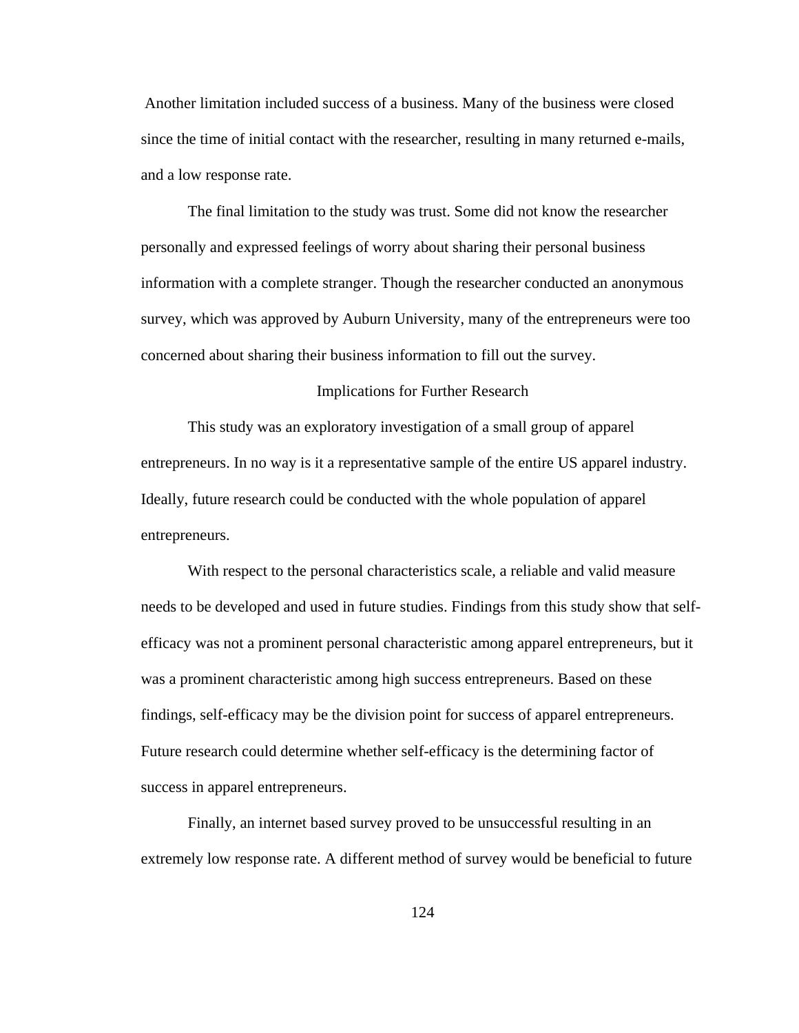Another limitation included success of a business. Many of the business were closed since the time of initial contact with the researcher, resulting in many returned e-mails, and a low response rate.

The final limitation to the study was trust. Some did not know the researcher personally and expressed feelings of worry about sharing their personal business information with a complete stranger. Though the researcher conducted an anonymous survey, which was approved by Auburn University, many of the entrepreneurs were too concerned about sharing their business information to fill out the survey.

## Implications for Further Research

This study was an exploratory investigation of a small group of apparel entrepreneurs. In no way is it a representative sample of the entire US apparel industry. Ideally, future research could be conducted with the whole population of apparel entrepreneurs.

With respect to the personal characteristics scale, a reliable and valid measure needs to be developed and used in future studies. Findings from this study show that self-efficacy was not a prominent personal characteristic among apparel entrepreneurs, but it was a prominent characteristic among high success entrepreneurs. Based on these findings, self-efficacy may be the division point for success of apparel entrepreneurs. Future research could determine whether self-efficacy is the determining factor of success in apparel entrepreneurs.

Finally, an internet based survey proved to be unsuccessful resulting in an extremely low response rate. A different method of survey would be beneficial to future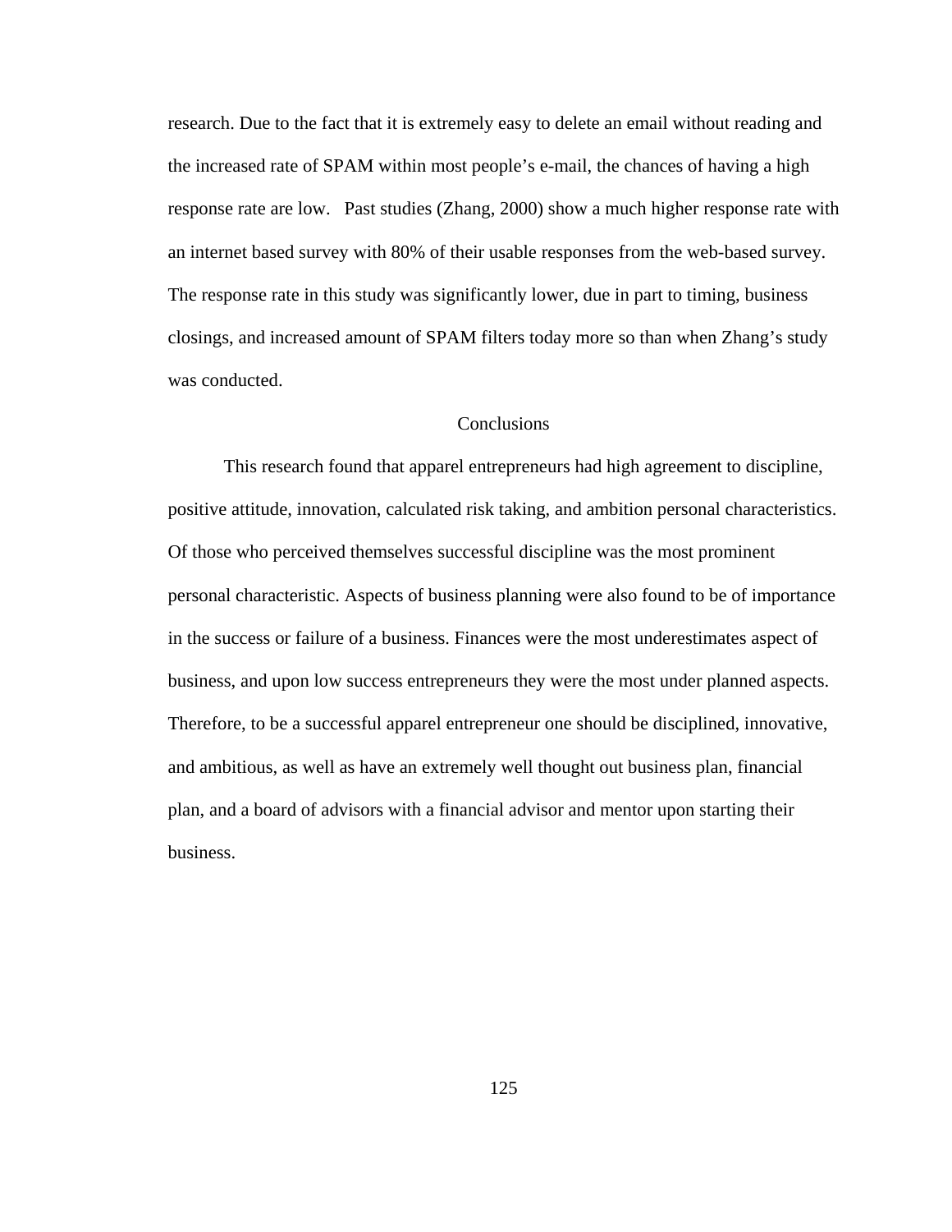research. Due to the fact that it is extremely easy to delete an email without reading and the increased rate of SPAM within most people's e-mail, the chances of having a high response rate are low. Past studies (Zhang, 2000) show a much higher response rate with an internet based survey with 80% of their usable responses from the web-based survey. The response rate in this study was significantly lower, due in part to timing, business closings, and increased amount of SPAM filters today more so than when Zhang's study was conducted.

## Conclusions

This research found that apparel entrepreneurs had high agreement to discipline, positive attitude, innovation, calculated risk taking, and ambition personal characteristics. Of those who perceived themselves successful discipline was the most prominent personal characteristic. Aspects of business planning were also found to be of importance in the success or failure of a business. Finances were the most underestimates aspect of business, and upon low success entrepreneurs they were the most under planned aspects. Therefore, to be a successful apparel entrepreneur one should be disciplined, innovative, and ambitious, as well as have an extremely well thought out business plan, financial plan, and a board of advisors with a financial advisor and mentor upon starting their business.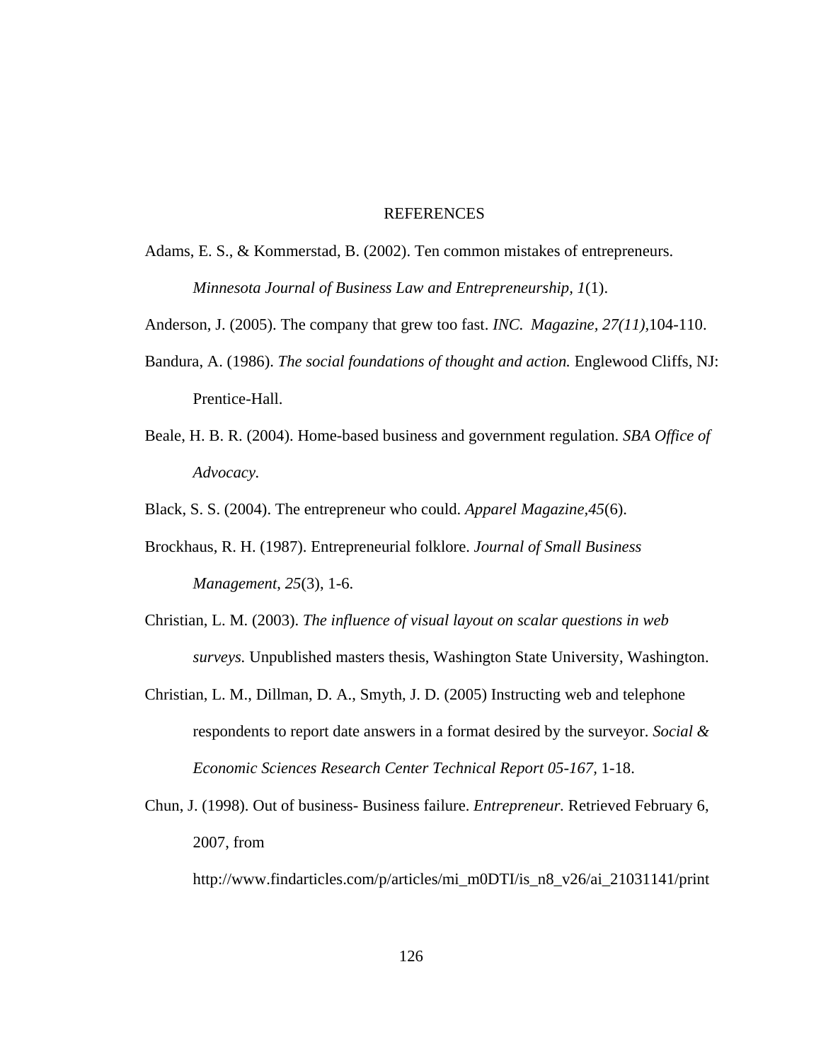# REFERENCES

Adams, E. S., & Kommerstad, B. (2002). Ten common mistakes of entrepreneurs. *Minnesota Journal of Business Law and Entrepreneurship, 1*(1).

Anderson, J. (2005). The company that grew too fast. *INC. Magazine, 27(11),*104-110.

Bandura, A. (1986). *The social foundations of thought and action.* Englewood Cliffs, NJ: Prentice-Hall.

Beale, H. B. R. (2004). Home-based business and government regulation. *SBA Office of Advocacy.*

Black, S. S. (2004). The entrepreneur who could. *Apparel Magazine,45*(6).

Brockhaus, R. H. (1987). Entrepreneurial folklore. *Journal of Small Business Management, 25*(3), 1-6.

Christian, L. M. (2003). *The influence of visual layout on scalar questions in web surveys.* Unpublished masters thesis, Washington State University, Washington.

Christian, L. M., Dillman, D. A., Smyth, J. D. (2005) Instructing web and telephone respondents to report date answers in a format desired by the surveyor. *Social & Economic Sciences Research Center Technical Report 05-167,* 1-18.

Chun, J. (1998). Out of business- Business failure. *Entrepreneur.* Retrieved February 6, 2007, from http://www.findarticles.com/p/articles/mi_m0DTI/is_n8_v26/ai_21031141/print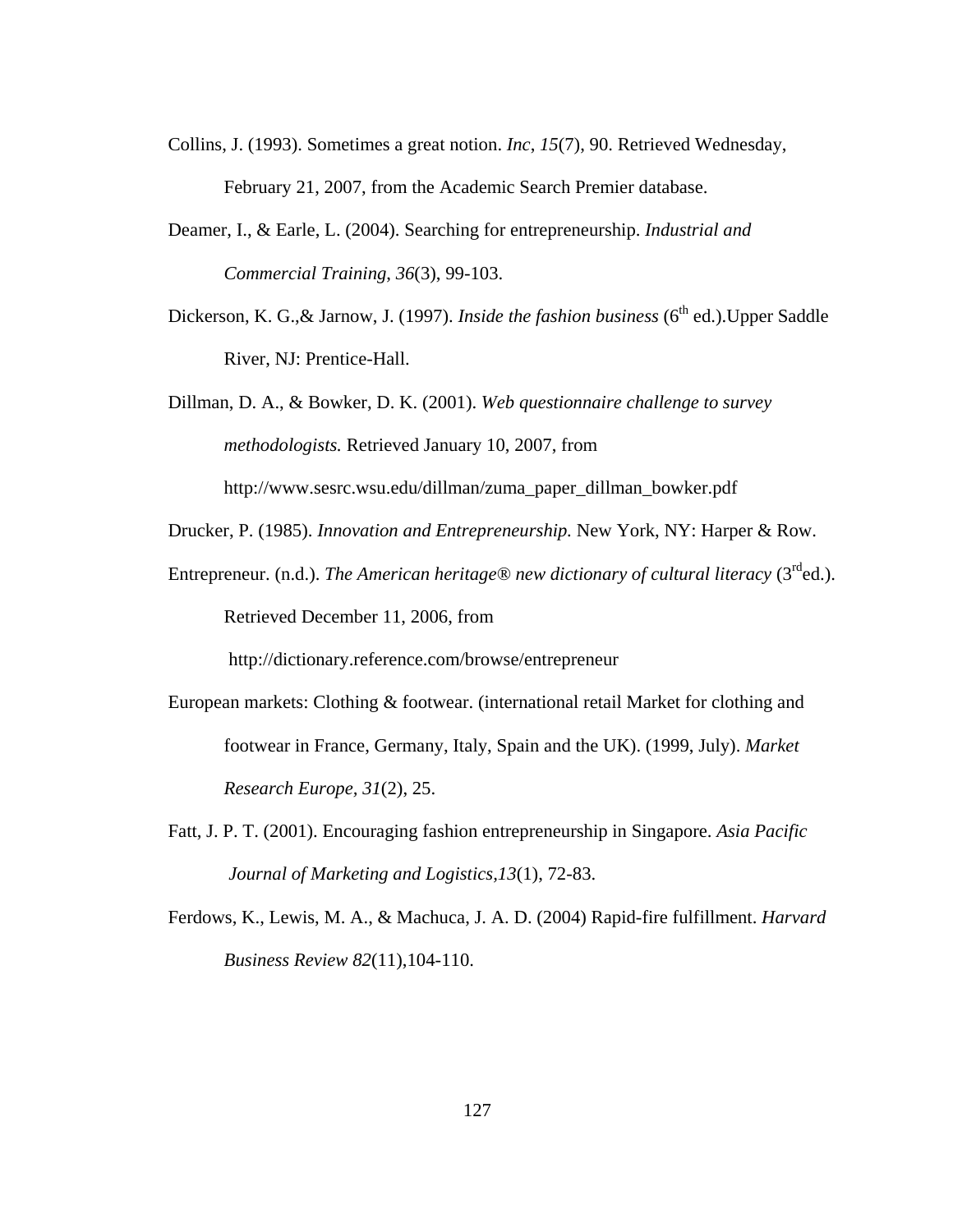Collins, J. (1993). Sometimes a great notion. *Inc*, *15*(7), 90. Retrieved Wednesday, February 21, 2007, from the Academic Search Premier database.

Deamer, I., & Earle, L. (2004). Searching for entrepreneurship. *Industrial and Commercial Training*, *36*(3), 99-103.

Dickerson, K. G.,& Jarnow, J. (1997). *Inside the fashion business* (6th ed.).Upper Saddle River, NJ: Prentice-Hall.

Dillman, D. A., & Bowker, D. K. (2001). *Web questionnaire challenge to survey methodologists.* Retrieved January 10, 2007, from http://www.sesrc.wsu.edu/dillman/zuma_paper_dillman_bowker.pdf

Drucker, P. (1985). *Innovation and Entrepreneurship.* New York, NY: Harper & Row.

Entrepreneur. (n.d.). *The American heritage® new dictionary of cultural literacy* (3rded.). Retrieved December 11, 2006, from http://dictionary.reference.com/browse/entrepreneur

European markets: Clothing & footwear. (international retail Market for clothing and footwear in France, Germany, Italy, Spain and the UK). (1999, July). *Market Research Europe, 31*(2), 25.

Fatt, J. P. T. (2001). Encouraging fashion entrepreneurship in Singapore. *Asia Pacific Journal of Marketing and Logistics,13*(1), 72-83.

Ferdows, K., Lewis, M. A., & Machuca, J. A. D. (2004) Rapid-fire fulfillment. *Harvard Business Review 82*(11),104-110.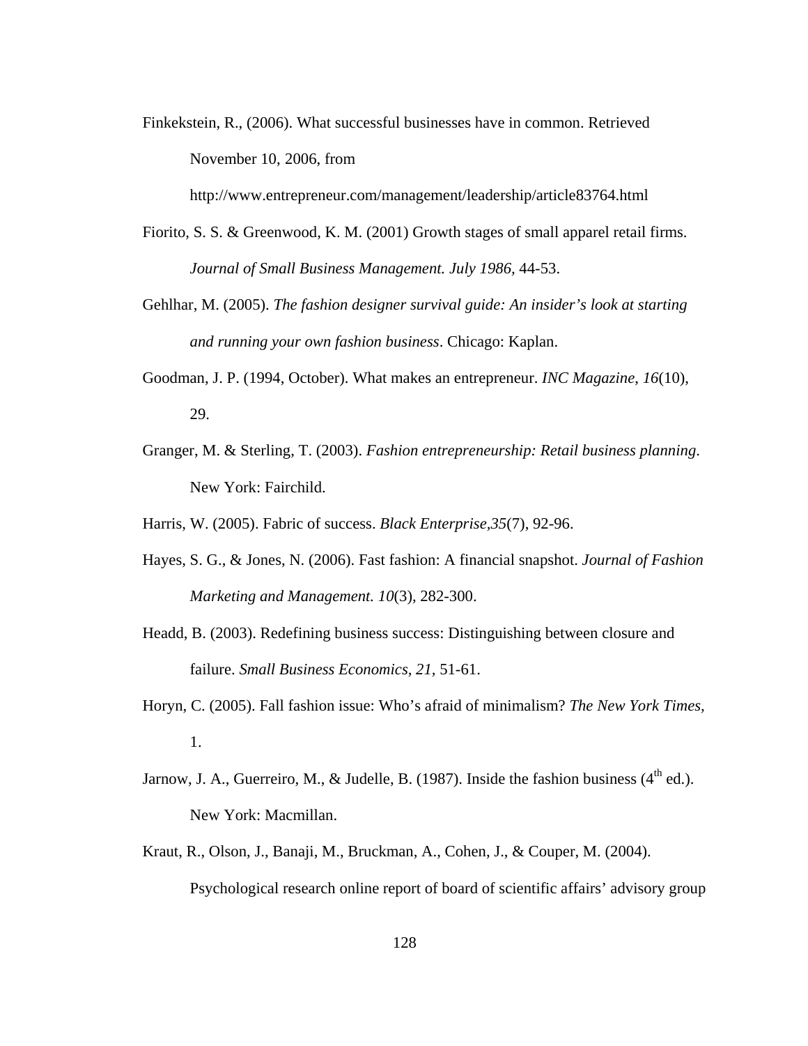Finkekstein, R., (2006). What successful businesses have in common. Retrieved November 10, 2006, from http://www.entrepreneur.com/management/leadership/article83764.html

Fiorito, S. S. & Greenwood, K. M. (2001) Growth stages of small apparel retail firms. *Journal of Small Business Management. July 1986,* 44-53.

Gehlhar, M. (2005). *The fashion designer survival guide: An insider's look at starting and running your own fashion business*. Chicago: Kaplan.

Goodman, J. P. (1994, October). What makes an entrepreneur. *INC Magazine*, *16*(10), 29.

Granger, M. & Sterling, T. (2003). *Fashion entrepreneurship: Retail business planning*. New York: Fairchild.

Harris, W. (2005). Fabric of success. *Black Enterprise,35*(7), 92-96.

Hayes, S. G., & Jones, N. (2006). Fast fashion: A financial snapshot. *Journal of Fashion Marketing and Management. 10*(3), 282-300.

Headd, B. (2003). Redefining business success: Distinguishing between closure and failure. *Small Business Economics, 21,* 51-61.

Horyn, C. (2005). Fall fashion issue: Who's afraid of minimalism? *The New York Times,* 1.

Jarnow, J. A., Guerreiro, M., & Judelle, B. (1987). Inside the fashion business (4th ed.). New York: Macmillan.

Kraut, R., Olson, J., Banaji, M., Bruckman, A., Cohen, J., & Couper, M. (2004). Psychological research online report of board of scientific affairs' advisory group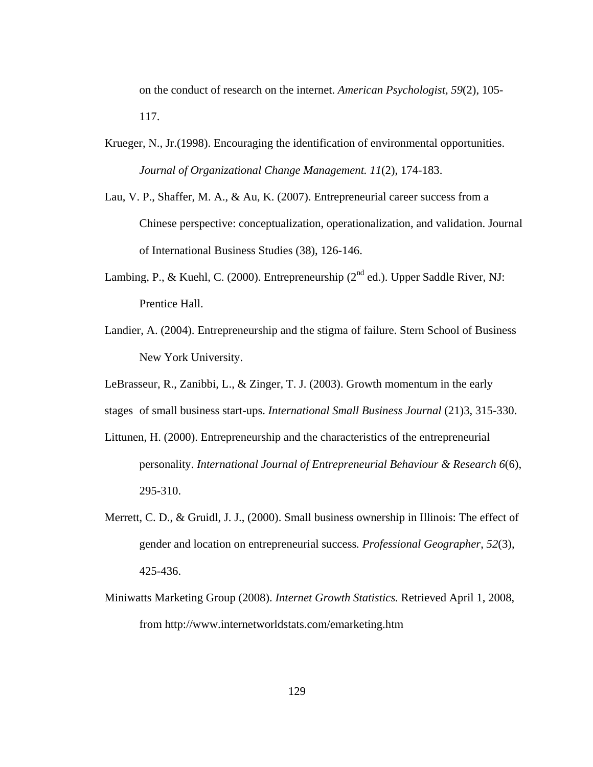on the conduct of research on the internet. *American Psychologist, 59*(2), 105-117.

Krueger, N., Jr.(1998). Encouraging the identification of environmental opportunities. *Journal of Organizational Change Management. 11*(2), 174-183.

Lau, V. P., Shaffer, M. A., & Au, K. (2007). Entrepreneurial career success from a Chinese perspective: conceptualization, operationalization, and validation. Journal of International Business Studies (38), 126-146.

Lambing, P., & Kuehl, C. (2000). Entrepreneurship (2nd ed.). Upper Saddle River, NJ: Prentice Hall.

Landier, A. (2004). Entrepreneurship and the stigma of failure. Stern School of Business New York University.

LeBrasseur, R., Zanibbi, L., & Zinger, T. J. (2003). Growth momentum in the early stages of small business start-ups. *International Small Business Journal* (21)3, 315-330.

Littunen, H. (2000). Entrepreneurship and the characteristics of the entrepreneurial personality. *International Journal of Entrepreneurial Behaviour & Research 6*(6), 295-310.

Merrett, C. D., & Gruidl, J. J., (2000). Small business ownership in Illinois: The effect of gender and location on entrepreneurial success*. Professional Geographer*, *52*(3), 425-436.

Miniwatts Marketing Group (2008). *Internet Growth Statistics.* Retrieved April 1, 2008, from http://www.internetworldstats.com/emarketing.htm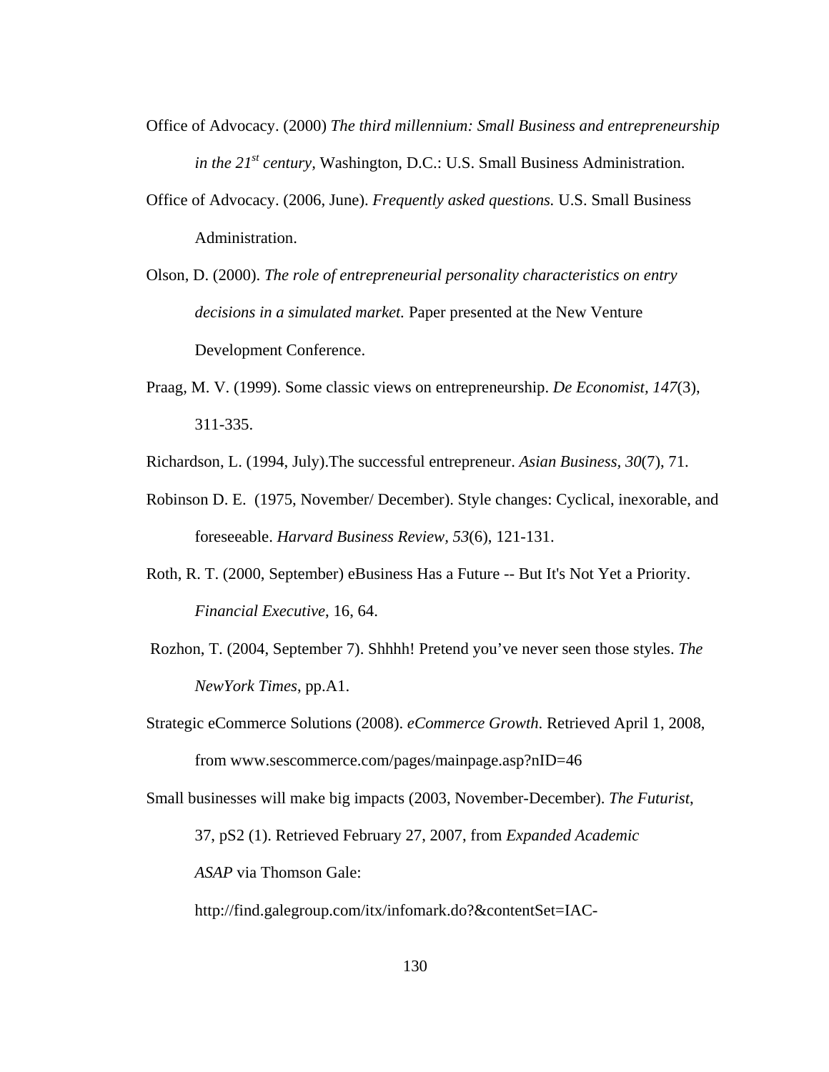Office of Advocacy. (2000) *The third millennium: Small Business and entrepreneurship in the 21st century*, Washington, D.C.: U.S. Small Business Administration.

Office of Advocacy. (2006, June). *Frequently asked questions.* U.S. Small Business Administration.

Olson, D. (2000). *The role of entrepreneurial personality characteristics on entry decisions in a simulated market.* Paper presented at the New Venture Development Conference.

Praag, M. V. (1999). Some classic views on entrepreneurship. *De Economist, 147*(3), 311-335.

Richardson, L. (1994, July).The successful entrepreneur. *Asian Business, 30*(7), 71.

Robinson D. E. (1975, November/ December). Style changes: Cyclical, inexorable, and foreseeable. *Harvard Business Review, 53*(6), 121-131.

Roth, R. T. (2000, September) eBusiness Has a Future -- But It's Not Yet a Priority. *Financial Executive*, 16, 64.

Rozhon, T. (2004, September 7). Shhhh! Pretend you've never seen those styles. *The NewYork Times*, pp.A1.

Strategic eCommerce Solutions (2008). *eCommerce Growth*. Retrieved April 1, 2008, from www.sescommerce.com/pages/mainpage.asp?nID=46

Small businesses will make big impacts (2003, November-December). *The Futurist*, 37, pS2 (1). Retrieved February 27, 2007, from *Expanded Academic ASAP* via Thomson Gale: http://find.galegroup.com/itx/infomark.do?&contentSet=IAC-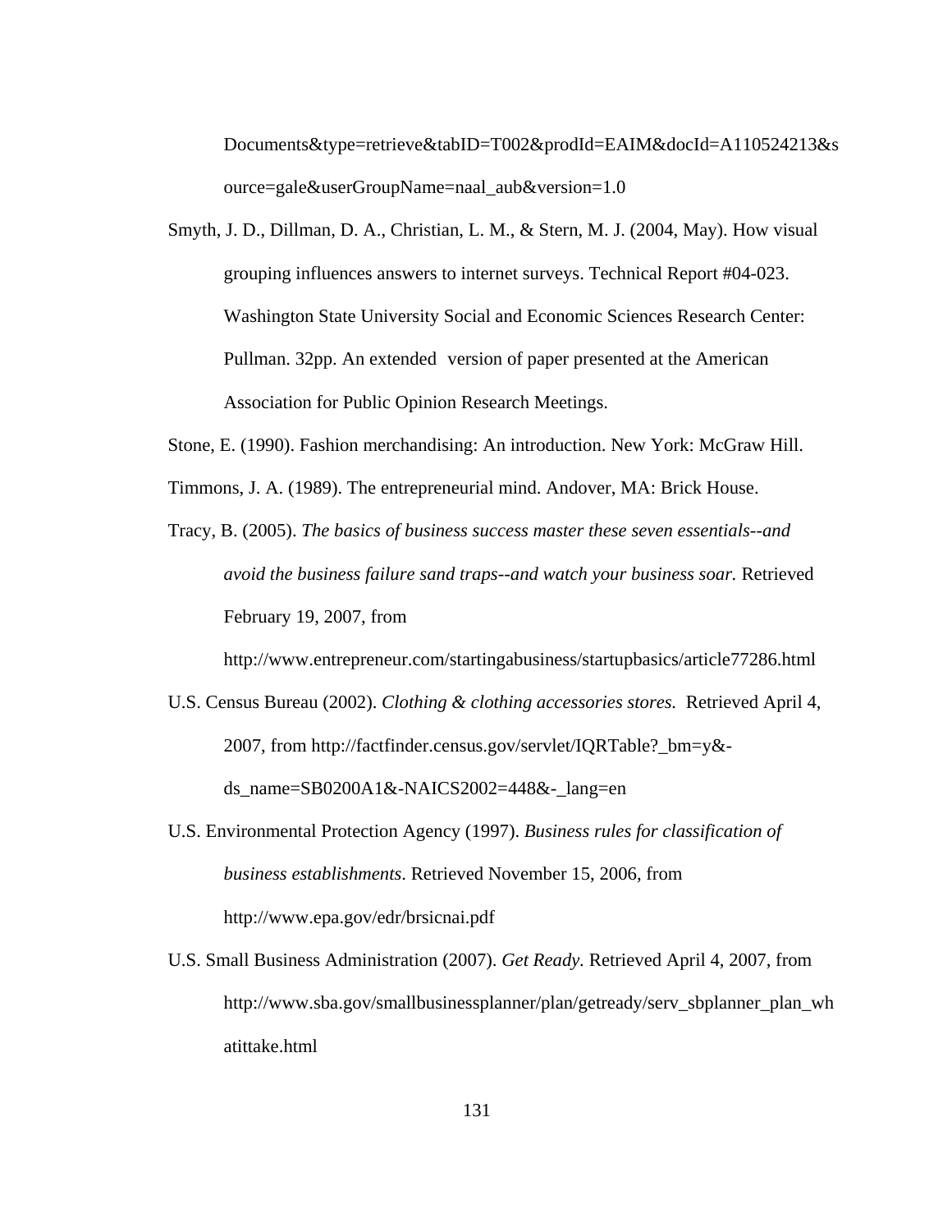Documents&type=retrieve&tabID=T002&prodId=EAIM&docId=A110524213&source=gale&userGroupName=naal_aub&version=1.0

Smyth, J. D., Dillman, D. A., Christian, L. M., & Stern, M. J. (2004, May). How visual grouping influences answers to internet surveys. Technical Report #04-023. Washington State University Social and Economic Sciences Research Center: Pullman. 32pp. An extended version of paper presented at the American Association for Public Opinion Research Meetings.

Stone, E. (1990). Fashion merchandising: An introduction. New York: McGraw Hill.

Timmons, J. A. (1989). The entrepreneurial mind. Andover, MA: Brick House.

Tracy, B. (2005). *The basics of business success master these seven essentials--and avoid the business failure sand traps--and watch your business soar.* Retrieved February 19, 2007, from http://www.entrepreneur.com/startingabusiness/startupbasics/article77286.html

U.S. Census Bureau (2002). *Clothing & clothing accessories stores.* Retrieved April 4, 2007, from http://factfinder.census.gov/servlet/IQRTable?_bm=y&-ds_name=SB0200A1&-NAICS2002=448&-_lang=en

U.S. Environmental Protection Agency (1997). *Business rules for classification of business establishments*. Retrieved November 15, 2006, from http://www.epa.gov/edr/brsicnai.pdf

U.S. Small Business Administration (2007). *Get Ready*. Retrieved April 4, 2007, from http://www.sba.gov/smallbusinessplanner/plan/getready/serv_sbplanner_plan_whatittake.html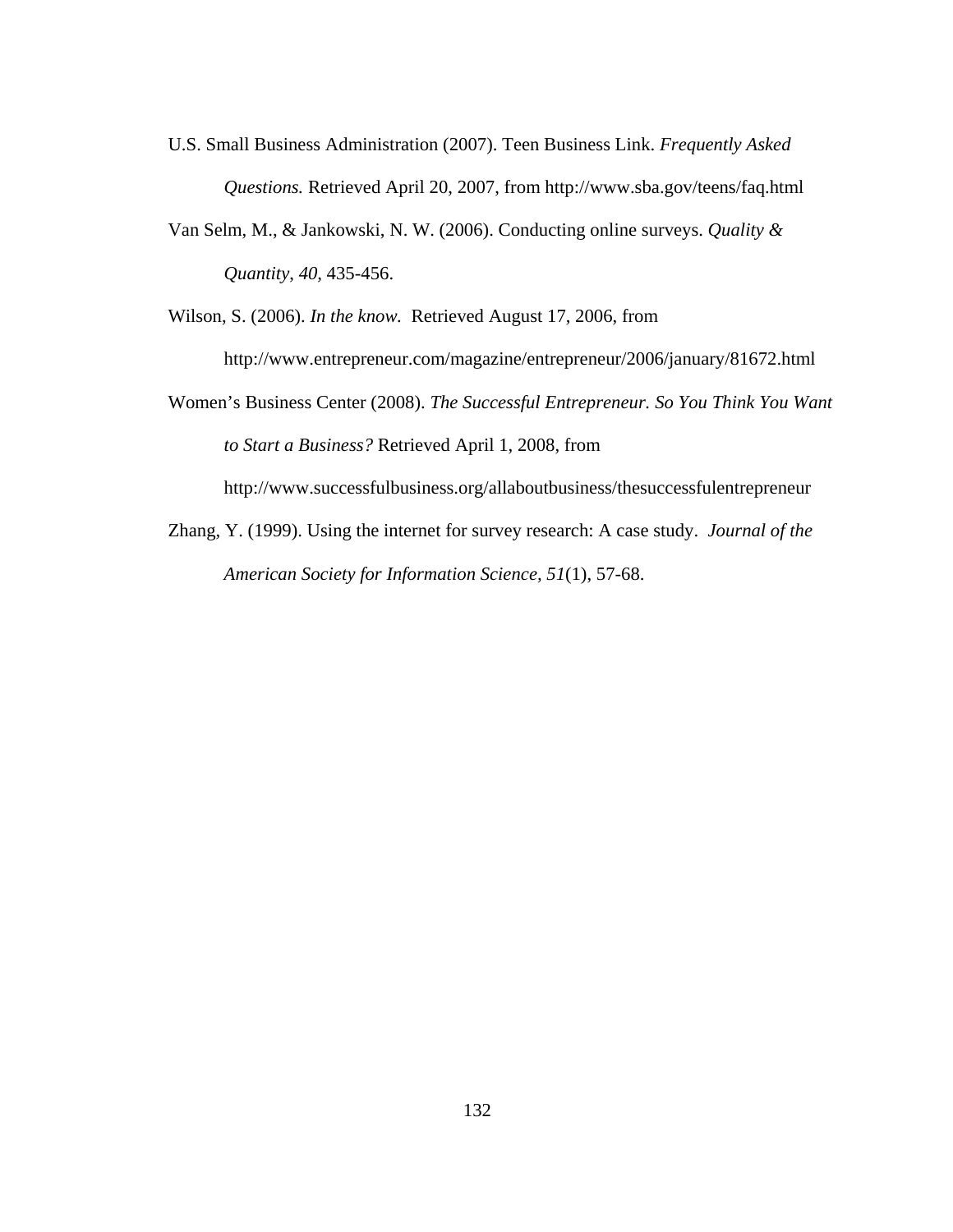U.S. Small Business Administration (2007). Teen Business Link. *Frequently Asked Questions.* Retrieved April 20, 2007, from http://www.sba.gov/teens/faq.html

Van Selm, M., & Jankowski, N. W. (2006). Conducting online surveys. *Quality & Quantity*, *40*, 435-456.

Wilson, S. (2006). *In the know.* Retrieved August 17, 2006, from http://www.entrepreneur.com/magazine/entrepreneur/2006/january/81672.html

Women's Business Center (2008). *The Successful Entrepreneur. So You Think You Want to Start a Business?* Retrieved April 1, 2008, from http://www.successfulbusiness.org/allaboutbusiness/thesuccessfulentrepreneur

Zhang, Y. (1999). Using the internet for survey research: A case study. *Journal of the American Society for Information Science*, *51*(1), 57-68.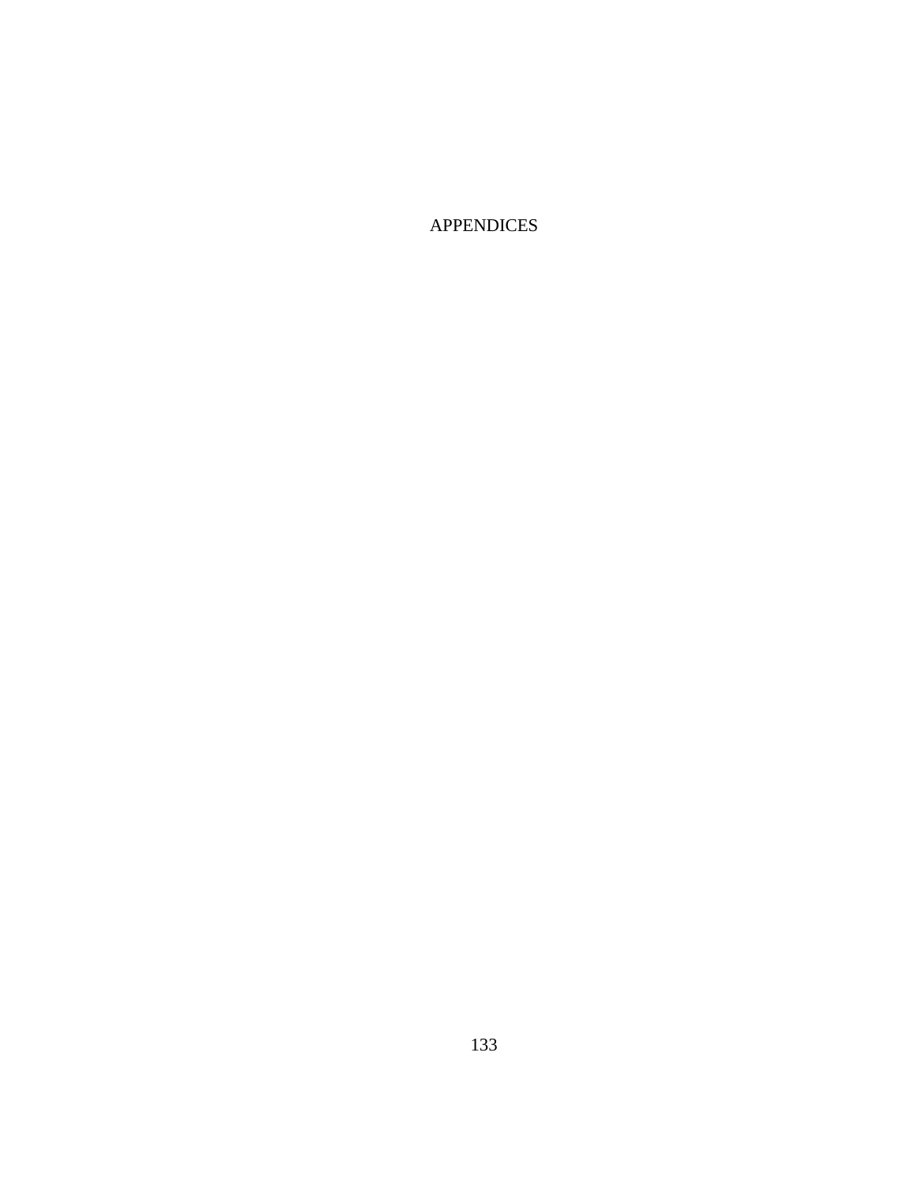# APPENDICES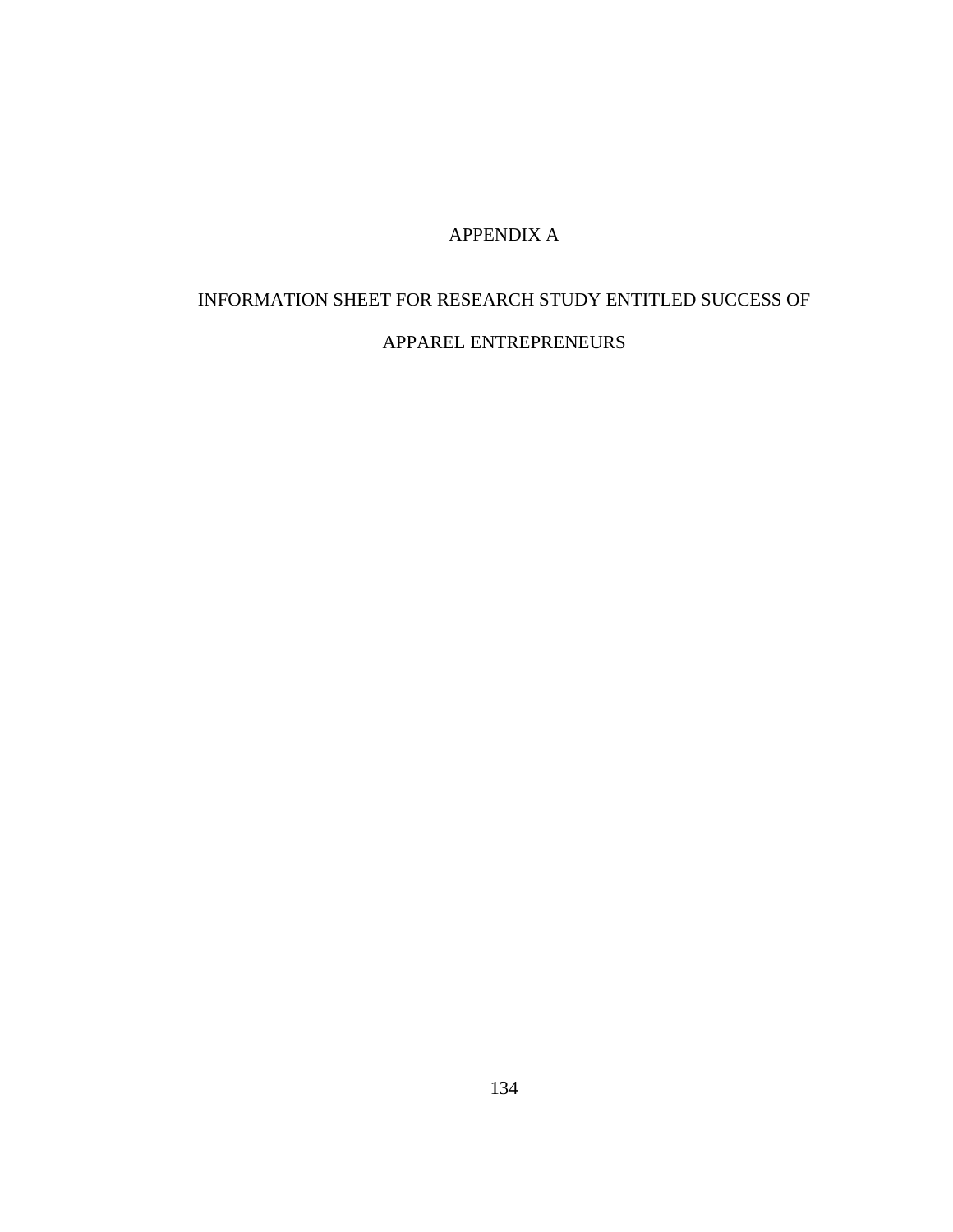# APPENDIX A

## INFORMATION SHEET FOR RESEARCH STUDY ENTITLED SUCCESS OF APPAREL ENTREPRENEURS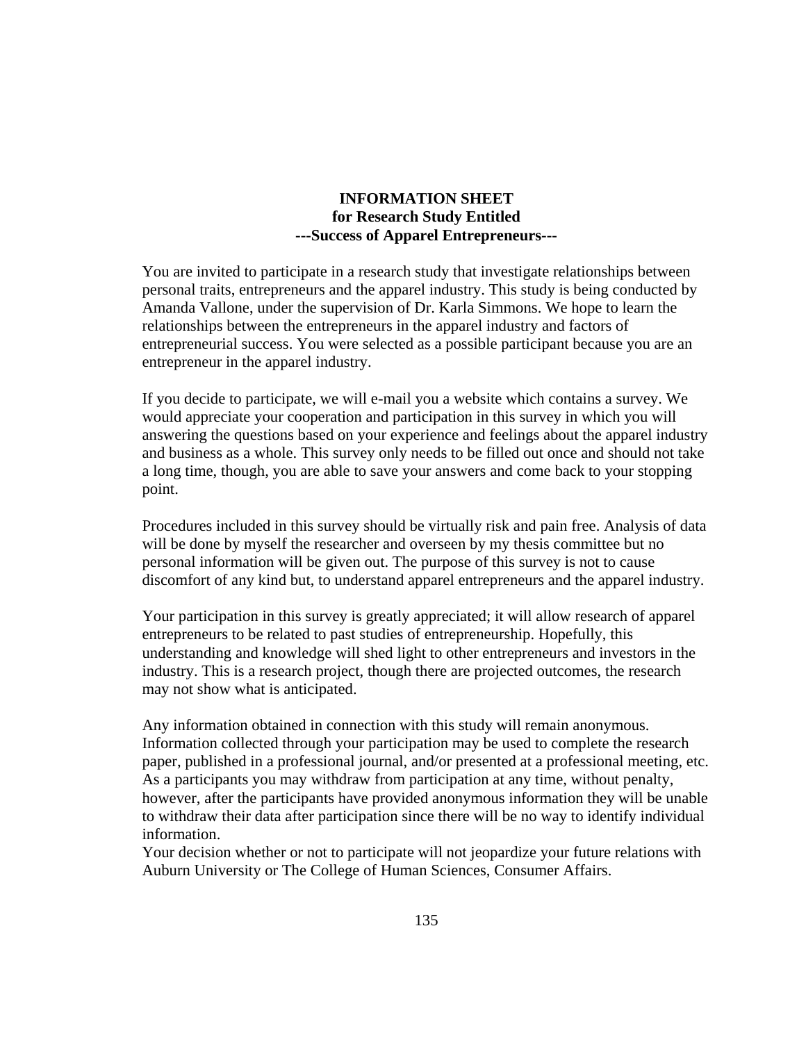**INFORMATION SHEET**
**for Research Study Entitled**
**---Success of Apparel Entrepreneurs---**

You are invited to participate in a research study that investigate relationships between personal traits, entrepreneurs and the apparel industry. This study is being conducted by Amanda Vallone, under the supervision of Dr. Karla Simmons. We hope to learn the relationships between the entrepreneurs in the apparel industry and factors of entrepreneurial success. You were selected as a possible participant because you are an entrepreneur in the apparel industry.

If you decide to participate, we will e-mail you a website which contains a survey. We would appreciate your cooperation and participation in this survey in which you will answering the questions based on your experience and feelings about the apparel industry and business as a whole. This survey only needs to be filled out once and should not take a long time, though, you are able to save your answers and come back to your stopping point.

Procedures included in this survey should be virtually risk and pain free. Analysis of data will be done by myself the researcher and overseen by my thesis committee but no personal information will be given out. The purpose of this survey is not to cause discomfort of any kind but, to understand apparel entrepreneurs and the apparel industry.

Your participation in this survey is greatly appreciated; it will allow research of apparel entrepreneurs to be related to past studies of entrepreneurship. Hopefully, this understanding and knowledge will shed light to other entrepreneurs and investors in the industry. This is a research project, though there are projected outcomes, the research may not show what is anticipated.

Any information obtained in connection with this study will remain anonymous. Information collected through your participation may be used to complete the research paper, published in a professional journal, and/or presented at a professional meeting, etc. As a participants you may withdraw from participation at any time, without penalty, however, after the participants have provided anonymous information they will be unable to withdraw their data after participation since there will be no way to identify individual information.
Your decision whether or not to participate will not jeopardize your future relations with Auburn University or The College of Human Sciences, Consumer Affairs.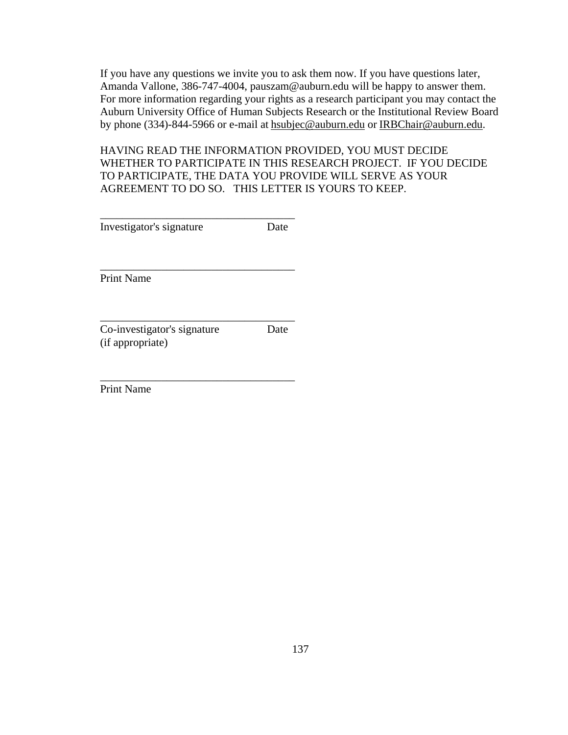If you have any questions we invite you to ask them now. If you have questions later, Amanda Vallone, 386-747-4004, pauszam@auburn.edu will be happy to answer them. For more information regarding your rights as a research participant you may contact the Auburn University Office of Human Subjects Research or the Institutional Review Board by phone (334)-844-5966 or e-mail at hsubjec@auburn.edu or IRBChair@auburn.edu.

HAVING READ THE INFORMATION PROVIDED, YOU MUST DECIDE WHETHER TO PARTICIPATE IN THIS RESEARCH PROJECT. IF YOU DECIDE TO PARTICIPATE, THE DATA YOU PROVIDE WILL SERVE AS YOUR AGREEMENT TO DO SO. THIS LETTER IS YOURS TO KEEP.

___________________________________
Investigator's signature                    Date

___________________________________
Print Name

___________________________________
Co-investigator's signature              Date
(if appropriate)

___________________________________
Print Name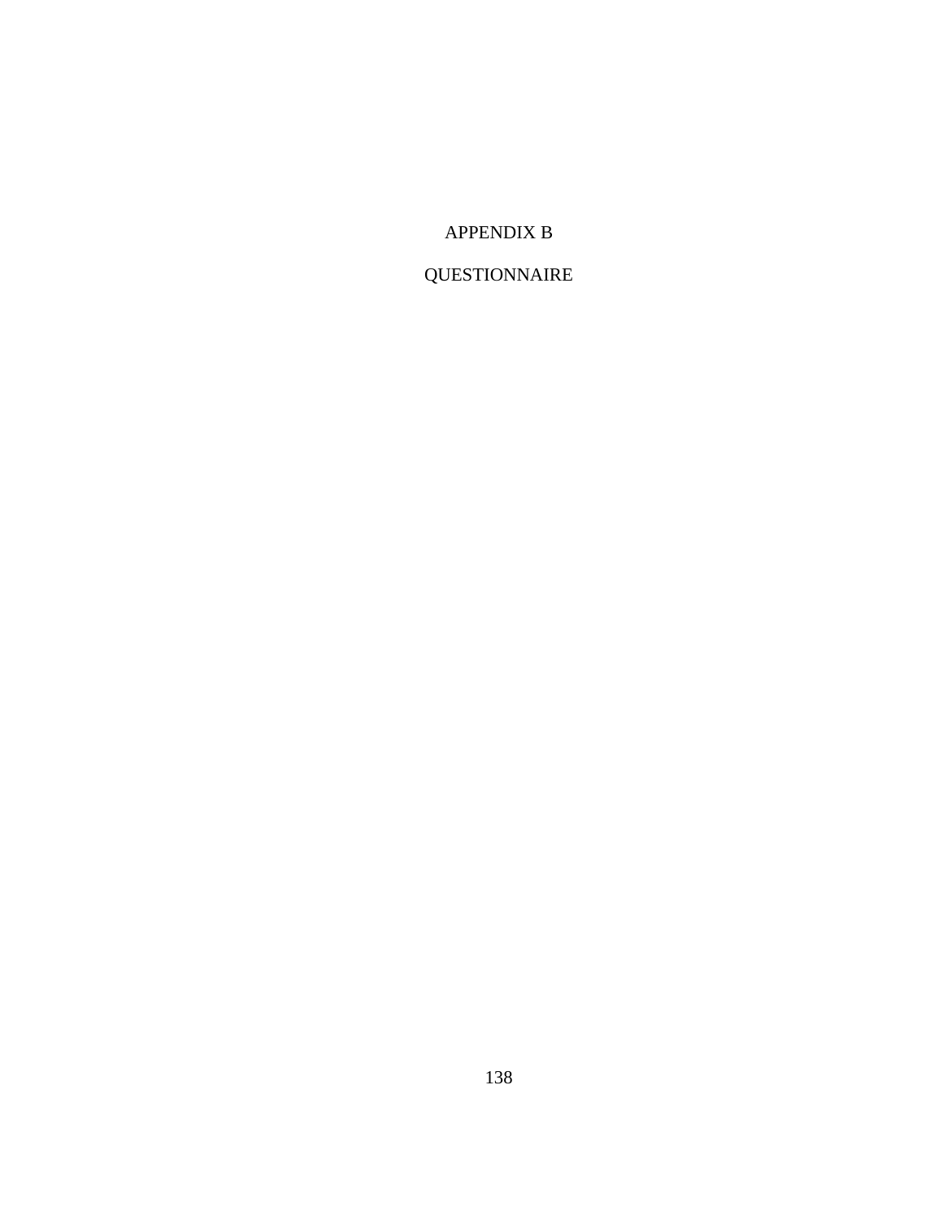# APPENDIX B

# QUESTIONNAIRE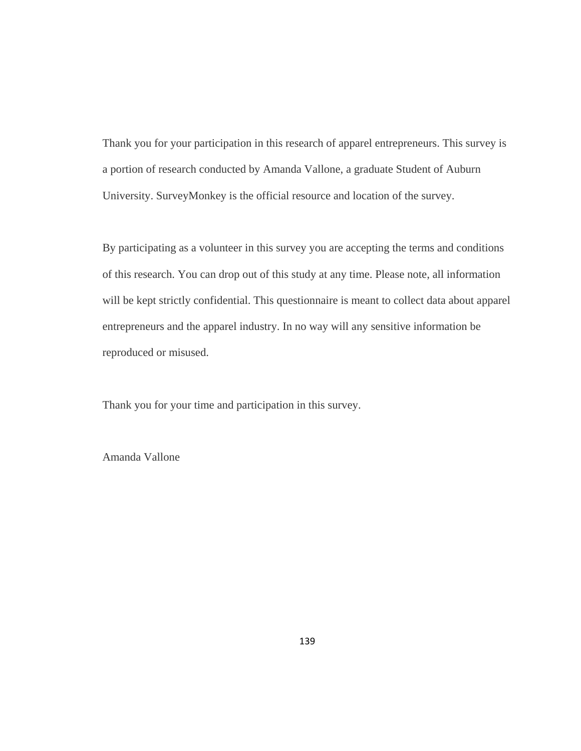Thank you for your participation in this research of apparel entrepreneurs. This survey is a portion of research conducted by Amanda Vallone, a graduate Student of Auburn University. SurveyMonkey is the official resource and location of the survey.

By participating as a volunteer in this survey you are accepting the terms and conditions of this research. You can drop out of this study at any time. Please note, all information will be kept strictly confidential. This questionnaire is meant to collect data about apparel entrepreneurs and the apparel industry. In no way will any sensitive information be reproduced or misused.

Thank you for your time and participation in this survey.

Amanda Vallone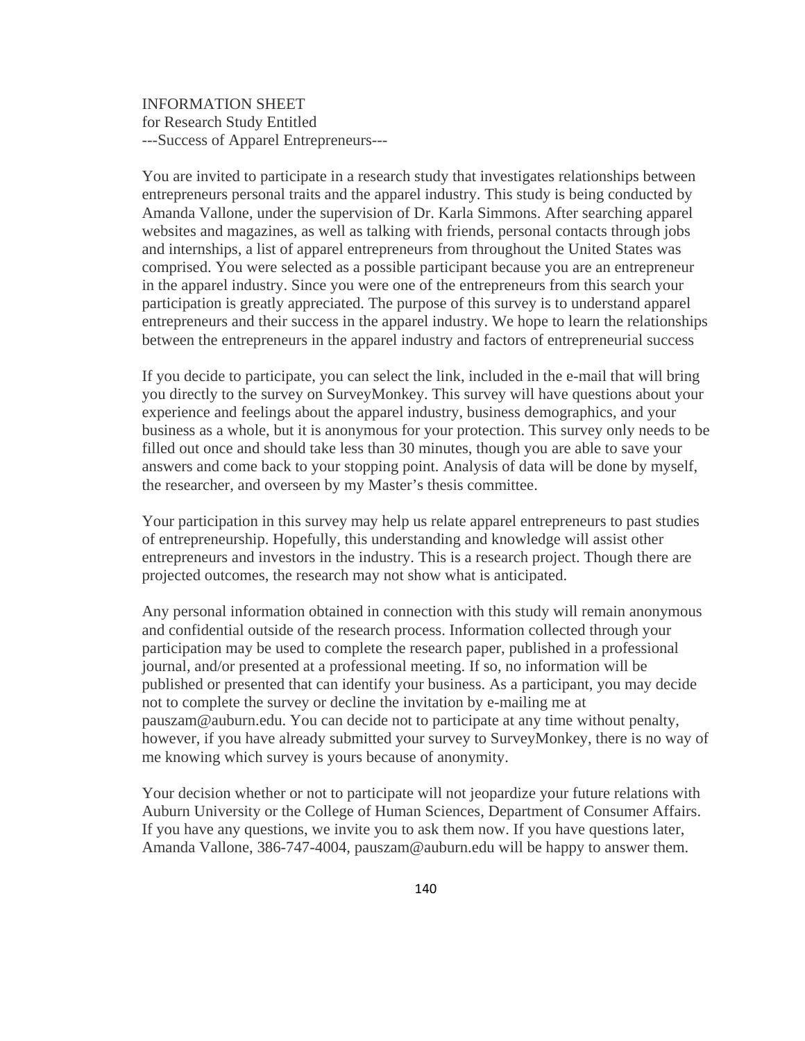INFORMATION SHEET
for Research Study Entitled
---Success of Apparel Entrepreneurs---

You are invited to participate in a research study that investigates relationships between entrepreneurs personal traits and the apparel industry. This study is being conducted by Amanda Vallone, under the supervision of Dr. Karla Simmons. After searching apparel websites and magazines, as well as talking with friends, personal contacts through jobs and internships, a list of apparel entrepreneurs from throughout the United States was comprised. You were selected as a possible participant because you are an entrepreneur in the apparel industry. Since you were one of the entrepreneurs from this search your participation is greatly appreciated. The purpose of this survey is to understand apparel entrepreneurs and their success in the apparel industry. We hope to learn the relationships between the entrepreneurs in the apparel industry and factors of entrepreneurial success

If you decide to participate, you can select the link, included in the e-mail that will bring you directly to the survey on SurveyMonkey. This survey will have questions about your experience and feelings about the apparel industry, business demographics, and your business as a whole, but it is anonymous for your protection. This survey only needs to be filled out once and should take less than 30 minutes, though you are able to save your answers and come back to your stopping point. Analysis of data will be done by myself, the researcher, and overseen by my Master's thesis committee.

Your participation in this survey may help us relate apparel entrepreneurs to past studies of entrepreneurship. Hopefully, this understanding and knowledge will assist other entrepreneurs and investors in the industry. This is a research project. Though there are projected outcomes, the research may not show what is anticipated.

Any personal information obtained in connection with this study will remain anonymous and confidential outside of the research process. Information collected through your participation may be used to complete the research paper, published in a professional journal, and/or presented at a professional meeting. If so, no information will be published or presented that can identify your business. As a participant, you may decide not to complete the survey or decline the invitation by e-mailing me at pauszam@auburn.edu. You can decide not to participate at any time without penalty, however, if you have already submitted your survey to SurveyMonkey, there is no way of me knowing which survey is yours because of anonymity.

Your decision whether or not to participate will not jeopardize your future relations with Auburn University or the College of Human Sciences, Department of Consumer Affairs. If you have any questions, we invite you to ask them now. If you have questions later, Amanda Vallone, 386-747-4004, pauszam@auburn.edu will be happy to answer them.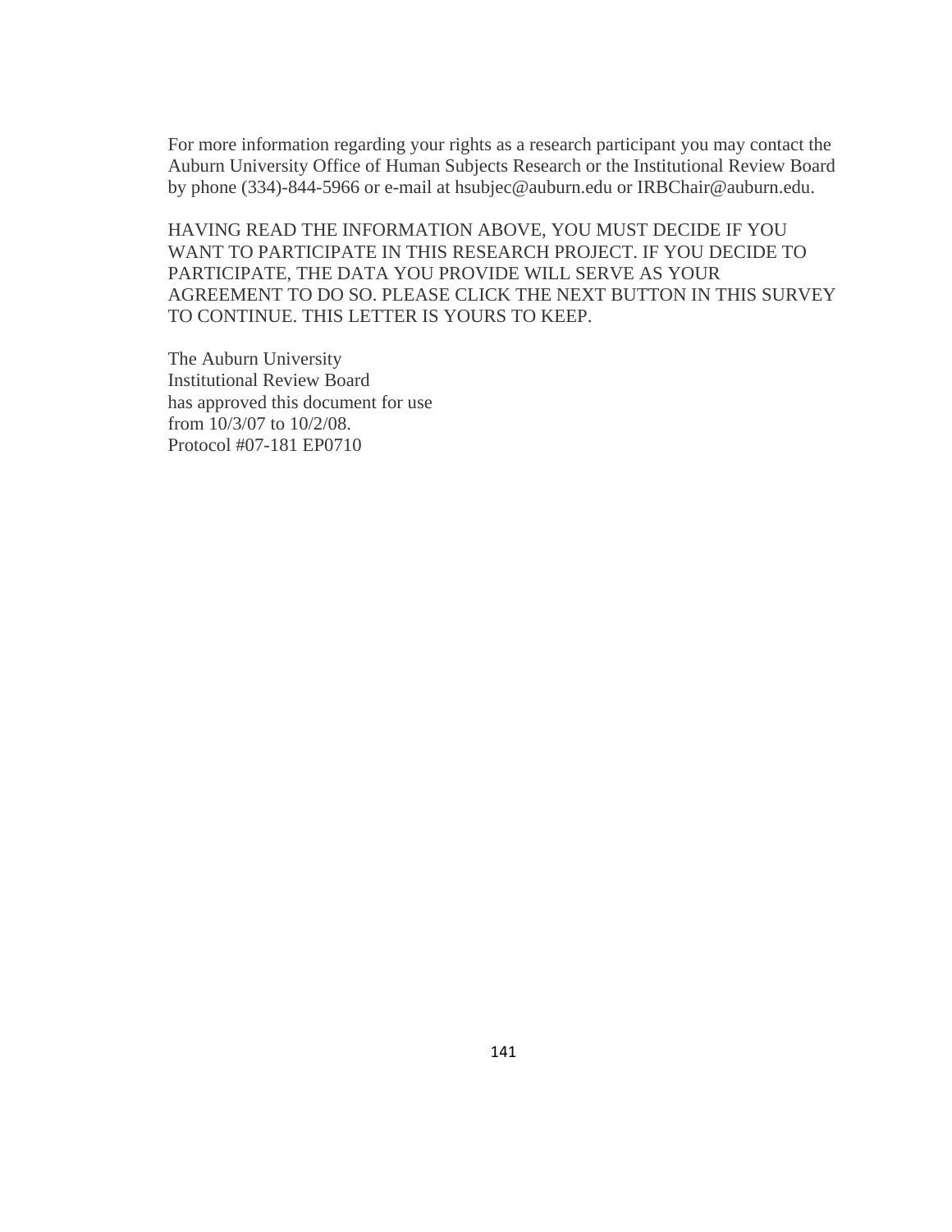For more information regarding your rights as a research participant you may contact the Auburn University Office of Human Subjects Research or the Institutional Review Board by phone (334)-844-5966 or e-mail at hsubjec@auburn.edu or IRBChair@auburn.edu.

HAVING READ THE INFORMATION ABOVE, YOU MUST DECIDE IF YOU WANT TO PARTICIPATE IN THIS RESEARCH PROJECT. IF YOU DECIDE TO PARTICIPATE, THE DATA YOU PROVIDE WILL SERVE AS YOUR AGREEMENT TO DO SO. PLEASE CLICK THE NEXT BUTTON IN THIS SURVEY TO CONTINUE. THIS LETTER IS YOURS TO KEEP.

The Auburn University  
Institutional Review Board  
has approved this document for use  
from 10/3/07 to 10/2/08.  
Protocol #07-181 EP0710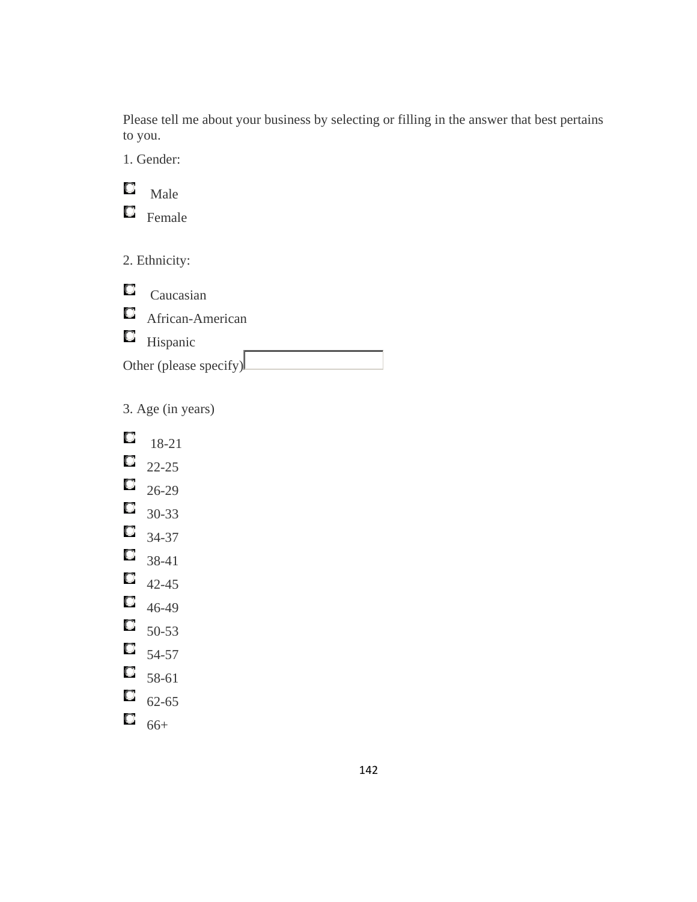Please tell me about your business by selecting or filling in the answer that best pertains to you.

1. Gender:

- Male
- Female

2. Ethnicity:

- Caucasian
- African-American
- Hispanic

Other (please specify)

3. Age (in years)

- 18-21
- 22-25
- 26-29
- 30-33
- 34-37
- 38-41
- 42-45
- 46-49
- 50-53
- 54-57
- 58-61
- 62-65
- 66+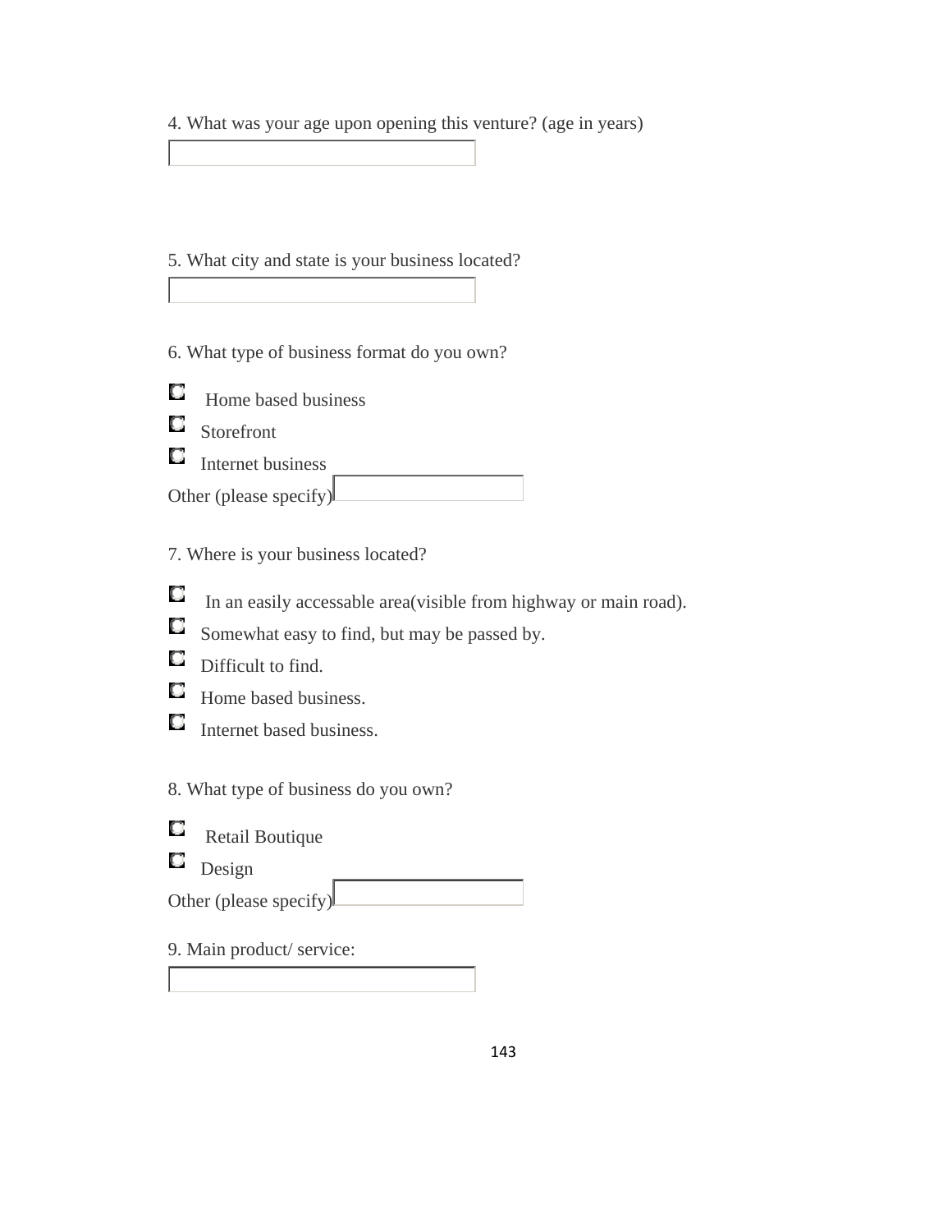4. What was your age upon opening this venture? (age in years)

5. What city and state is your business located?

6. What type of business format do you own?

- Home based business
- Storefront
- Internet business

Other (please specify)

7. Where is your business located?

- In an easily accessable area(visible from highway or main road).
- Somewhat easy to find, but may be passed by.
- Difficult to find.
- Home based business.
- Internet based business.

8. What type of business do you own?

- Retail Boutique
- Design

Other (please specify)

9. Main product/ service: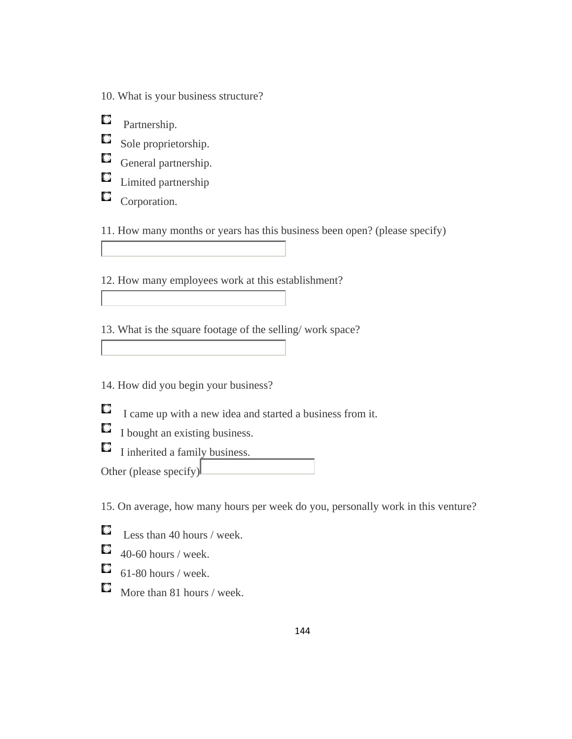10. What is your business structure?

- Partnership.
- Sole proprietorship.
- General partnership.
- Limited partnership
- Corporation.

11. How many months or years has this business been open? (please specify)

12. How many employees work at this establishment?

13. What is the square footage of the selling/ work space?

14. How did you begin your business?

- I came up with a new idea and started a business from it.
- I bought an existing business.
- I inherited a family business.

Other (please specify)

15. On average, how many hours per week do you, personally work in this venture?

- Less than 40 hours / week.
- 40-60 hours / week.
- 61-80 hours / week.
- More than 81 hours / week.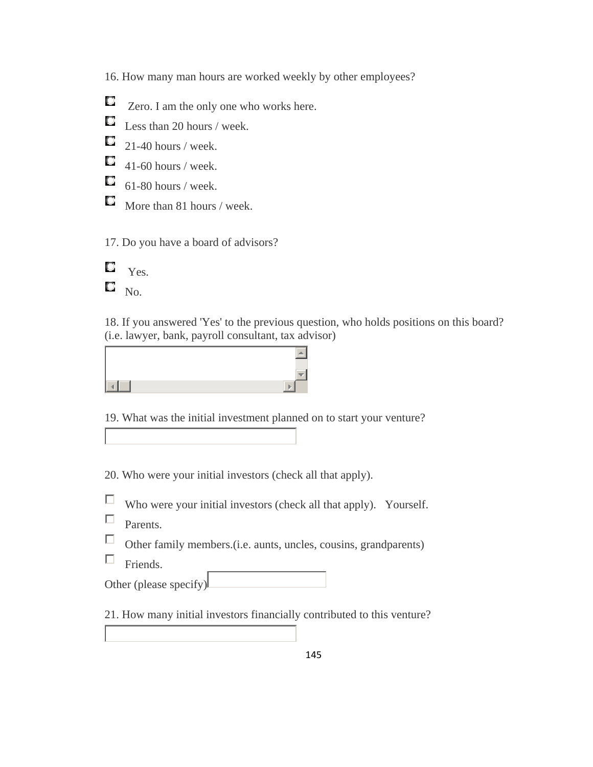16. How many man hours are worked weekly by other employees?

- Zero. I am the only one who works here.
- Less than 20 hours / week.
- 21-40 hours / week.
- 41-60 hours / week.
- 61-80 hours / week.
- More than 81 hours / week.

17. Do you have a board of advisors?

- Yes.
- No.

18. If you answered 'Yes' to the previous question, who holds positions on this board? (i.e. lawyer, bank, payroll consultant, tax advisor)

19. What was the initial investment planned on to start your venture?

20. Who were your initial investors (check all that apply).

- Who were your initial investors (check all that apply). Yourself.
- Parents.
- Other family members.(i.e. aunts, uncles, cousins, grandparents)
- Friends.

Other (please specify)

21. How many initial investors financially contributed to this venture?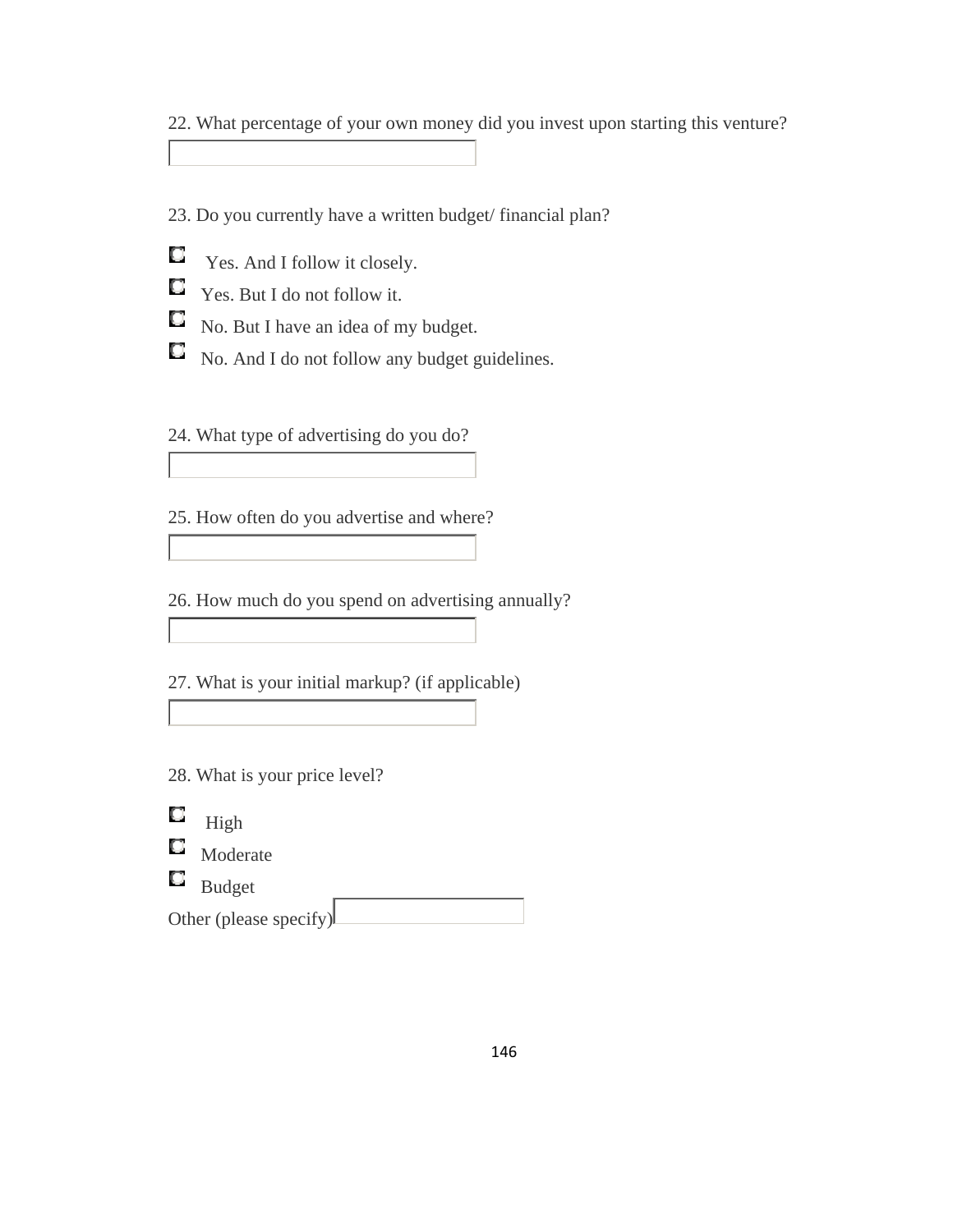22. What percentage of your own money did you invest upon starting this venture?

23. Do you currently have a written budget/ financial plan?

- Yes. And I follow it closely.
- Yes. But I do not follow it.
- No. But I have an idea of my budget.
- No. And I do not follow any budget guidelines.

24. What type of advertising do you do?

25. How often do you advertise and where?

26. How much do you spend on advertising annually?

27. What is your initial markup? (if applicable)

28. What is your price level?

- High
- Moderate
- Budget

Other (please specify)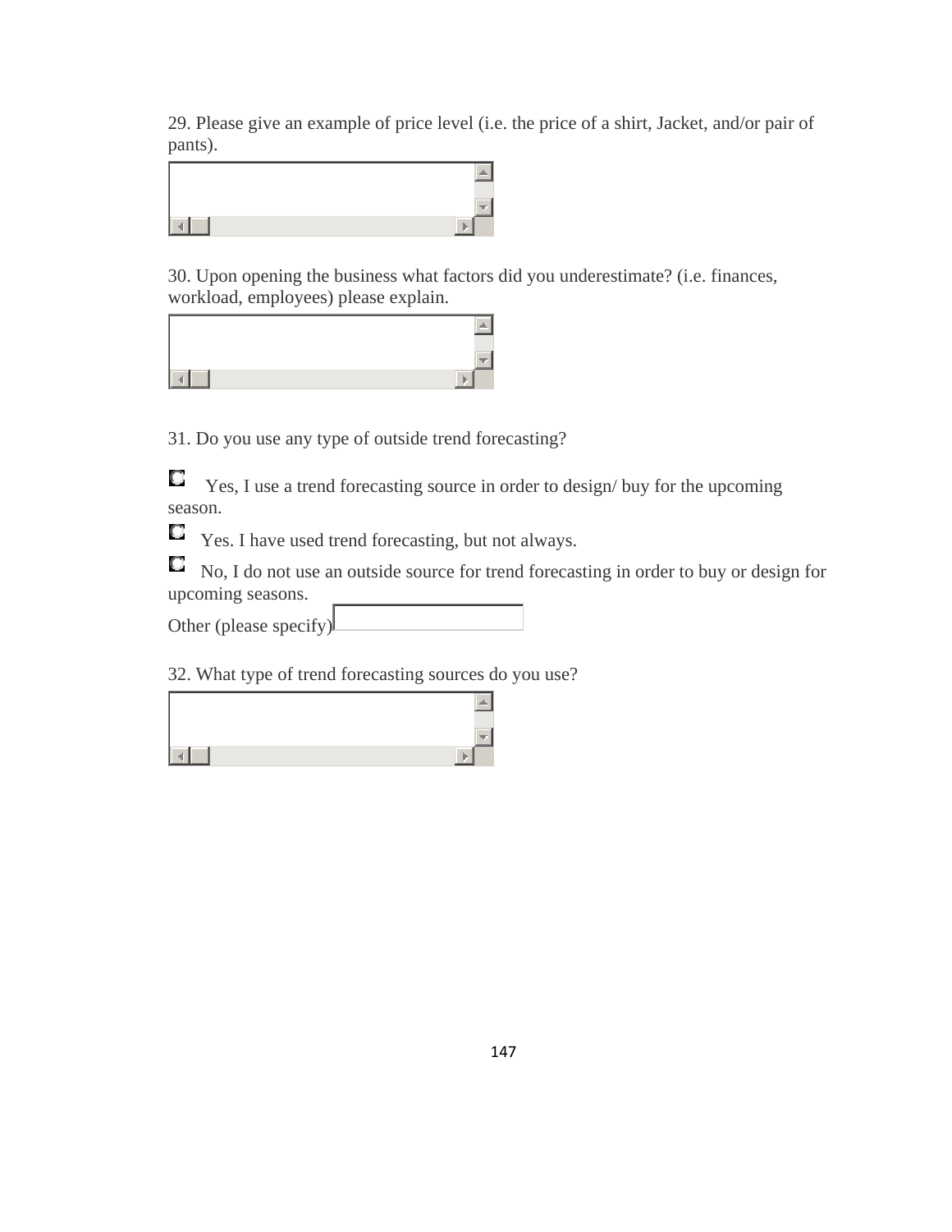29. Please give an example of price level (i.e. the price of a shirt, Jacket, and/or pair of pants).

30. Upon opening the business what factors did you underestimate? (i.e. finances, workload, employees) please explain.

31. Do you use any type of outside trend forecasting?

- Yes, I use a trend forecasting source in order to design/ buy for the upcoming season.
- Yes. I have used trend forecasting, but not always.
- No, I do not use an outside source for trend forecasting in order to buy or design for upcoming seasons.

Other (please specify)

32. What type of trend forecasting sources do you use?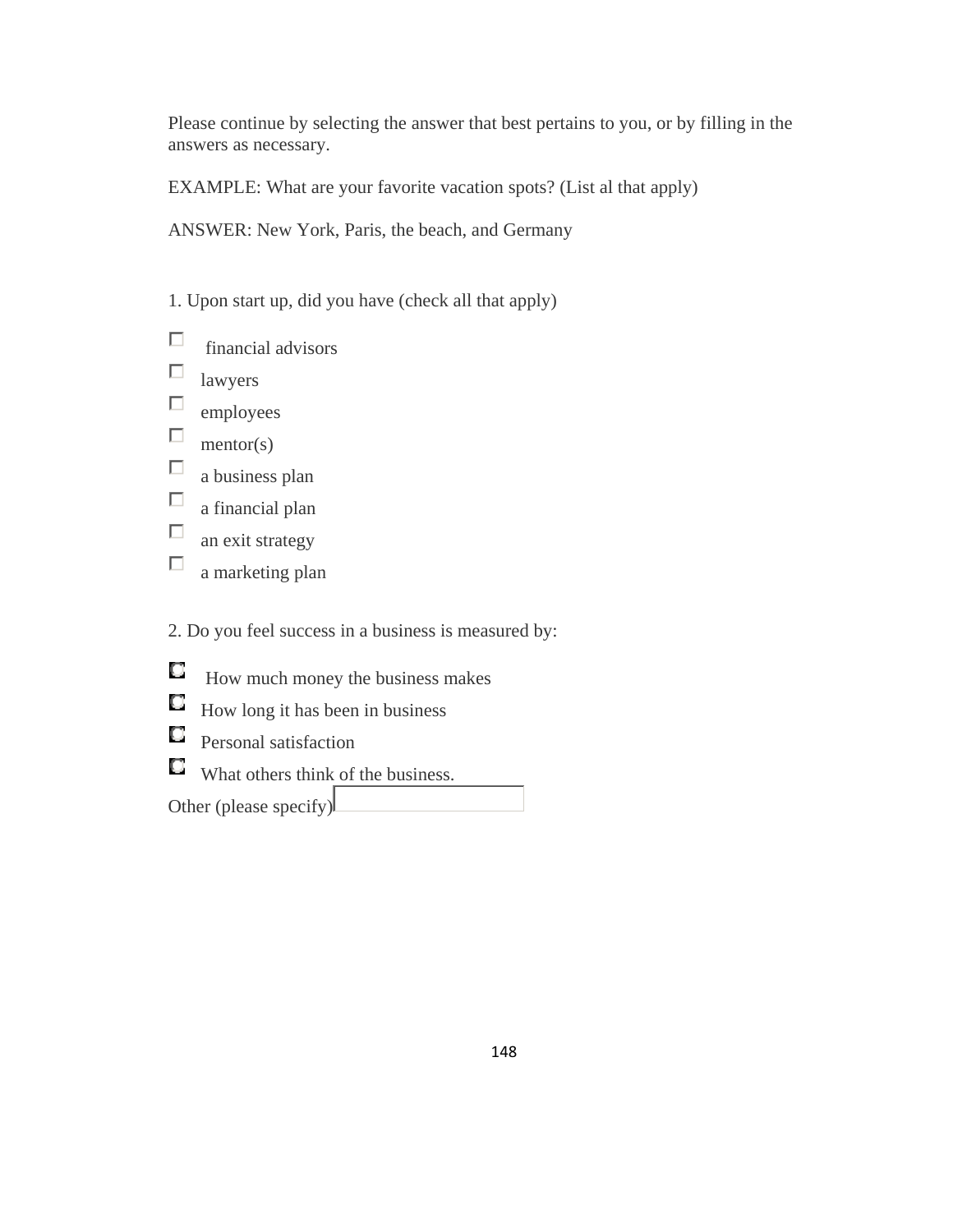Please continue by selecting the answer that best pertains to you, or by filling in the answers as necessary.

EXAMPLE: What are your favorite vacation spots? (List al that apply)

ANSWER: New York, Paris, the beach, and Germany

1. Upon start up, did you have (check all that apply)

- [ ] financial advisors
- [ ] lawyers
- [ ] employees
- [ ] mentor(s)
- [ ] a business plan
- [ ] a financial plan
- [ ] an exit strategy
- [ ] a marketing plan

2. Do you feel success in a business is measured by:

- ○ How much money the business makes
- ○ How long it has been in business
- ○ Personal satisfaction
- ○ What others think of the business.

Other (please specify) ______________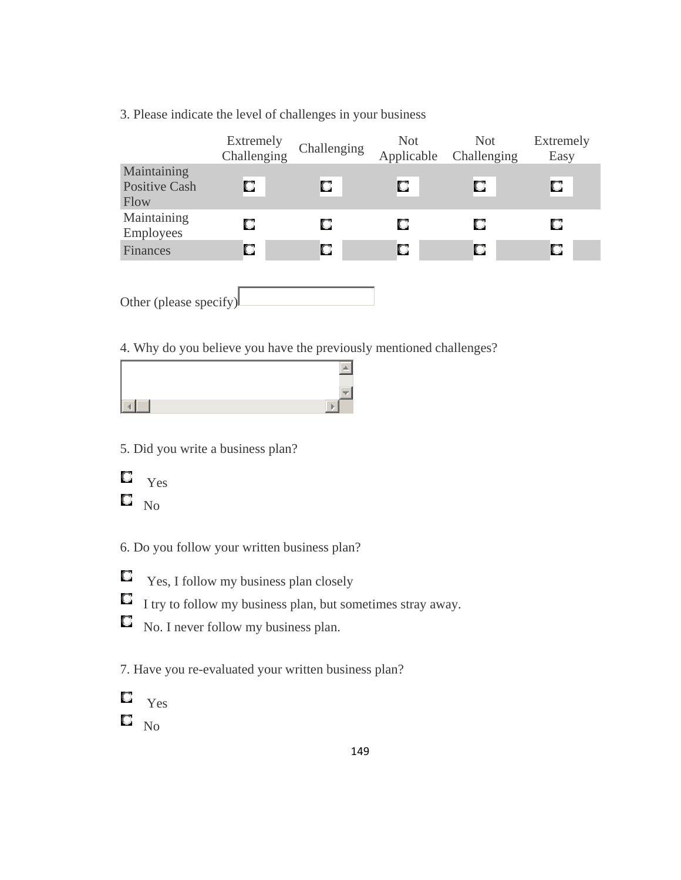3. Please indicate the level of challenges in your business

| | Extremely Challenging | Challenging | Not Applicable | Not Challenging | Extremely Easy |
|---|---|---|---|---|---|
| Maintaining Positive Cash Flow | ○ | ○ | ○ | ○ | ○ |
| Maintaining Employees | ○ | ○ | ○ | ○ | ○ |
| Finances | ○ | ○ | ○ | ○ | ○ |

Other (please specify) ____________

4. Why do you believe you have the previously mentioned challenges?

____________

5. Did you write a business plan?

- ○ Yes
- ○ No

6. Do you follow your written business plan?

- ○ Yes, I follow my business plan closely
- ○ I try to follow my business plan, but sometimes stray away.
- ○ No. I never follow my business plan.

7. Have you re-evaluated your written business plan?

- ○ Yes
- ○ No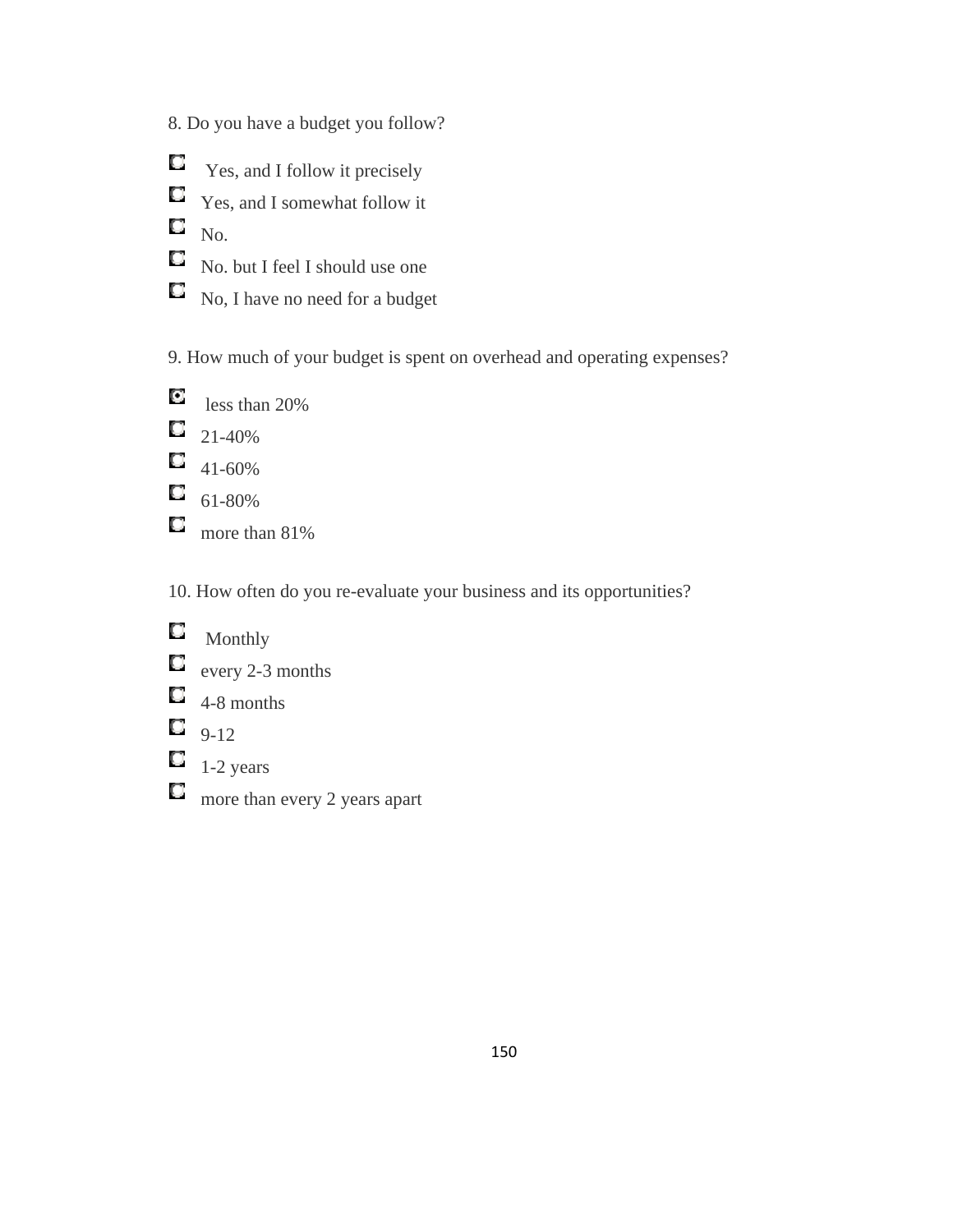8. Do you have a budget you follow?

- Yes, and I follow it precisely
- Yes, and I somewhat follow it
- No.
- No. but I feel I should use one
- No, I have no need for a budget

9. How much of your budget is spent on overhead and operating expenses?

- less than 20%
- 21-40%
- 41-60%
- 61-80%
- more than 81%

10. How often do you re-evaluate your business and its opportunities?

- Monthly
- every 2-3 months
- 4-8 months
- 9-12
- 1-2 years
- more than every 2 years apart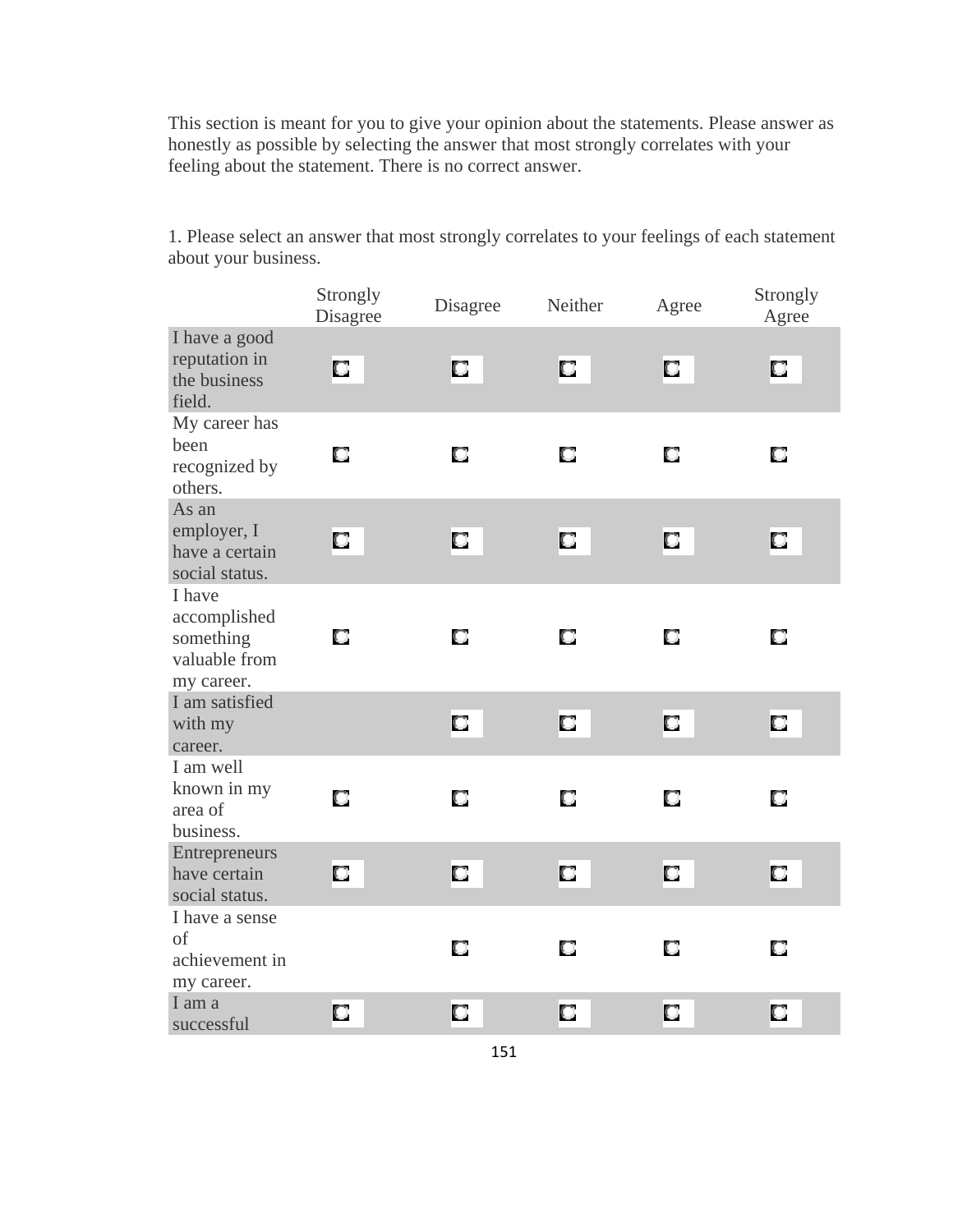This section is meant for you to give your opinion about the statements. Please answer as honestly as possible by selecting the answer that most strongly correlates with your feeling about the statement. There is no correct answer.

1. Please select an answer that most strongly correlates to your feelings of each statement about your business.

| | Strongly Disagree | Disagree | Neither | Agree | Strongly Agree |
|---|---|---|---|---|---|
| I have a good reputation in the business field. | ○ | ○ | ○ | ○ | ○ |
| My career has been recognized by others. | ○ | ○ | ○ | ○ | ○ |
| As an employer, I have a certain social status. | ○ | ○ | ○ | ○ | ○ |
| I have accomplished something valuable from my career. | ○ | ○ | ○ | ○ | ○ |
| I am satisfied with my career. | | ○ | ○ | ○ | ○ |
| I am well known in my area of business. | ○ | ○ | ○ | ○ | ○ |
| Entrepreneurs have certain social status. | ○ | ○ | ○ | ○ | ○ |
| I have a sense of achievement in my career. | | ○ | ○ | ○ | ○ |
| I am a successful | ○ | ○ | ○ | ○ | ○ |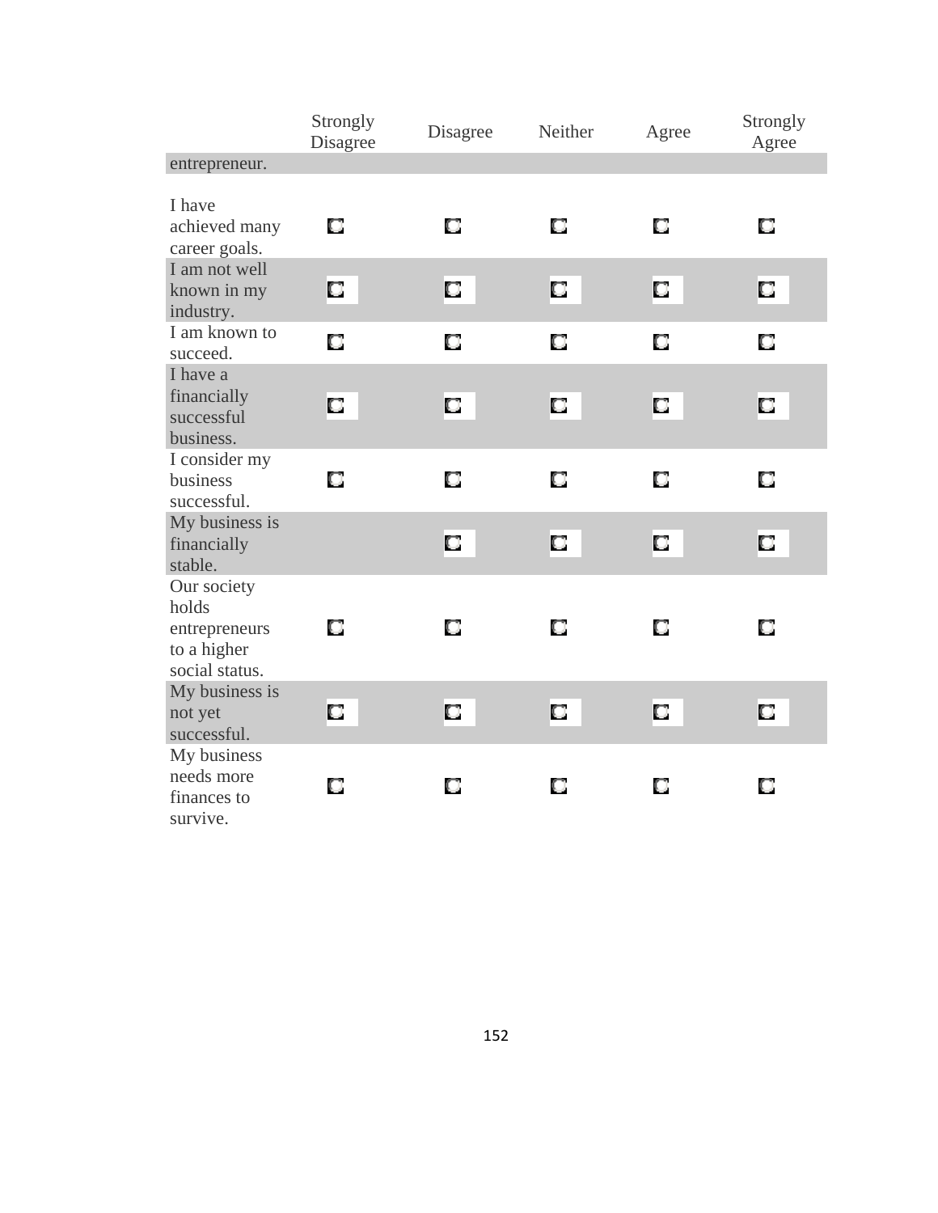| | Strongly Disagree | Disagree | Neither | Agree | Strongly Agree |
|---|---|---|---|---|---|
| entrepreneur. | | | | | |
| I have achieved many career goals. | ◘ | ◘ | ◘ | ◘ | ◘ |
| I am not well known in my industry. | ◘ | ◘ | ◘ | ◘ | ◘ |
| I am known to succeed. | ◘ | ◘ | ◘ | ◘ | ◘ |
| I have a financially successful business. | ◘ | ◘ | ◘ | ◘ | ◘ |
| I consider my business successful. | ◘ | ◘ | ◘ | ◘ | ◘ |
| My business is financially stable. | | ◘ | ◘ | ◘ | ◘ |
| Our society holds entrepreneurs to a higher social status. | ◘ | ◘ | ◘ | ◘ | ◘ |
| My business is not yet successful. | ◘ | ◘ | ◘ | ◘ | ◘ |
| My business needs more finances to survive. | ◘ | ◘ | ◘ | ◘ | ◘ |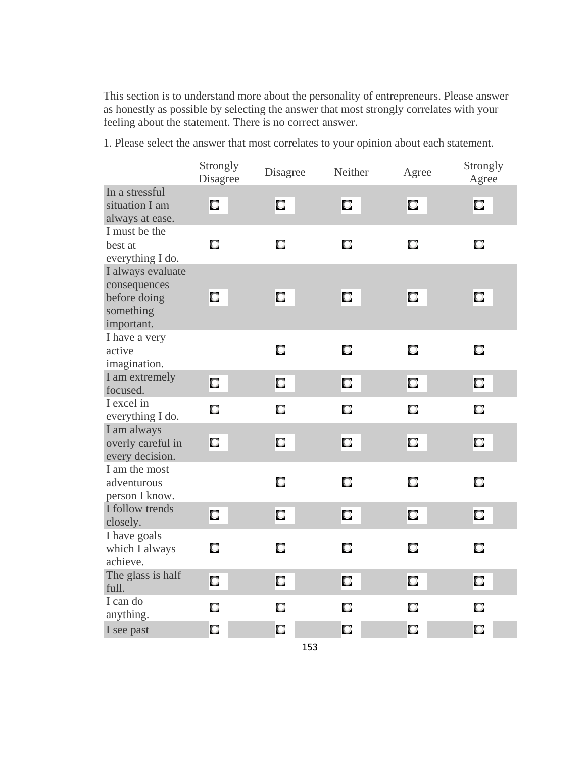This section is to understand more about the personality of entrepreneurs. Please answer as honestly as possible by selecting the answer that most strongly correlates with your feeling about the statement. There is no correct answer.

1. Please select the answer that most correlates to your opinion about each statement.

| | Strongly Disagree | Disagree | Neither | Agree | Strongly Agree |
|---|---|---|---|---|---|
| In a stressful situation I am always at ease. | ◻ | ◻ | ◻ | ◻ | ◻ |
| I must be the best at everything I do. | ◻ | ◻ | ◻ | ◻ | ◻ |
| I always evaluate consequences before doing something important. | ◻ | ◻ | ◻ | ◻ | ◻ |
| I have a very active imagination. | | ◻ | ◻ | ◻ | ◻ |
| I am extremely focused. | ◻ | ◻ | ◻ | ◻ | ◻ |
| I excel in everything I do. | ◻ | ◻ | ◻ | ◻ | ◻ |
| I am always overly careful in every decision. | ◻ | ◻ | ◻ | ◻ | ◻ |
| I am the most adventurous person I know. | | ◻ | ◻ | ◻ | ◻ |
| I follow trends closely. | ◻ | ◻ | ◻ | ◻ | ◻ |
| I have goals which I always achieve. | ◻ | ◻ | ◻ | ◻ | ◻ |
| The glass is half full. | ◻ | ◻ | ◻ | ◻ | ◻ |
| I can do anything. | ◻ | ◻ | ◻ | ◻ | ◻ |
| I see past | ◻ | ◻ | ◻ | ◻ | ◻ |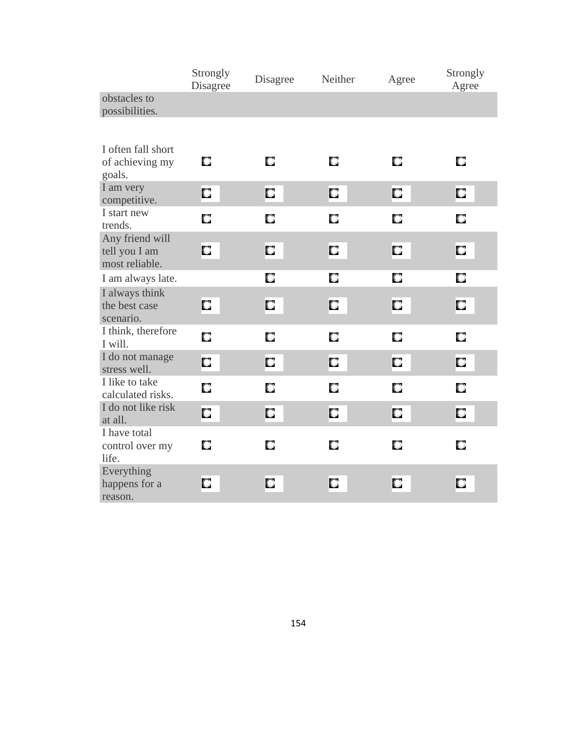| | Strongly Disagree | Disagree | Neither | Agree | Strongly Agree |
|---|---|---|---|---|---|
| obstacles to possibilities. | | | | | |
| I often fall short of achieving my goals. | ◘ | ◘ | ◘ | ◘ | ◘ |
| I am very competitive. | ◘ | ◘ | ◘ | ◘ | ◘ |
| I start new trends. | ◘ | ◘ | ◘ | ◘ | ◘ |
| Any friend will tell you I am most reliable. | ◘ | ◘ | ◘ | ◘ | ◘ |
| I am always late. | | ◘ | ◘ | ◘ | ◘ |
| I always think the best case scenario. | ◘ | ◘ | ◘ | ◘ | ◘ |
| I think, therefore I will. | ◘ | ◘ | ◘ | ◘ | ◘ |
| I do not manage stress well. | ◘ | ◘ | ◘ | ◘ | ◘ |
| I like to take calculated risks. | ◘ | ◘ | ◘ | ◘ | ◘ |
| I do not like risk at all. | ◘ | ◘ | ◘ | ◘ | ◘ |
| I have total control over my life. | ◘ | ◘ | ◘ | ◘ | ◘ |
| Everything happens for a reason. | ◘ | ◘ | ◘ | ◘ | ◘ |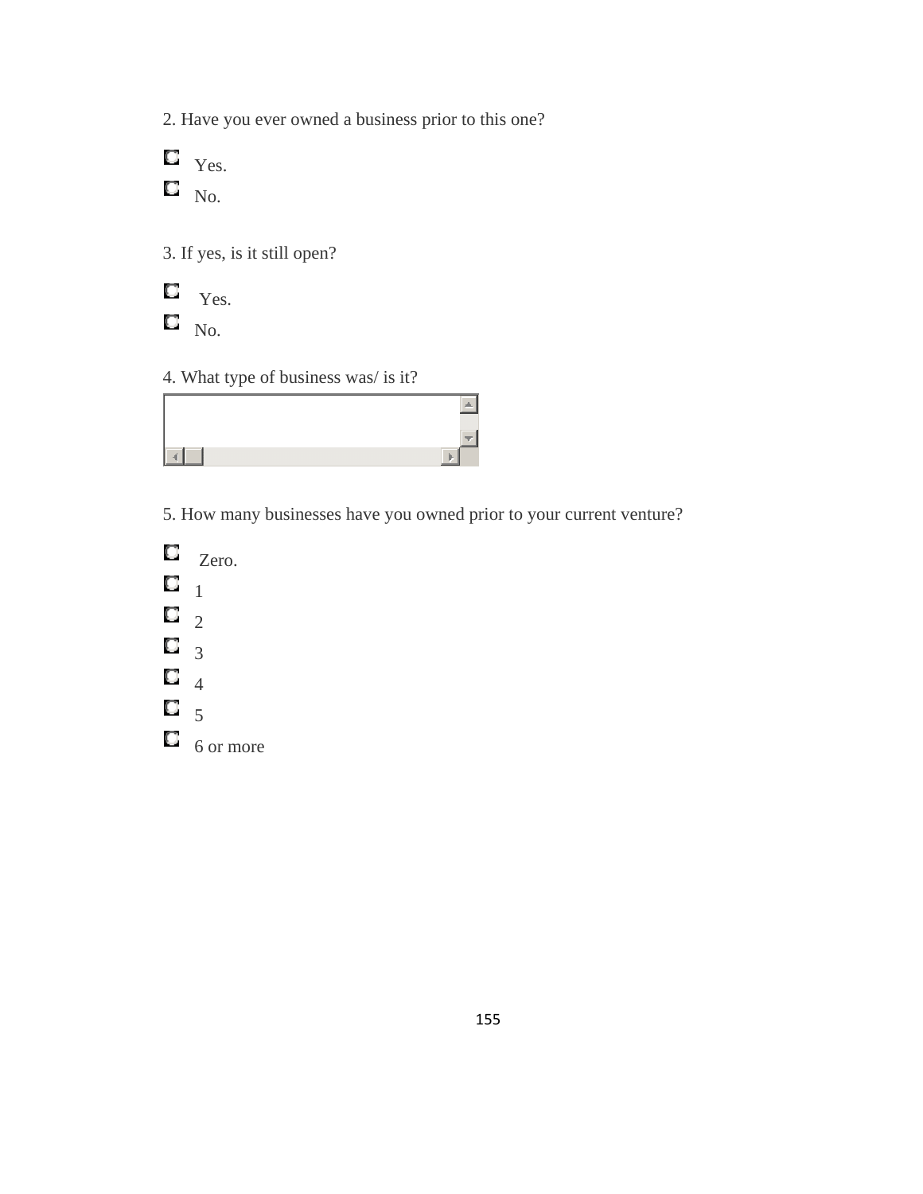2. Have you ever owned a business prior to this one?

- Yes.
- No.

3. If yes, is it still open?

- Yes.
- No.

4. What type of business was/ is it?

5. How many businesses have you owned prior to your current venture?

- Zero.
- 1
- 2
- 3
- 4
- 5
- 6 or more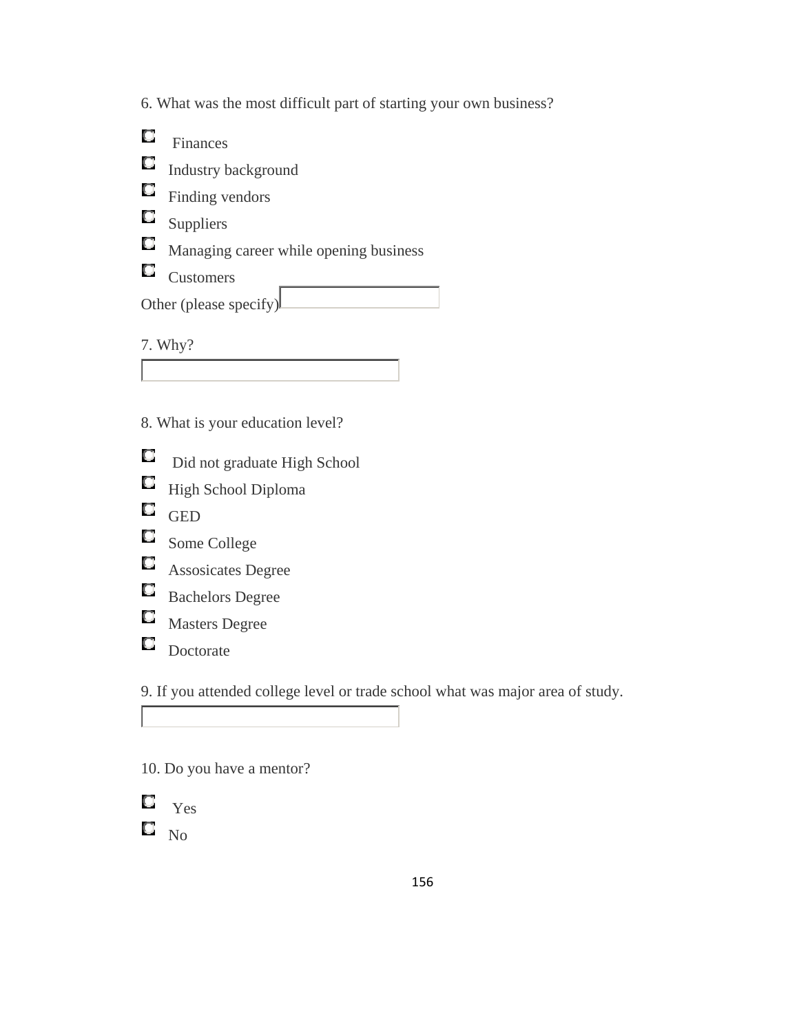6. What was the most difficult part of starting your own business?

- Finances
- Industry background
- Finding vendors
- Suppliers
- Managing career while opening business
- Customers

Other (please specify)

7. Why?

8. What is your education level?

- Did not graduate High School
- High School Diploma
- GED
- Some College
- Assosicates Degree
- Bachelors Degree
- Masters Degree
- Doctorate

9. If you attended college level or trade school what was major area of study.

10. Do you have a mentor?

- Yes
- No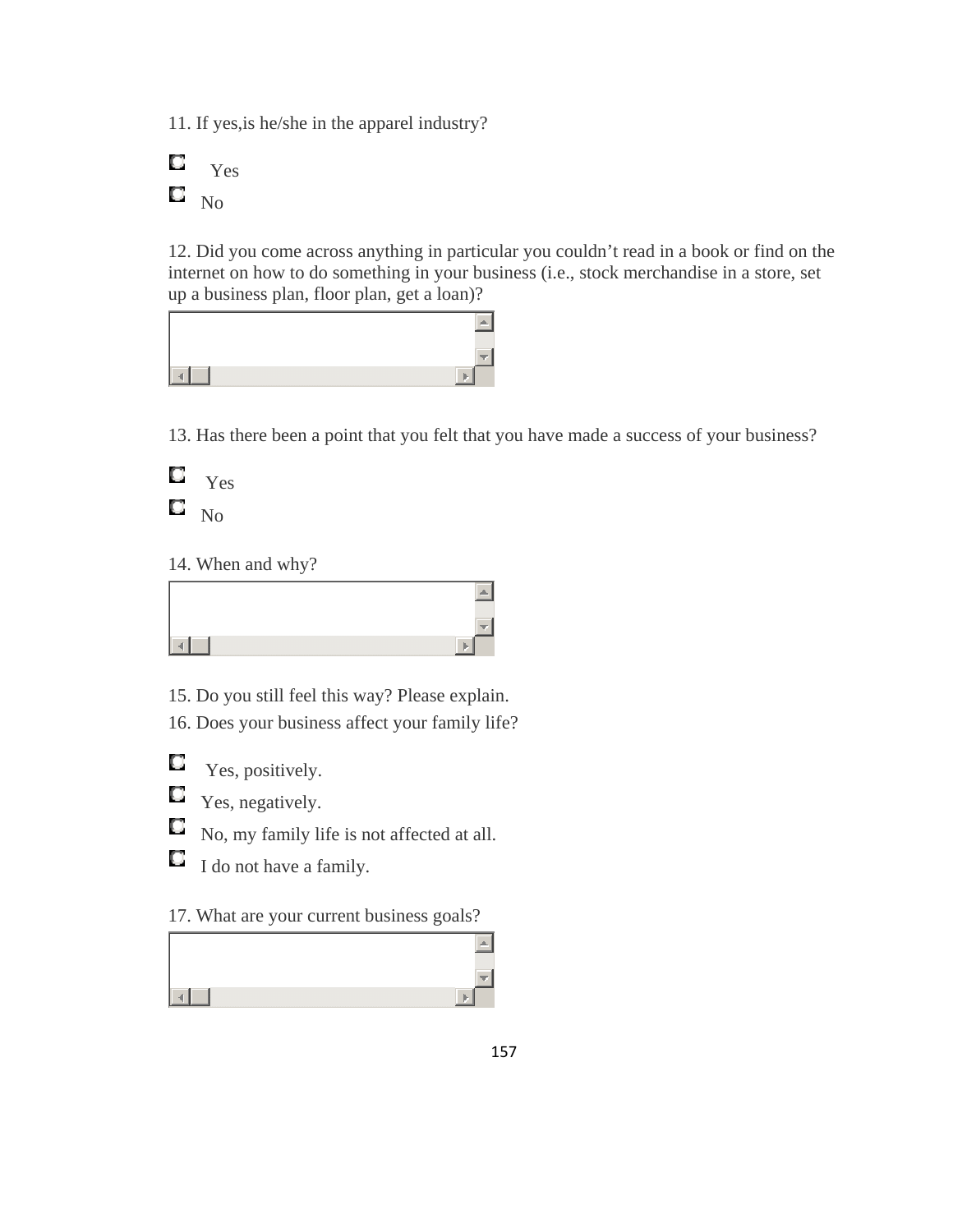11. If yes,is he/she in the apparel industry?

- Yes
- No

12. Did you come across anything in particular you couldn't read in a book or find on the internet on how to do something in your business (i.e., stock merchandise in a store, set up a business plan, floor plan, get a loan)?

13. Has there been a point that you felt that you have made a success of your business?

- Yes
- No

14. When and why?

15. Do you still feel this way? Please explain.

16. Does your business affect your family life?

- Yes, positively.
- Yes, negatively.
- No, my family life is not affected at all.
- I do not have a family.

17. What are your current business goals?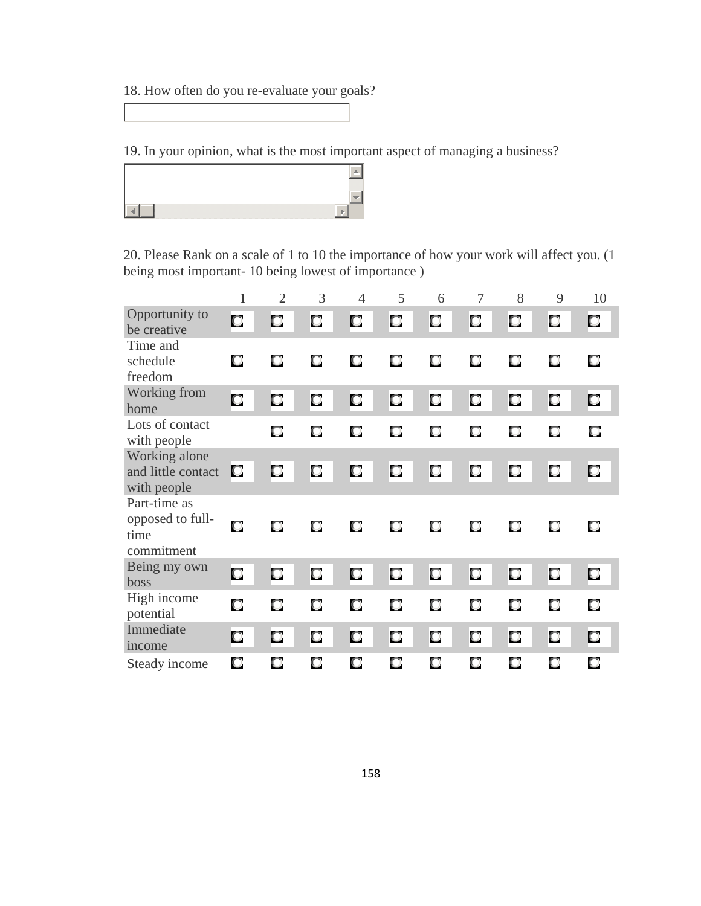18. How often do you re-evaluate your goals?

19. In your opinion, what is the most important aspect of managing a business?

20. Please Rank on a scale of 1 to 10 the importance of how your work will affect you. (1 being most important- 10 being lowest of importance )

| | 1 | 2 | 3 | 4 | 5 | 6 | 7 | 8 | 9 | 10 |
|---|---|---|---|---|---|---|---|---|---|---|
| Opportunity to be creative | ○ | ○ | ○ | ○ | ○ | ○ | ○ | ○ | ○ | ○ |
| Time and schedule freedom | ○ | ○ | ○ | ○ | ○ | ○ | ○ | ○ | ○ | ○ |
| Working from home | ○ | ○ | ○ | ○ | ○ | ○ | ○ | ○ | ○ | ○ |
| Lots of contact with people | | ○ | ○ | ○ | ○ | ○ | ○ | ○ | ○ | ○ |
| Working alone and little contact with people | ○ | ○ | ○ | ○ | ○ | ○ | ○ | ○ | ○ | ○ |
| Part-time as opposed to full-time commitment | ○ | ○ | ○ | ○ | ○ | ○ | ○ | ○ | ○ | ○ |
| Being my own boss | ○ | ○ | ○ | ○ | ○ | ○ | ○ | ○ | ○ | ○ |
| High income potential | ○ | ○ | ○ | ○ | ○ | ○ | ○ | ○ | ○ | ○ |
| Immediate income | ○ | ○ | ○ | ○ | ○ | ○ | ○ | ○ | ○ | ○ |
| Steady income | ○ | ○ | ○ | ○ | ○ | ○ | ○ | ○ | ○ | ○ |